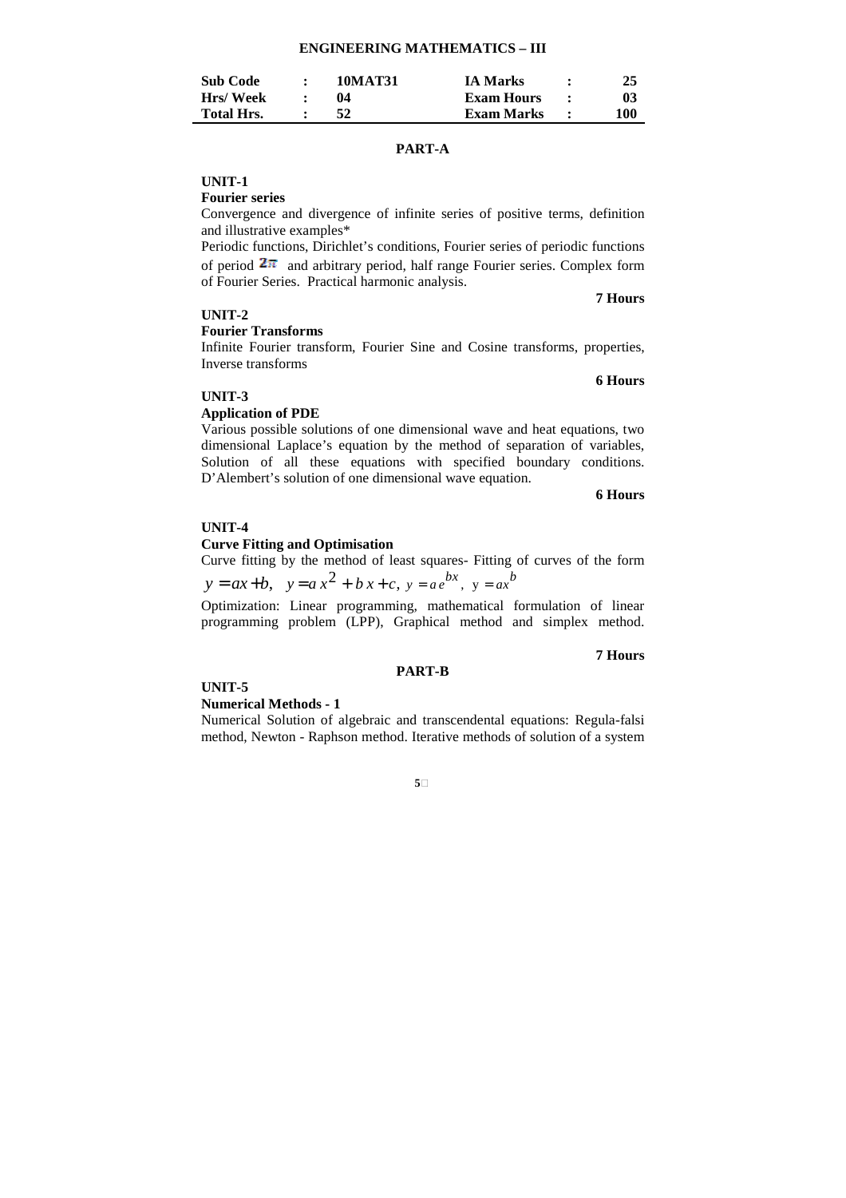# ENGINEERING MATHEMATICS – III

| Sub Code | : | 10MAT31 | IA Marks | : | 25 |
|---|---|---|---|---|---|
| Hrs/ Week | : | 04 | Exam Hours | : | 03 |
| Total Hrs. | : | 52 | Exam Marks | : | 100 |

## PART-A

**UNIT-1**

**Fourier series**

Convergence and divergence of infinite series of positive terms, definition and illustrative examples*

Periodic functions, Dirichlet's conditions, Fourier series of periodic functions of period $2\pi$ and arbitrary period, half range Fourier series. Complex form of Fourier Series. Practical harmonic analysis.

**7 Hours**

**UNIT-2**

**Fourier Transforms**

Infinite Fourier transform, Fourier Sine and Cosine transforms, properties, Inverse transforms

**6 Hours**

**UNIT-3**

**Application of PDE**

Various possible solutions of one dimensional wave and heat equations, two dimensional Laplace's equation by the method of separation of variables, Solution of all these equations with specified boundary conditions. D'Alembert's solution of one dimensional wave equation.

**6 Hours**

**UNIT-4**

**Curve Fitting and Optimisation**

Curve fitting by the method of least squares- Fitting of curves of the form $y = ax + b$, $y = ax^2 + bx + c$, $y = ae^{bx}$, $y = ax^b$

Optimization: Linear programming, mathematical formulation of linear programming problem (LPP), Graphical method and simplex method.

**7 Hours**

## PART-B

**UNIT-5**

**Numerical Methods - 1**

Numerical Solution of algebraic and transcendental equations: Regula-falsi method, Newton - Raphson method. Iterative methods of solution of a system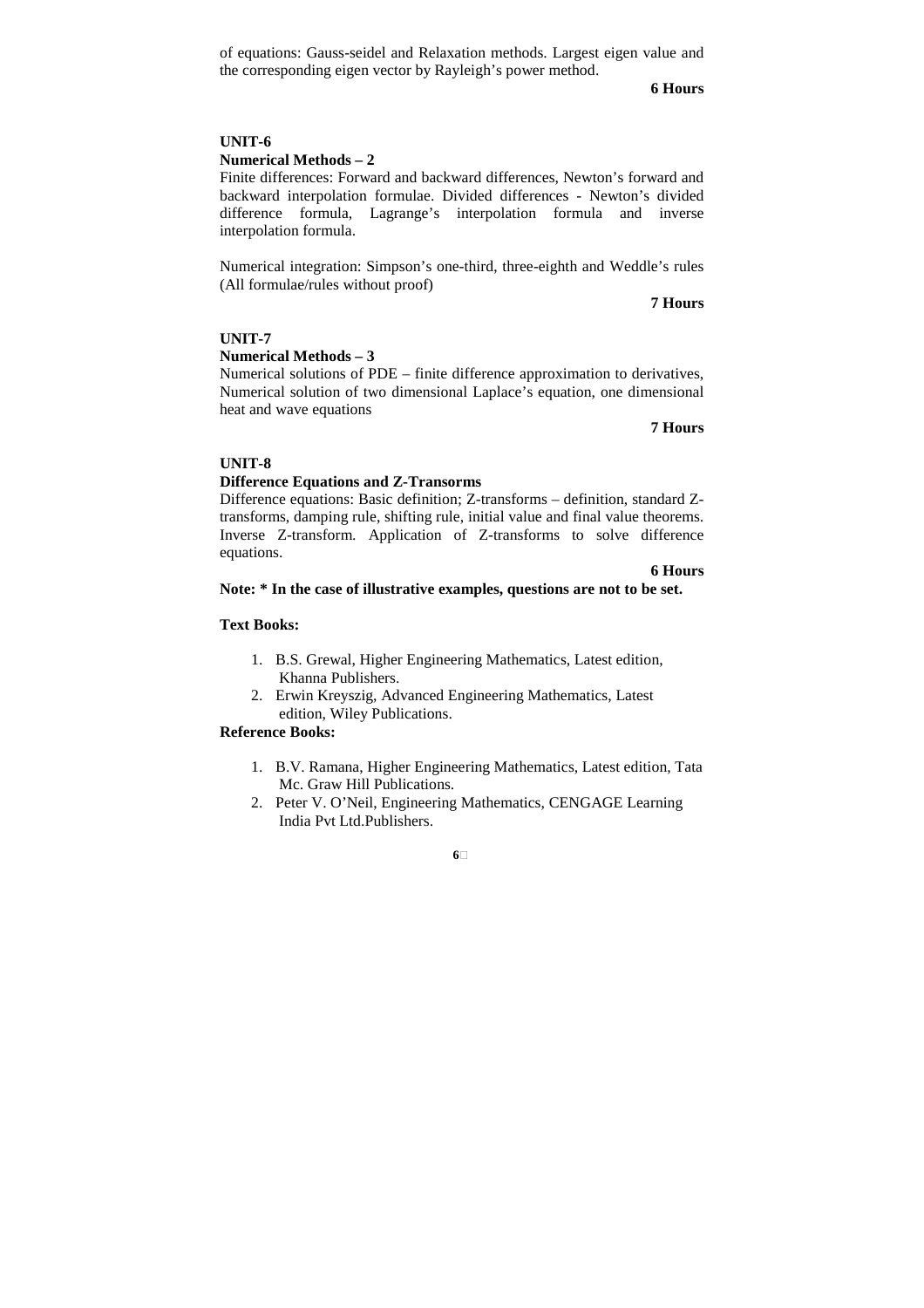of equations: Gauss-seidel and Relaxation methods. Largest eigen value and the corresponding eigen vector by Rayleigh's power method.

**6 Hours**

**UNIT-6**

**Numerical Methods – 2**

Finite differences: Forward and backward differences, Newton's forward and backward interpolation formulae. Divided differences - Newton's divided difference formula, Lagrange's interpolation formula and inverse interpolation formula.

Numerical integration: Simpson's one-third, three-eighth and Weddle's rules (All formulae/rules without proof)

**7 Hours**

**UNIT-7**

**Numerical Methods – 3**

Numerical solutions of PDE – finite difference approximation to derivatives, Numerical solution of two dimensional Laplace's equation, one dimensional heat and wave equations

**7 Hours**

**UNIT-8**

**Difference Equations and Z-Transorms**

Difference equations: Basic definition; Z-transforms – definition, standard Z-transforms, damping rule, shifting rule, initial value and final value theorems. Inverse Z-transform. Application of Z-transforms to solve difference equations.

**6 Hours**

**Note: * In the case of illustrative examples, questions are not to be set.**

**Text Books:**

1. B.S. Grewal, Higher Engineering Mathematics, Latest edition, Khanna Publishers.
2. Erwin Kreyszig, Advanced Engineering Mathematics, Latest edition, Wiley Publications.

**Reference Books:**

1. B.V. Ramana, Higher Engineering Mathematics, Latest edition, Tata Mc. Graw Hill Publications.
2. Peter V. O'Neil, Engineering Mathematics, CENGAGE Learning India Pvt Ltd.Publishers.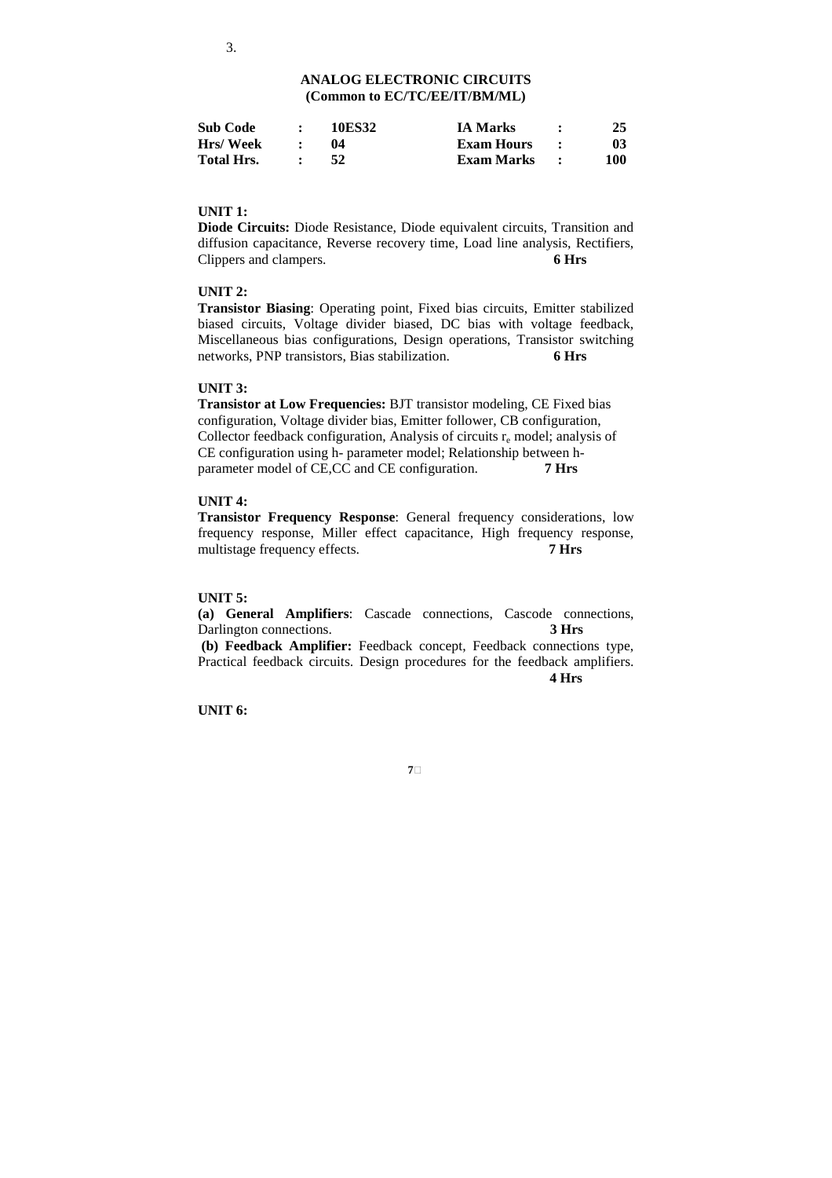3.

# ANALOG ELECTRONIC CIRCUITS
## (Common to EC/TC/EE/IT/BM/ML)

| Sub Code | : | 10ES32 | IA Marks | : | 25 |
|---|---|---|---|---|---|
| Hrs/ Week | : | 04 | Exam Hours | : | 03 |
| Total Hrs. | : | 52 | Exam Marks | : | 100 |

**UNIT 1:**

**Diode Circuits:** Diode Resistance, Diode equivalent circuits, Transition and diffusion capacitance, Reverse recovery time, Load line analysis, Rectifiers, Clippers and clampers. **6 Hrs**

**UNIT 2:**

**Transistor Biasing**: Operating point, Fixed bias circuits, Emitter stabilized biased circuits, Voltage divider biased, DC bias with voltage feedback, Miscellaneous bias configurations, Design operations, Transistor switching networks, PNP transistors, Bias stabilization. **6 Hrs**

**UNIT 3:**

**Transistor at Low Frequencies:** BJT transistor modeling, CE Fixed bias configuration, Voltage divider bias, Emitter follower, CB configuration, Collector feedback configuration, Analysis of circuits $r_e$ model; analysis of CE configuration using h- parameter model; Relationship between h-parameter model of CE,CC and CE configuration. **7 Hrs**

**UNIT 4:**

**Transistor Frequency Response**: General frequency considerations, low frequency response, Miller effect capacitance, High frequency response, multistage frequency effects. **7 Hrs**

**UNIT 5:**

**(a) General Amplifiers**: Cascade connections, Cascode connections, Darlington connections. **3 Hrs**

**(b) Feedback Amplifier:** Feedback concept, Feedback connections type, Practical feedback circuits. Design procedures for the feedback amplifiers. **4 Hrs**

**UNIT 6:**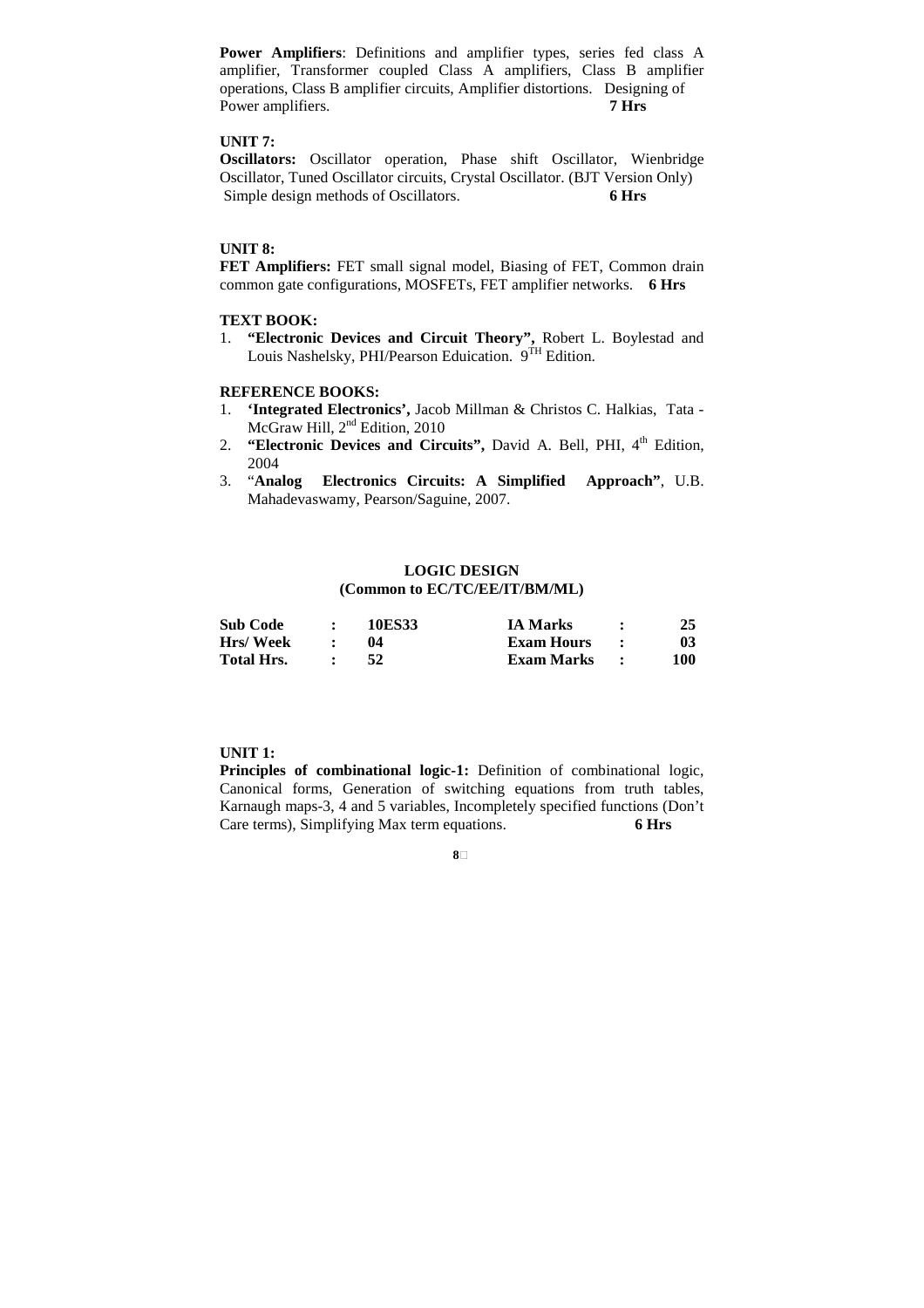**Power Amplifiers**: Definitions and amplifier types, series fed class A amplifier, Transformer coupled Class A amplifiers, Class B amplifier operations, Class B amplifier circuits, Amplifier distortions. Designing of Power amplifiers. **7 Hrs**

**UNIT 7:**

**Oscillators:** Oscillator operation, Phase shift Oscillator, Wienbridge Oscillator, Tuned Oscillator circuits, Crystal Oscillator. (BJT Version Only) Simple design methods of Oscillators. **6 Hrs**

**UNIT 8:**

**FET Amplifiers:** FET small signal model, Biasing of FET, Common drain common gate configurations, MOSFETs, FET amplifier networks. **6 Hrs**

**TEXT BOOK:**

1. **"Electronic Devices and Circuit Theory",** Robert L. Boylestad and Louis Nashelsky, PHI/Pearson Eduication. 9TH Edition.

**REFERENCE BOOKS:**

1. **'Integrated Electronics',** Jacob Millman & Christos C. Halkias, Tata - McGraw Hill, 2nd Edition, 2010
2. **"Electronic Devices and Circuits",** David A. Bell, PHI, 4th Edition, 2004
3. "**Analog Electronics Circuits: A Simplified Approach"**, U.B. Mahadevaswamy, Pearson/Saguine, 2007.

## LOGIC DESIGN
### (Common to EC/TC/EE/IT/BM/ML)

| | | | | | |
|---|---|---|---|---|---|
| **Sub Code** | **:** | **10ES33** | **IA Marks** | **:** | **25** |
| **Hrs/ Week** | **:** | **04** | **Exam Hours** | **:** | **03** |
| **Total Hrs.** | **:** | **52** | **Exam Marks** | **:** | **100** |

**UNIT 1:**

**Principles of combinational logic-1:** Definition of combinational logic, Canonical forms, Generation of switching equations from truth tables, Karnaugh maps-3, 4 and 5 variables, Incompletely specified functions (Don't Care terms), Simplifying Max term equations. **6 Hrs**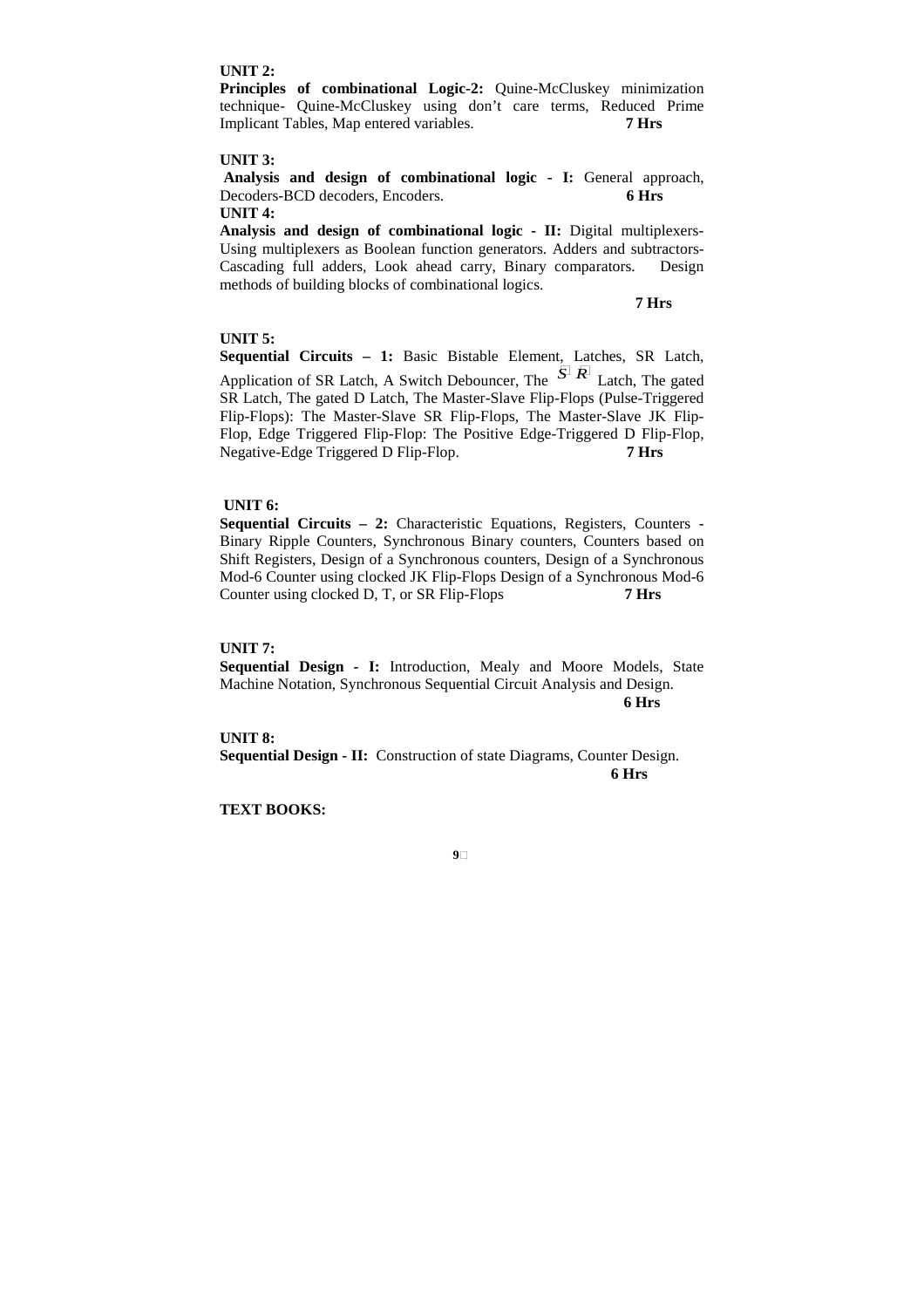**UNIT 2:**

**Principles of combinational Logic-2:** Quine-McCluskey minimization technique- Quine-McCluskey using don't care terms, Reduced Prime Implicant Tables, Map entered variables. **7 Hrs**

**UNIT 3:**

**Analysis and design of combinational logic - I:** General approach, Decoders-BCD decoders, Encoders. **6 Hrs**

**UNIT 4:**

**Analysis and design of combinational logic - II:** Digital multiplexers- Using multiplexers as Boolean function generators. Adders and subtractors- Cascading full adders, Look ahead carry, Binary comparators. Design methods of building blocks of combinational logics.

**7 Hrs**

**UNIT 5:**

**Sequential Circuits – 1:** Basic Bistable Element, Latches, SR Latch, Application of SR Latch, A Switch Debouncer, The $\bar{S}\bar{R}$ Latch, The gated SR Latch, The gated D Latch, The Master-Slave Flip-Flops (Pulse-Triggered Flip-Flops): The Master-Slave SR Flip-Flops, The Master-Slave JK Flip-Flop, Edge Triggered Flip-Flop: The Positive Edge-Triggered D Flip-Flop, Negative-Edge Triggered D Flip-Flop. **7 Hrs**

**UNIT 6:**

**Sequential Circuits – 2:** Characteristic Equations, Registers, Counters - Binary Ripple Counters, Synchronous Binary counters, Counters based on Shift Registers, Design of a Synchronous counters, Design of a Synchronous Mod-6 Counter using clocked JK Flip-Flops Design of a Synchronous Mod-6 Counter using clocked D, T, or SR Flip-Flops **7 Hrs**

**UNIT 7:**

**Sequential Design - I:** Introduction, Mealy and Moore Models, State Machine Notation, Synchronous Sequential Circuit Analysis and Design.

**6 Hrs**

**UNIT 8:**

**Sequential Design - II:** Construction of state Diagrams, Counter Design.

**6 Hrs**

**TEXT BOOKS:**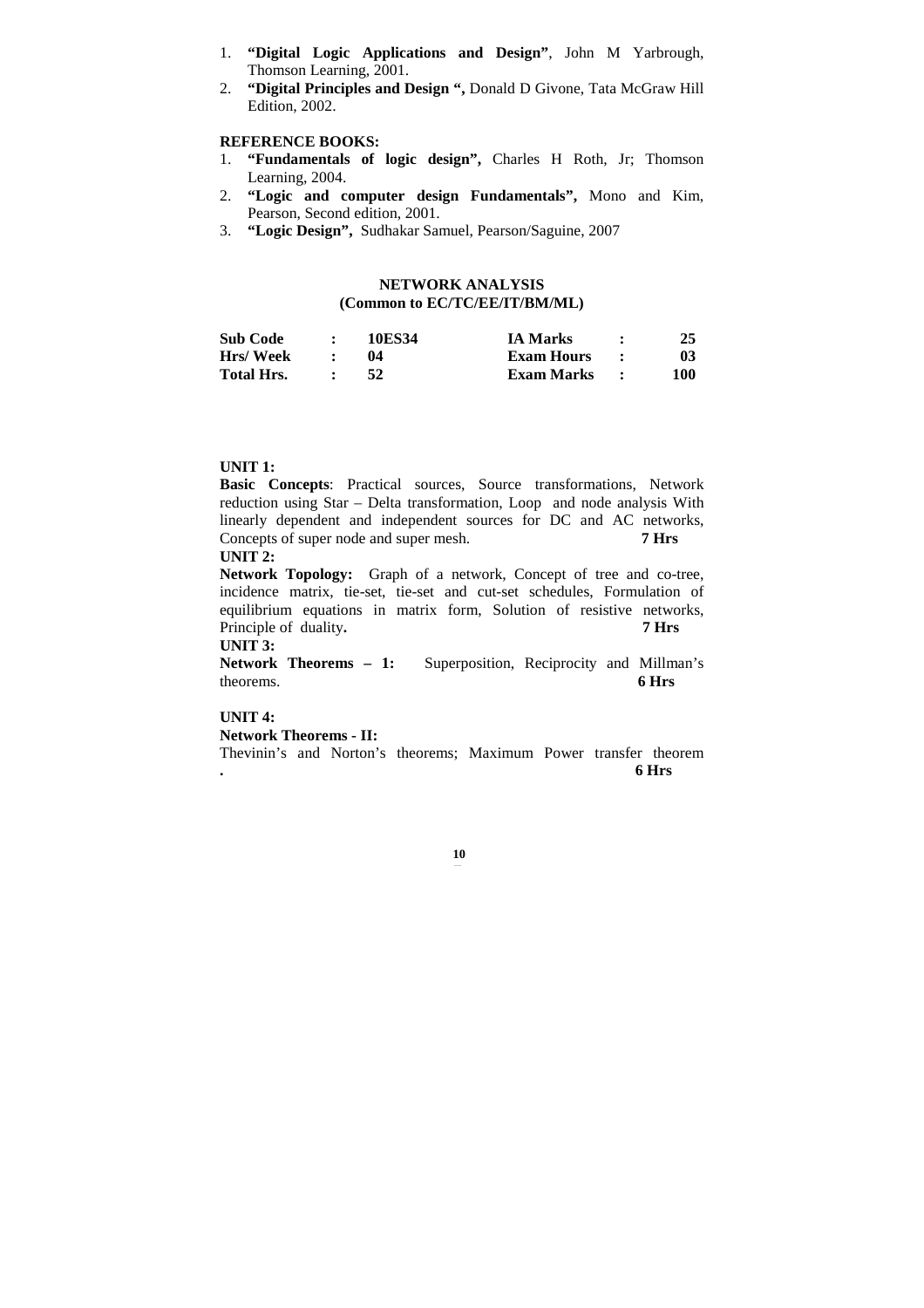1. **"Digital Logic Applications and Design"**, John M Yarbrough, Thomson Learning, 2001.
2. **"Digital Principles and Design ",** Donald D Givone, Tata McGraw Hill Edition, 2002.

**REFERENCE BOOKS:**

1. **"Fundamentals of logic design",** Charles H Roth, Jr; Thomson Learning, 2004.
2. **"Logic and computer design Fundamentals",** Mono and Kim, Pearson, Second edition, 2001.
3. **"Logic Design",** Sudhakar Samuel, Pearson/Saguine, 2007

## NETWORK ANALYSIS
### (Common to EC/TC/EE/IT/BM/ML)

| | | | | | |
|---|---|---|---|---|---|
| **Sub Code** | **:** | **10ES34** | **IA Marks** | **:** | **25** |
| **Hrs/ Week** | **:** | **04** | **Exam Hours** | **:** | **03** |
| **Total Hrs.** | **:** | **52** | **Exam Marks** | **:** | **100** |

**UNIT 1:**

**Basic Concepts**: Practical sources, Source transformations, Network reduction using Star – Delta transformation, Loop and node analysis With linearly dependent and independent sources for DC and AC networks, Concepts of super node and super mesh. **7 Hrs**

**UNIT 2:**

**Network Topology:** Graph of a network, Concept of tree and co-tree, incidence matrix, tie-set, tie-set and cut-set schedules, Formulation of equilibrium equations in matrix form, Solution of resistive networks, Principle of duality**.** **7 Hrs**

**UNIT 3:**

**Network Theorems – 1:** Superposition, Reciprocity and Millman's theorems. **6 Hrs**

**UNIT 4:**

**Network Theorems - II:**

Thevinin's and Norton's theorems; Maximum Power transfer theorem **.** **6 Hrs**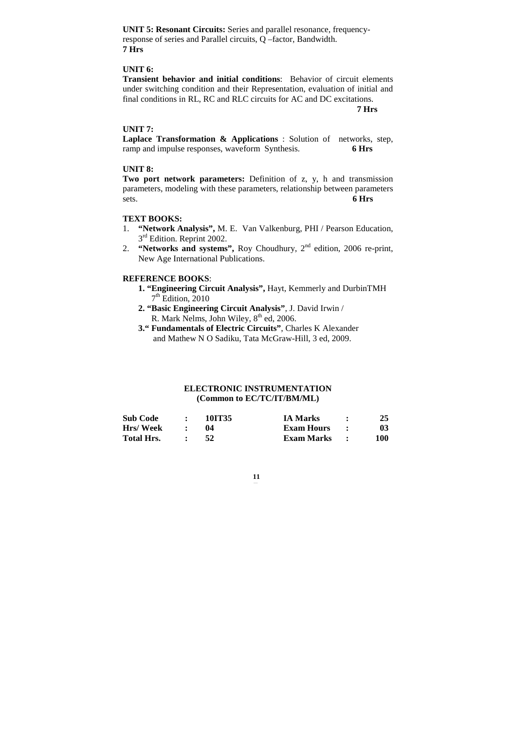**UNIT 5: Resonant Circuits:** Series and parallel resonance, frequency-response of series and Parallel circuits, Q –factor, Bandwidth.
**7 Hrs**

**UNIT 6:**
**Transient behavior and initial conditions**: Behavior of circuit elements under switching condition and their Representation, evaluation of initial and final conditions in RL, RC and RLC circuits for AC and DC excitations.
**7 Hrs**

**UNIT 7:**
**Laplace Transformation & Applications** : Solution of networks, step, ramp and impulse responses, waveform Synthesis. **6 Hrs**

**UNIT 8:**
**Two port network parameters:** Definition of z, y, h and transmission parameters, modeling with these parameters, relationship between parameters sets. **6 Hrs**

**TEXT BOOKS:**

1. **"Network Analysis",** M. E. Van Valkenburg, PHI / Pearson Education, 3rd Edition. Reprint 2002.
2. **"Networks and systems",** Roy Choudhury, 2nd edition, 2006 re-print, New Age International Publications.

**REFERENCE BOOKS**:

1. **"Engineering Circuit Analysis",** Hayt, Kemmerly and DurbinTMH 7th Edition, 2010
2. **"Basic Engineering Circuit Analysis"**, J. David Irwin / R. Mark Nelms, John Wiley, 8th ed, 2006.
3. **" Fundamentals of Electric Circuits"**, Charles K Alexander and Mathew N O Sadiku, Tata McGraw-Hill, 3 ed, 2009.

## ELECTRONIC INSTRUMENTATION
### (Common to EC/TC/IT/BM/ML)

| | | | | | |
|---|---|---|---|---|---|
| **Sub Code** | **:** | **10IT35** | **IA Marks** | **:** | **25** |
| **Hrs/ Week** | **:** | **04** | **Exam Hours** | **:** | **03** |
| **Total Hrs.** | **:** | **52** | **Exam Marks** | **:** | **100** |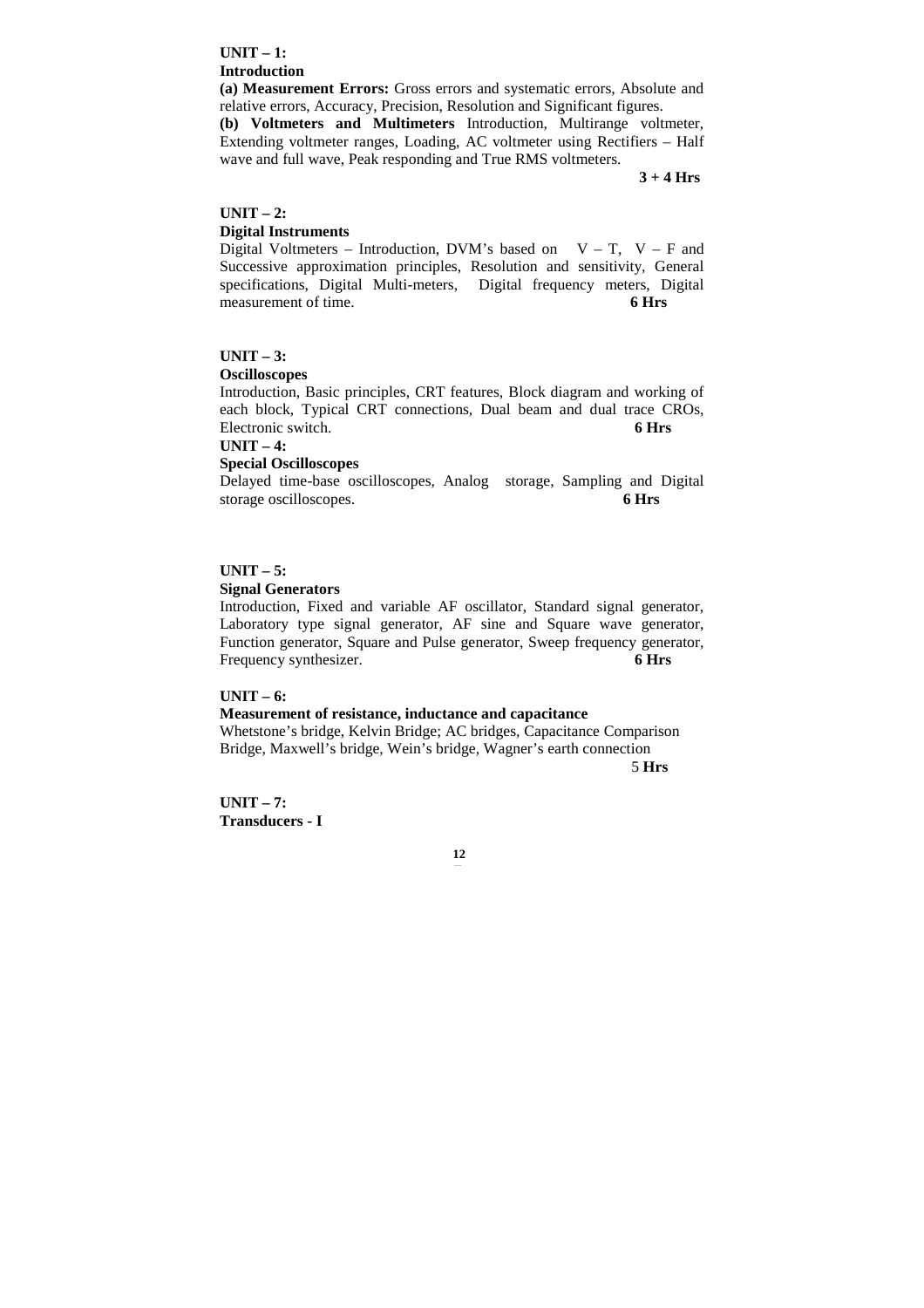**UNIT – 1:**
**Introduction**

**(a) Measurement Errors:** Gross errors and systematic errors, Absolute and relative errors, Accuracy, Precision, Resolution and Significant figures.

**(b) Voltmeters and Multimeters** Introduction, Multirange voltmeter, Extending voltmeter ranges, Loading, AC voltmeter using Rectifiers – Half wave and full wave, Peak responding and True RMS voltmeters.

**3 + 4 Hrs**

**UNIT – 2:**
**Digital Instruments**

Digital Voltmeters – Introduction, DVM's based on V – T, V – F and Successive approximation principles, Resolution and sensitivity, General specifications, Digital Multi-meters, Digital frequency meters, Digital measurement of time. **6 Hrs**

**UNIT – 3:**
**Oscilloscopes**

Introduction, Basic principles, CRT features, Block diagram and working of each block, Typical CRT connections, Dual beam and dual trace CROs, Electronic switch. **6 Hrs**

**UNIT – 4:**
**Special Oscilloscopes**

Delayed time-base oscilloscopes, Analog storage, Sampling and Digital storage oscilloscopes. **6 Hrs**

**UNIT – 5:**
**Signal Generators**

Introduction, Fixed and variable AF oscillator, Standard signal generator, Laboratory type signal generator, AF sine and Square wave generator, Function generator, Square and Pulse generator, Sweep frequency generator, Frequency synthesizer. **6 Hrs**

**UNIT – 6:**
**Measurement of resistance, inductance and capacitance**

Whetstone's bridge, Kelvin Bridge; AC bridges, Capacitance Comparison Bridge, Maxwell's bridge, Wein's bridge, Wagner's earth connection

5 **Hrs**

**UNIT – 7:**
**Transducers - I**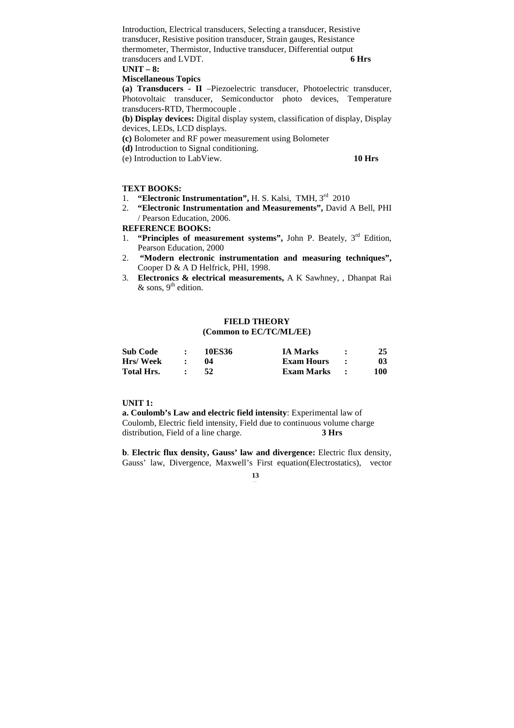Introduction, Electrical transducers, Selecting a transducer, Resistive transducer, Resistive position transducer, Strain gauges, Resistance thermometer, Thermistor, Inductive transducer, Differential output transducers and LVDT. **6 Hrs**

**UNIT – 8:**

**Miscellaneous Topics**

**(a) Transducers - II** –Piezoelectric transducer, Photoelectric transducer, Photovoltaic transducer, Semiconductor photo devices, Temperature transducers-RTD, Thermocouple .

**(b) Display devices:** Digital display system, classification of display, Display devices, LEDs, LCD displays.

**(c)** Bolometer and RF power measurement using Bolometer

**(d)** Introduction to Signal conditioning.

(e) Introduction to LabView. **10 Hrs**

**TEXT BOOKS:**

1. **"Electronic Instrumentation",** H. S. Kalsi, TMH, 3rd 2010
2. **"Electronic Instrumentation and Measurements",** David A Bell, PHI / Pearson Education, 2006.

**REFERENCE BOOKS:**

1. **"Principles of measurement systems",** John P. Beately, 3rd Edition, Pearson Education, 2000
2. **"Modern electronic instrumentation and measuring techniques",** Cooper D & A D Helfrick, PHI, 1998.
3. **Electronics & electrical measurements,** A K Sawhney, , Dhanpat Rai & sons, 9th edition.

## FIELD THEORY
### (Common to EC/TC/ML/EE)

| | | | | | |
|---|---|---|---|---|---|
| **Sub Code** | : | **10ES36** | **IA Marks** | : | **25** |
| **Hrs/ Week** | : | **04** | **Exam Hours** | : | **03** |
| **Total Hrs.** | : | **52** | **Exam Marks** | : | **100** |

**UNIT 1:**

**a. Coulomb's Law and electric field intensity**: Experimental law of Coulomb, Electric field intensity, Field due to continuous volume charge distribution, Field of a line charge. **3 Hrs**

**b**. **Electric flux density, Gauss' law and divergence:** Electric flux density, Gauss' law, Divergence, Maxwell's First equation(Electrostatics), vector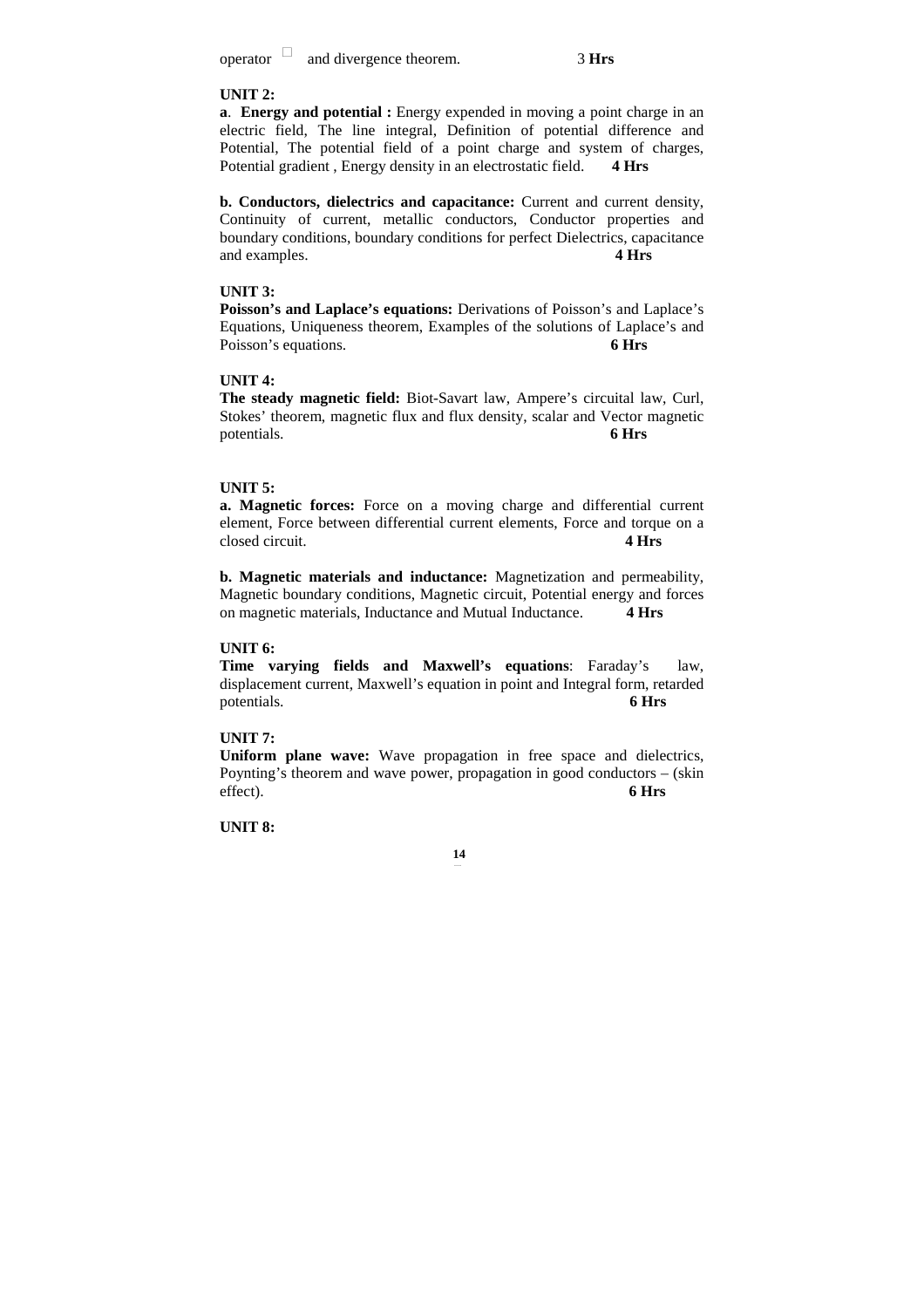operator □ and divergence theorem. 3 **Hrs**

**UNIT 2:**

**a**. **Energy and potential :** Energy expended in moving a point charge in an electric field, The line integral, Definition of potential difference and Potential, The potential field of a point charge and system of charges, Potential gradient , Energy density in an electrostatic field. **4 Hrs**

**b. Conductors, dielectrics and capacitance:** Current and current density, Continuity of current, metallic conductors, Conductor properties and boundary conditions, boundary conditions for perfect Dielectrics, capacitance and examples. **4 Hrs**

**UNIT 3:**

**Poisson's and Laplace's equations:** Derivations of Poisson's and Laplace's Equations, Uniqueness theorem, Examples of the solutions of Laplace's and Poisson's equations. **6 Hrs**

**UNIT 4:**

**The steady magnetic field:** Biot-Savart law, Ampere's circuital law, Curl, Stokes' theorem, magnetic flux and flux density, scalar and Vector magnetic potentials. **6 Hrs**

**UNIT 5:**

**a. Magnetic forces:** Force on a moving charge and differential current element, Force between differential current elements, Force and torque on a closed circuit. **4 Hrs**

**b. Magnetic materials and inductance:** Magnetization and permeability, Magnetic boundary conditions, Magnetic circuit, Potential energy and forces on magnetic materials, Inductance and Mutual Inductance. **4 Hrs**

**UNIT 6:**

**Time varying fields and Maxwell's equations**: Faraday's law, displacement current, Maxwell's equation in point and Integral form, retarded potentials. **6 Hrs**

**UNIT 7:**

**Uniform plane wave:** Wave propagation in free space and dielectrics, Poynting's theorem and wave power, propagation in good conductors – (skin effect). **6 Hrs**

**UNIT 8:**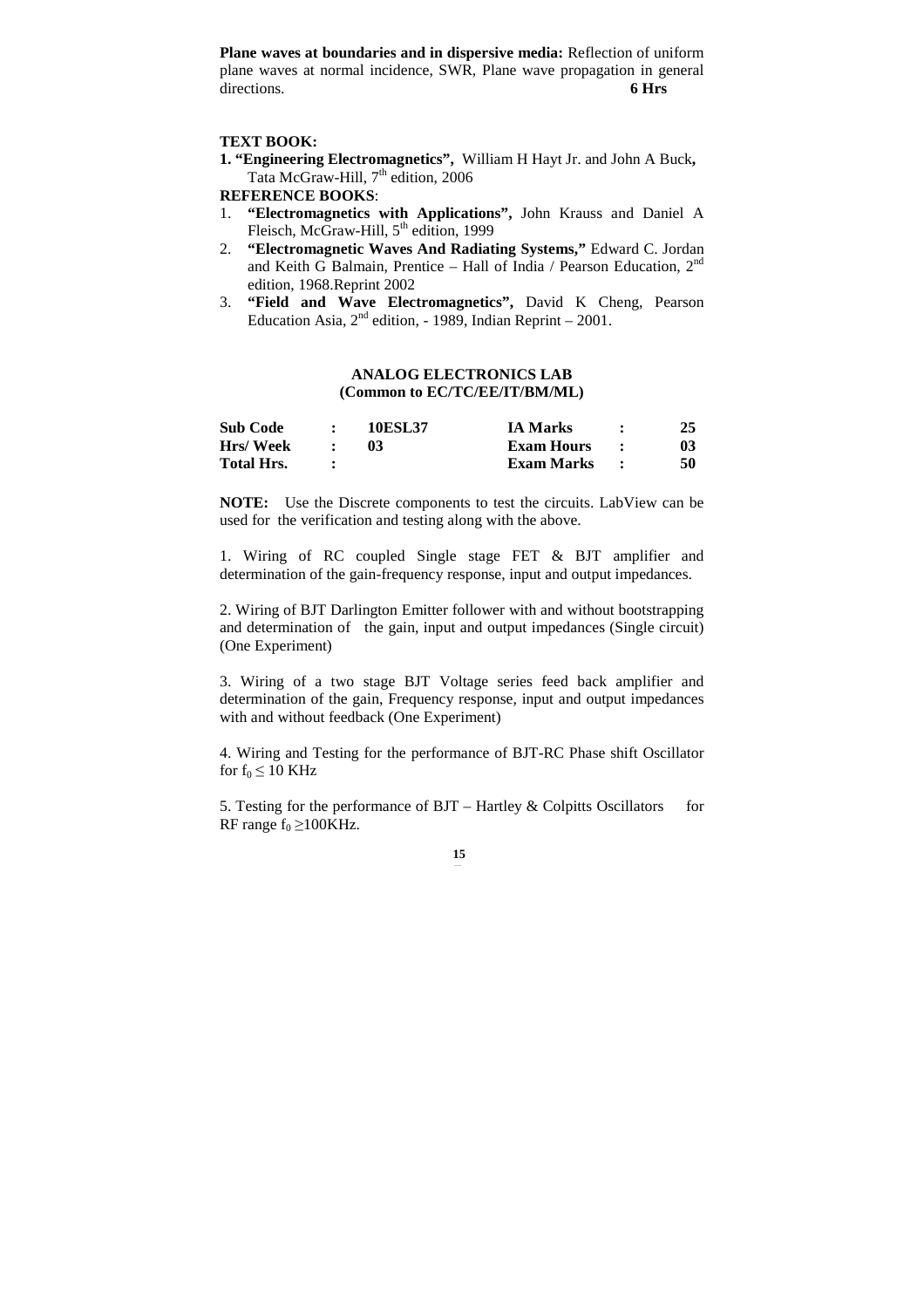**Plane waves at boundaries and in dispersive media:** Reflection of uniform plane waves at normal incidence, SWR, Plane wave propagation in general directions. **6 Hrs**

**TEXT BOOK:**

1. **"Engineering Electromagnetics",** William H Hayt Jr. and John A Buck**,** Tata McGraw-Hill, 7th edition, 2006

**REFERENCE BOOKS**:

1. **"Electromagnetics with Applications",** John Krauss and Daniel A Fleisch, McGraw-Hill, 5th edition, 1999
2. **"Electromagnetic Waves And Radiating Systems,"** Edward C. Jordan and Keith G Balmain, Prentice – Hall of India / Pearson Education, 2nd edition, 1968.Reprint 2002
3. **"Field and Wave Electromagnetics",** David K Cheng, Pearson Education Asia, 2nd edition, - 1989, Indian Reprint – 2001.

## ANALOG ELECTRONICS LAB
### (Common to EC/TC/EE/IT/BM/ML)

| | | | | | |
|---|---|---|---|---|---|
| **Sub Code** | **:** | **10ESL37** | **IA Marks** | **:** | **25** |
| **Hrs/ Week** | **:** | **03** | **Exam Hours** | **:** | **03** |
| **Total Hrs.** | **:** | | **Exam Marks** | **:** | **50** |

**NOTE:** Use the Discrete components to test the circuits. LabView can be used for the verification and testing along with the above.

1. Wiring of RC coupled Single stage FET & BJT amplifier and determination of the gain-frequency response, input and output impedances.

2. Wiring of BJT Darlington Emitter follower with and without bootstrapping and determination of the gain, input and output impedances (Single circuit) (One Experiment)

3. Wiring of a two stage BJT Voltage series feed back amplifier and determination of the gain, Frequency response, input and output impedances with and without feedback (One Experiment)

4. Wiring and Testing for the performance of BJT-RC Phase shift Oscillator for $f_0 \leq 10$ KHz

5. Testing for the performance of BJT – Hartley & Colpitts Oscillators for RF range $f_0 \geq 100$KHz.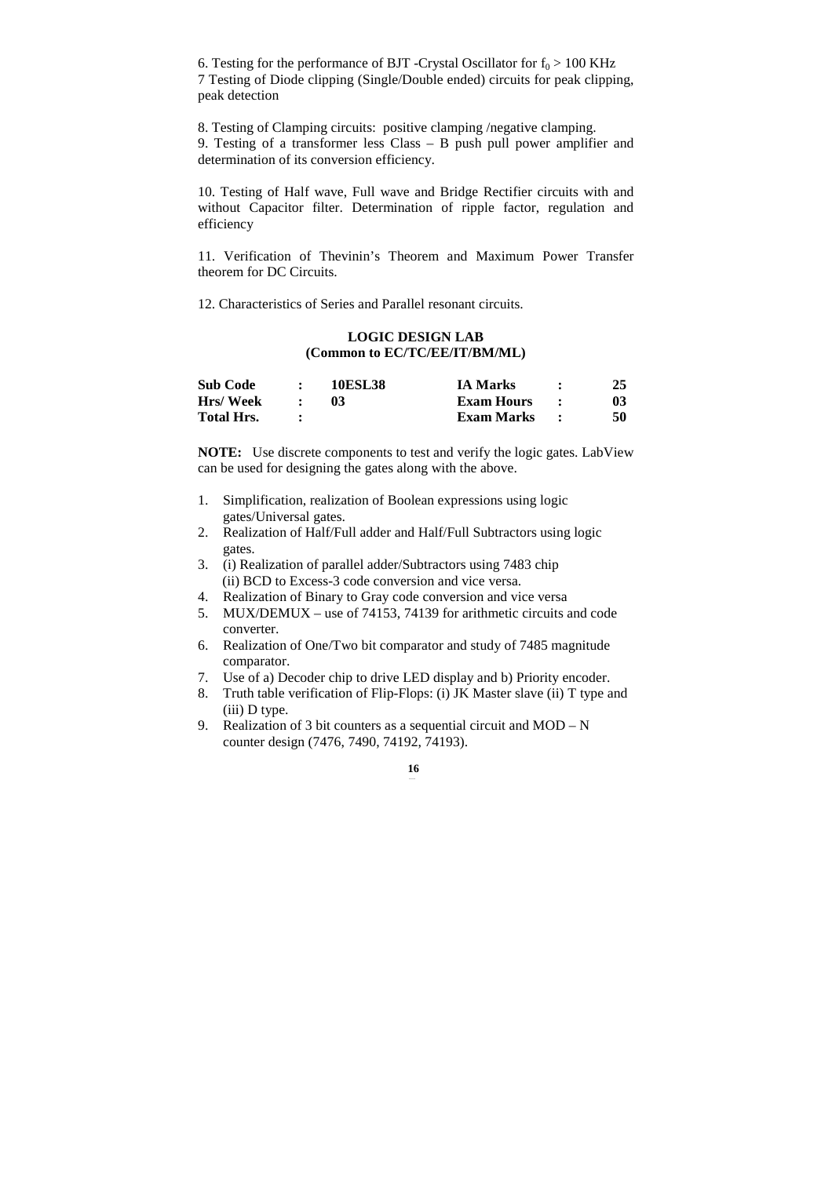6. Testing for the performance of BJT -Crystal Oscillator for $f_0 > 100$ KHz

7 Testing of Diode clipping (Single/Double ended) circuits for peak clipping, peak detection

8. Testing of Clamping circuits: positive clamping /negative clamping.

9. Testing of a transformer less Class – B push pull power amplifier and determination of its conversion efficiency.

10. Testing of Half wave, Full wave and Bridge Rectifier circuits with and without Capacitor filter. Determination of ripple factor, regulation and efficiency

11. Verification of Thevinin's Theorem and Maximum Power Transfer theorem for DC Circuits.

12. Characteristics of Series and Parallel resonant circuits.

## LOGIC DESIGN LAB
### (Common to EC/TC/EE/IT/BM/ML)

| | | | | | |
|---|---|---|---|---|---|
| **Sub Code** | **:** | **10ESL38** | **IA Marks** | **:** | **25** |
| **Hrs/ Week** | **:** | **03** | **Exam Hours** | **:** | **03** |
| **Total Hrs.** | **:** | | **Exam Marks** | **:** | **50** |

**NOTE:** Use discrete components to test and verify the logic gates. LabView can be used for designing the gates along with the above.

1. Simplification, realization of Boolean expressions using logic gates/Universal gates.
2. Realization of Half/Full adder and Half/Full Subtractors using logic gates.
3. (i) Realization of parallel adder/Subtractors using 7483 chip
   (ii) BCD to Excess-3 code conversion and vice versa.
4. Realization of Binary to Gray code conversion and vice versa
5. MUX/DEMUX – use of 74153, 74139 for arithmetic circuits and code converter.
6. Realization of One/Two bit comparator and study of 7485 magnitude comparator.
7. Use of a) Decoder chip to drive LED display and b) Priority encoder.
8. Truth table verification of Flip-Flops: (i) JK Master slave (ii) T type and (iii) D type.
9. Realization of 3 bit counters as a sequential circuit and MOD – N counter design (7476, 7490, 74192, 74193).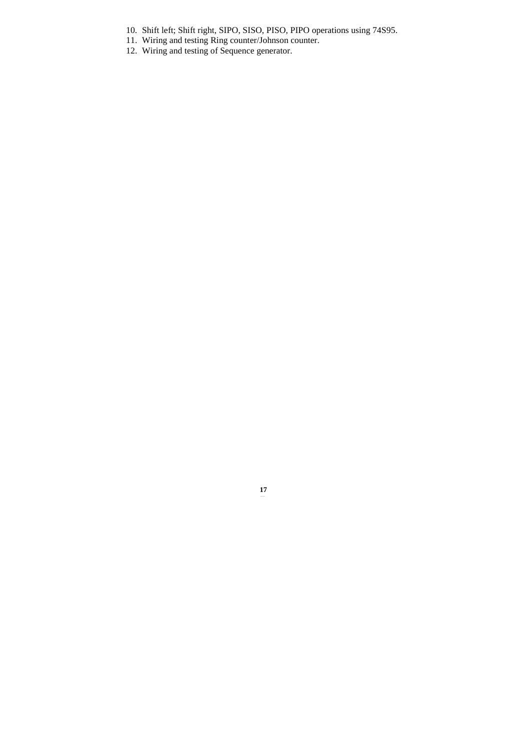10. Shift left; Shift right, SIPO, SISO, PISO, PIPO operations using 74S95.
11. Wiring and testing Ring counter/Johnson counter.
12. Wiring and testing of Sequence generator.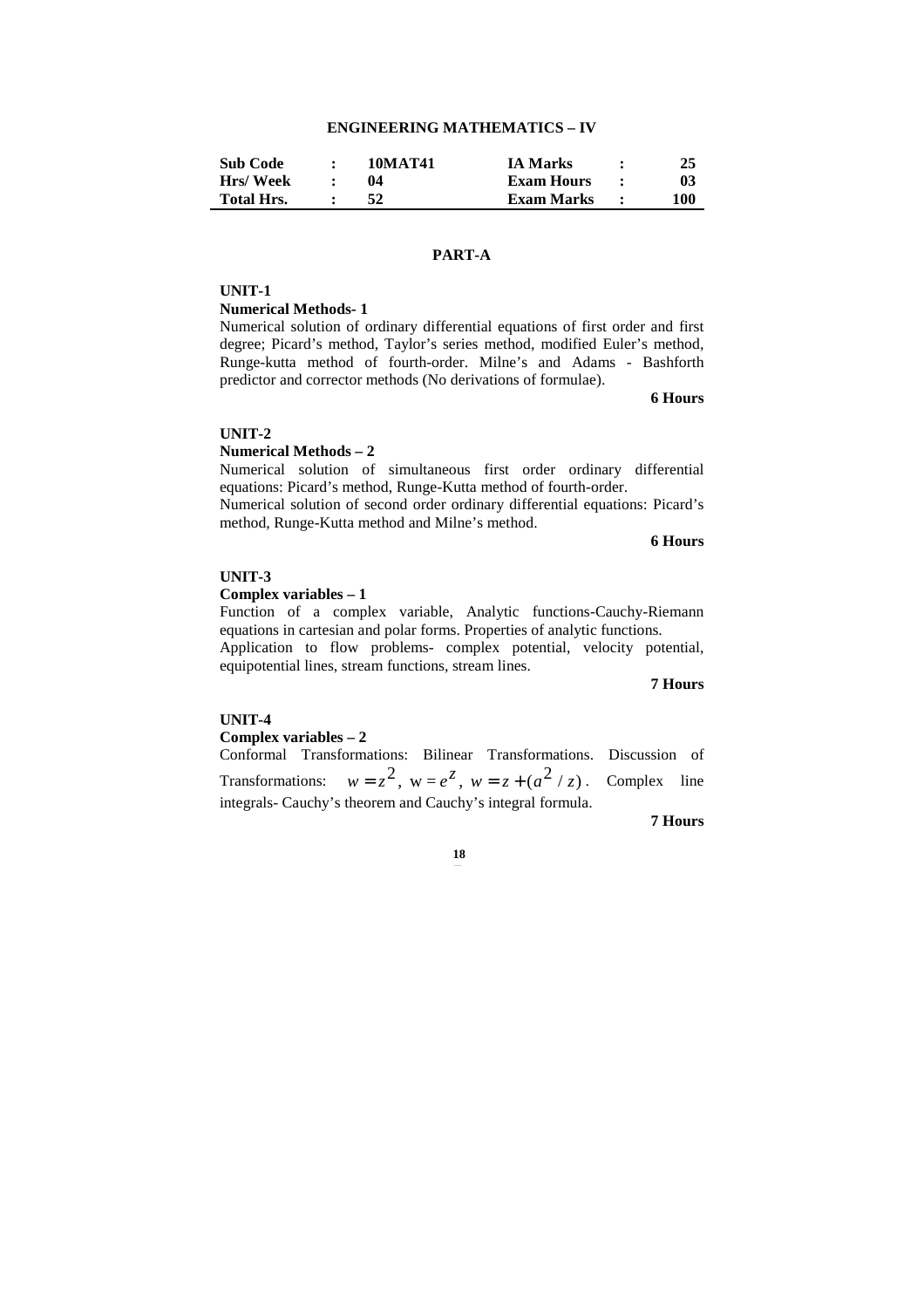## ENGINEERING MATHEMATICS – IV

| **Sub Code** | **:** | **10MAT41** | **IA Marks** | **:** | **25** |
|---|---|---|---|---|---|
| **Hrs/ Week** | **:** | **04** | **Exam Hours** | **:** | **03** |
| **Total Hrs.** | **:** | **52** | **Exam Marks** | **:** | **100** |

### PART-A

**UNIT-1**

**Numerical Methods- 1**

Numerical solution of ordinary differential equations of first order and first degree; Picard's method, Taylor's series method, modified Euler's method, Runge-kutta method of fourth-order. Milne's and Adams - Bashforth predictor and corrector methods (No derivations of formulae).

**6 Hours**

**UNIT-2**

**Numerical Methods – 2**

Numerical solution of simultaneous first order ordinary differential equations: Picard's method, Runge-Kutta method of fourth-order.

Numerical solution of second order ordinary differential equations: Picard's method, Runge-Kutta method and Milne's method.

**6 Hours**

**UNIT-3**

**Complex variables – 1**

Function of a complex variable, Analytic functions-Cauchy-Riemann equations in cartesian and polar forms. Properties of analytic functions.

Application to flow problems- complex potential, velocity potential, equipotential lines, stream functions, stream lines.

**7 Hours**

**UNIT-4**

**Complex variables – 2**

Conformal Transformations: Bilinear Transformations. Discussion of Transformations: $w = z^2$, $w = e^z$, $w = z + (a^2 / z)$. Complex line integrals- Cauchy's theorem and Cauchy's integral formula.

**7 Hours**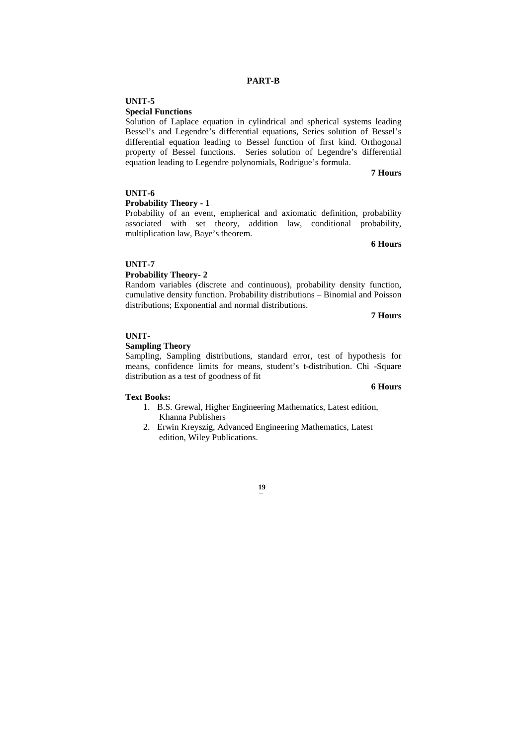## PART-B

### UNIT-5

**Special Functions**

Solution of Laplace equation in cylindrical and spherical systems leading Bessel's and Legendre's differential equations, Series solution of Bessel's differential equation leading to Bessel function of first kind. Orthogonal property of Bessel functions. Series solution of Legendre's differential equation leading to Legendre polynomials, Rodrigue's formula.

**7 Hours**

### UNIT-6

**Probability Theory - 1**

Probability of an event, empherical and axiomatic definition, probability associated with set theory, addition law, conditional probability, multiplication law, Baye's theorem.

**6 Hours**

### UNIT-7

**Probability Theory- 2**

Random variables (discrete and continuous), probability density function, cumulative density function. Probability distributions – Binomial and Poisson distributions; Exponential and normal distributions.

**7 Hours**

### UNIT-

**Sampling Theory**

Sampling, Sampling distributions, standard error, test of hypothesis for means, confidence limits for means, student's t-distribution. Chi -Square distribution as a test of goodness of fit

**6 Hours**

**Text Books:**

1. B.S. Grewal, Higher Engineering Mathematics, Latest edition, Khanna Publishers
2. Erwin Kreyszig, Advanced Engineering Mathematics, Latest edition, Wiley Publications.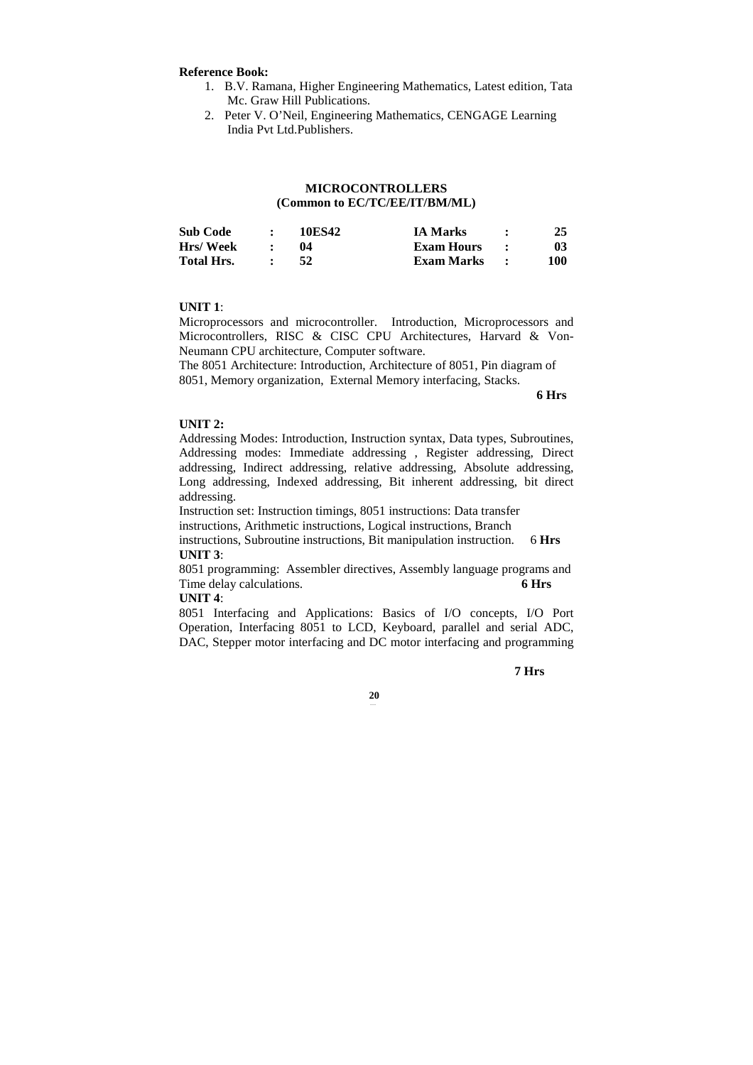**Reference Book:**

1. B.V. Ramana, Higher Engineering Mathematics, Latest edition, Tata Mc. Graw Hill Publications.
2. Peter V. O'Neil, Engineering Mathematics, CENGAGE Learning India Pvt Ltd.Publishers.

## MICROCONTROLLERS
### (Common to EC/TC/EE/IT/BM/ML)

| | | | | | |
|---|---|---|---|---|---|
| **Sub Code** | **:** | **10ES42** | **IA Marks** | **:** | **25** |
| **Hrs/ Week** | **:** | **04** | **Exam Hours** | **:** | **03** |
| **Total Hrs.** | **:** | **52** | **Exam Marks** | **:** | **100** |

**UNIT 1**:

Microprocessors and microcontroller. Introduction, Microprocessors and Microcontrollers, RISC & CISC CPU Architectures, Harvard & Von-Neumann CPU architecture, Computer software.

The 8051 Architecture: Introduction, Architecture of 8051, Pin diagram of 8051, Memory organization, External Memory interfacing, Stacks.

**6 Hrs**

**UNIT 2:**

Addressing Modes: Introduction, Instruction syntax, Data types, Subroutines, Addressing modes: Immediate addressing , Register addressing, Direct addressing, Indirect addressing, relative addressing, Absolute addressing, Long addressing, Indexed addressing, Bit inherent addressing, bit direct addressing.

Instruction set: Instruction timings, 8051 instructions: Data transfer instructions, Arithmetic instructions, Logical instructions, Branch instructions, Subroutine instructions, Bit manipulation instruction. 6 **Hrs**

**UNIT 3**:

8051 programming: Assembler directives, Assembly language programs and Time delay calculations. **6 Hrs**

**UNIT 4**:

8051 Interfacing and Applications: Basics of I/O concepts, I/O Port Operation, Interfacing 8051 to LCD, Keyboard, parallel and serial ADC, DAC, Stepper motor interfacing and DC motor interfacing and programming

**7 Hrs**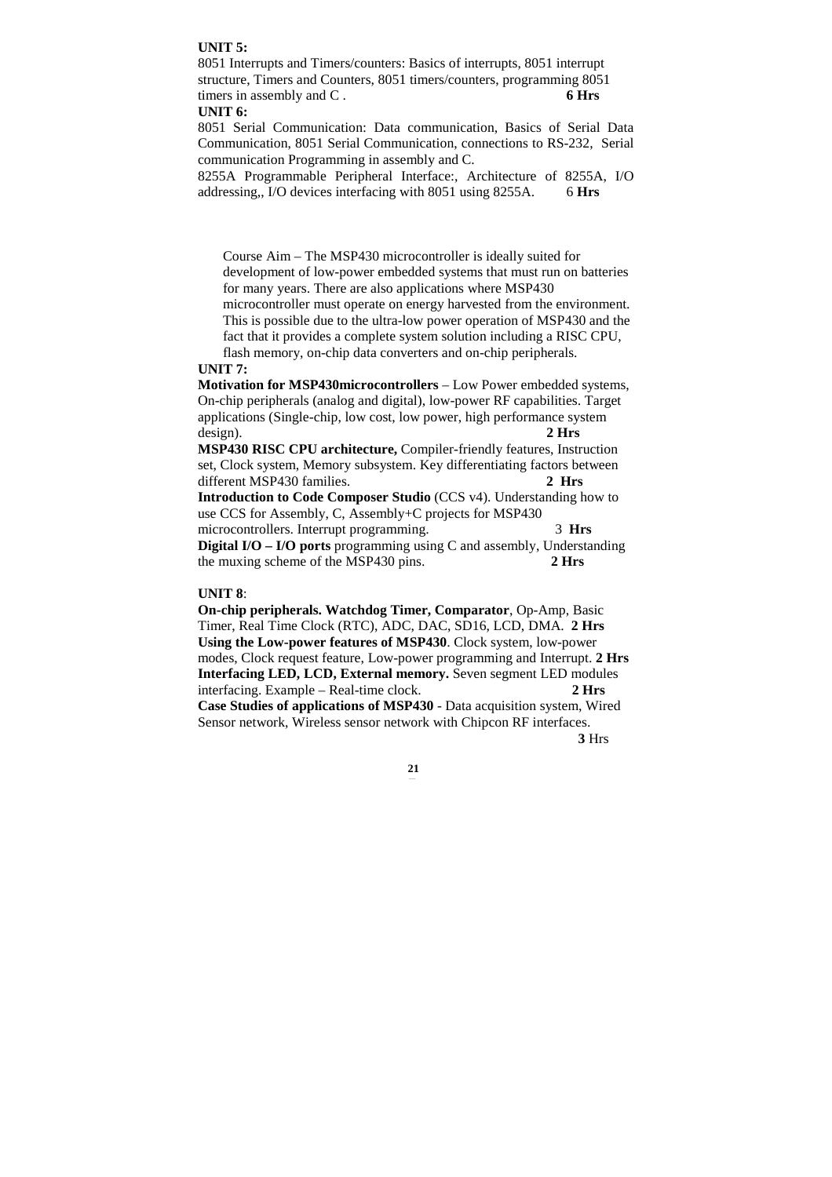**UNIT 5:**

8051 Interrupts and Timers/counters: Basics of interrupts, 8051 interrupt structure, Timers and Counters, 8051 timers/counters, programming 8051 timers in assembly and C . **6 Hrs**

**UNIT 6:**

8051 Serial Communication: Data communication, Basics of Serial Data Communication, 8051 Serial Communication, connections to RS-232, Serial communication Programming in assembly and C.

8255A Programmable Peripheral Interface:, Architecture of 8255A, I/O addressing,, I/O devices interfacing with 8051 using 8255A. 6 **Hrs**

Course Aim – The MSP430 microcontroller is ideally suited for development of low-power embedded systems that must run on batteries for many years. There are also applications where MSP430 microcontroller must operate on energy harvested from the environment. This is possible due to the ultra-low power operation of MSP430 and the fact that it provides a complete system solution including a RISC CPU, flash memory, on-chip data converters and on-chip peripherals.

**UNIT 7:**

**Motivation for MSP430microcontrollers** – Low Power embedded systems, On-chip peripherals (analog and digital), low-power RF capabilities. Target applications (Single-chip, low cost, low power, high performance system design). **2 Hrs**

**MSP430 RISC CPU architecture,** Compiler-friendly features, Instruction set, Clock system, Memory subsystem. Key differentiating factors between different MSP430 families. **2 Hrs**

**Introduction to Code Composer Studio** (CCS v4). Understanding how to use CCS for Assembly, C, Assembly+C projects for MSP430 microcontrollers. Interrupt programming. 3 **Hrs**

**Digital I/O – I/O ports** programming using C and assembly, Understanding the muxing scheme of the MSP430 pins. **2 Hrs**

**UNIT 8**:

**On-chip peripherals. Watchdog Timer, Comparator**, Op-Amp, Basic Timer, Real Time Clock (RTC), ADC, DAC, SD16, LCD, DMA. **2 Hrs**

**Using the Low-power features of MSP430**. Clock system, low-power modes, Clock request feature, Low-power programming and Interrupt. **2 Hrs**

**Interfacing LED, LCD, External memory.** Seven segment LED modules interfacing. Example – Real-time clock. **2 Hrs**

**Case Studies of applications of MSP430** - Data acquisition system, Wired Sensor network, Wireless sensor network with Chipcon RF interfaces. **3** Hrs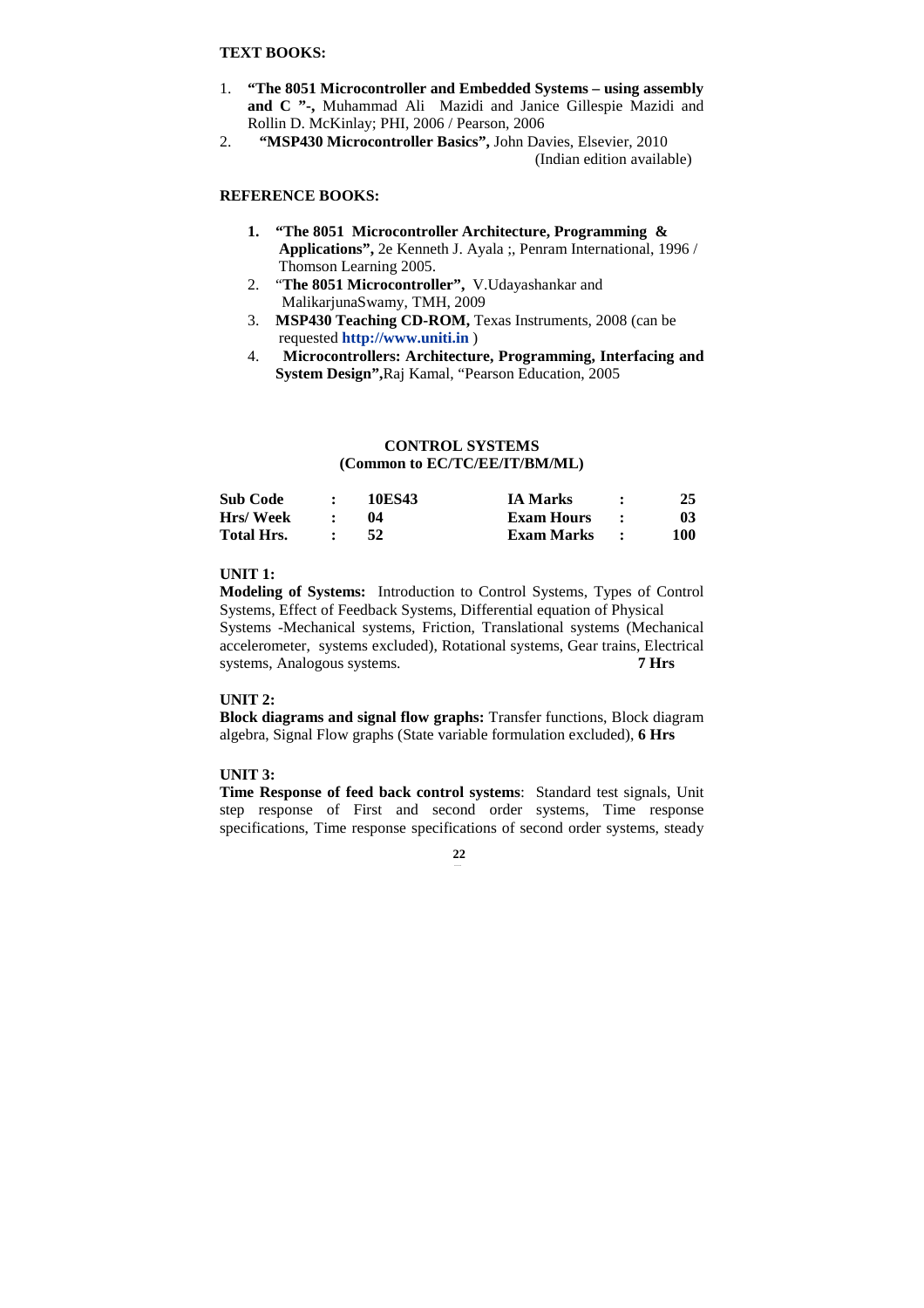**TEXT BOOKS:**

1. **"The 8051 Microcontroller and Embedded Systems – using assembly and C "-,** Muhammad Ali Mazidi and Janice Gillespie Mazidi and Rollin D. McKinlay; PHI, 2006 / Pearson, 2006
2. **"MSP430 Microcontroller Basics",** John Davies, Elsevier, 2010 (Indian edition available)

**REFERENCE BOOKS:**

1. **"The 8051 Microcontroller Architecture, Programming & Applications",** 2e Kenneth J. Ayala ;, Penram International, 1996 / Thomson Learning 2005.
2. "**The 8051 Microcontroller",** V.Udayashankar and MalikarjunaSwamy, TMH, 2009
3. **MSP430 Teaching CD-ROM,** Texas Instruments, 2008 (can be requested **http://www.uniti.in** )
4. **Microcontrollers: Architecture, Programming, Interfacing and System Design",**Raj Kamal, "Pearson Education, 2005

## CONTROL SYSTEMS
### (Common to EC/TC/EE/IT/BM/ML)

| | | | | | |
|---|---|---|---|---|---|
| **Sub Code** | **:** | **10ES43** | **IA Marks** | **:** | **25** |
| **Hrs/ Week** | **:** | **04** | **Exam Hours** | **:** | **03** |
| **Total Hrs.** | **:** | **52** | **Exam Marks** | **:** | **100** |

**UNIT 1:**

**Modeling of Systems:** Introduction to Control Systems, Types of Control Systems, Effect of Feedback Systems, Differential equation of Physical Systems -Mechanical systems, Friction, Translational systems (Mechanical accelerometer, systems excluded), Rotational systems, Gear trains, Electrical systems, Analogous systems. **7 Hrs**

**UNIT 2:**

**Block diagrams and signal flow graphs:** Transfer functions, Block diagram algebra, Signal Flow graphs (State variable formulation excluded), **6 Hrs**

**UNIT 3:**

**Time Response of feed back control systems**: Standard test signals, Unit step response of First and second order systems, Time response specifications, Time response specifications of second order systems, steady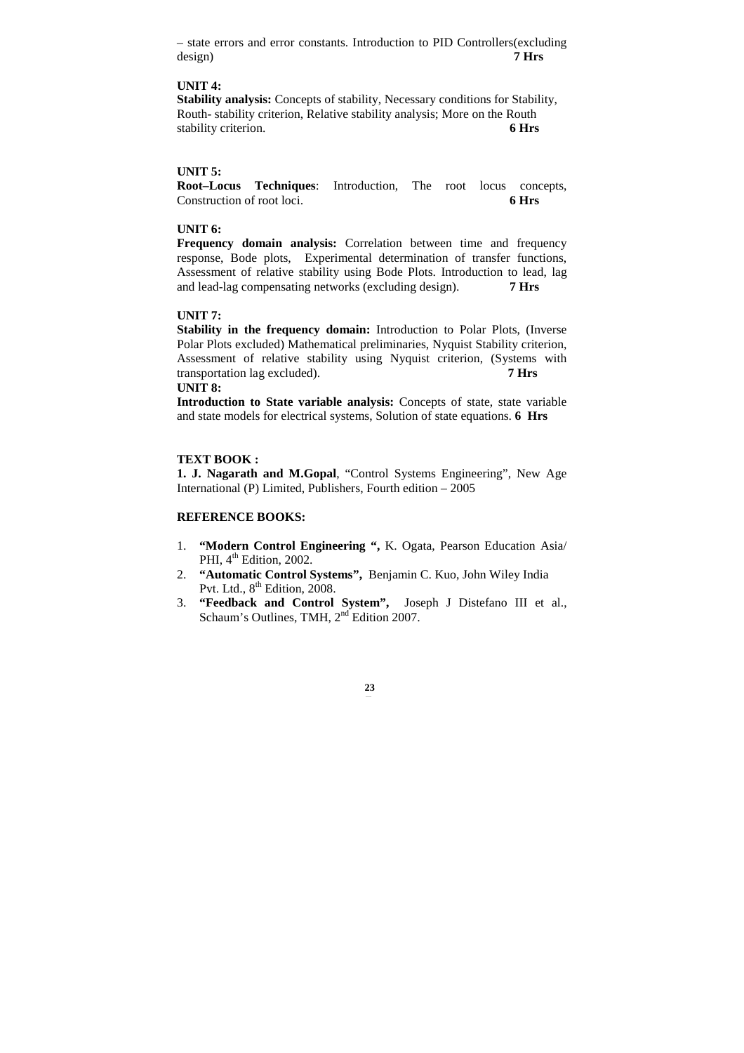– state errors and error constants. Introduction to PID Controllers(excluding design) **7 Hrs**

**UNIT 4:**

**Stability analysis:** Concepts of stability, Necessary conditions for Stability, Routh- stability criterion, Relative stability analysis; More on the Routh stability criterion. **6 Hrs**

**UNIT 5:**

**Root–Locus Techniques**: Introduction, The root locus concepts, Construction of root loci. **6 Hrs**

**UNIT 6:**

**Frequency domain analysis:** Correlation between time and frequency response, Bode plots, Experimental determination of transfer functions, Assessment of relative stability using Bode Plots. Introduction to lead, lag and lead-lag compensating networks (excluding design). **7 Hrs**

**UNIT 7:**

**Stability in the frequency domain:** Introduction to Polar Plots, (Inverse Polar Plots excluded) Mathematical preliminaries, Nyquist Stability criterion, Assessment of relative stability using Nyquist criterion, (Systems with transportation lag excluded). **7 Hrs**

**UNIT 8:**

**Introduction to State variable analysis:** Concepts of state, state variable and state models for electrical systems, Solution of state equations. **6 Hrs**

**TEXT BOOK :**

**1. J. Nagarath and M.Gopal**, "Control Systems Engineering", New Age International (P) Limited, Publishers, Fourth edition – 2005

**REFERENCE BOOKS:**

1. **"Modern Control Engineering ",** K. Ogata, Pearson Education Asia/ PHI, 4th Edition, 2002.
2. **"Automatic Control Systems",** Benjamin C. Kuo, John Wiley India Pvt. Ltd., 8th Edition, 2008.
3. **"Feedback and Control System",** Joseph J Distefano III et al., Schaum's Outlines, TMH, 2nd Edition 2007.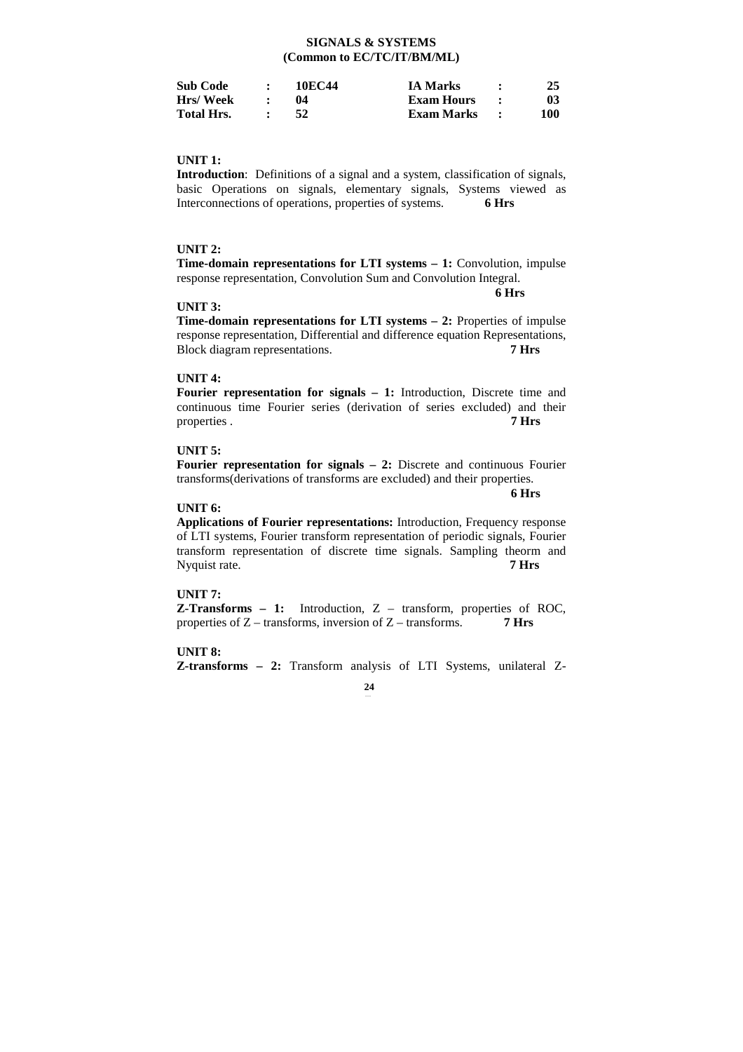## SIGNALS & SYSTEMS
### (Common to EC/TC/IT/BM/ML)

| | | | | | |
|---|---|---|---|---|---|
| **Sub Code** | **:** | **10EC44** | **IA Marks** | **:** | **25** |
| **Hrs/ Week** | **:** | **04** | **Exam Hours** | **:** | **03** |
| **Total Hrs.** | **:** | **52** | **Exam Marks** | **:** | **100** |

**UNIT 1:**

**Introduction**: Definitions of a signal and a system, classification of signals, basic Operations on signals, elementary signals, Systems viewed as Interconnections of operations, properties of systems. **6 Hrs**

**UNIT 2:**

**Time-domain representations for LTI systems – 1:** Convolution, impulse response representation, Convolution Sum and Convolution Integral. **6 Hrs**

**UNIT 3:**

**Time-domain representations for LTI systems – 2:** Properties of impulse response representation, Differential and difference equation Representations, Block diagram representations. **7 Hrs**

**UNIT 4:**

**Fourier representation for signals – 1:** Introduction, Discrete time and continuous time Fourier series (derivation of series excluded) and their properties . **7 Hrs**

**UNIT 5:**

**Fourier representation for signals – 2:** Discrete and continuous Fourier transforms(derivations of transforms are excluded) and their properties. **6 Hrs**

**UNIT 6:**

**Applications of Fourier representations:** Introduction, Frequency response of LTI systems, Fourier transform representation of periodic signals, Fourier transform representation of discrete time signals. Sampling theorm and Nyquist rate. **7 Hrs**

**UNIT 7:**

**Z-Transforms – 1:** Introduction, Z – transform, properties of ROC, properties of Z – transforms, inversion of Z – transforms. **7 Hrs**

**UNIT 8:**

**Z-transforms – 2:** Transform analysis of LTI Systems, unilateral Z-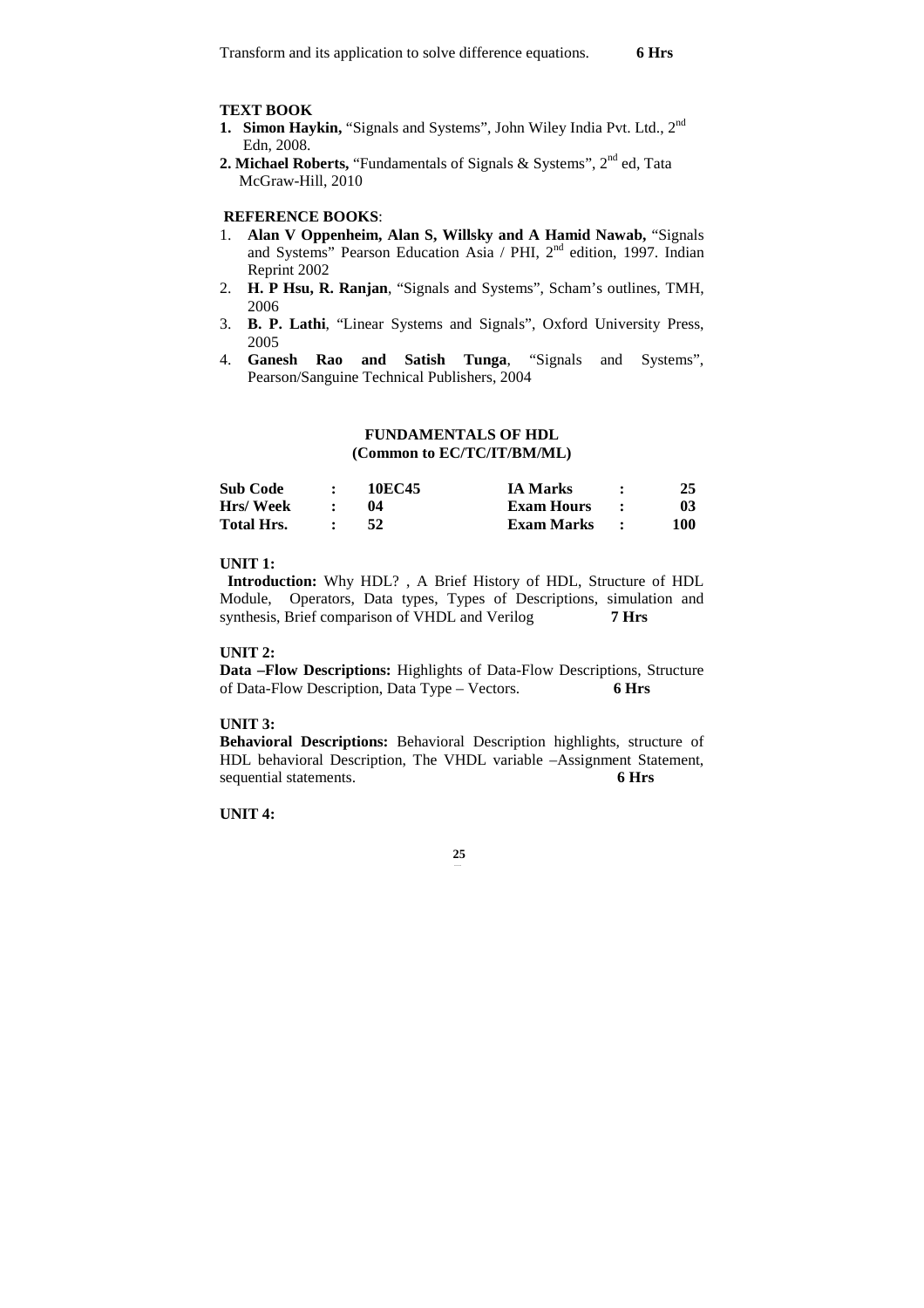Transform and its application to solve difference equations. **6 Hrs**

**TEXT BOOK**

1. **Simon Haykin,** "Signals and Systems", John Wiley India Pvt. Ltd., 2nd Edn, 2008.
2. **Michael Roberts,** "Fundamentals of Signals & Systems", 2nd ed, Tata McGraw-Hill, 2010

**REFERENCE BOOKS**:

1. **Alan V Oppenheim, Alan S, Willsky and A Hamid Nawab,** "Signals and Systems" Pearson Education Asia / PHI, 2nd edition, 1997. Indian Reprint 2002
2. **H. P Hsu, R. Ranjan**, "Signals and Systems", Scham's outlines, TMH, 2006
3. **B. P. Lathi**, "Linear Systems and Signals", Oxford University Press, 2005
4. **Ganesh Rao and Satish Tunga**, "Signals and Systems", Pearson/Sanguine Technical Publishers, 2004

## FUNDAMENTALS OF HDL
### (Common to EC/TC/IT/BM/ML)

| | | | | | |
|---|---|---|---|---|---|
| **Sub Code** | : | **10EC45** | **IA Marks** | : | **25** |
| **Hrs/ Week** | : | **04** | **Exam Hours** | : | **03** |
| **Total Hrs.** | : | **52** | **Exam Marks** | : | **100** |

**UNIT 1:**

**Introduction:** Why HDL? , A Brief History of HDL, Structure of HDL Module, Operators, Data types, Types of Descriptions, simulation and synthesis, Brief comparison of VHDL and Verilog **7 Hrs**

**UNIT 2:**

**Data –Flow Descriptions:** Highlights of Data-Flow Descriptions, Structure of Data-Flow Description, Data Type – Vectors. **6 Hrs**

**UNIT 3:**

**Behavioral Descriptions:** Behavioral Description highlights, structure of HDL behavioral Description, The VHDL variable –Assignment Statement, sequential statements. **6 Hrs**

**UNIT 4:**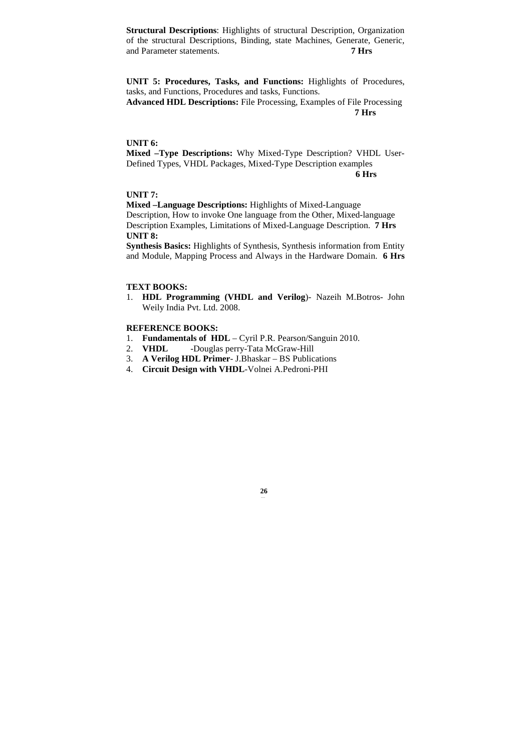**Structural Descriptions**: Highlights of structural Description, Organization of the structural Descriptions, Binding, state Machines, Generate, Generic, and Parameter statements. **7 Hrs**

**UNIT 5: Procedures, Tasks, and Functions:** Highlights of Procedures, tasks, and Functions, Procedures and tasks, Functions.
**Advanced HDL Descriptions:** File Processing, Examples of File Processing **7 Hrs**

**UNIT 6:**
**Mixed –Type Descriptions:** Why Mixed-Type Description? VHDL User-Defined Types, VHDL Packages, Mixed-Type Description examples **6 Hrs**

**UNIT 7:**
**Mixed –Language Descriptions:** Highlights of Mixed-Language Description, How to invoke One language from the Other, Mixed-language Description Examples, Limitations of Mixed-Language Description. **7 Hrs**

**UNIT 8:**
**Synthesis Basics:** Highlights of Synthesis, Synthesis information from Entity and Module, Mapping Process and Always in the Hardware Domain. **6 Hrs**

**TEXT BOOKS:**

1. **HDL Programming (VHDL and Verilog**)- Nazeih M.Botros- John Weily India Pvt. Ltd. 2008.

**REFERENCE BOOKS:**

1. **Fundamentals of HDL** – Cyril P.R. Pearson/Sanguin 2010.
2. **VHDL** -Douglas perry-Tata McGraw-Hill
3. **A Verilog HDL Primer**- J.Bhaskar – BS Publications
4. **Circuit Design with VHDL**-Volnei A.Pedroni-PHI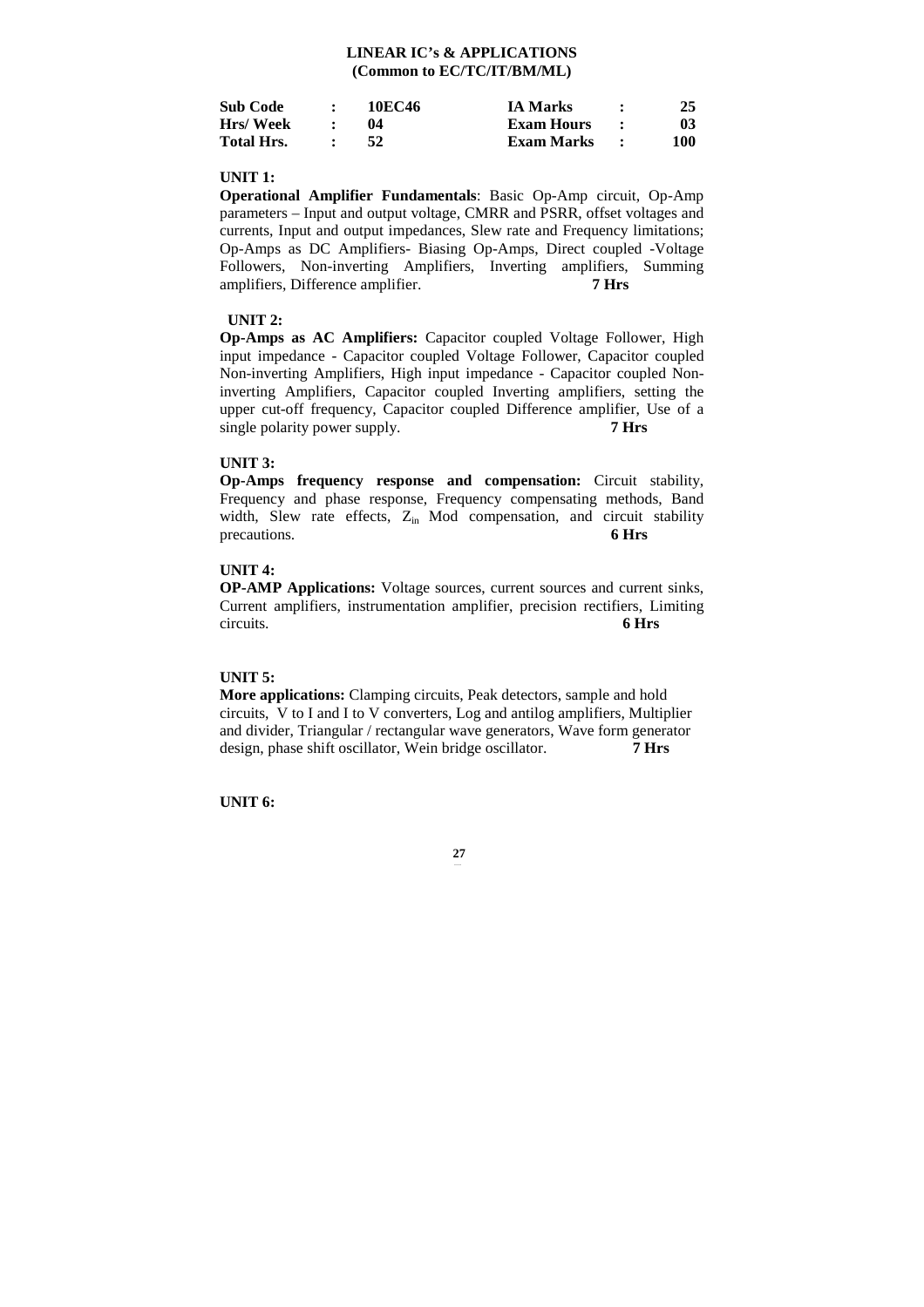## LINEAR IC's & APPLICATIONS
### (Common to EC/TC/IT/BM/ML)

| Sub Code | : | 10EC46 | IA Marks | : | 25 |
|---|---|---|---|---|---|
| Hrs/ Week | : | 04 | Exam Hours | : | 03 |
| Total Hrs. | : | 52 | Exam Marks | : | 100 |

**UNIT 1:**

**Operational Amplifier Fundamentals**: Basic Op-Amp circuit, Op-Amp parameters – Input and output voltage, CMRR and PSRR, offset voltages and currents, Input and output impedances, Slew rate and Frequency limitations; Op-Amps as DC Amplifiers- Biasing Op-Amps, Direct coupled -Voltage Followers, Non-inverting Amplifiers, Inverting amplifiers, Summing amplifiers, Difference amplifier. **7 Hrs**

**UNIT 2:**

**Op-Amps as AC Amplifiers:** Capacitor coupled Voltage Follower, High input impedance - Capacitor coupled Voltage Follower, Capacitor coupled Non-inverting Amplifiers, High input impedance - Capacitor coupled Non-inverting Amplifiers, Capacitor coupled Inverting amplifiers, setting the upper cut-off frequency, Capacitor coupled Difference amplifier, Use of a single polarity power supply. **7 Hrs**

**UNIT 3:**

**Op-Amps frequency response and compensation:** Circuit stability, Frequency and phase response, Frequency compensating methods, Band width, Slew rate effects, $Z_{in}$ Mod compensation, and circuit stability precautions. **6 Hrs**

**UNIT 4:**

**OP-AMP Applications:** Voltage sources, current sources and current sinks, Current amplifiers, instrumentation amplifier, precision rectifiers, Limiting circuits. **6 Hrs**

**UNIT 5:**

**More applications:** Clamping circuits, Peak detectors, sample and hold circuits, V to I and I to V converters, Log and antilog amplifiers, Multiplier and divider, Triangular / rectangular wave generators, Wave form generator design, phase shift oscillator, Wein bridge oscillator. **7 Hrs**

**UNIT 6:**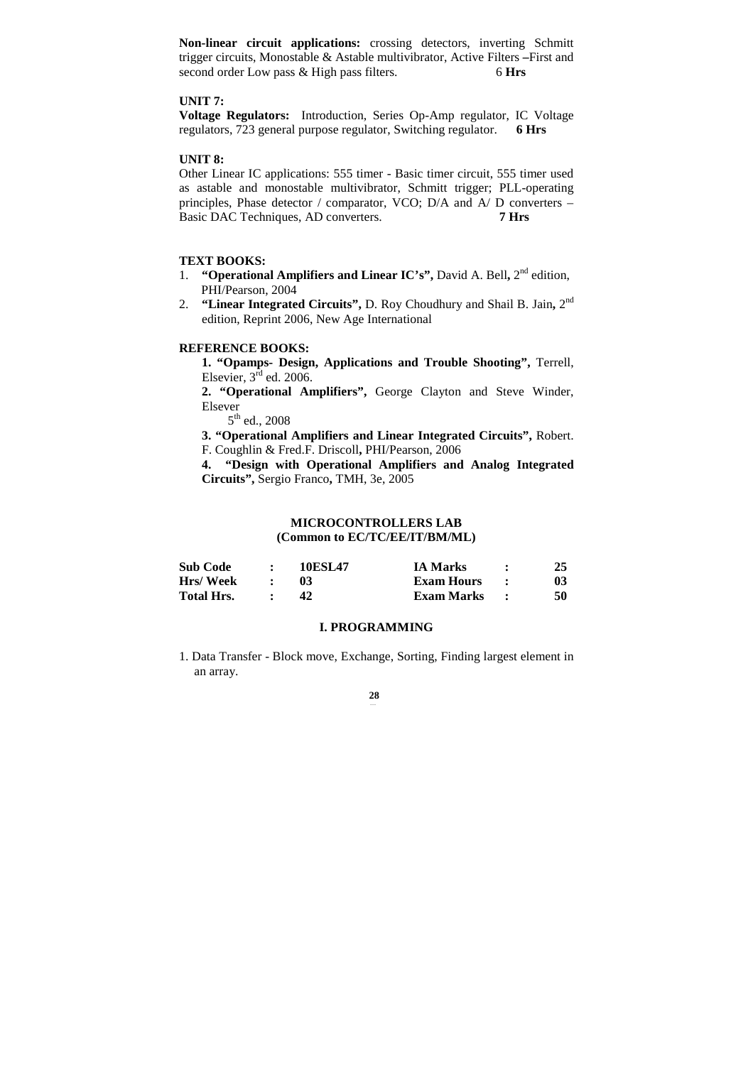**Non-linear circuit applications:** crossing detectors, inverting Schmitt trigger circuits, Monostable & Astable multivibrator, Active Filters –First and second order Low pass & High pass filters. 6 **Hrs**

**UNIT 7:**

**Voltage Regulators:** Introduction, Series Op-Amp regulator, IC Voltage regulators, 723 general purpose regulator, Switching regulator. **6 Hrs**

**UNIT 8:**

Other Linear IC applications: 555 timer - Basic timer circuit, 555 timer used as astable and monostable multivibrator, Schmitt trigger; PLL-operating principles, Phase detector / comparator, VCO; D/A and A/ D converters – Basic DAC Techniques, AD converters. **7 Hrs**

**TEXT BOOKS:**

1. **"Operational Amplifiers and Linear IC's",** David A. Bell**,** 2nd edition, PHI/Pearson, 2004
2. **"Linear Integrated Circuits",** D. Roy Choudhury and Shail B. Jain**,** 2nd edition, Reprint 2006, New Age International

**REFERENCE BOOKS:**

**1. "Opamps- Design, Applications and Trouble Shooting",** Terrell, Elsevier, 3rd ed. 2006.

**2. "Operational Amplifiers",** George Clayton and Steve Winder, Elsever 5th ed., 2008

**3. "Operational Amplifiers and Linear Integrated Circuits",** Robert. F. Coughlin & Fred.F. Driscoll**,** PHI/Pearson, 2006

**4. "Design with Operational Amplifiers and Analog Integrated Circuits",** Sergio Franco**,** TMH, 3e, 2005

## MICROCONTROLLERS LAB
### (Common to EC/TC/EE/IT/BM/ML)

| | | | | | |
|---|---|---|---|---|---|
| **Sub Code** | **:** | **10ESL47** | **IA Marks** | **:** | **25** |
| **Hrs/ Week** | **:** | **03** | **Exam Hours** | **:** | **03** |
| **Total Hrs.** | **:** | **42** | **Exam Marks** | **:** | **50** |

### I. PROGRAMMING

1. Data Transfer - Block move, Exchange, Sorting, Finding largest element in an array.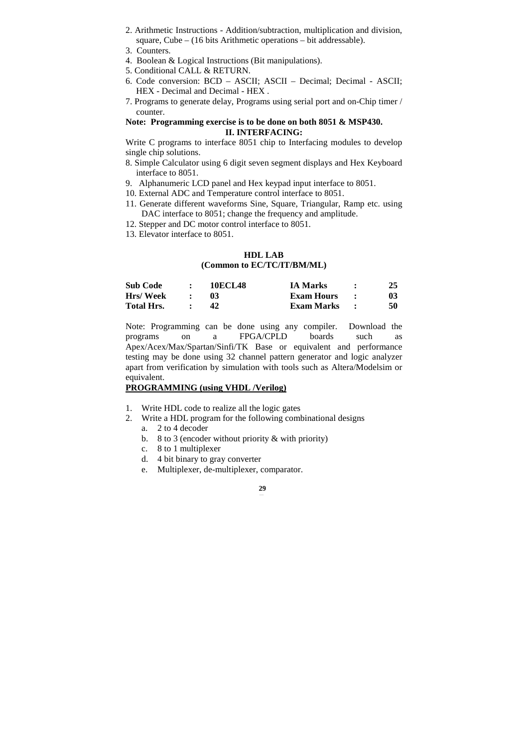2. Arithmetic Instructions - Addition/subtraction, multiplication and division, square, Cube – (16 bits Arithmetic operations – bit addressable).
3. Counters.
4. Boolean & Logical Instructions (Bit manipulations).
5. Conditional CALL & RETURN.
6. Code conversion: BCD – ASCII; ASCII – Decimal; Decimal - ASCII; HEX - Decimal and Decimal - HEX .
7. Programs to generate delay, Programs using serial port and on-Chip timer / counter.

**Note: Programming exercise is to be done on both 8051 & MSP430.**

**II. INTERFACING:**

Write C programs to interface 8051 chip to Interfacing modules to develop single chip solutions.

8. Simple Calculator using 6 digit seven segment displays and Hex Keyboard interface to 8051.
9. Alphanumeric LCD panel and Hex keypad input interface to 8051.
10. External ADC and Temperature control interface to 8051.
11. Generate different waveforms Sine, Square, Triangular, Ramp etc. using DAC interface to 8051; change the frequency and amplitude.
12. Stepper and DC motor control interface to 8051.
13. Elevator interface to 8051.

## HDL LAB
### (Common to EC/TC/IT/BM/ML)

| | | | | | |
|---|---|---|---|---|---|
| **Sub Code** | **:** | **10ECL48** | **IA Marks** | **:** | **25** |
| **Hrs/ Week** | **:** | **03** | **Exam Hours** | **:** | **03** |
| **Total Hrs.** | **:** | **42** | **Exam Marks** | **:** | **50** |

Note: Programming can be done using any compiler. Download the programs on a FPGA/CPLD boards such as Apex/Acex/Max/Spartan/Sinfi/TK Base or equivalent and performance testing may be done using 32 channel pattern generator and logic analyzer apart from verification by simulation with tools such as Altera/Modelsim or equivalent.

**PROGRAMMING (using VHDL /Verilog)**

1. Write HDL code to realize all the logic gates
2. Write a HDL program for the following combinational designs
   a. 2 to 4 decoder
   b. 8 to 3 (encoder without priority & with priority)
   c. 8 to 1 multiplexer
   d. 4 bit binary to gray converter
   e. Multiplexer, de-multiplexer, comparator.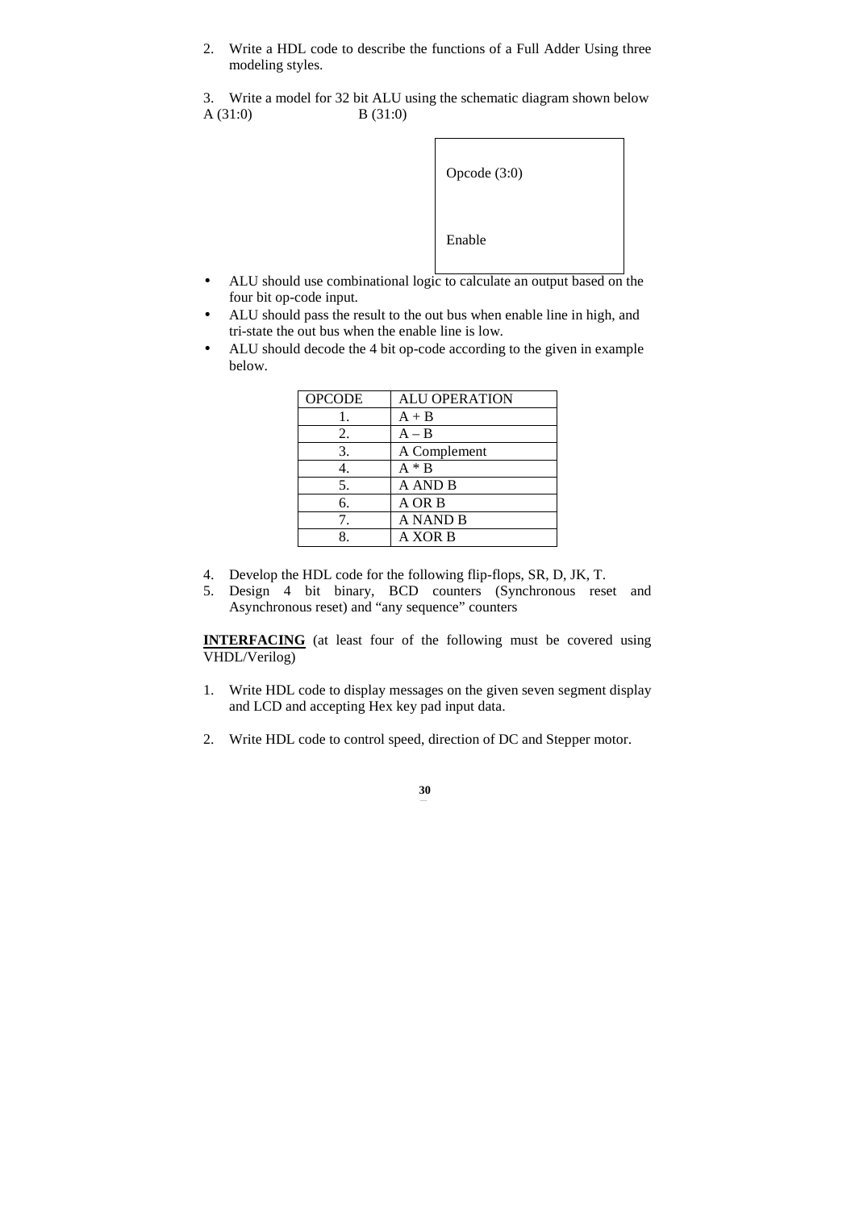2. Write a HDL code to describe the functions of a Full Adder Using three modeling styles.

3. Write a model for 32 bit ALU using the schematic diagram shown below
A (31:0) B (31:0)

Opcode (3:0)

Enable

- ALU should use combinational logic to calculate an output based on the four bit op-code input.
- ALU should pass the result to the out bus when enable line in high, and tri-state the out bus when the enable line is low.
- ALU should decode the 4 bit op-code according to the given in example below.

| OPCODE | ALU OPERATION |
|---|---|
| 1. | A + B |
| 2. | A – B |
| 3. | A Complement |
| 4. | A * B |
| 5. | A AND B |
| 6. | A OR B |
| 7. | A NAND B |
| 8. | A XOR B |

4. Develop the HDL code for the following flip-flops, SR, D, JK, T.
5. Design 4 bit binary, BCD counters (Synchronous reset and Asynchronous reset) and "any sequence" counters

**INTERFACING** (at least four of the following must be covered using VHDL/Verilog)

1. Write HDL code to display messages on the given seven segment display and LCD and accepting Hex key pad input data.

2. Write HDL code to control speed, direction of DC and Stepper motor.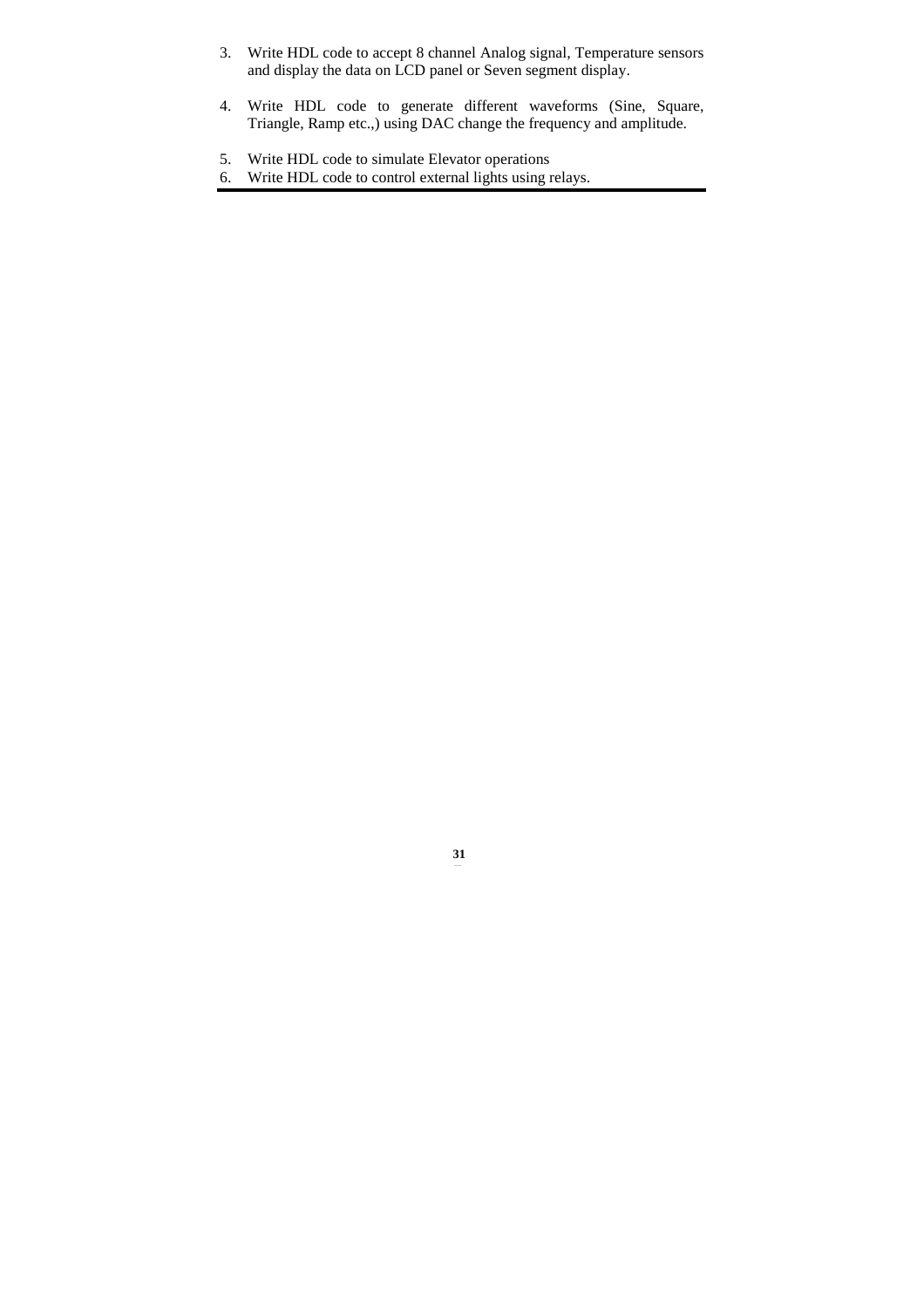3. Write HDL code to accept 8 channel Analog signal, Temperature sensors and display the data on LCD panel or Seven segment display.

4. Write HDL code to generate different waveforms (Sine, Square, Triangle, Ramp etc.,) using DAC change the frequency and amplitude.

5. Write HDL code to simulate Elevator operations
6. Write HDL code to control external lights using relays.

---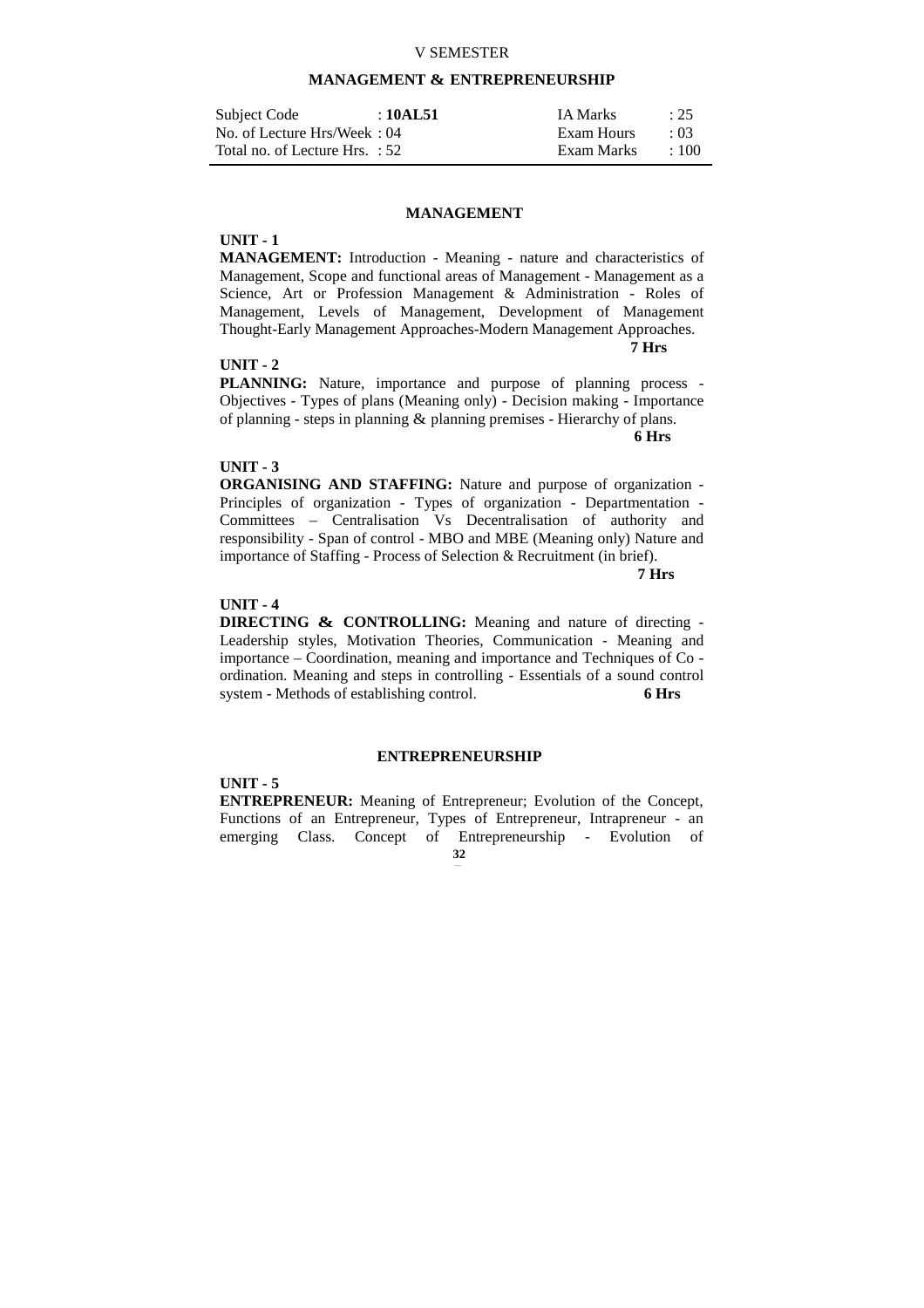V SEMESTER

## MANAGEMENT & ENTREPRENEURSHIP

| Subject Code | : **10AL51** | IA Marks | : 25 |
|---|---|---|---|
| No. of Lecture Hrs/Week | : 04 | Exam Hours | : 03 |
| Total no. of Lecture Hrs. | : 52 | Exam Marks | : 100 |

### MANAGEMENT

**UNIT - 1**

**MANAGEMENT:** Introduction - Meaning - nature and characteristics of Management, Scope and functional areas of Management - Management as a Science, Art or Profession Management & Administration - Roles of Management, Levels of Management, Development of Management Thought-Early Management Approaches-Modern Management Approaches.

**7 Hrs**

**UNIT - 2**

**PLANNING:** Nature, importance and purpose of planning process - Objectives - Types of plans (Meaning only) - Decision making - Importance of planning - steps in planning & planning premises - Hierarchy of plans.

**6 Hrs**

**UNIT - 3**

**ORGANISING AND STAFFING:** Nature and purpose of organization - Principles of organization - Types of organization - Departmentation - Committees – Centralisation Vs Decentralisation of authority and responsibility - Span of control - MBO and MBE (Meaning only) Nature and importance of Staffing - Process of Selection & Recruitment (in brief).

**7 Hrs**

**UNIT - 4**

**DIRECTING & CONTROLLING:** Meaning and nature of directing - Leadership styles, Motivation Theories, Communication - Meaning and importance – Coordination, meaning and importance and Techniques of Co - ordination. Meaning and steps in controlling - Essentials of a sound control system - Methods of establishing control. **6 Hrs**

### ENTREPRENEURSHIP

**UNIT - 5**

**ENTREPRENEUR:** Meaning of Entrepreneur; Evolution of the Concept, Functions of an Entrepreneur, Types of Entrepreneur, Intrapreneur - an emerging Class. Concept of Entrepreneurship - Evolution of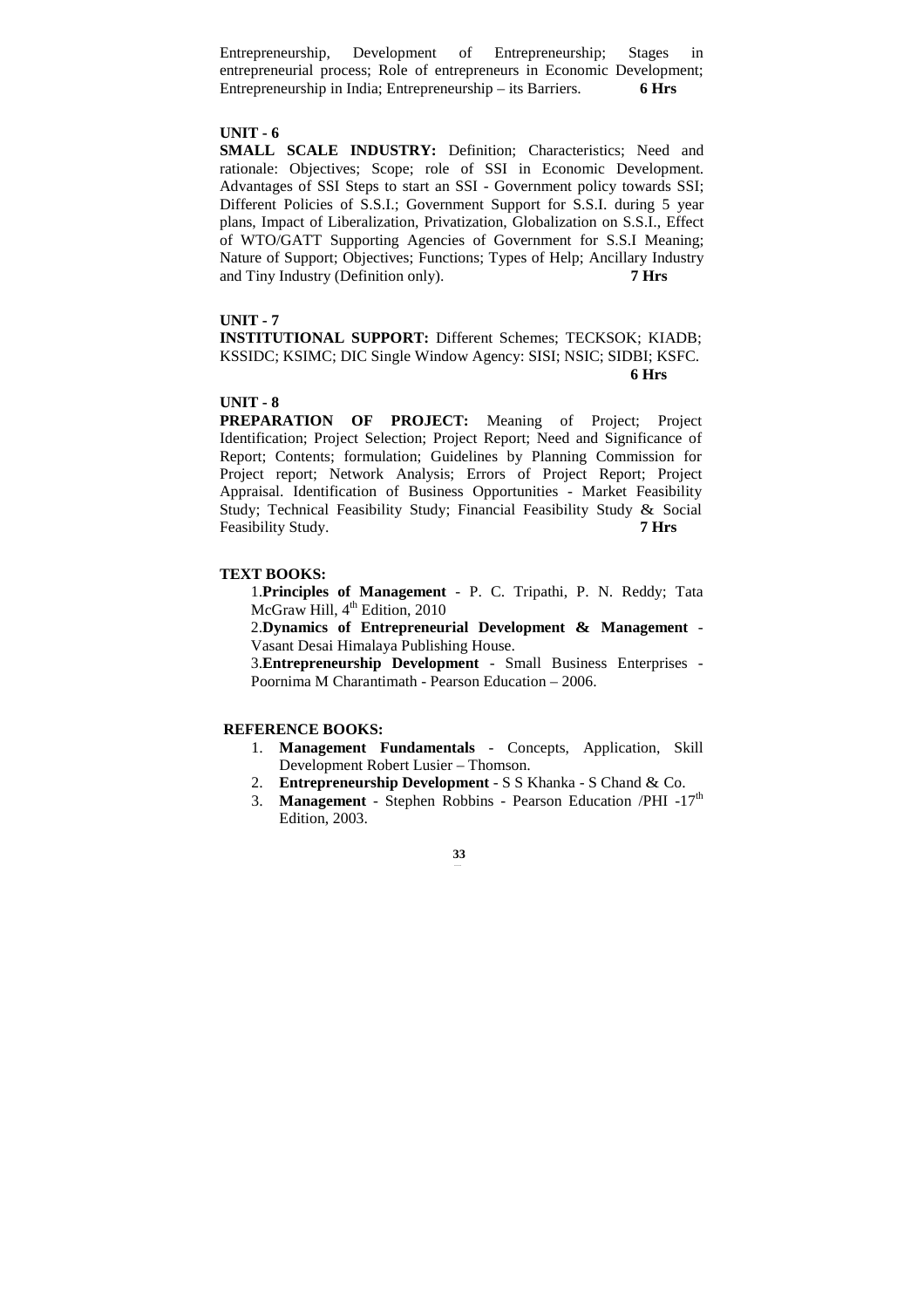Entrepreneurship, Development of Entrepreneurship; Stages in entrepreneurial process; Role of entrepreneurs in Economic Development; Entrepreneurship in India; Entrepreneurship – its Barriers. **6 Hrs**

**UNIT - 6**

**SMALL SCALE INDUSTRY:** Definition; Characteristics; Need and rationale: Objectives; Scope; role of SSI in Economic Development. Advantages of SSI Steps to start an SSI - Government policy towards SSI; Different Policies of S.S.I.; Government Support for S.S.I. during 5 year plans, Impact of Liberalization, Privatization, Globalization on S.S.I., Effect of WTO/GATT Supporting Agencies of Government for S.S.I Meaning; Nature of Support; Objectives; Functions; Types of Help; Ancillary Industry and Tiny Industry (Definition only). **7 Hrs**

**UNIT - 7**

**INSTITUTIONAL SUPPORT:** Different Schemes; TECKSOK; KIADB; KSSIDC; KSIMC; DIC Single Window Agency: SISI; NSIC; SIDBI; KSFC. **6 Hrs**

**UNIT - 8**

**PREPARATION OF PROJECT:** Meaning of Project; Project Identification; Project Selection; Project Report; Need and Significance of Report; Contents; formulation; Guidelines by Planning Commission for Project report; Network Analysis; Errors of Project Report; Project Appraisal. Identification of Business Opportunities - Market Feasibility Study; Technical Feasibility Study; Financial Feasibility Study & Social Feasibility Study. **7 Hrs**

**TEXT BOOKS:**

1. **Principles of Management** - P. C. Tripathi, P. N. Reddy; Tata McGraw Hill, 4th Edition, 2010
2. **Dynamics of Entrepreneurial Development & Management** - Vasant Desai Himalaya Publishing House.
3. **Entrepreneurship Development** - Small Business Enterprises - Poornima M Charantimath - Pearson Education – 2006.

**REFERENCE BOOKS:**

1. **Management Fundamentals** - Concepts, Application, Skill Development Robert Lusier – Thomson.
2. **Entrepreneurship Development** - S S Khanka - S Chand & Co.
3. **Management** - Stephen Robbins - Pearson Education /PHI -17th Edition, 2003.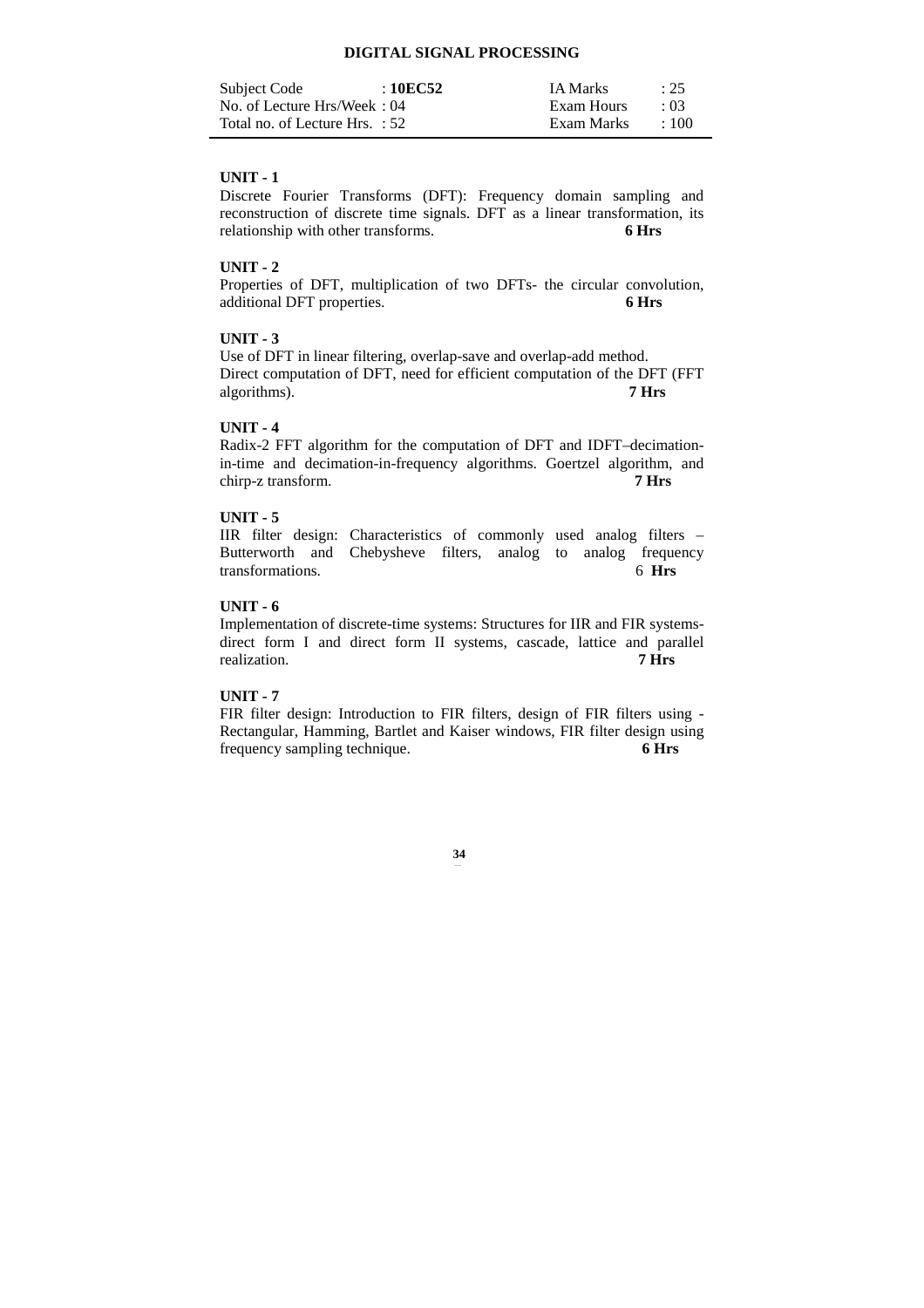# DIGITAL SIGNAL PROCESSING

| Subject Code | : **10EC52** | IA Marks | : 25 |
|---|---|---|---|
| No. of Lecture Hrs/Week | : 04 | Exam Hours | : 03 |
| Total no. of Lecture Hrs. | : 52 | Exam Marks | : 100 |

**UNIT - 1**

Discrete Fourier Transforms (DFT): Frequency domain sampling and reconstruction of discrete time signals. DFT as a linear transformation, its relationship with other transforms. **6 Hrs**

**UNIT - 2**

Properties of DFT, multiplication of two DFTs- the circular convolution, additional DFT properties. **6 Hrs**

**UNIT - 3**

Use of DFT in linear filtering, overlap-save and overlap-add method. Direct computation of DFT, need for efficient computation of the DFT (FFT algorithms). **7 Hrs**

**UNIT - 4**

Radix-2 FFT algorithm for the computation of DFT and IDFT–decimation-in-time and decimation-in-frequency algorithms. Goertzel algorithm, and chirp-z transform. **7 Hrs**

**UNIT - 5**

IIR filter design: Characteristics of commonly used analog filters – Butterworth and Chebysheve filters, analog to analog frequency transformations. 6 **Hrs**

**UNIT - 6**

Implementation of discrete-time systems: Structures for IIR and FIR systems-direct form I and direct form II systems, cascade, lattice and parallel realization. **7 Hrs**

**UNIT - 7**

FIR filter design: Introduction to FIR filters, design of FIR filters using - Rectangular, Hamming, Bartlet and Kaiser windows, FIR filter design using frequency sampling technique. **6 Hrs**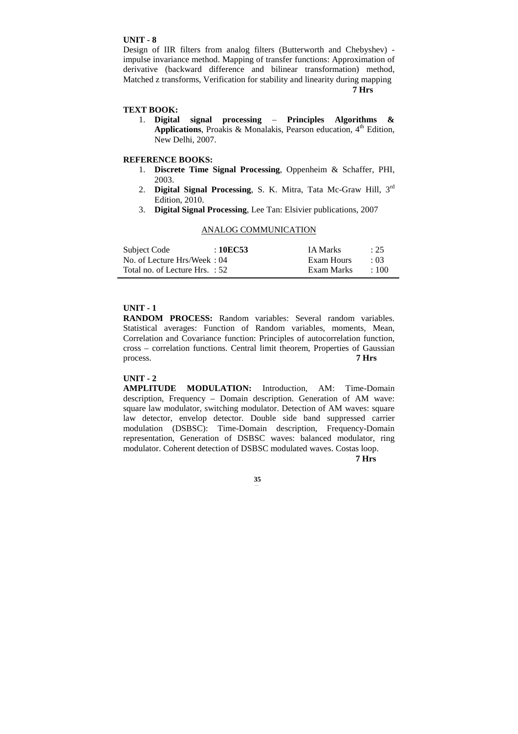**UNIT - 8**

Design of IIR filters from analog filters (Butterworth and Chebyshev) - impulse invariance method. Mapping of transfer functions: Approximation of derivative (backward difference and bilinear transformation) method, Matched z transforms, Verification for stability and linearity during mapping

**7 Hrs**

**TEXT BOOK:**

1. **Digital signal processing – Principles Algorithms & Applications**, Proakis & Monalakis, Pearson education, 4th Edition, New Delhi, 2007.

**REFERENCE BOOKS:**

1. **Discrete Time Signal Processing**, Oppenheim & Schaffer, PHI, 2003.
2. **Digital Signal Processing**, S. K. Mitra, Tata Mc-Graw Hill, 3rd Edition, 2010.
3. **Digital Signal Processing**, Lee Tan: Elsivier publications, 2007

## ANALOG COMMUNICATION

| | | | |
|---|---|---|---|
| Subject Code | : **10EC53** | IA Marks | : 25 |
| No. of Lecture Hrs/Week | : 04 | Exam Hours | : 03 |
| Total no. of Lecture Hrs. | : 52 | Exam Marks | : 100 |

**UNIT - 1**

**RANDOM PROCESS:** Random variables: Several random variables. Statistical averages: Function of Random variables, moments, Mean, Correlation and Covariance function: Principles of autocorrelation function, cross – correlation functions. Central limit theorem, Properties of Gaussian process. **7 Hrs**

**UNIT - 2**

**AMPLITUDE MODULATION:** Introduction, AM: Time-Domain description, Frequency – Domain description. Generation of AM wave: square law modulator, switching modulator. Detection of AM waves: square law detector, envelop detector. Double side band suppressed carrier modulation (DSBSC): Time-Domain description, Frequency-Domain representation, Generation of DSBSC waves: balanced modulator, ring modulator. Coherent detection of DSBSC modulated waves. Costas loop.

**7 Hrs**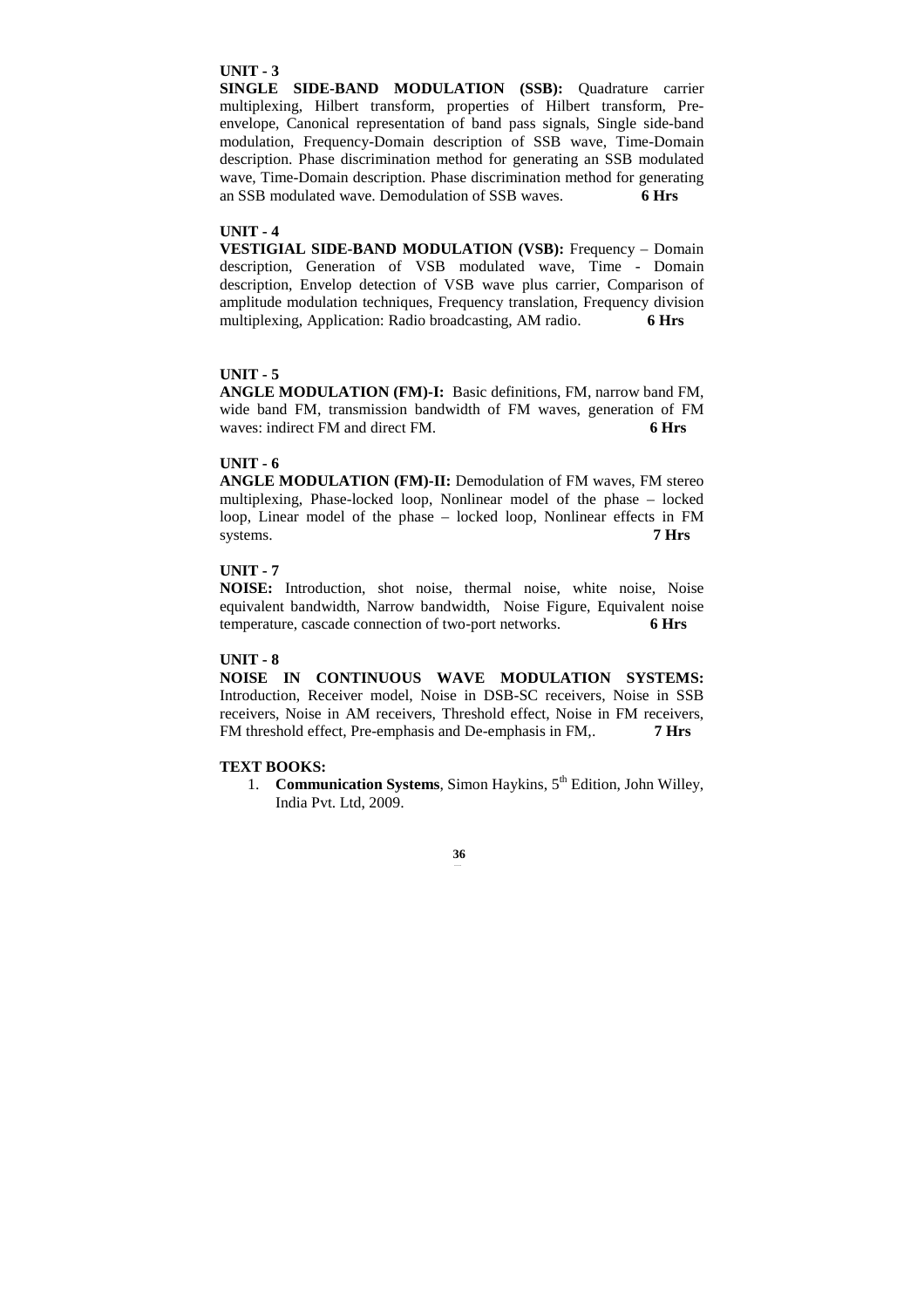**UNIT - 3**

**SINGLE SIDE-BAND MODULATION (SSB):** Quadrature carrier multiplexing, Hilbert transform, properties of Hilbert transform, Pre-envelope, Canonical representation of band pass signals, Single side-band modulation, Frequency-Domain description of SSB wave, Time-Domain description. Phase discrimination method for generating an SSB modulated wave, Time-Domain description. Phase discrimination method for generating an SSB modulated wave. Demodulation of SSB waves. **6 Hrs**

**UNIT - 4**

**VESTIGIAL SIDE-BAND MODULATION (VSB):** Frequency – Domain description, Generation of VSB modulated wave, Time - Domain description, Envelop detection of VSB wave plus carrier, Comparison of amplitude modulation techniques, Frequency translation, Frequency division multiplexing, Application: Radio broadcasting, AM radio. **6 Hrs**

**UNIT - 5**

**ANGLE MODULATION (FM)-I:** Basic definitions, FM, narrow band FM, wide band FM, transmission bandwidth of FM waves, generation of FM waves: indirect FM and direct FM. **6 Hrs**

**UNIT - 6**

**ANGLE MODULATION (FM)-II:** Demodulation of FM waves, FM stereo multiplexing, Phase-locked loop, Nonlinear model of the phase – locked loop, Linear model of the phase – locked loop, Nonlinear effects in FM systems. **7 Hrs**

**UNIT - 7**

**NOISE:** Introduction, shot noise, thermal noise, white noise, Noise equivalent bandwidth, Narrow bandwidth, Noise Figure, Equivalent noise temperature, cascade connection of two-port networks. **6 Hrs**

**UNIT - 8**

**NOISE IN CONTINUOUS WAVE MODULATION SYSTEMS:** Introduction, Receiver model, Noise in DSB-SC receivers, Noise in SSB receivers, Noise in AM receivers, Threshold effect, Noise in FM receivers, FM threshold effect, Pre-emphasis and De-emphasis in FM,. **7 Hrs**

**TEXT BOOKS:**

1. **Communication Systems**, Simon Haykins, 5th Edition, John Willey, India Pvt. Ltd, 2009.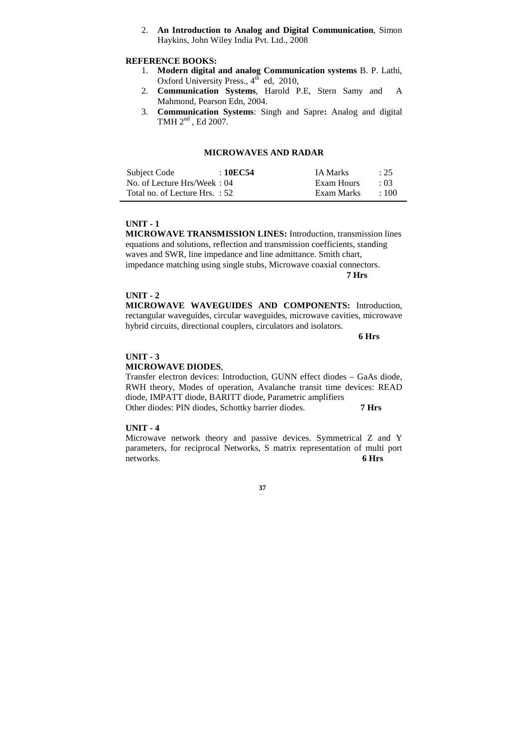2. **An Introduction to Analog and Digital Communication**, Simon Haykins, John Wiley India Pvt. Ltd., 2008

**REFERENCE BOOKS:**

1. **Modern digital and analog Communication systems** B. P. Lathi, Oxford University Press., 4th ed, 2010,
2. **Communication Systems**, Harold P.E, Stern Samy and A Mahmond, Pearson Edn, 2004.
3. **Communication Systems**: Singh and Sapre**:** Analog and digital TMH 2nd , Ed 2007.

## MICROWAVES AND RADAR

| Subject Code | : **10EC54** | IA Marks | : 25 |
|---|---|---|---|
| No. of Lecture Hrs/Week | : 04 | Exam Hours | : 03 |
| Total no. of Lecture Hrs. | : 52 | Exam Marks | : 100 |

**UNIT - 1**

**MICROWAVE TRANSMISSION LINES:** Introduction, transmission lines equations and solutions, reflection and transmission coefficients, standing waves and SWR, line impedance and line admittance. Smith chart, impedance matching using single stubs, Microwave coaxial connectors.

**7 Hrs**

**UNIT - 2**

**MICROWAVE WAVEGUIDES AND COMPONENTS:** Introduction, rectangular waveguides, circular waveguides, microwave cavities, microwave hybrid circuits, directional couplers, circulators and isolators.

**6 Hrs**

**UNIT - 3**

**MICROWAVE DIODES**,

Transfer electron devices: Introduction, GUNN effect diodes – GaAs diode, RWH theory, Modes of operation, Avalanche transit time devices: READ diode, IMPATT diode, BARITT diode, Parametric amplifiers

Other diodes: PIN diodes, Schottky barrier diodes. **7 Hrs**

**UNIT - 4**

Microwave network theory and passive devices. Symmetrical Z and Y parameters, for reciprocal Networks, S matrix representation of multi port networks. **6 Hrs**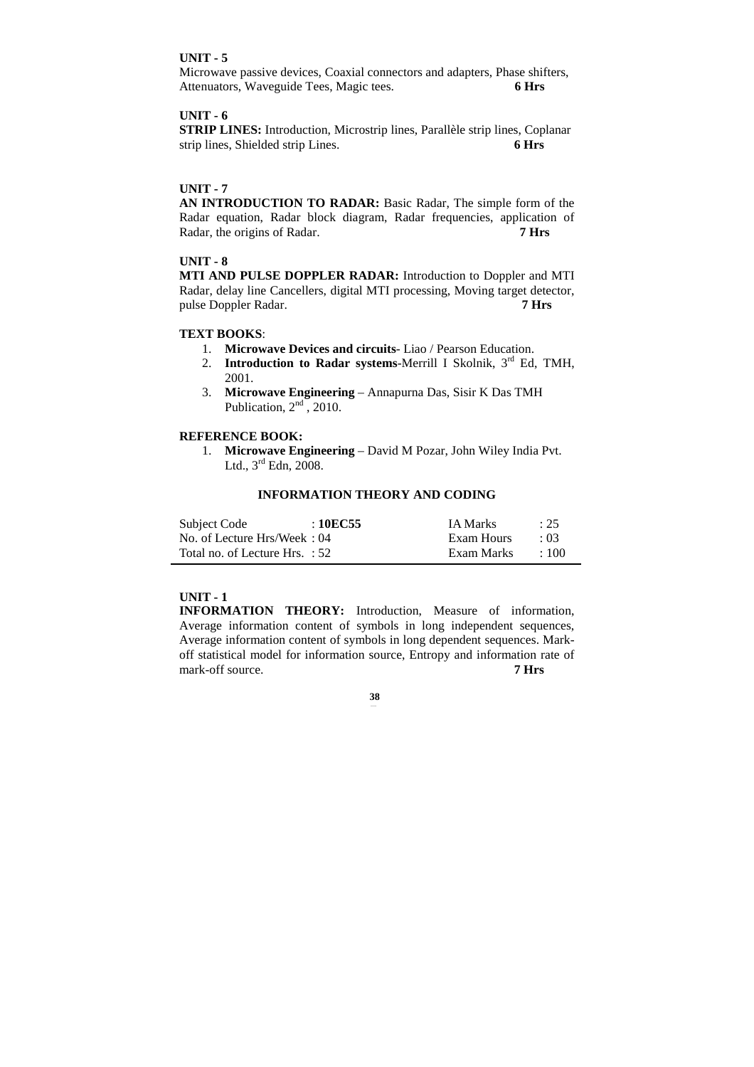**UNIT - 5**

Microwave passive devices, Coaxial connectors and adapters, Phase shifters, Attenuators, Waveguide Tees, Magic tees. **6 Hrs**

**UNIT - 6**

**STRIP LINES:** Introduction, Microstrip lines, Parallèle strip lines, Coplanar strip lines, Shielded strip Lines. **6 Hrs**

**UNIT - 7**

**AN INTRODUCTION TO RADAR:** Basic Radar, The simple form of the Radar equation, Radar block diagram, Radar frequencies, application of Radar, the origins of Radar. **7 Hrs**

**UNIT - 8**

**MTI AND PULSE DOPPLER RADAR:** Introduction to Doppler and MTI Radar, delay line Cancellers, digital MTI processing, Moving target detector, pulse Doppler Radar. **7 Hrs**

**TEXT BOOKS**:

1. **Microwave Devices and circuits**- Liao / Pearson Education.
2. **Introduction to Radar systems**-Merrill I Skolnik, 3rd Ed, TMH, 2001.
3. **Microwave Engineering** – Annapurna Das, Sisir K Das TMH Publication, 2nd , 2010.

**REFERENCE BOOK:**

1. **Microwave Engineering** – David M Pozar, John Wiley India Pvt. Ltd., 3rd Edn, 2008.

## INFORMATION THEORY AND CODING

| | | | |
|---|---|---|---|
| Subject Code | : **10EC55** | IA Marks | : 25 |
| No. of Lecture Hrs/Week : 04 | | Exam Hours | : 03 |
| Total no. of Lecture Hrs. : 52 | | Exam Marks | : 100 |

**UNIT - 1**

**INFORMATION THEORY:** Introduction, Measure of information, Average information content of symbols in long independent sequences, Average information content of symbols in long dependent sequences. Mark-off statistical model for information source, Entropy and information rate of mark-off source. **7 Hrs**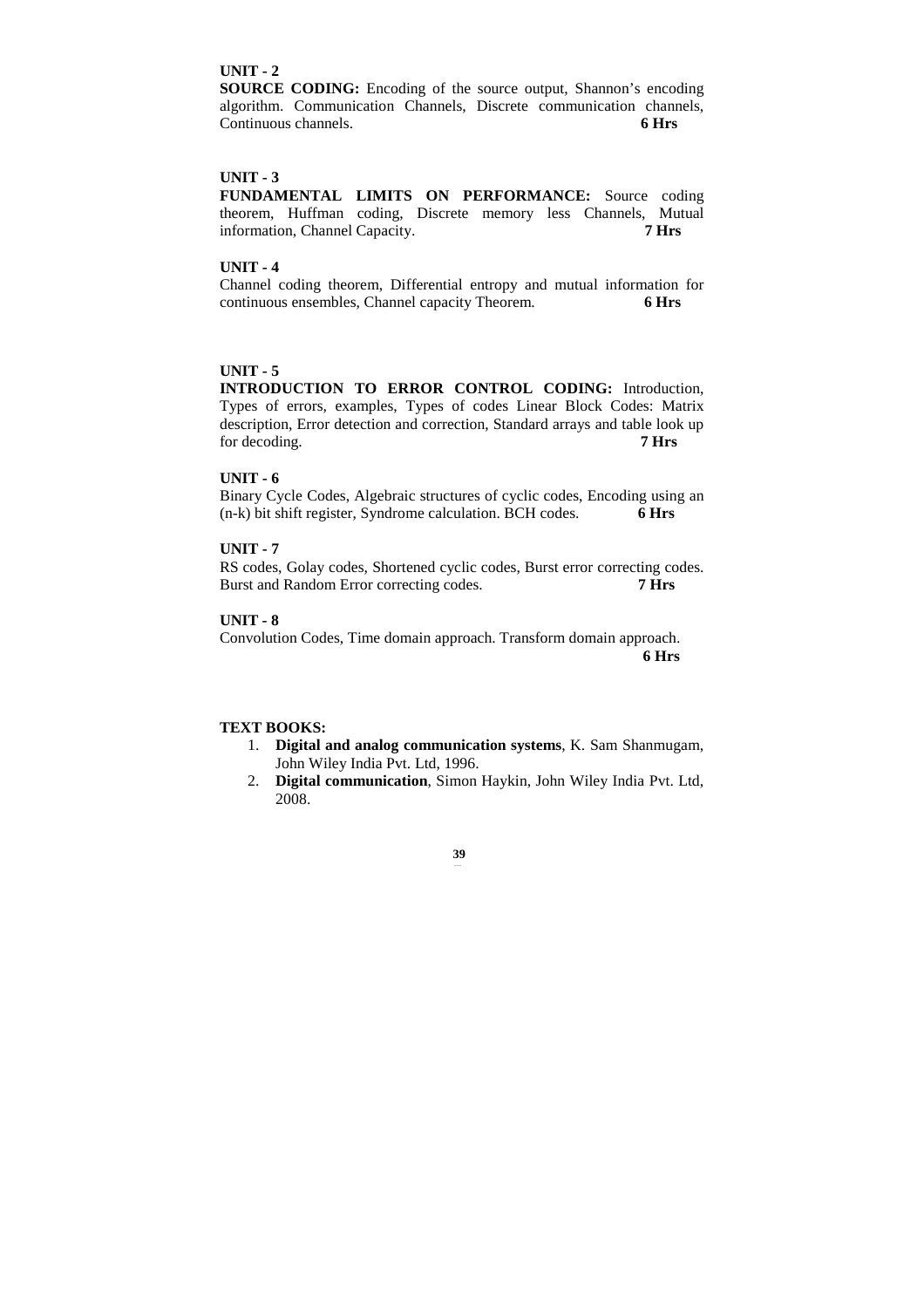**UNIT - 2**

**SOURCE CODING:** Encoding of the source output, Shannon's encoding algorithm. Communication Channels, Discrete communication channels, Continuous channels. **6 Hrs**

**UNIT - 3**

**FUNDAMENTAL LIMITS ON PERFORMANCE:** Source coding theorem, Huffman coding, Discrete memory less Channels, Mutual information, Channel Capacity. **7 Hrs**

**UNIT - 4**

Channel coding theorem, Differential entropy and mutual information for continuous ensembles, Channel capacity Theorem. **6 Hrs**

**UNIT - 5**

**INTRODUCTION TO ERROR CONTROL CODING:** Introduction, Types of errors, examples, Types of codes Linear Block Codes: Matrix description, Error detection and correction, Standard arrays and table look up for decoding. **7 Hrs**

**UNIT - 6**

Binary Cycle Codes, Algebraic structures of cyclic codes, Encoding using an (n-k) bit shift register, Syndrome calculation. BCH codes. **6 Hrs**

**UNIT - 7**

RS codes, Golay codes, Shortened cyclic codes, Burst error correcting codes. Burst and Random Error correcting codes. **7 Hrs**

**UNIT - 8**

Convolution Codes, Time domain approach. Transform domain approach. **6 Hrs**

**TEXT BOOKS:**

1. **Digital and analog communication systems**, K. Sam Shanmugam, John Wiley India Pvt. Ltd, 1996.
2. **Digital communication**, Simon Haykin, John Wiley India Pvt. Ltd, 2008.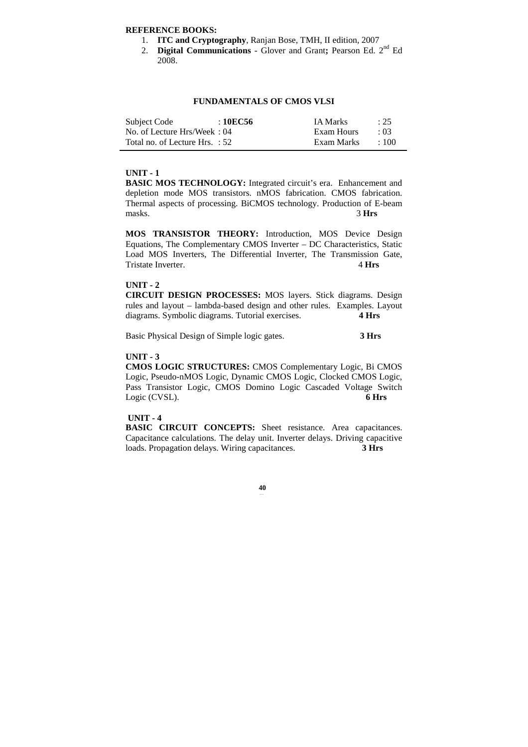**REFERENCE BOOKS:**

1. **ITC and Cryptography**, Ranjan Bose, TMH, II edition, 2007
2. **Digital Communications** - Glover and Grant**;** Pearson Ed. 2nd Ed 2008.

## FUNDAMENTALS OF CMOS VLSI

| | | | |
|---|---|---|---|
| Subject Code | : **10EC56** | IA Marks | : 25 |
| No. of Lecture Hrs/Week | : 04 | Exam Hours | : 03 |
| Total no. of Lecture Hrs. | : 52 | Exam Marks | : 100 |

**UNIT - 1**

**BASIC MOS TECHNOLOGY:** Integrated circuit's era. Enhancement and depletion mode MOS transistors. nMOS fabrication. CMOS fabrication. Thermal aspects of processing. BiCMOS technology. Production of E-beam masks. 3 **Hrs**

**MOS TRANSISTOR THEORY:** Introduction, MOS Device Design Equations, The Complementary CMOS Inverter – DC Characteristics, Static Load MOS Inverters, The Differential Inverter, The Transmission Gate, Tristate Inverter. 4 **Hrs**

**UNIT - 2**

**CIRCUIT DESIGN PROCESSES:** MOS layers. Stick diagrams. Design rules and layout – lambda-based design and other rules. Examples. Layout diagrams. Symbolic diagrams. Tutorial exercises. **4 Hrs**

Basic Physical Design of Simple logic gates. **3 Hrs**

**UNIT - 3**

**CMOS LOGIC STRUCTURES:** CMOS Complementary Logic, Bi CMOS Logic, Pseudo-nMOS Logic, Dynamic CMOS Logic, Clocked CMOS Logic, Pass Transistor Logic, CMOS Domino Logic Cascaded Voltage Switch Logic (CVSL). **6 Hrs**

**UNIT - 4**

**BASIC CIRCUIT CONCEPTS:** Sheet resistance. Area capacitances. Capacitance calculations. The delay unit. Inverter delays. Driving capacitive loads. Propagation delays. Wiring capacitances. **3 Hrs**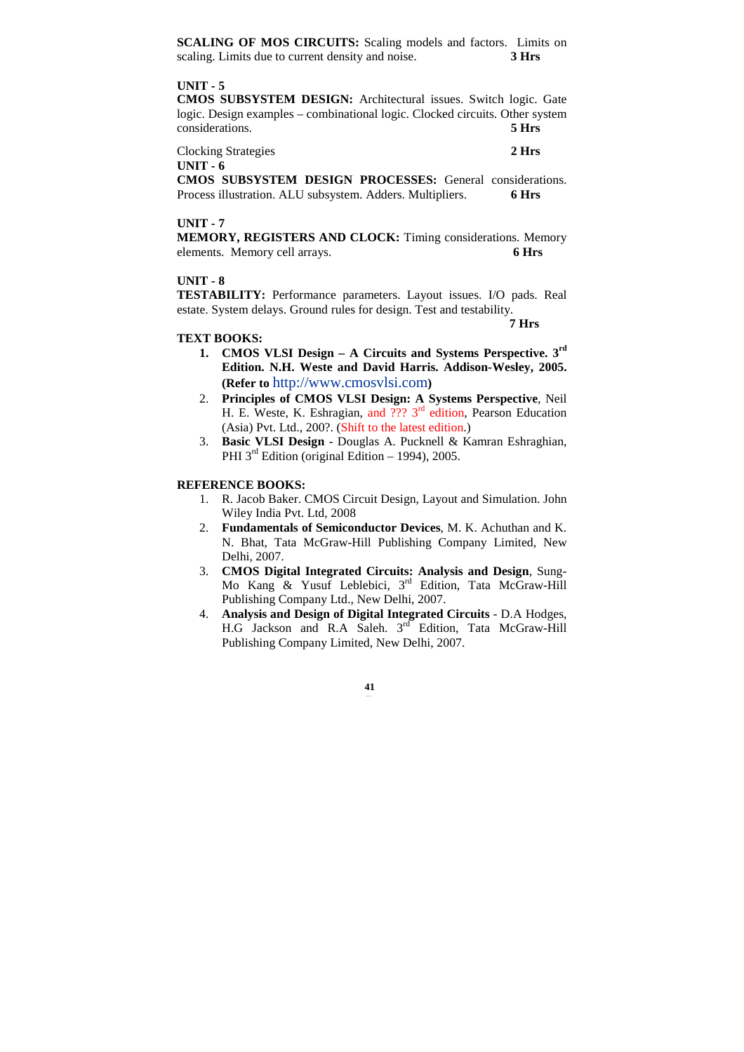**SCALING OF MOS CIRCUITS:** Scaling models and factors. Limits on scaling. Limits due to current density and noise. **3 Hrs**

**UNIT - 5**

**CMOS SUBSYSTEM DESIGN:** Architectural issues. Switch logic. Gate logic. Design examples – combinational logic. Clocked circuits. Other system considerations. **5 Hrs**

Clocking Strategies **2 Hrs**

**UNIT - 6**

**CMOS SUBSYSTEM DESIGN PROCESSES:** General considerations. Process illustration. ALU subsystem. Adders. Multipliers. **6 Hrs**

**UNIT - 7**

**MEMORY, REGISTERS AND CLOCK:** Timing considerations. Memory elements. Memory cell arrays. **6 Hrs**

**UNIT - 8**

**TESTABILITY:** Performance parameters. Layout issues. I/O pads. Real estate. System delays. Ground rules for design. Test and testability.

**7 Hrs**

**TEXT BOOKS:**

1. **CMOS VLSI Design – A Circuits and Systems Perspective. 3rd Edition. N.H. Weste and David Harris. Addison-Wesley, 2005. (Refer to** http://www.cmosvlsi.com**)**
2. **Principles of CMOS VLSI Design: A Systems Perspective**, Neil H. E. Weste, K. Eshragian, and ??? 3rd edition, Pearson Education (Asia) Pvt. Ltd., 200?. (Shift to the latest edition.)
3. **Basic VLSI Design** - Douglas A. Pucknell & Kamran Eshraghian, PHI 3rd Edition (original Edition – 1994), 2005.

**REFERENCE BOOKS:**

1. R. Jacob Baker. CMOS Circuit Design, Layout and Simulation. John Wiley India Pvt. Ltd, 2008
2. **Fundamentals of Semiconductor Devices**, M. K. Achuthan and K. N. Bhat, Tata McGraw-Hill Publishing Company Limited, New Delhi, 2007.
3. **CMOS Digital Integrated Circuits: Analysis and Design**, Sung-Mo Kang & Yusuf Leblebici, 3rd Edition, Tata McGraw-Hill Publishing Company Ltd., New Delhi, 2007.
4. **Analysis and Design of Digital Integrated Circuits** - D.A Hodges, H.G Jackson and R.A Saleh. 3rd Edition, Tata McGraw-Hill Publishing Company Limited, New Delhi, 2007.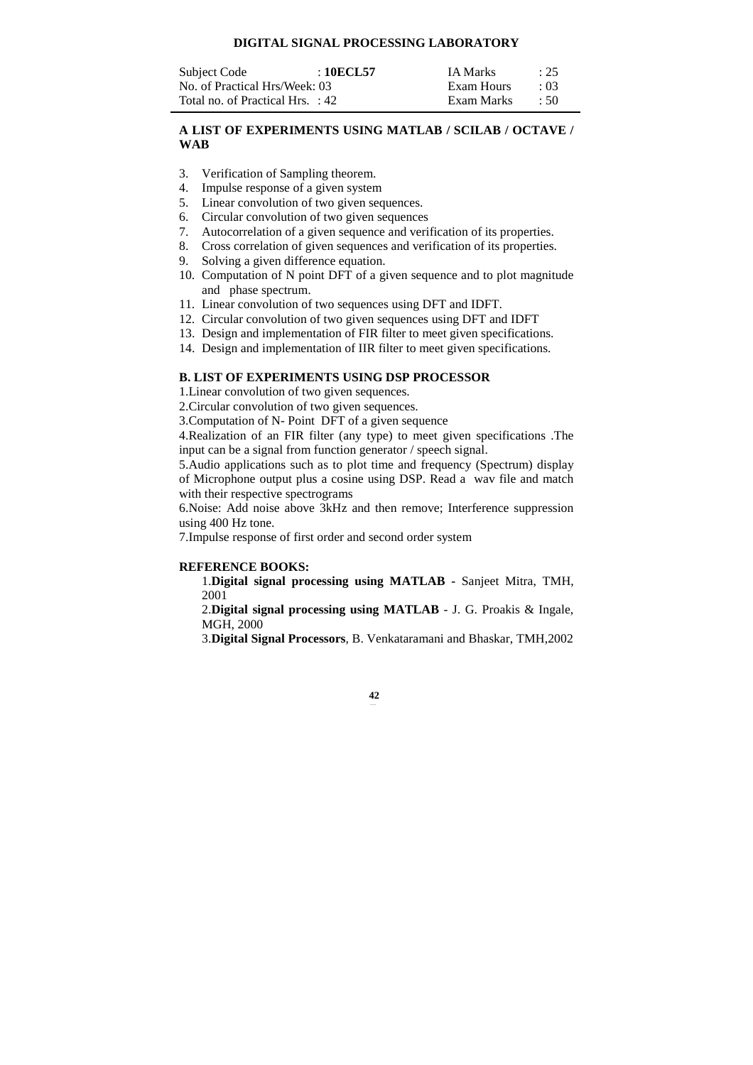## DIGITAL SIGNAL PROCESSING LABORATORY

| Subject Code | : **10ECL57** | IA Marks | : 25 |
|---|---|---|---|
| No. of Practical Hrs/Week: 03 | | Exam Hours | : 03 |
| Total no. of Practical Hrs. : 42 | | Exam Marks | : 50 |

### A LIST OF EXPERIMENTS USING MATLAB / SCILAB / OCTAVE / WAB

3. Verification of Sampling theorem.
4. Impulse response of a given system
5. Linear convolution of two given sequences.
6. Circular convolution of two given sequences
7. Autocorrelation of a given sequence and verification of its properties.
8. Cross correlation of given sequences and verification of its properties.
9. Solving a given difference equation.
10. Computation of N point DFT of a given sequence and to plot magnitude and phase spectrum.
11. Linear convolution of two sequences using DFT and IDFT.
12. Circular convolution of two given sequences using DFT and IDFT
13. Design and implementation of FIR filter to meet given specifications.
14. Design and implementation of IIR filter to meet given specifications.

### B. LIST OF EXPERIMENTS USING DSP PROCESSOR

1.Linear convolution of two given sequences.

2.Circular convolution of two given sequences.

3.Computation of N- Point DFT of a given sequence

4.Realization of an FIR filter (any type) to meet given specifications .The input can be a signal from function generator / speech signal.

5.Audio applications such as to plot time and frequency (Spectrum) display of Microphone output plus a cosine using DSP. Read a wav file and match with their respective spectrograms

6.Noise: Add noise above 3kHz and then remove; Interference suppression using 400 Hz tone.

7.Impulse response of first order and second order system

### REFERENCE BOOKS:

1.**Digital signal processing using MATLAB** - Sanjeet Mitra, TMH, 2001

2.**Digital signal processing using MATLAB** - J. G. Proakis & Ingale, MGH, 2000

3.**Digital Signal Processors**, B. Venkataramani and Bhaskar, TMH,2002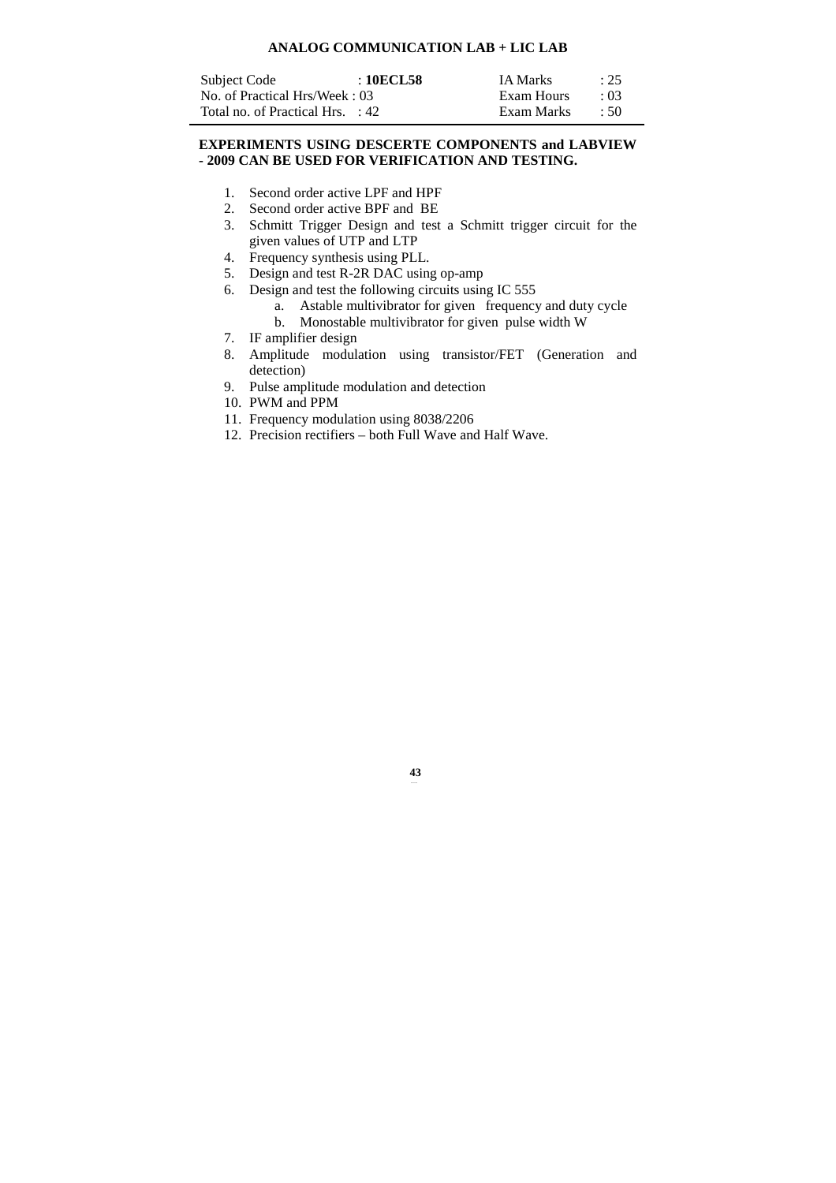## ANALOG COMMUNICATION LAB + LIC LAB

| | | | |
|---|---|---|---|
| Subject Code | : **10ECL58** | IA Marks | : 25 |
| No. of Practical Hrs/Week : 03 | | Exam Hours | : 03 |
| Total no. of Practical Hrs. : 42 | | Exam Marks | : 50 |

**EXPERIMENTS USING DESCERTE COMPONENTS and LABVIEW - 2009 CAN BE USED FOR VERIFICATION AND TESTING.**

1. Second order active LPF and HPF
2. Second order active BPF and BE
3. Schmitt Trigger Design and test a Schmitt trigger circuit for the given values of UTP and LTP
4. Frequency synthesis using PLL.
5. Design and test R-2R DAC using op-amp
6. Design and test the following circuits using IC 555
    a. Astable multivibrator for given frequency and duty cycle
    b. Monostable multivibrator for given pulse width W
7. IF amplifier design
8. Amplitude modulation using transistor/FET (Generation and detection)
9. Pulse amplitude modulation and detection
10. PWM and PPM
11. Frequency modulation using 8038/2206
12. Precision rectifiers – both Full Wave and Half Wave.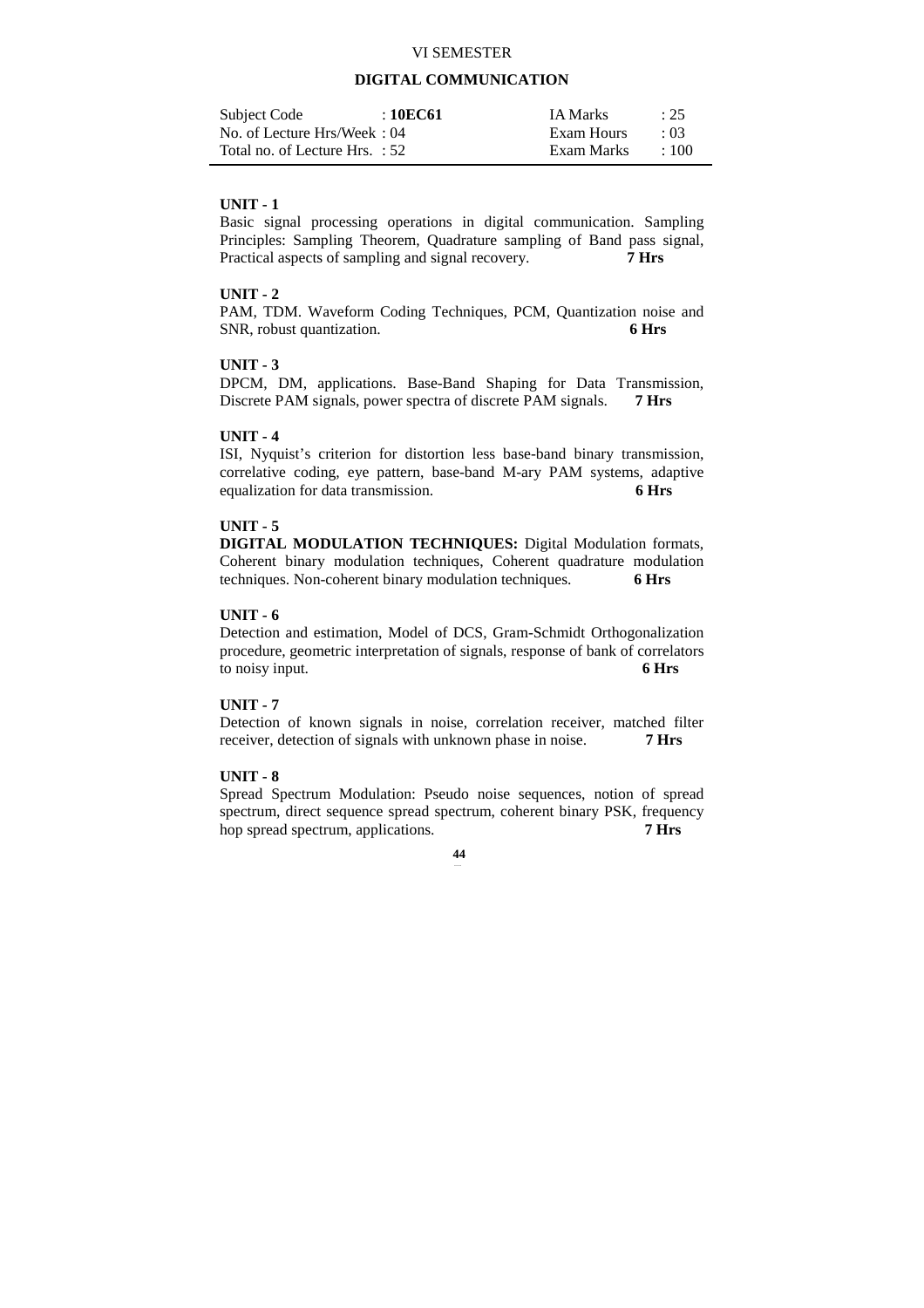VI SEMESTER

# DIGITAL COMMUNICATION

| Subject Code | : **10EC61** | IA Marks | : 25 |
| --- | --- | --- | --- |
| No. of Lecture Hrs/Week | : 04 | Exam Hours | : 03 |
| Total no. of Lecture Hrs. | : 52 | Exam Marks | : 100 |

**UNIT - 1**

Basic signal processing operations in digital communication. Sampling Principles: Sampling Theorem, Quadrature sampling of Band pass signal, Practical aspects of sampling and signal recovery. **7 Hrs**

**UNIT - 2**

PAM, TDM. Waveform Coding Techniques, PCM, Quantization noise and SNR, robust quantization. **6 Hrs**

**UNIT - 3**

DPCM, DM, applications. Base-Band Shaping for Data Transmission, Discrete PAM signals, power spectra of discrete PAM signals. **7 Hrs**

**UNIT - 4**

ISI, Nyquist's criterion for distortion less base-band binary transmission, correlative coding, eye pattern, base-band M-ary PAM systems, adaptive equalization for data transmission. **6 Hrs**

**UNIT - 5**

**DIGITAL MODULATION TECHNIQUES:** Digital Modulation formats, Coherent binary modulation techniques, Coherent quadrature modulation techniques. Non-coherent binary modulation techniques. **6 Hrs**

**UNIT - 6**

Detection and estimation, Model of DCS, Gram-Schmidt Orthogonalization procedure, geometric interpretation of signals, response of bank of correlators to noisy input. **6 Hrs**

**UNIT - 7**

Detection of known signals in noise, correlation receiver, matched filter receiver, detection of signals with unknown phase in noise. **7 Hrs**

**UNIT - 8**

Spread Spectrum Modulation: Pseudo noise sequences, notion of spread spectrum, direct sequence spread spectrum, coherent binary PSK, frequency hop spread spectrum, applications. **7 Hrs**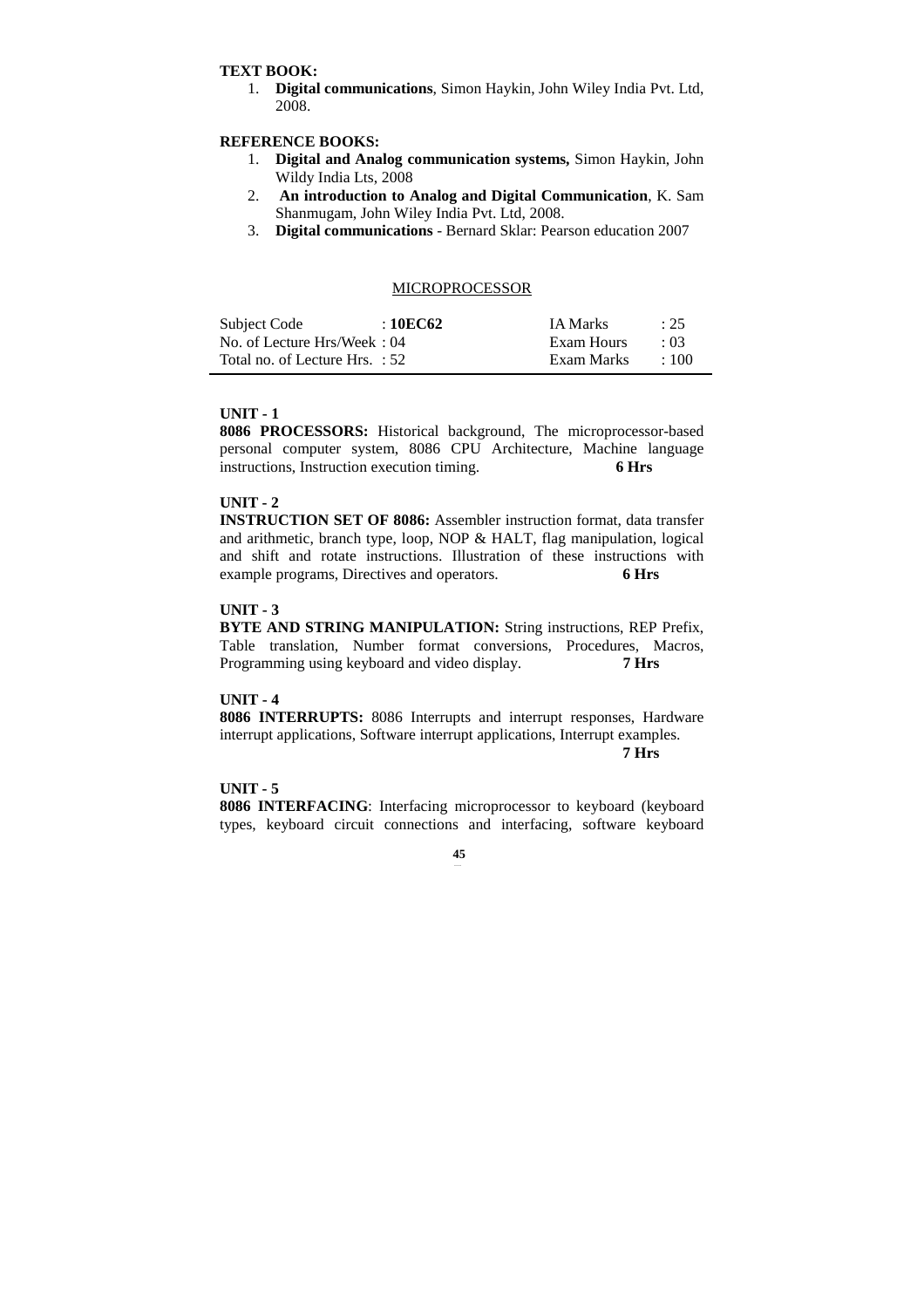**TEXT BOOK:**

1. **Digital communications**, Simon Haykin, John Wiley India Pvt. Ltd, 2008.

**REFERENCE BOOKS:**

1. **Digital and Analog communication systems,** Simon Haykin, John Wildy India Lts, 2008
2. **An introduction to Analog and Digital Communication**, K. Sam Shanmugam, John Wiley India Pvt. Ltd, 2008.
3. **Digital communications** - Bernard Sklar: Pearson education 2007

## MICROPROCESSOR

| | | | |
|---|---|---|---|
| Subject Code | : **10EC62** | IA Marks | : 25 |
| No. of Lecture Hrs/Week | : 04 | Exam Hours | : 03 |
| Total no. of Lecture Hrs. | : 52 | Exam Marks | : 100 |

**UNIT - 1**

**8086 PROCESSORS:** Historical background, The microprocessor-based personal computer system, 8086 CPU Architecture, Machine language instructions, Instruction execution timing. **6 Hrs**

**UNIT - 2**

**INSTRUCTION SET OF 8086:** Assembler instruction format, data transfer and arithmetic, branch type, loop, NOP & HALT, flag manipulation, logical and shift and rotate instructions. Illustration of these instructions with example programs, Directives and operators. **6 Hrs**

**UNIT - 3**

**BYTE AND STRING MANIPULATION:** String instructions, REP Prefix, Table translation, Number format conversions, Procedures, Macros, Programming using keyboard and video display. **7 Hrs**

**UNIT - 4**

**8086 INTERRUPTS:** 8086 Interrupts and interrupt responses, Hardware interrupt applications, Software interrupt applications, Interrupt examples. **7 Hrs**

**UNIT - 5**

**8086 INTERFACING**: Interfacing microprocessor to keyboard (keyboard types, keyboard circuit connections and interfacing, software keyboard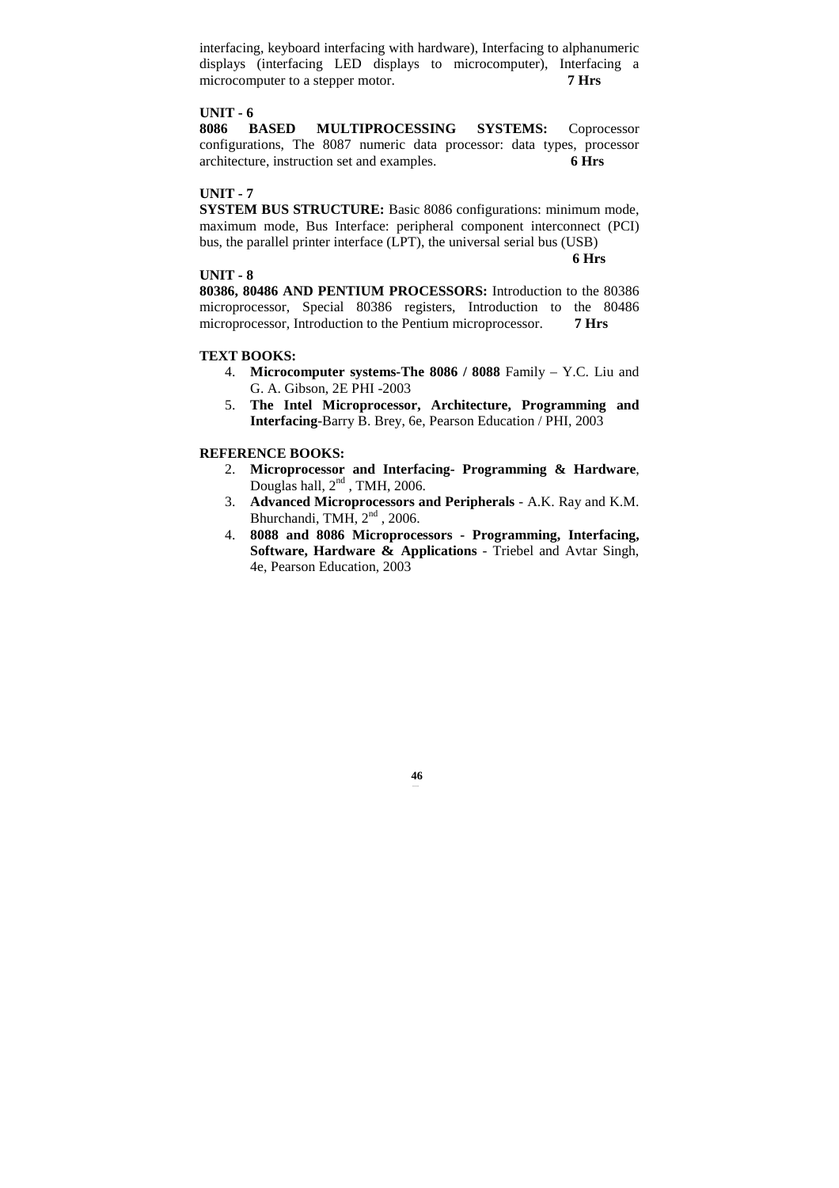interfacing, keyboard interfacing with hardware), Interfacing to alphanumeric displays (interfacing LED displays to microcomputer), Interfacing a microcomputer to a stepper motor. **7 Hrs**

**UNIT - 6**

**8086 BASED MULTIPROCESSING SYSTEMS:** Coprocessor configurations, The 8087 numeric data processor: data types, processor architecture, instruction set and examples. **6 Hrs**

**UNIT - 7**

**SYSTEM BUS STRUCTURE:** Basic 8086 configurations: minimum mode, maximum mode, Bus Interface: peripheral component interconnect (PCI) bus, the parallel printer interface (LPT), the universal serial bus (USB)

**6 Hrs**

**UNIT - 8**

**80386, 80486 AND PENTIUM PROCESSORS:** Introduction to the 80386 microprocessor, Special 80386 registers, Introduction to the 80486 microprocessor, Introduction to the Pentium microprocessor. **7 Hrs**

**TEXT BOOKS:**

4. **Microcomputer systems-The 8086 / 8088** Family – Y.C. Liu and G. A. Gibson, 2E PHI -2003
5. **The Intel Microprocessor, Architecture, Programming and Interfacing**-Barry B. Brey, 6e, Pearson Education / PHI, 2003

**REFERENCE BOOKS:**

2. **Microprocessor and Interfacing- Programming & Hardware**, Douglas hall, 2nd , TMH, 2006.
3. **Advanced Microprocessors and Peripherals** - A.K. Ray and K.M. Bhurchandi, TMH, 2nd , 2006.
4. **8088 and 8086 Microprocessors - Programming, Interfacing, Software, Hardware & Applications** - Triebel and Avtar Singh, 4e, Pearson Education, 2003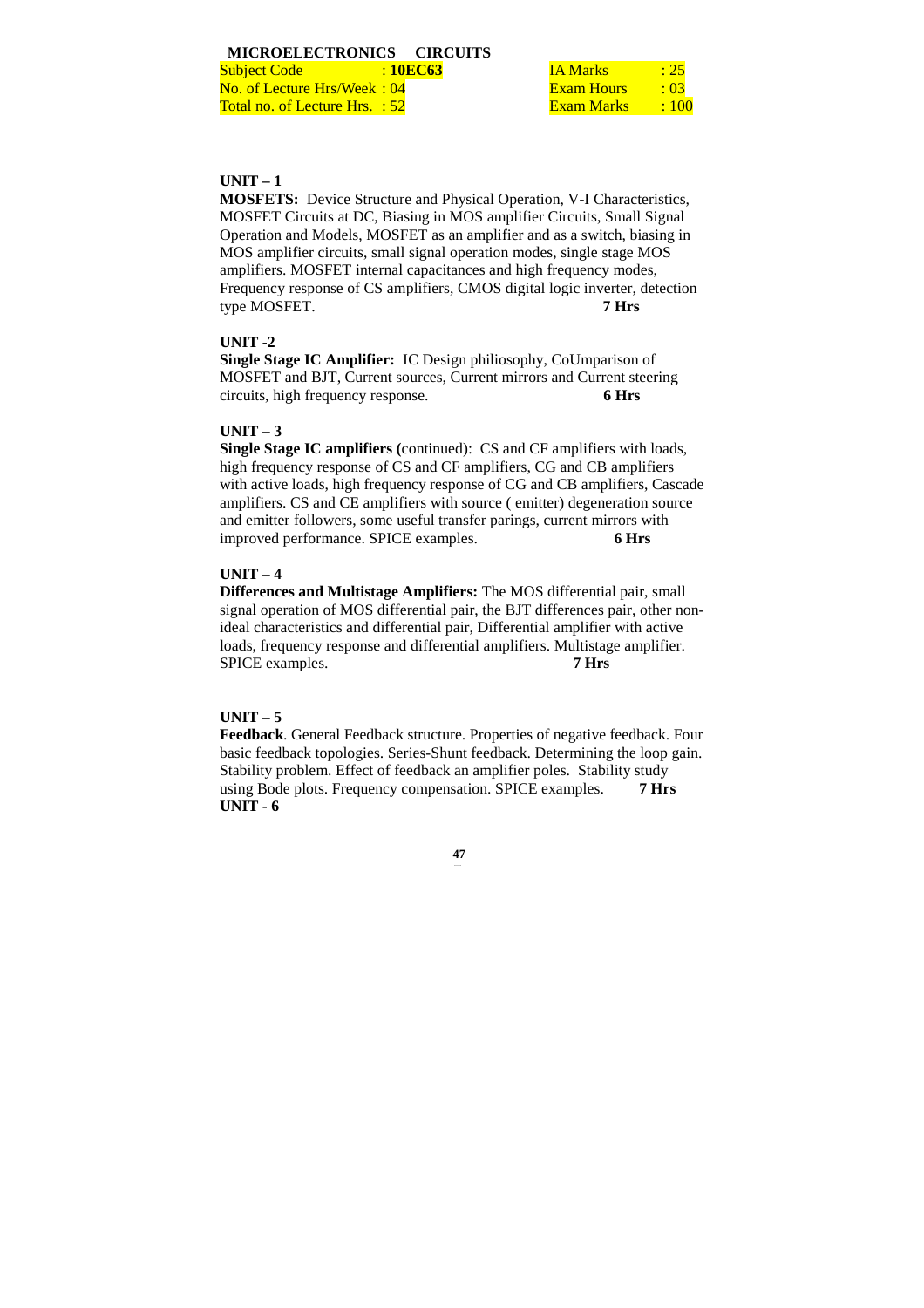## MICROELECTRONICS CIRCUITS

| | | | |
|---|---|---|---|
| Subject Code | : **10EC63** | IA Marks | : 25 |
| No. of Lecture Hrs/Week | : 04 | Exam Hours | : 03 |
| Total no. of Lecture Hrs. | : 52 | Exam Marks | : 100 |

**UNIT – 1**

**MOSFETS:** Device Structure and Physical Operation, V-I Characteristics, MOSFET Circuits at DC, Biasing in MOS amplifier Circuits, Small Signal Operation and Models, MOSFET as an amplifier and as a switch, biasing in MOS amplifier circuits, small signal operation modes, single stage MOS amplifiers. MOSFET internal capacitances and high frequency modes, Frequency response of CS amplifiers, CMOS digital logic inverter, detection type MOSFET. **7 Hrs**

**UNIT -2**

**Single Stage IC Amplifier:** IC Design philiosophy, CoUmparison of MOSFET and BJT, Current sources, Current mirrors and Current steering circuits, high frequency response. **6 Hrs**

**UNIT – 3**

**Single Stage IC amplifiers (**continued): CS and CF amplifiers with loads, high frequency response of CS and CF amplifiers, CG and CB amplifiers with active loads, high frequency response of CG and CB amplifiers, Cascade amplifiers. CS and CE amplifiers with source ( emitter) degeneration source and emitter followers, some useful transfer parings, current mirrors with improved performance. SPICE examples. **6 Hrs**

**UNIT – 4**

**Differences and Multistage Amplifiers:** The MOS differential pair, small signal operation of MOS differential pair, the BJT differences pair, other non-ideal characteristics and differential pair, Differential amplifier with active loads, frequency response and differential amplifiers. Multistage amplifier. SPICE examples. **7 Hrs**

**UNIT – 5**

**Feedback**. General Feedback structure. Properties of negative feedback. Four basic feedback topologies. Series-Shunt feedback. Determining the loop gain. Stability problem. Effect of feedback an amplifier poles. Stability study using Bode plots. Frequency compensation. SPICE examples. **7 Hrs**

**UNIT - 6**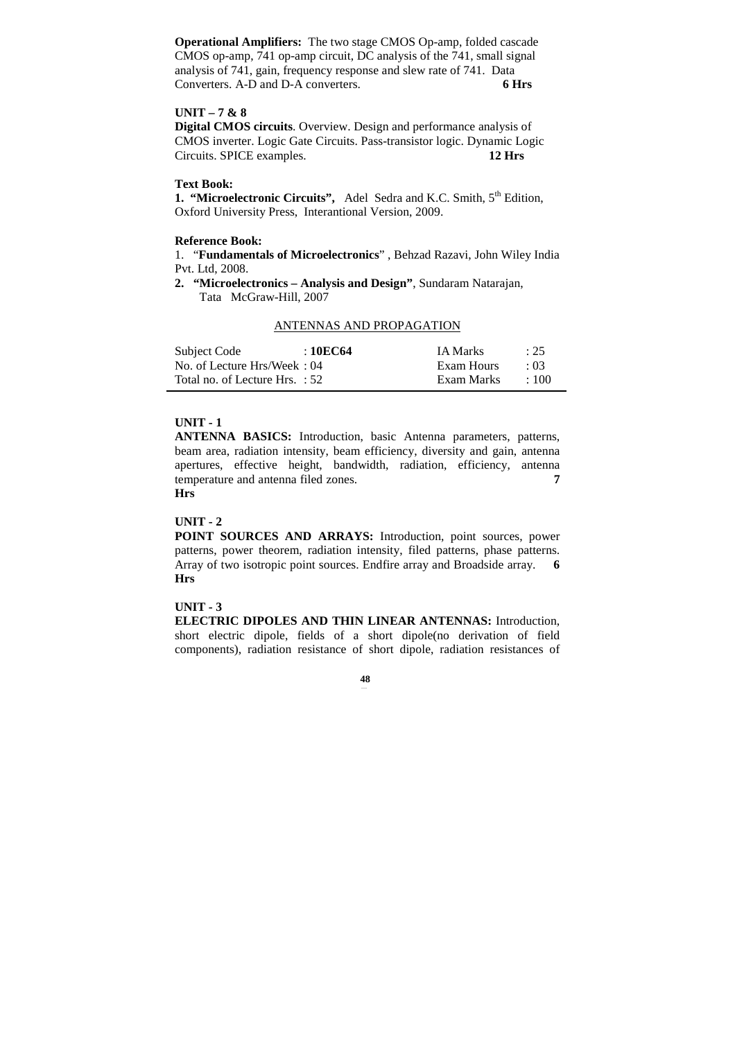**Operational Amplifiers:** The two stage CMOS Op-amp, folded cascade CMOS op-amp, 741 op-amp circuit, DC analysis of the 741, small signal analysis of 741, gain, frequency response and slew rate of 741. Data Converters. A-D and D-A converters. **6 Hrs**

**UNIT – 7 & 8**

**Digital CMOS circuits**. Overview. Design and performance analysis of CMOS inverter. Logic Gate Circuits. Pass-transistor logic. Dynamic Logic Circuits. SPICE examples. **12 Hrs**

**Text Book:**

**1. "Microelectronic Circuits",** Adel Sedra and K.C. Smith, 5th Edition, Oxford University Press, Interantional Version, 2009.

**Reference Book:**

1. "**Fundamentals of Microelectronics**" , Behzad Razavi, John Wiley India Pvt. Ltd, 2008.
2. **"Microelectronics – Analysis and Design"**, Sundaram Natarajan, Tata McGraw-Hill, 2007

## ANTENNAS AND PROPAGATION

| | | | |
|---|---|---|---|
| Subject Code | : **10EC64** | IA Marks | : 25 |
| No. of Lecture Hrs/Week | : 04 | Exam Hours | : 03 |
| Total no. of Lecture Hrs. | : 52 | Exam Marks | : 100 |

**UNIT - 1**

**ANTENNA BASICS:** Introduction, basic Antenna parameters, patterns, beam area, radiation intensity, beam efficiency, diversity and gain, antenna apertures, effective height, bandwidth, radiation, efficiency, antenna temperature and antenna filed zones. **7 Hrs**

**UNIT - 2**

**POINT SOURCES AND ARRAYS:** Introduction, point sources, power patterns, power theorem, radiation intensity, filed patterns, phase patterns. Array of two isotropic point sources. Endfire array and Broadside array. **6 Hrs**

**UNIT - 3**

**ELECTRIC DIPOLES AND THIN LINEAR ANTENNAS:** Introduction, short electric dipole, fields of a short dipole(no derivation of field components), radiation resistance of short dipole, radiation resistances of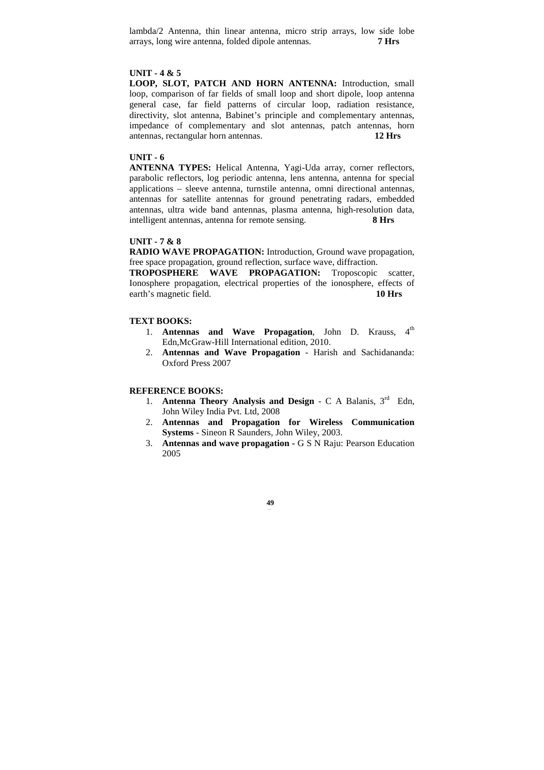lambda/2 Antenna, thin linear antenna, micro strip arrays, low side lobe arrays, long wire antenna, folded dipole antennas. **7 Hrs**

**UNIT - 4 & 5**

**LOOP, SLOT, PATCH AND HORN ANTENNA:** Introduction, small loop, comparison of far fields of small loop and short dipole, loop antenna general case, far field patterns of circular loop, radiation resistance, directivity, slot antenna, Babinet's principle and complementary antennas, impedance of complementary and slot antennas, patch antennas, horn antennas, rectangular horn antennas. **12 Hrs**

**UNIT - 6**

**ANTENNA TYPES:** Helical Antenna, Yagi-Uda array, corner reflectors, parabolic reflectors, log periodic antenna, lens antenna, antenna for special applications – sleeve antenna, turnstile antenna, omni directional antennas, antennas for satellite antennas for ground penetrating radars, embedded antennas, ultra wide band antennas, plasma antenna, high-resolution data, intelligent antennas, antenna for remote sensing. **8 Hrs**

**UNIT - 7 & 8**

**RADIO WAVE PROPAGATION:** Introduction, Ground wave propagation, free space propagation, ground reflection, surface wave, diffraction.

**TROPOSPHERE WAVE PROPAGATION:** Troposcopic scatter, Ionosphere propagation, electrical properties of the ionosphere, effects of earth's magnetic field. **10 Hrs**

**TEXT BOOKS:**

1. **Antennas and Wave Propagation**, John D. Krauss, 4th Edn,McGraw-Hill International edition, 2010.
2. **Antennas and Wave Propagation** - Harish and Sachidananda: Oxford Press 2007

**REFERENCE BOOKS:**

1. **Antenna Theory Analysis and Design** - C A Balanis, 3rd Edn, John Wiley India Pvt. Ltd, 2008
2. **Antennas and Propagation for Wireless Communication Systems** - Sineon R Saunders, John Wiley, 2003.
3. **Antennas and wave propagation** - G S N Raju: Pearson Education 2005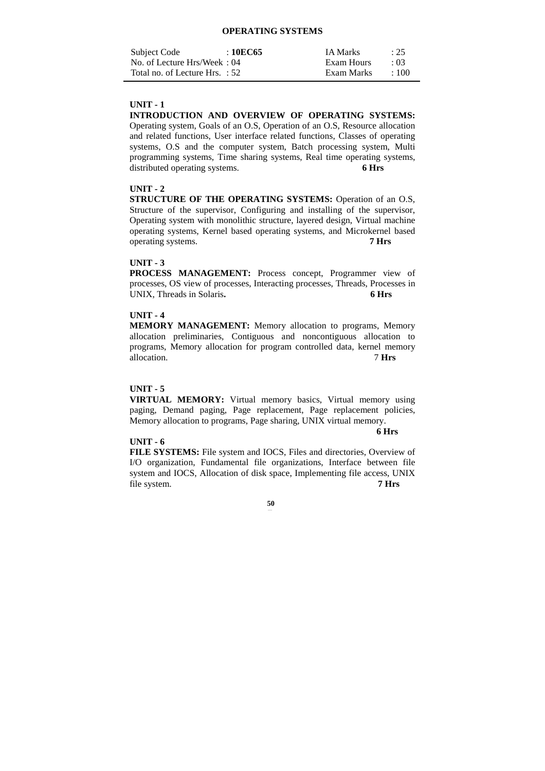# OPERATING SYSTEMS

| Subject Code | : **10EC65** | IA Marks | : 25 |
|---|---|---|---|
| No. of Lecture Hrs/Week | : 04 | Exam Hours | : 03 |
| Total no. of Lecture Hrs. | : 52 | Exam Marks | : 100 |

**UNIT - 1**

**INTRODUCTION AND OVERVIEW OF OPERATING SYSTEMS:** Operating system, Goals of an O.S, Operation of an O.S, Resource allocation and related functions, User interface related functions, Classes of operating systems, O.S and the computer system, Batch processing system, Multi programming systems, Time sharing systems, Real time operating systems, distributed operating systems. **6 Hrs**

**UNIT - 2**

**STRUCTURE OF THE OPERATING SYSTEMS:** Operation of an O.S, Structure of the supervisor, Configuring and installing of the supervisor, Operating system with monolithic structure, layered design, Virtual machine operating systems, Kernel based operating systems, and Microkernel based operating systems. **7 Hrs**

**UNIT - 3**

**PROCESS MANAGEMENT:** Process concept, Programmer view of processes, OS view of processes, Interacting processes, Threads, Processes in UNIX, Threads in Solaris**.** **6 Hrs**

**UNIT - 4**

**MEMORY MANAGEMENT:** Memory allocation to programs, Memory allocation preliminaries, Contiguous and noncontiguous allocation to programs, Memory allocation for program controlled data, kernel memory allocation. 7 **Hrs**

**UNIT - 5**

**VIRTUAL MEMORY:** Virtual memory basics, Virtual memory using paging, Demand paging, Page replacement, Page replacement policies, Memory allocation to programs, Page sharing, UNIX virtual memory. **6 Hrs**

**UNIT - 6**

**FILE SYSTEMS:** File system and IOCS, Files and directories, Overview of I/O organization, Fundamental file organizations, Interface between file system and IOCS, Allocation of disk space, Implementing file access, UNIX file system. **7 Hrs**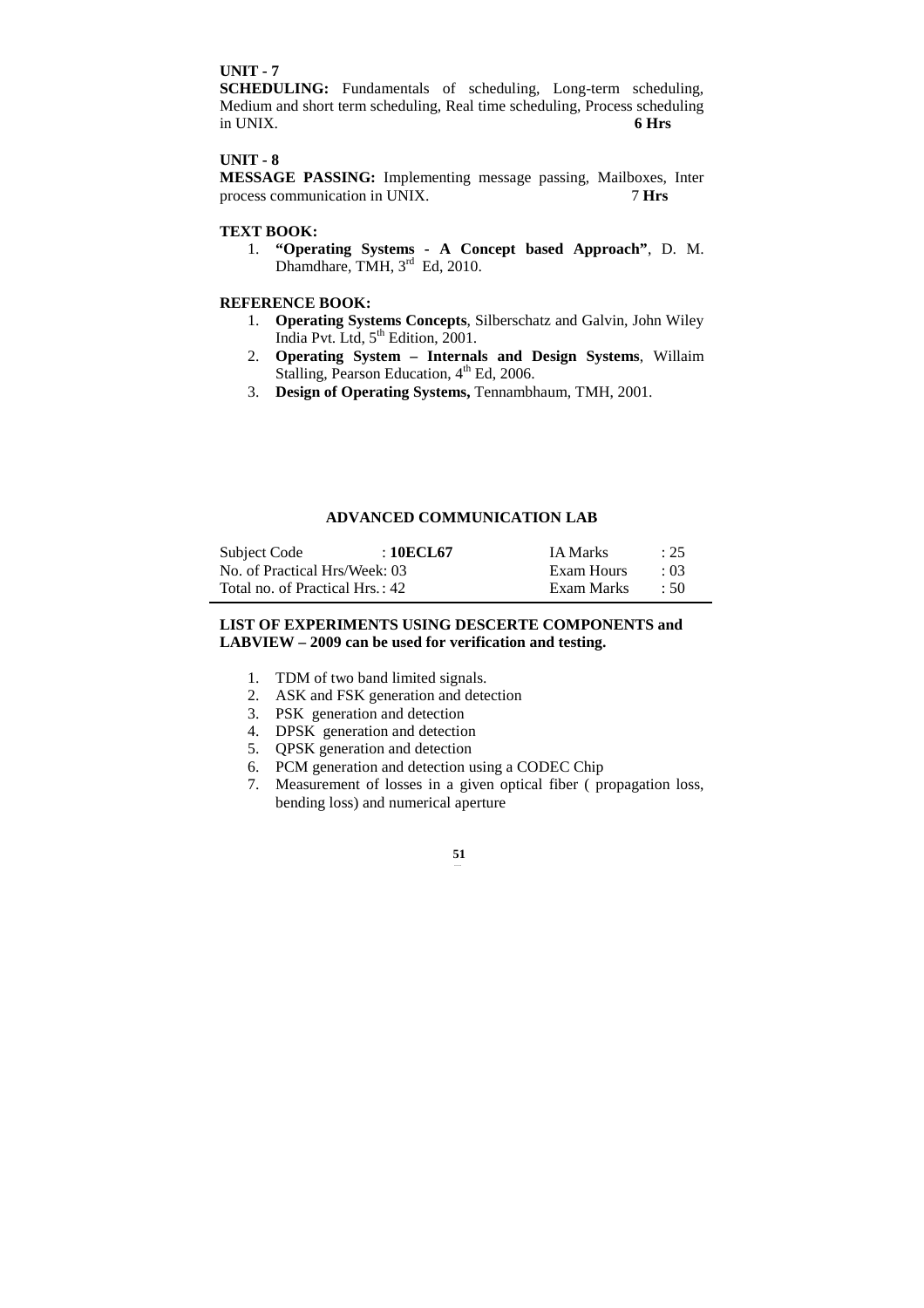**UNIT - 7**

**SCHEDULING:** Fundamentals of scheduling, Long-term scheduling, Medium and short term scheduling, Real time scheduling, Process scheduling in UNIX. **6 Hrs**

**UNIT - 8**

**MESSAGE PASSING:** Implementing message passing, Mailboxes, Inter process communication in UNIX. 7 **Hrs**

**TEXT BOOK:**

1. **"Operating Systems - A Concept based Approach"**, D. M. Dhamdhare, TMH, 3rd Ed, 2010.

**REFERENCE BOOK:**

1. **Operating Systems Concepts**, Silberschatz and Galvin, John Wiley India Pvt. Ltd, 5th Edition, 2001.
2. **Operating System – Internals and Design Systems**, Willaim Stalling, Pearson Education, 4th Ed, 2006.
3. **Design of Operating Systems,** Tennambhaum, TMH, 2001.

## ADVANCED COMMUNICATION LAB

| | | | |
|---|---|---|---|
| Subject Code | : **10ECL67** | IA Marks | : 25 |
| No. of Practical Hrs/Week: 03 | | Exam Hours | : 03 |
| Total no. of Practical Hrs. : 42 | | Exam Marks | : 50 |

**LIST OF EXPERIMENTS USING DESCERTE COMPONENTS and LABVIEW – 2009 can be used for verification and testing.**

1. TDM of two band limited signals.
2. ASK and FSK generation and detection
3. PSK generation and detection
4. DPSK generation and detection
5. QPSK generation and detection
6. PCM generation and detection using a CODEC Chip
7. Measurement of losses in a given optical fiber ( propagation loss, bending loss) and numerical aperture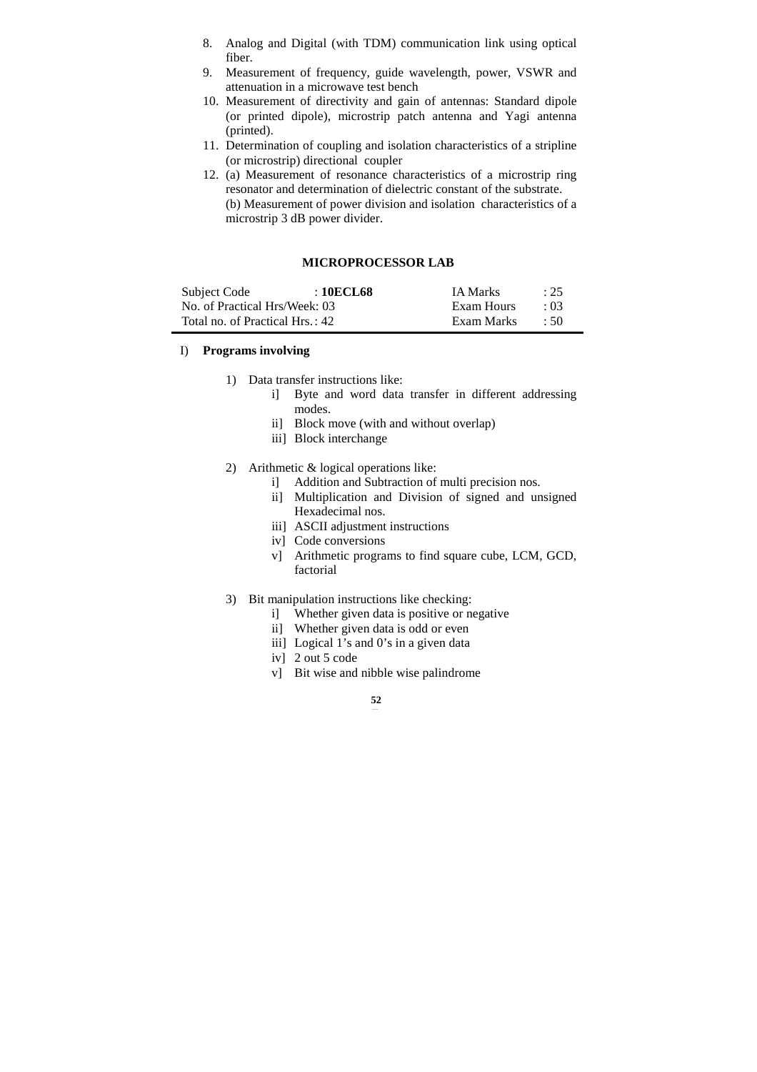8. Analog and Digital (with TDM) communication link using optical fiber.
9. Measurement of frequency, guide wavelength, power, VSWR and attenuation in a microwave test bench
10. Measurement of directivity and gain of antennas: Standard dipole (or printed dipole), microstrip patch antenna and Yagi antenna (printed).
11. Determination of coupling and isolation characteristics of a stripline (or microstrip) directional coupler
12. (a) Measurement of resonance characteristics of a microstrip ring resonator and determination of dielectric constant of the substrate.
    (b) Measurement of power division and isolation characteristics of a microstrip 3 dB power divider.

## MICROPROCESSOR LAB

| Subject Code : **10ECL68** | IA Marks | : 25 |
|---|---|---|
| No. of Practical Hrs/Week: 03 | Exam Hours | : 03 |
| Total no. of Practical Hrs.: 42 | Exam Marks | : 50 |

I) **Programs involving**

1) Data transfer instructions like:
   i] Byte and word data transfer in different addressing modes.
   ii] Block move (with and without overlap)
   iii] Block interchange

2) Arithmetic & logical operations like:
   i] Addition and Subtraction of multi precision nos.
   ii] Multiplication and Division of signed and unsigned Hexadecimal nos.
   iii] ASCII adjustment instructions
   iv] Code conversions
   v] Arithmetic programs to find square cube, LCM, GCD, factorial

3) Bit manipulation instructions like checking:
   i] Whether given data is positive or negative
   ii] Whether given data is odd or even
   iii] Logical 1's and 0's in a given data
   iv] 2 out 5 code
   v] Bit wise and nibble wise palindrome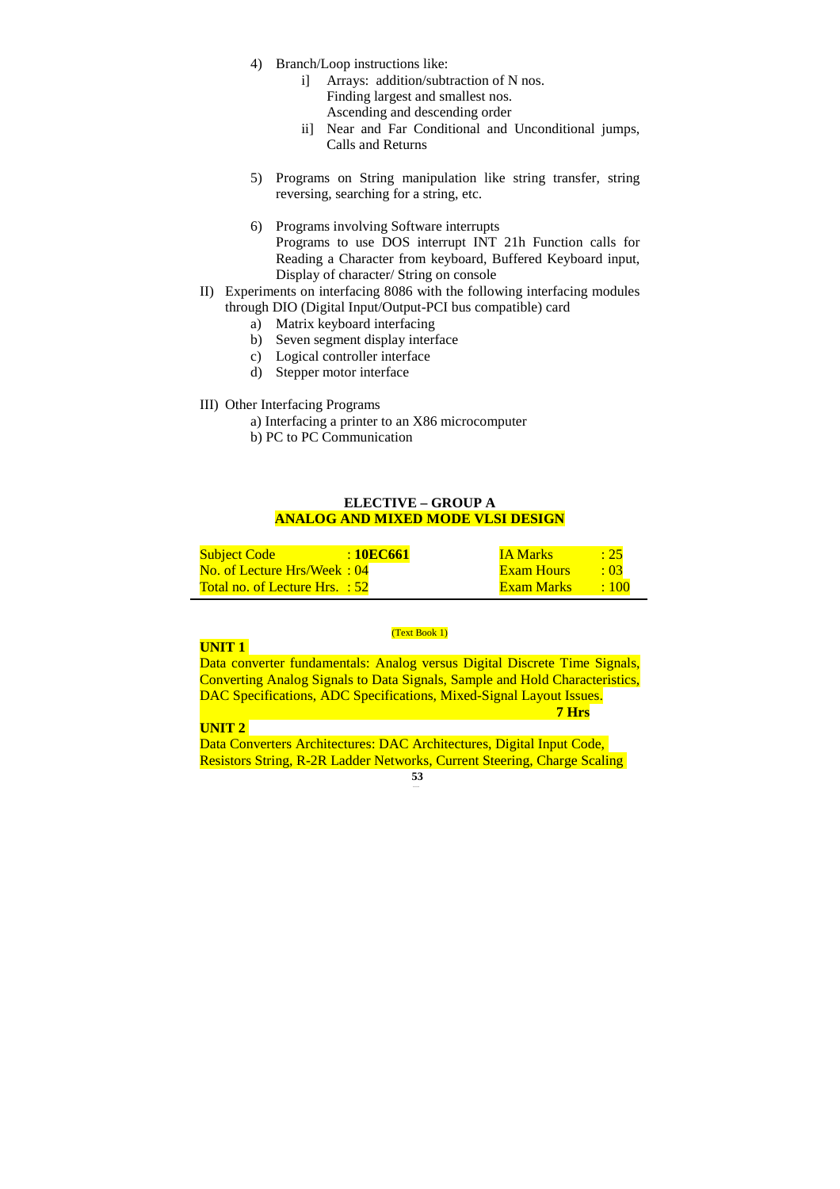4) Branch/Loop instructions like:
   i] Arrays: addition/subtraction of N nos.
   Finding largest and smallest nos.
   Ascending and descending order
   ii] Near and Far Conditional and Unconditional jumps, Calls and Returns

5) Programs on String manipulation like string transfer, string reversing, searching for a string, etc.

6) Programs involving Software interrupts
   Programs to use DOS interrupt INT 21h Function calls for Reading a Character from keyboard, Buffered Keyboard input, Display of character/ String on console

II) Experiments on interfacing 8086 with the following interfacing modules through DIO (Digital Input/Output-PCI bus compatible) card
   a) Matrix keyboard interfacing
   b) Seven segment display interface
   c) Logical controller interface
   d) Stepper motor interface

III) Other Interfacing Programs
   a) Interfacing a printer to an X86 microcomputer
   b) PC to PC Communication

## ELECTIVE – GROUP A
## ANALOG AND MIXED MODE VLSI DESIGN

| | | | |
|---|---|---|---|
| Subject Code | : **10EC661** | IA Marks | : 25 |
| No. of Lecture Hrs/Week | : 04 | Exam Hours | : 03 |
| Total no. of Lecture Hrs. | : 52 | Exam Marks | : 100 |

(Text Book 1)

**UNIT 1**

Data converter fundamentals: Analog versus Digital Discrete Time Signals, Converting Analog Signals to Data Signals, Sample and Hold Characteristics, DAC Specifications, ADC Specifications, Mixed-Signal Layout Issues.

**7 Hrs**

**UNIT 2**

Data Converters Architectures: DAC Architectures, Digital Input Code, Resistors String, R-2R Ladder Networks, Current Steering, Charge Scaling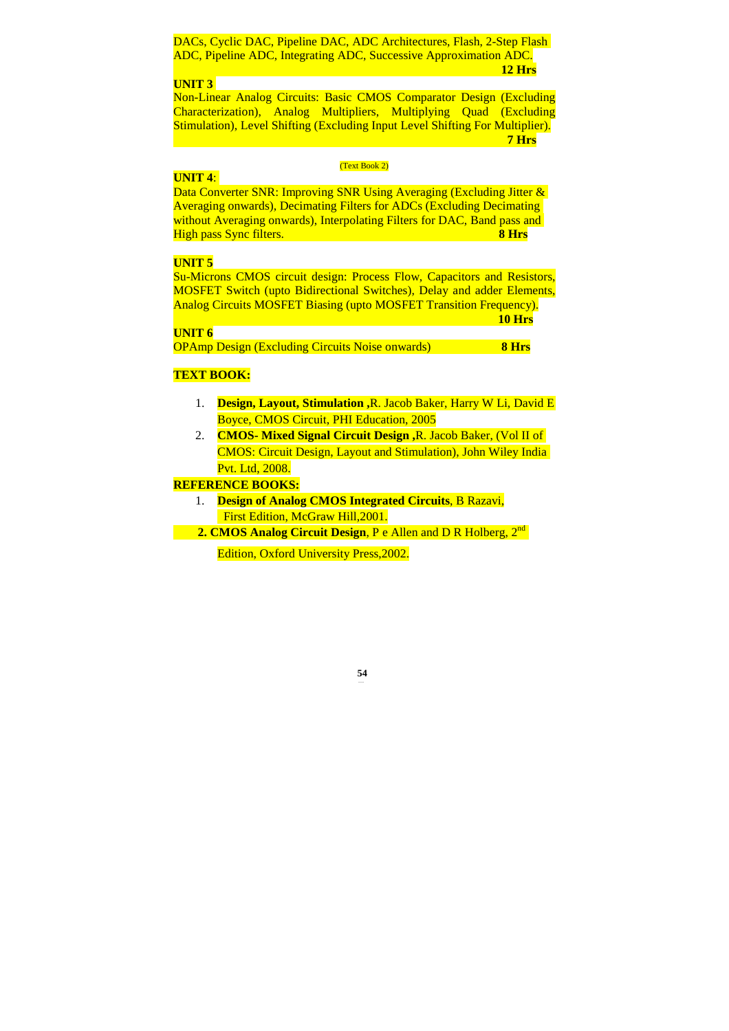DACs, Cyclic DAC, Pipeline DAC, ADC Architectures, Flash, 2-Step Flash ADC, Pipeline ADC, Integrating ADC, Successive Approximation ADC.

**12 Hrs**

**UNIT 3**

Non-Linear Analog Circuits: Basic CMOS Comparator Design (Excluding Characterization), Analog Multipliers, Multiplying Quad (Excluding Stimulation), Level Shifting (Excluding Input Level Shifting For Multiplier).

**7 Hrs**

(Text Book 2)

**UNIT 4**:

Data Converter SNR: Improving SNR Using Averaging (Excluding Jitter & Averaging onwards), Decimating Filters for ADCs (Excluding Decimating without Averaging onwards), Interpolating Filters for DAC, Band pass and High pass Sync filters. **8 Hrs**

**UNIT 5**

Su-Microns CMOS circuit design: Process Flow, Capacitors and Resistors, MOSFET Switch (upto Bidirectional Switches), Delay and adder Elements, Analog Circuits MOSFET Biasing (upto MOSFET Transition Frequency).

**10 Hrs**

**UNIT 6**

OPAmp Design (Excluding Circuits Noise onwards) **8 Hrs**

**TEXT BOOK:**

1. **Design, Layout, Stimulation ,**R. Jacob Baker, Harry W Li, David E Boyce, CMOS Circuit, PHI Education, 2005
2. **CMOS- Mixed Signal Circuit Design ,**R. Jacob Baker, (Vol II of CMOS: Circuit Design, Layout and Stimulation), John Wiley India Pvt. Ltd, 2008.

**REFERENCE BOOKS:**

1. **Design of Analog CMOS Integrated Circuits**, B Razavi, First Edition, McGraw Hill,2001.
2. **CMOS Analog Circuit Design**, P e Allen and D R Holberg, 2nd Edition, Oxford University Press,2002.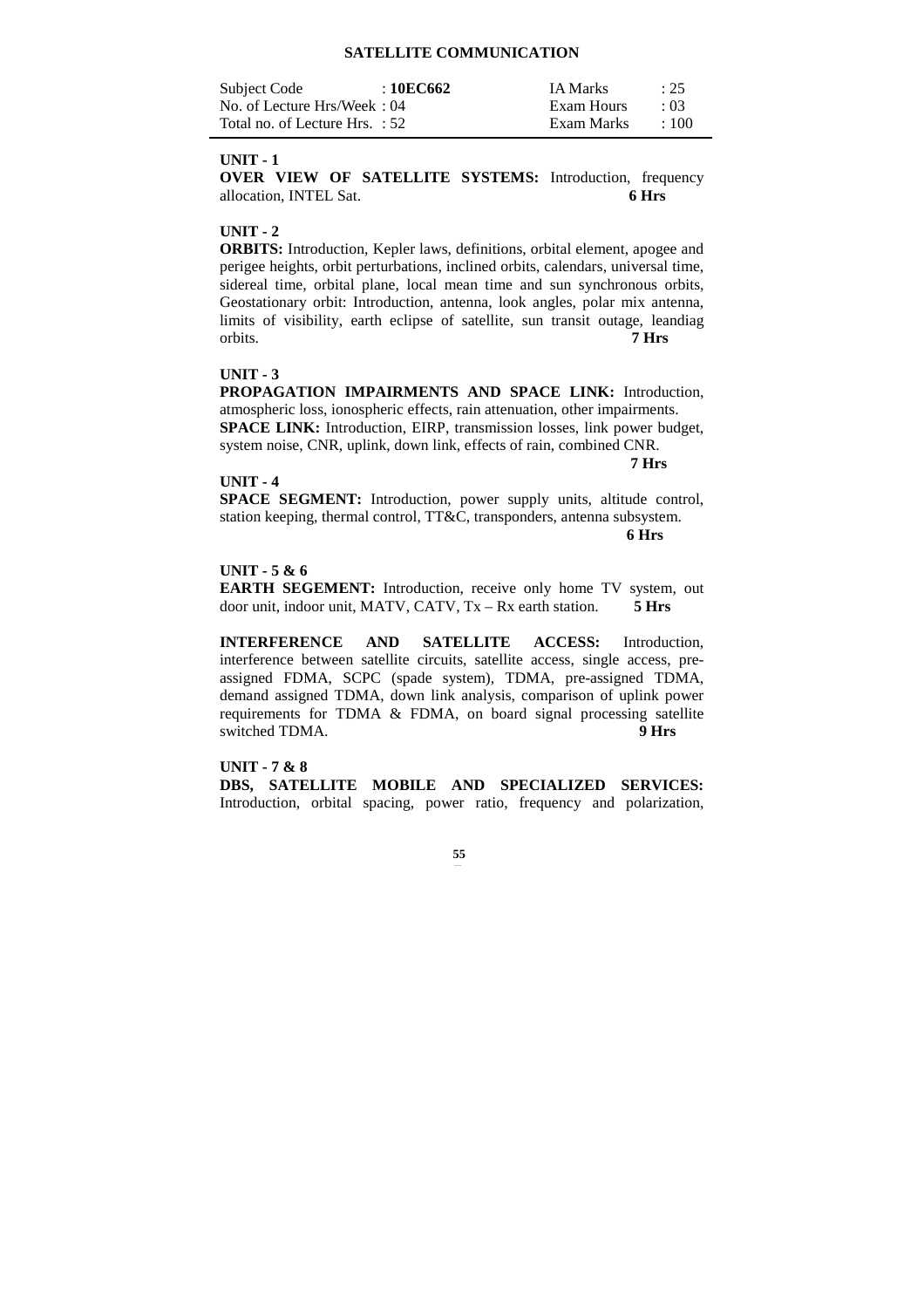# SATELLITE COMMUNICATION

| Subject Code | : **10EC662** | IA Marks | : 25 |
|---|---|---|---|
| No. of Lecture Hrs/Week | : 04 | Exam Hours | : 03 |
| Total no. of Lecture Hrs. | : 52 | Exam Marks | : 100 |

**UNIT - 1**

**OVER VIEW OF SATELLITE SYSTEMS:** Introduction, frequency allocation, INTEL Sat. **6 Hrs**

**UNIT - 2**

**ORBITS:** Introduction, Kepler laws, definitions, orbital element, apogee and perigee heights, orbit perturbations, inclined orbits, calendars, universal time, sidereal time, orbital plane, local mean time and sun synchronous orbits, Geostationary orbit: Introduction, antenna, look angles, polar mix antenna, limits of visibility, earth eclipse of satellite, sun transit outage, leandiag orbits. **7 Hrs**

**UNIT - 3**

**PROPAGATION IMPAIRMENTS AND SPACE LINK:** Introduction, atmospheric loss, ionospheric effects, rain attenuation, other impairments.

**SPACE LINK:** Introduction, EIRP, transmission losses, link power budget, system noise, CNR, uplink, down link, effects of rain, combined CNR. **7 Hrs**

**UNIT - 4**

**SPACE SEGMENT:** Introduction, power supply units, altitude control, station keeping, thermal control, TT&C, transponders, antenna subsystem. **6 Hrs**

**UNIT - 5 & 6**

**EARTH SEGEMENT:** Introduction, receive only home TV system, out door unit, indoor unit, MATV, CATV, Tx – Rx earth station. **5 Hrs**

**INTERFERENCE AND SATELLITE ACCESS:** Introduction, interference between satellite circuits, satellite access, single access, pre-assigned FDMA, SCPC (spade system), TDMA, pre-assigned TDMA, demand assigned TDMA, down link analysis, comparison of uplink power requirements for TDMA & FDMA, on board signal processing satellite switched TDMA. **9 Hrs**

**UNIT - 7 & 8**

**DBS, SATELLITE MOBILE AND SPECIALIZED SERVICES:** Introduction, orbital spacing, power ratio, frequency and polarization,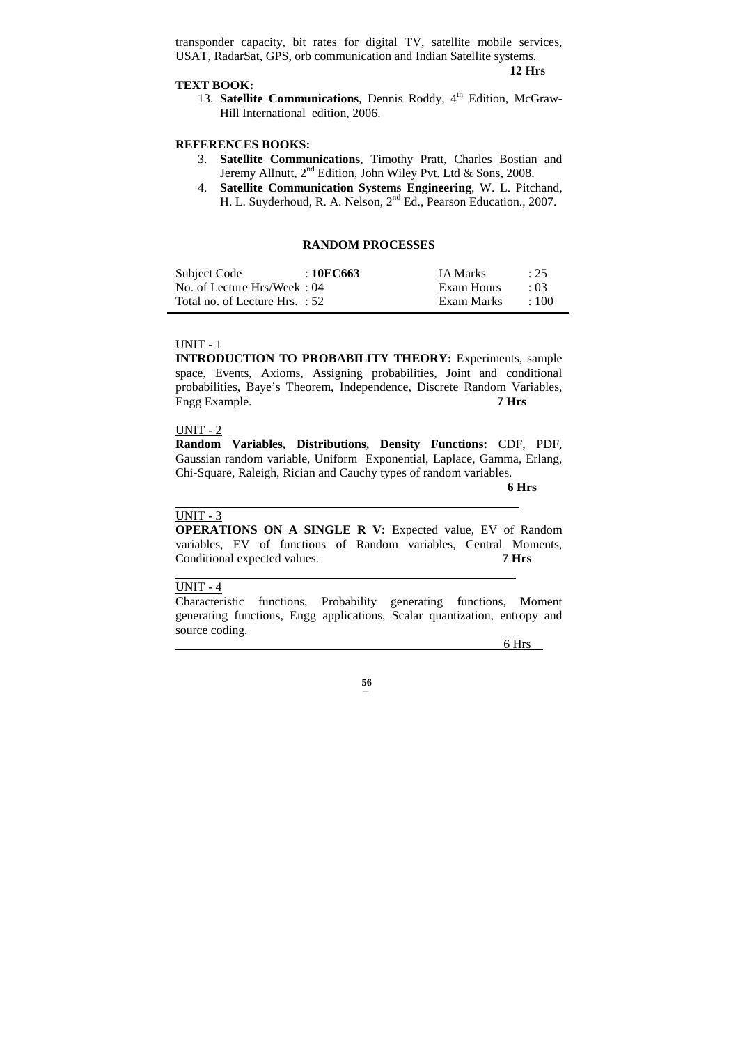transponder capacity, bit rates for digital TV, satellite mobile services, USAT, RadarSat, GPS, orb communication and Indian Satellite systems.

**12 Hrs**

**TEXT BOOK:**

13. **Satellite Communications**, Dennis Roddy, 4th Edition, McGraw-Hill International edition, 2006.

**REFERENCES BOOKS:**

3. **Satellite Communications**, Timothy Pratt, Charles Bostian and Jeremy Allnutt, 2nd Edition, John Wiley Pvt. Ltd & Sons, 2008.
4. **Satellite Communication Systems Engineering**, W. L. Pitchand, H. L. Suyderhoud, R. A. Nelson, 2nd Ed., Pearson Education., 2007.

## RANDOM PROCESSES

| | | | |
|---|---|---|---|
| Subject Code | : **10EC663** | IA Marks | : 25 |
| No. of Lecture Hrs/Week | : 04 | Exam Hours | : 03 |
| Total no. of Lecture Hrs. | : 52 | Exam Marks | : 100 |

UNIT - 1

**INTRODUCTION TO PROBABILITY THEORY:** Experiments, sample space, Events, Axioms, Assigning probabilities, Joint and conditional probabilities, Baye's Theorem, Independence, Discrete Random Variables, Engg Example. **7 Hrs**

UNIT - 2

**Random Variables, Distributions, Density Functions:** CDF, PDF, Gaussian random variable, Uniform Exponential, Laplace, Gamma, Erlang, Chi-Square, Raleigh, Rician and Cauchy types of random variables.

**6 Hrs**

UNIT - 3

**OPERATIONS ON A SINGLE R V:** Expected value, EV of Random variables, EV of functions of Random variables, Central Moments, Conditional expected values. **7 Hrs**

UNIT - 4

Characteristic functions, Probability generating functions, Moment generating functions, Engg applications, Scalar quantization, entropy and source coding.

6 Hrs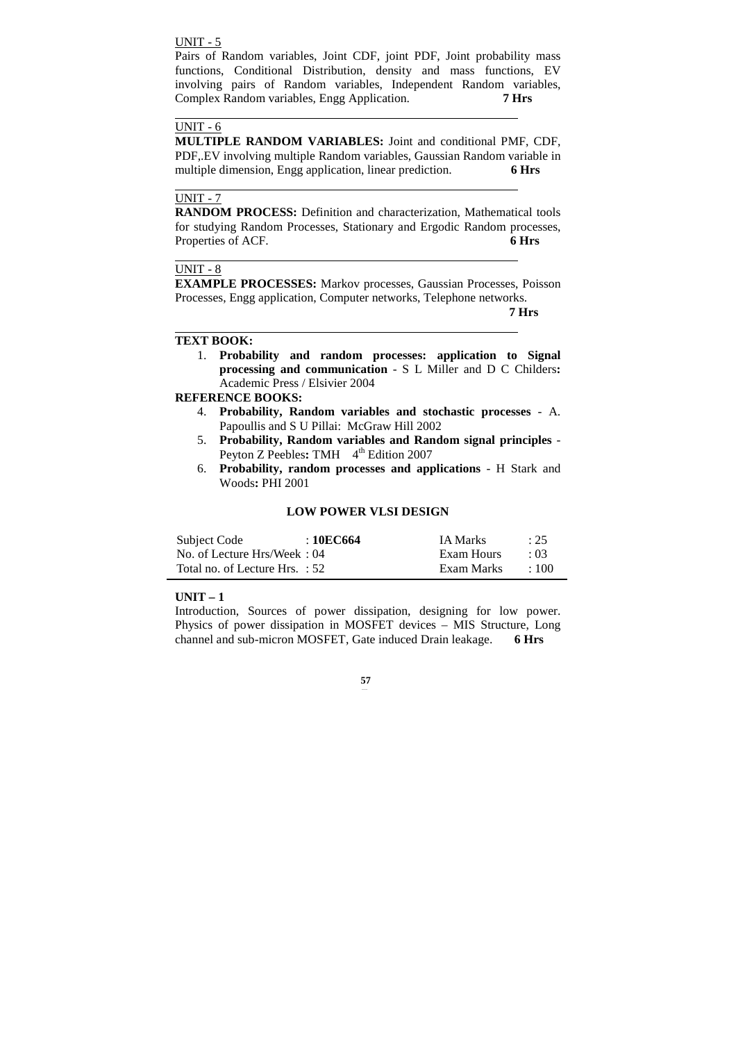UNIT - 5

Pairs of Random variables, Joint CDF, joint PDF, Joint probability mass functions, Conditional Distribution, density and mass functions, EV involving pairs of Random variables, Independent Random variables, Complex Random variables, Engg Application. **7 Hrs**

UNIT - 6

**MULTIPLE RANDOM VARIABLES:** Joint and conditional PMF, CDF, PDF,.EV involving multiple Random variables, Gaussian Random variable in multiple dimension, Engg application, linear prediction. **6 Hrs**

UNIT - 7

**RANDOM PROCESS:** Definition and characterization, Mathematical tools for studying Random Processes, Stationary and Ergodic Random processes, Properties of ACF. **6 Hrs**

UNIT - 8

**EXAMPLE PROCESSES:** Markov processes, Gaussian Processes, Poisson Processes, Engg application, Computer networks, Telephone networks. **7 Hrs**

**TEXT BOOK:**

1. **Probability and random processes: application to Signal processing and communication** - S L Miller and D C Childers**:** Academic Press / Elsivier 2004

**REFERENCE BOOKS:**

4. **Probability, Random variables and stochastic processes** - A. Papoullis and S U Pillai: McGraw Hill 2002
5. **Probability, Random variables and Random signal principles** - Peyton Z Peebles**:** TMH 4th Edition 2007
6. **Probability, random processes and applications** - H Stark and Woods**:** PHI 2001

## LOW POWER VLSI DESIGN

| Subject Code : **10EC664** | | IA Marks | : 25 |
|---|---|---|---|
| No. of Lecture Hrs/Week : 04 | | Exam Hours | : 03 |
| Total no. of Lecture Hrs. : 52 | | Exam Marks | : 100 |

**UNIT – 1**

Introduction, Sources of power dissipation, designing for low power. Physics of power dissipation in MOSFET devices – MIS Structure, Long channel and sub-micron MOSFET, Gate induced Drain leakage. **6 Hrs**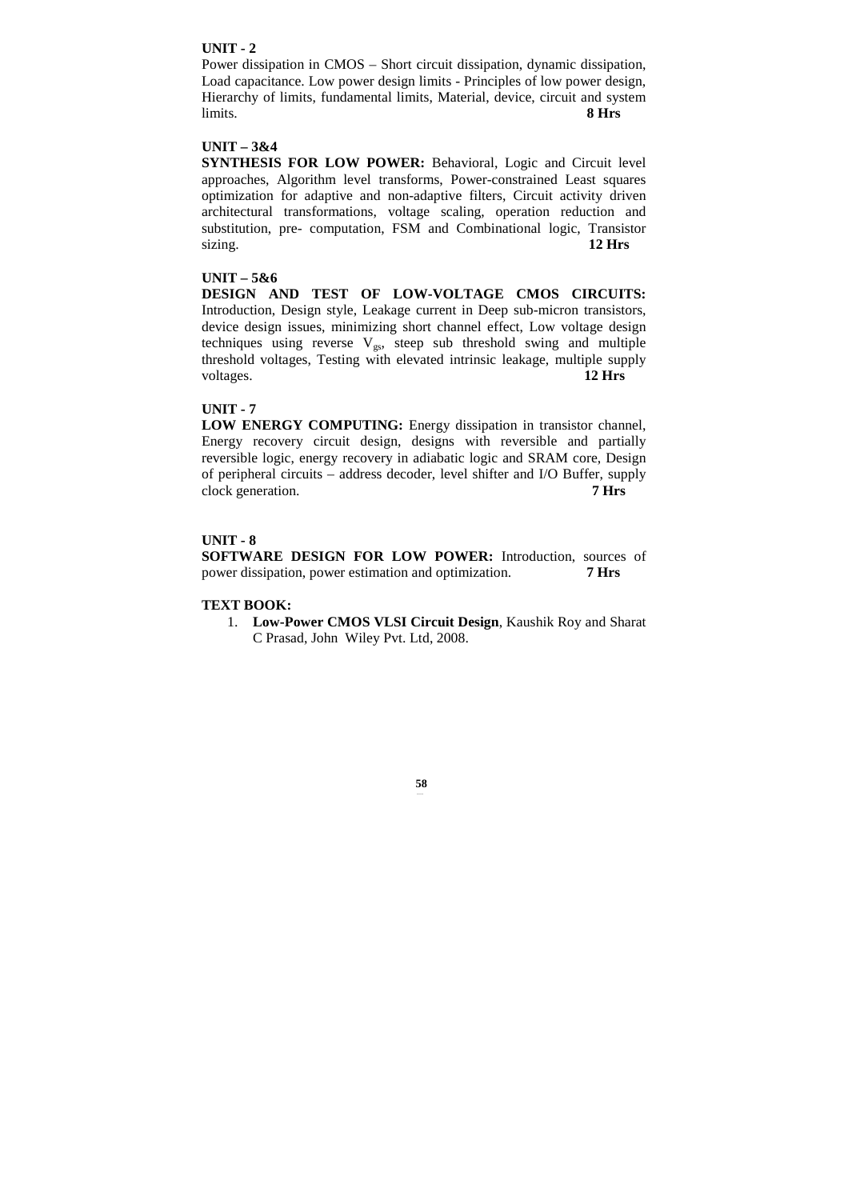**UNIT - 2**

Power dissipation in CMOS – Short circuit dissipation, dynamic dissipation, Load capacitance. Low power design limits - Principles of low power design, Hierarchy of limits, fundamental limits, Material, device, circuit and system limits. **8 Hrs**

**UNIT – 3&4**

**SYNTHESIS FOR LOW POWER:** Behavioral, Logic and Circuit level approaches, Algorithm level transforms, Power-constrained Least squares optimization for adaptive and non-adaptive filters, Circuit activity driven architectural transformations, voltage scaling, operation reduction and substitution, pre- computation, FSM and Combinational logic, Transistor sizing. **12 Hrs**

**UNIT – 5&6**

**DESIGN AND TEST OF LOW-VOLTAGE CMOS CIRCUITS:** Introduction, Design style, Leakage current in Deep sub-micron transistors, device design issues, minimizing short channel effect, Low voltage design techniques using reverse $V_{gs}$, steep sub threshold swing and multiple threshold voltages, Testing with elevated intrinsic leakage, multiple supply voltages. **12 Hrs**

**UNIT - 7**

**LOW ENERGY COMPUTING:** Energy dissipation in transistor channel, Energy recovery circuit design, designs with reversible and partially reversible logic, energy recovery in adiabatic logic and SRAM core, Design of peripheral circuits – address decoder, level shifter and I/O Buffer, supply clock generation. **7 Hrs**

**UNIT - 8**

**SOFTWARE DESIGN FOR LOW POWER:** Introduction, sources of power dissipation, power estimation and optimization. **7 Hrs**

**TEXT BOOK:**

1. **Low-Power CMOS VLSI Circuit Design**, Kaushik Roy and Sharat C Prasad, John Wiley Pvt. Ltd, 2008.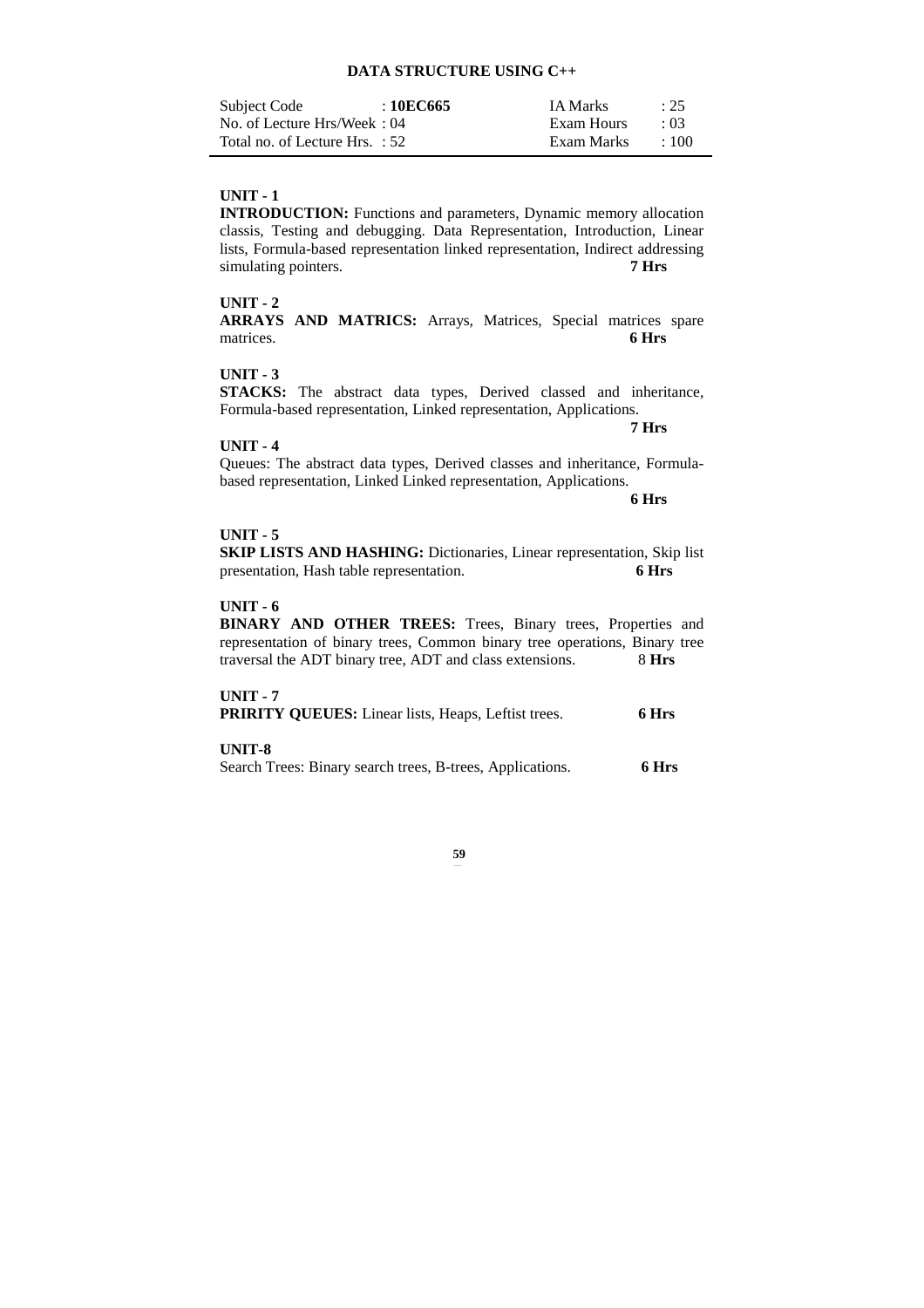## DATA STRUCTURE USING C++

| Subject Code | : **10EC665** | IA Marks | : 25 |
|---|---|---|---|
| No. of Lecture Hrs/Week | : 04 | Exam Hours | : 03 |
| Total no. of Lecture Hrs. | : 52 | Exam Marks | : 100 |

**UNIT - 1**

**INTRODUCTION:** Functions and parameters, Dynamic memory allocation classis, Testing and debugging. Data Representation, Introduction, Linear lists, Formula-based representation linked representation, Indirect addressing simulating pointers. **7 Hrs**

**UNIT - 2**

**ARRAYS AND MATRICS:** Arrays, Matrices, Special matrices spare matrices. **6 Hrs**

**UNIT - 3**

**STACKS:** The abstract data types, Derived classed and inheritance, Formula-based representation, Linked representation, Applications.

**7 Hrs**

**UNIT - 4**

Queues: The abstract data types, Derived classes and inheritance, Formula-based representation, Linked Linked representation, Applications.

**6 Hrs**

**UNIT - 5**

**SKIP LISTS AND HASHING:** Dictionaries, Linear representation, Skip list presentation, Hash table representation. **6 Hrs**

**UNIT - 6**

**BINARY AND OTHER TREES:** Trees, Binary trees, Properties and representation of binary trees, Common binary tree operations, Binary tree traversal the ADT binary tree, ADT and class extensions. 8 **Hrs**

**UNIT - 7**

**PRIRITY QUEUES:** Linear lists, Heaps, Leftist trees. **6 Hrs**

**UNIT-8**

Search Trees: Binary search trees, B-trees, Applications. **6 Hrs**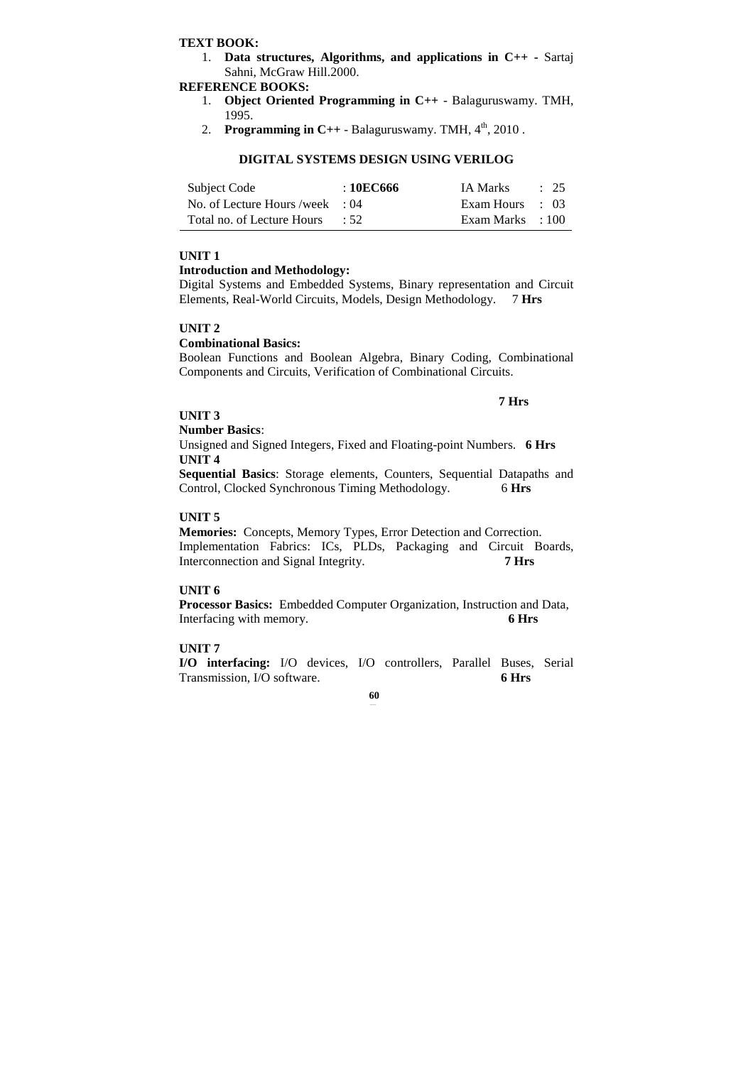**TEXT BOOK:**

1. **Data structures, Algorithms, and applications in C++ -** Sartaj Sahni, McGraw Hill.2000.

**REFERENCE BOOKS:**

1. **Object Oriented Programming in C++** - Balaguruswamy. TMH, 1995.
2. **Programming in C++** - Balaguruswamy. TMH, 4th, 2010 .

## DIGITAL SYSTEMS DESIGN USING VERILOG

| Subject Code | : **10EC666** | IA Marks | : 25 |
|---|---|---|---|
| No. of Lecture Hours /week | : 04 | Exam Hours | : 03 |
| Total no. of Lecture Hours | : 52 | Exam Marks | : 100 |

**UNIT 1**

**Introduction and Methodology:**

Digital Systems and Embedded Systems, Binary representation and Circuit Elements, Real-World Circuits, Models, Design Methodology. 7 **Hrs**

**UNIT 2**

**Combinational Basics:**

Boolean Functions and Boolean Algebra, Binary Coding, Combinational Components and Circuits, Verification of Combinational Circuits.

**7 Hrs**

**UNIT 3**

**Number Basics**:

Unsigned and Signed Integers, Fixed and Floating-point Numbers. **6 Hrs**

**UNIT 4**

**Sequential Basics**: Storage elements, Counters, Sequential Datapaths and Control, Clocked Synchronous Timing Methodology. 6 **Hrs**

**UNIT 5**

**Memories:** Concepts, Memory Types, Error Detection and Correction.
Implementation Fabrics: ICs, PLDs, Packaging and Circuit Boards, Interconnection and Signal Integrity. **7 Hrs**

**UNIT 6**

**Processor Basics:** Embedded Computer Organization, Instruction and Data, Interfacing with memory. **6 Hrs**

**UNIT 7**

**I/O interfacing:** I/O devices, I/O controllers, Parallel Buses, Serial Transmission, I/O software. **6 Hrs**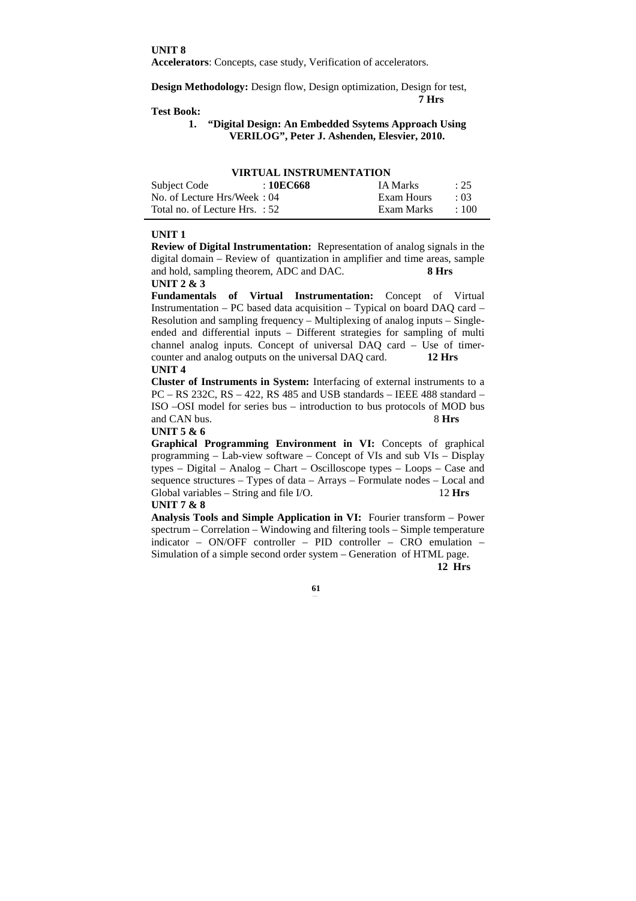**UNIT 8**

**Accelerators**: Concepts, case study, Verification of accelerators.

**Design Methodology:** Design flow, Design optimization, Design for test, **7 Hrs**

**Test Book:**

1. **"Digital Design: An Embedded Ssytems Approach Using VERILOG", Peter J. Ashenden, Elesvier, 2010.**

## VIRTUAL INSTRUMENTATION

| | | | |
|---|---|---|---|
| Subject Code | : **10EC668** | IA Marks | : 25 |
| No. of Lecture Hrs/Week | : 04 | Exam Hours | : 03 |
| Total no. of Lecture Hrs. | : 52 | Exam Marks | : 100 |

**UNIT 1**

**Review of Digital Instrumentation:** Representation of analog signals in the digital domain – Review of quantization in amplifier and time areas, sample and hold, sampling theorem, ADC and DAC. **8 Hrs**

**UNIT 2 & 3**

**Fundamentals of Virtual Instrumentation:** Concept of Virtual Instrumentation – PC based data acquisition – Typical on board DAQ card – Resolution and sampling frequency – Multiplexing of analog inputs – Single-ended and differential inputs – Different strategies for sampling of multi channel analog inputs. Concept of universal DAQ card – Use of timer-counter and analog outputs on the universal DAQ card. **12 Hrs**

**UNIT 4**

**Cluster of Instruments in System:** Interfacing of external instruments to a PC – RS 232C, RS – 422, RS 485 and USB standards – IEEE 488 standard – ISO –OSI model for series bus – introduction to bus protocols of MOD bus and CAN bus. 8 **Hrs**

**UNIT 5 & 6**

**Graphical Programming Environment in VI:** Concepts of graphical programming – Lab-view software – Concept of VIs and sub VIs – Display types – Digital – Analog – Chart – Oscilloscope types – Loops – Case and sequence structures – Types of data – Arrays – Formulate nodes – Local and Global variables – String and file I/O. 12 **Hrs**

**UNIT 7 & 8**

**Analysis Tools and Simple Application in VI:** Fourier transform – Power spectrum – Correlation – Windowing and filtering tools – Simple temperature indicator – ON/OFF controller – PID controller – CRO emulation – Simulation of a simple second order system – Generation of HTML page. **12 Hrs**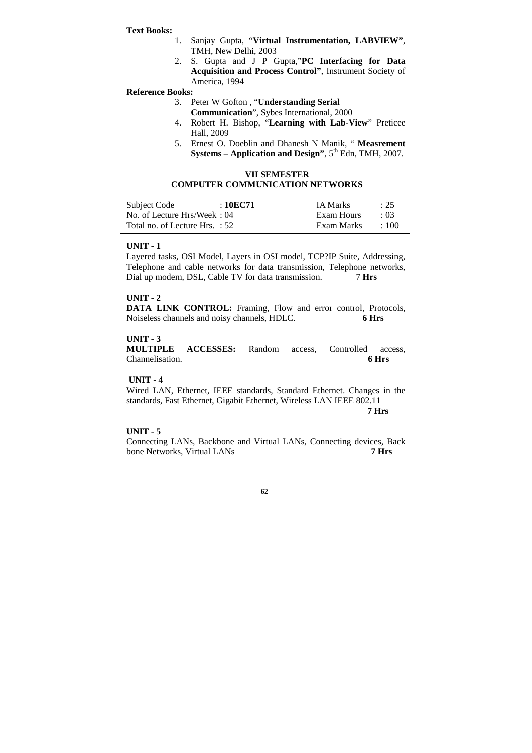**Text Books:**

1. Sanjay Gupta, "**Virtual Instrumentation, LABVIEW"**, TMH, New Delhi, 2003
2. S. Gupta and J P Gupta,"**PC Interfacing for Data Acquisition and Process Control"**, Instrument Society of America, 1994

**Reference Books:**

3. Peter W Gofton , "**Understanding Serial Communication**", Sybes International, 2000
4. Robert H. Bishop, "**Learning with Lab-View**" Preticee Hall, 2009
5. Ernest O. Doeblin and Dhanesh N Manik, " **Measrement Systems – Application and Design"**, 5th Edn, TMH, 2007.

## VII SEMESTER
## COMPUTER COMMUNICATION NETWORKS

| | | | |
|---|---|---|---|
| Subject Code | : **10EC71** | IA Marks | : 25 |
| No. of Lecture Hrs/Week | : 04 | Exam Hours | : 03 |
| Total no. of Lecture Hrs. | : 52 | Exam Marks | : 100 |

**UNIT - 1**

Layered tasks, OSI Model, Layers in OSI model, TCP?IP Suite, Addressing, Telephone and cable networks for data transmission, Telephone networks, Dial up modem, DSL, Cable TV for data transmission. 7 **Hrs**

**UNIT - 2**

**DATA LINK CONTROL:** Framing, Flow and error control, Protocols, Noiseless channels and noisy channels, HDLC. **6 Hrs**

**UNIT - 3**

**MULTIPLE ACCESSES:** Random access, Controlled access, Channelisation. **6 Hrs**

**UNIT - 4**

Wired LAN, Ethernet, IEEE standards, Standard Ethernet. Changes in the standards, Fast Ethernet, Gigabit Ethernet, Wireless LAN IEEE 802.11 **7 Hrs**

**UNIT - 5**

Connecting LANs, Backbone and Virtual LANs, Connecting devices, Back bone Networks, Virtual LANs **7 Hrs**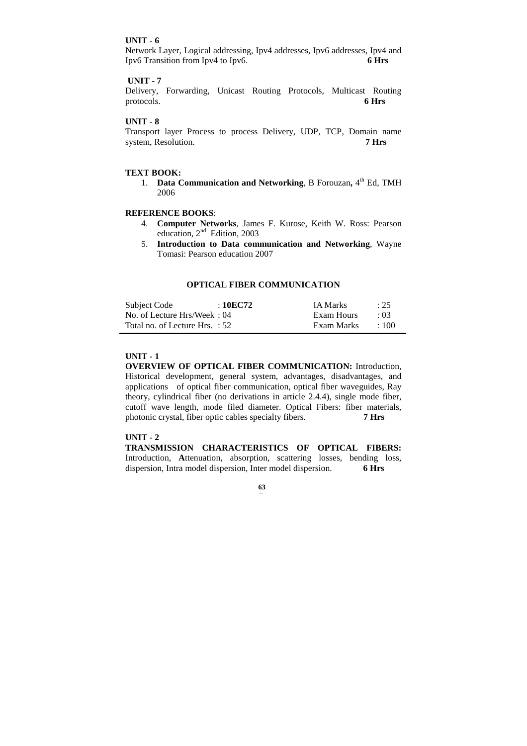**UNIT - 6**

Network Layer, Logical addressing, Ipv4 addresses, Ipv6 addresses, Ipv4 and Ipv6 Transition from Ipv4 to Ipv6. **6 Hrs**

**UNIT - 7**

Delivery, Forwarding, Unicast Routing Protocols, Multicast Routing protocols. **6 Hrs**

**UNIT - 8**

Transport layer Process to process Delivery, UDP, TCP, Domain name system, Resolution. **7 Hrs**

**TEXT BOOK:**

1. **Data Communication and Networking**, B Forouzan**,** 4th Ed, TMH 2006

**REFERENCE BOOKS**:

4. **Computer Networks**, James F. Kurose, Keith W. Ross: Pearson education, 2nd Edition, 2003
5. **Introduction to Data communication and Networking**, Wayne Tomasi: Pearson education 2007

## OPTICAL FIBER COMMUNICATION

| | | | |
|---|---|---|---|
| Subject Code | : **10EC72** | IA Marks | : 25 |
| No. of Lecture Hrs/Week | : 04 | Exam Hours | : 03 |
| Total no. of Lecture Hrs. | : 52 | Exam Marks | : 100 |

**UNIT - 1**

**OVERVIEW OF OPTICAL FIBER COMMUNICATION:** Introduction, Historical development, general system, advantages, disadvantages, and applications of optical fiber communication, optical fiber waveguides, Ray theory, cylindrical fiber (no derivations in article 2.4.4), single mode fiber, cutoff wave length, mode filed diameter. Optical Fibers: fiber materials, photonic crystal, fiber optic cables specialty fibers. **7 Hrs**

**UNIT - 2**

**TRANSMISSION CHARACTERISTICS OF OPTICAL FIBERS:** Introduction, **A**ttenuation, absorption, scattering losses, bending loss, dispersion, Intra model dispersion, Inter model dispersion. **6 Hrs**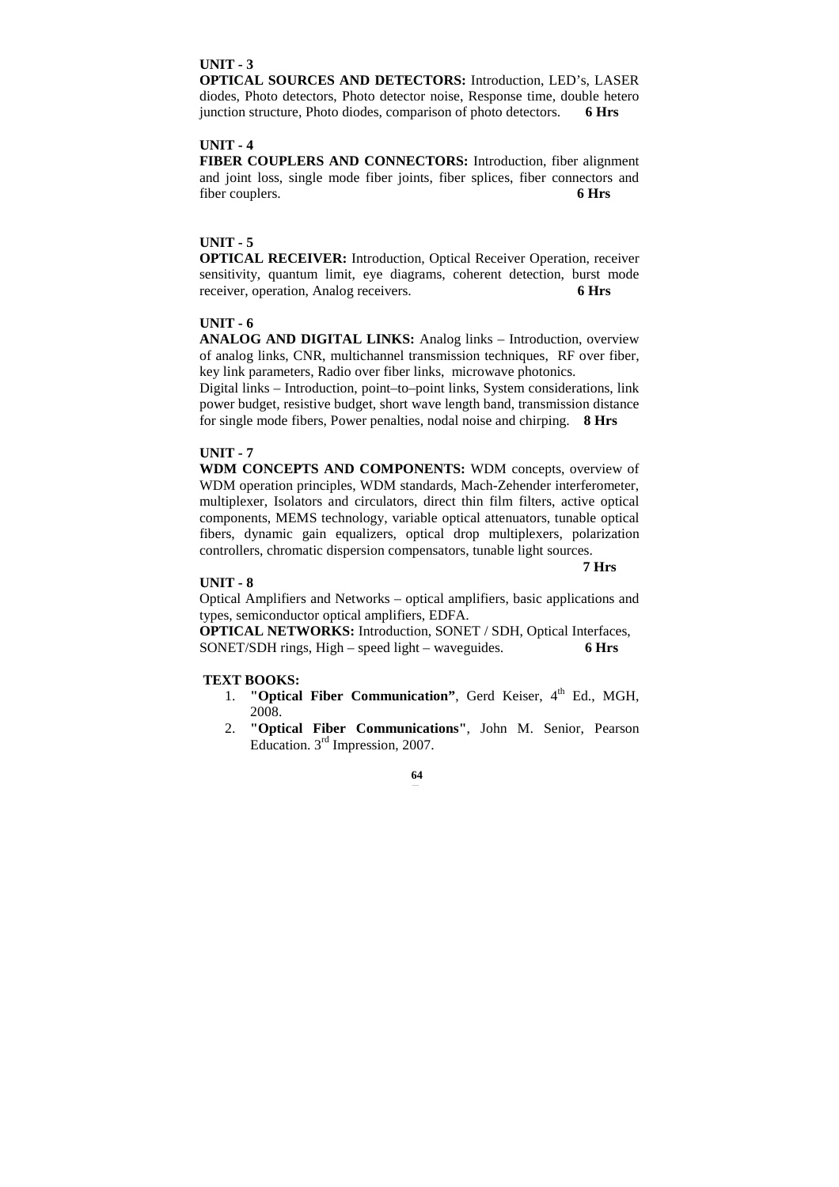**UNIT - 3**

**OPTICAL SOURCES AND DETECTORS:** Introduction, LED's, LASER diodes, Photo detectors, Photo detector noise, Response time, double hetero junction structure, Photo diodes, comparison of photo detectors. **6 Hrs**

**UNIT - 4**

**FIBER COUPLERS AND CONNECTORS:** Introduction, fiber alignment and joint loss, single mode fiber joints, fiber splices, fiber connectors and fiber couplers. **6 Hrs**

**UNIT - 5**

**OPTICAL RECEIVER:** Introduction, Optical Receiver Operation, receiver sensitivity, quantum limit, eye diagrams, coherent detection, burst mode receiver, operation, Analog receivers. **6 Hrs**

**UNIT - 6**

**ANALOG AND DIGITAL LINKS:** Analog links – Introduction, overview of analog links, CNR, multichannel transmission techniques, RF over fiber, key link parameters, Radio over fiber links, microwave photonics.

Digital links – Introduction, point–to–point links, System considerations, link power budget, resistive budget, short wave length band, transmission distance for single mode fibers, Power penalties, nodal noise and chirping. **8 Hrs**

**UNIT - 7**

**WDM CONCEPTS AND COMPONENTS:** WDM concepts, overview of WDM operation principles, WDM standards, Mach-Zehender interferometer, multiplexer, Isolators and circulators, direct thin film filters, active optical components, MEMS technology, variable optical attenuators, tunable optical fibers, dynamic gain equalizers, optical drop multiplexers, polarization controllers, chromatic dispersion compensators, tunable light sources. **7 Hrs**

**UNIT - 8**

Optical Amplifiers and Networks – optical amplifiers, basic applications and types, semiconductor optical amplifiers, EDFA.

**OPTICAL NETWORKS:** Introduction, SONET / SDH, Optical Interfaces, SONET/SDH rings, High – speed light – waveguides. **6 Hrs**

**TEXT BOOKS:**

1. **"Optical Fiber Communication"**, Gerd Keiser, 4th Ed., MGH, 2008.
2. **"Optical Fiber Communications"**, John M. Senior, Pearson Education. 3rd Impression, 2007.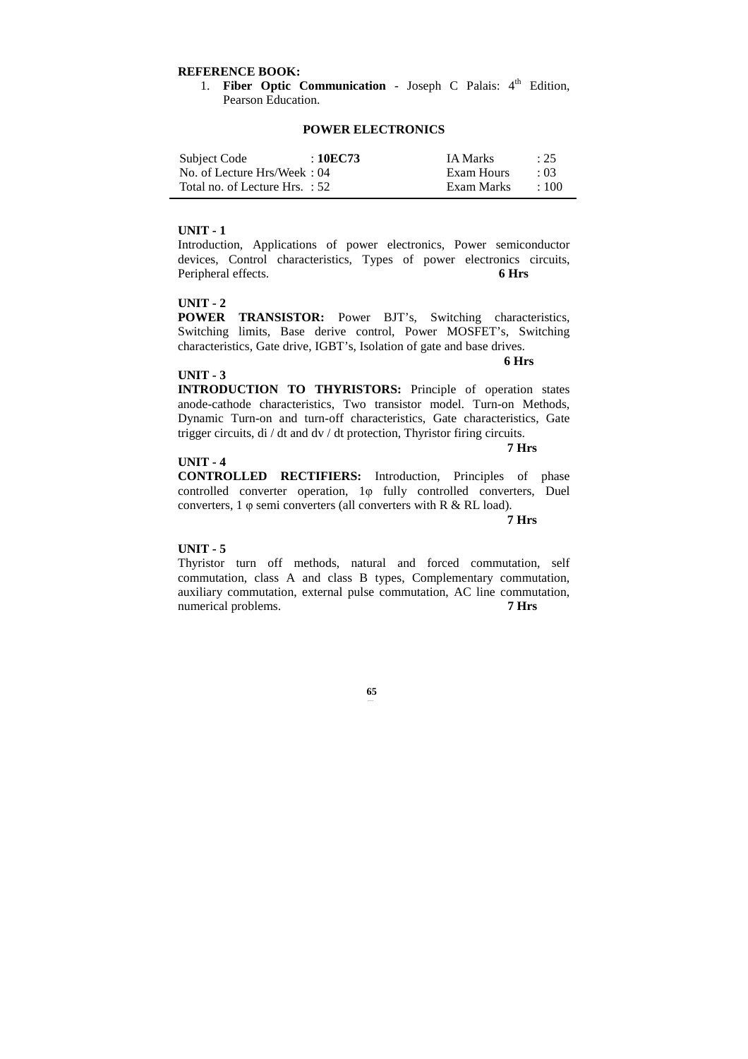**REFERENCE BOOK:**

1. **Fiber Optic Communication** - Joseph C Palais: 4th Edition, Pearson Education.

## POWER ELECTRONICS

| Subject Code | : **10EC73** | IA Marks | : 25 |
|---|---|---|---|
| No. of Lecture Hrs/Week | : 04 | Exam Hours | : 03 |
| Total no. of Lecture Hrs. | : 52 | Exam Marks | : 100 |

**UNIT - 1**

Introduction, Applications of power electronics, Power semiconductor devices, Control characteristics, Types of power electronics circuits, Peripheral effects. **6 Hrs**

**UNIT - 2**

**POWER TRANSISTOR:** Power BJT's, Switching characteristics, Switching limits, Base derive control, Power MOSFET's, Switching characteristics, Gate drive, IGBT's, Isolation of gate and base drives. **6 Hrs**

**UNIT - 3**

**INTRODUCTION TO THYRISTORS:** Principle of operation states anode-cathode characteristics, Two transistor model. Turn-on Methods, Dynamic Turn-on and turn-off characteristics, Gate characteristics, Gate trigger circuits, di / dt and dv / dt protection, Thyristor firing circuits. **7 Hrs**

**UNIT - 4**

**CONTROLLED RECTIFIERS:** Introduction, Principles of phase controlled converter operation, 1φ fully controlled converters, Duel converters, 1 φ semi converters (all converters with R & RL load). **7 Hrs**

**UNIT - 5**

Thyristor turn off methods, natural and forced commutation, self commutation, class A and class B types, Complementary commutation, auxiliary commutation, external pulse commutation, AC line commutation, numerical problems. **7 Hrs**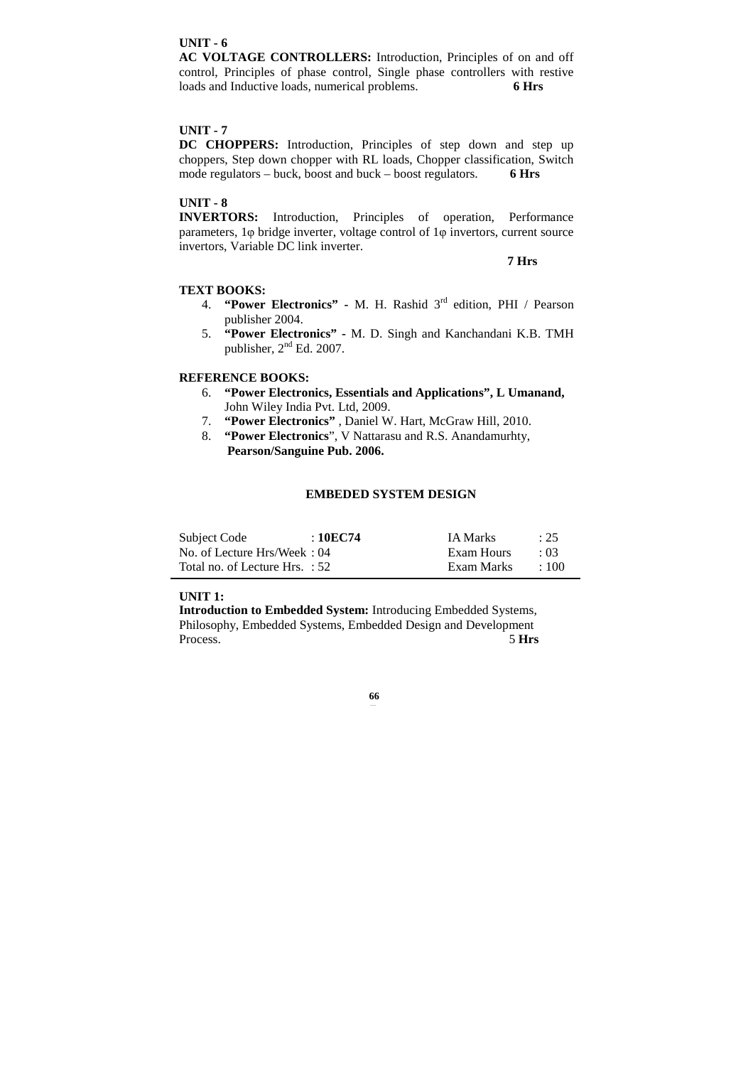**UNIT - 6**

**AC VOLTAGE CONTROLLERS:** Introduction, Principles of on and off control, Principles of phase control, Single phase controllers with restive loads and Inductive loads, numerical problems. **6 Hrs**

**UNIT - 7**

**DC CHOPPERS:** Introduction, Principles of step down and step up choppers, Step down chopper with RL loads, Chopper classification, Switch mode regulators – buck, boost and buck – boost regulators. **6 Hrs**

**UNIT - 8**

**INVERTORS:** Introduction, Principles of operation, Performance parameters, 1φ bridge inverter, voltage control of 1φ invertors, current source invertors, Variable DC link inverter.

**7 Hrs**

**TEXT BOOKS:**

4. **"Power Electronics"** - M. H. Rashid 3rd edition, PHI / Pearson publisher 2004.
5. **"Power Electronics"** - M. D. Singh and Kanchandani K.B. TMH publisher, 2nd Ed. 2007.

**REFERENCE BOOKS:**

6. **"Power Electronics, Essentials and Applications", L Umanand,** John Wiley India Pvt. Ltd, 2009.
7. **"Power Electronics"** , Daniel W. Hart, McGraw Hill, 2010.
8. **"Power Electronics"**, V Nattarasu and R.S. Anandamurhty, **Pearson/Sanguine Pub. 2006.**

## EMBEDED SYSTEM DESIGN

| Subject Code | : **10EC74** | IA Marks | : 25 |
|---|---|---|---|
| No. of Lecture Hrs/Week | : 04 | Exam Hours | : 03 |
| Total no. of Lecture Hrs. | : 52 | Exam Marks | : 100 |

**UNIT 1:**

**Introduction to Embedded System:** Introducing Embedded Systems, Philosophy, Embedded Systems, Embedded Design and Development Process. 5 **Hrs**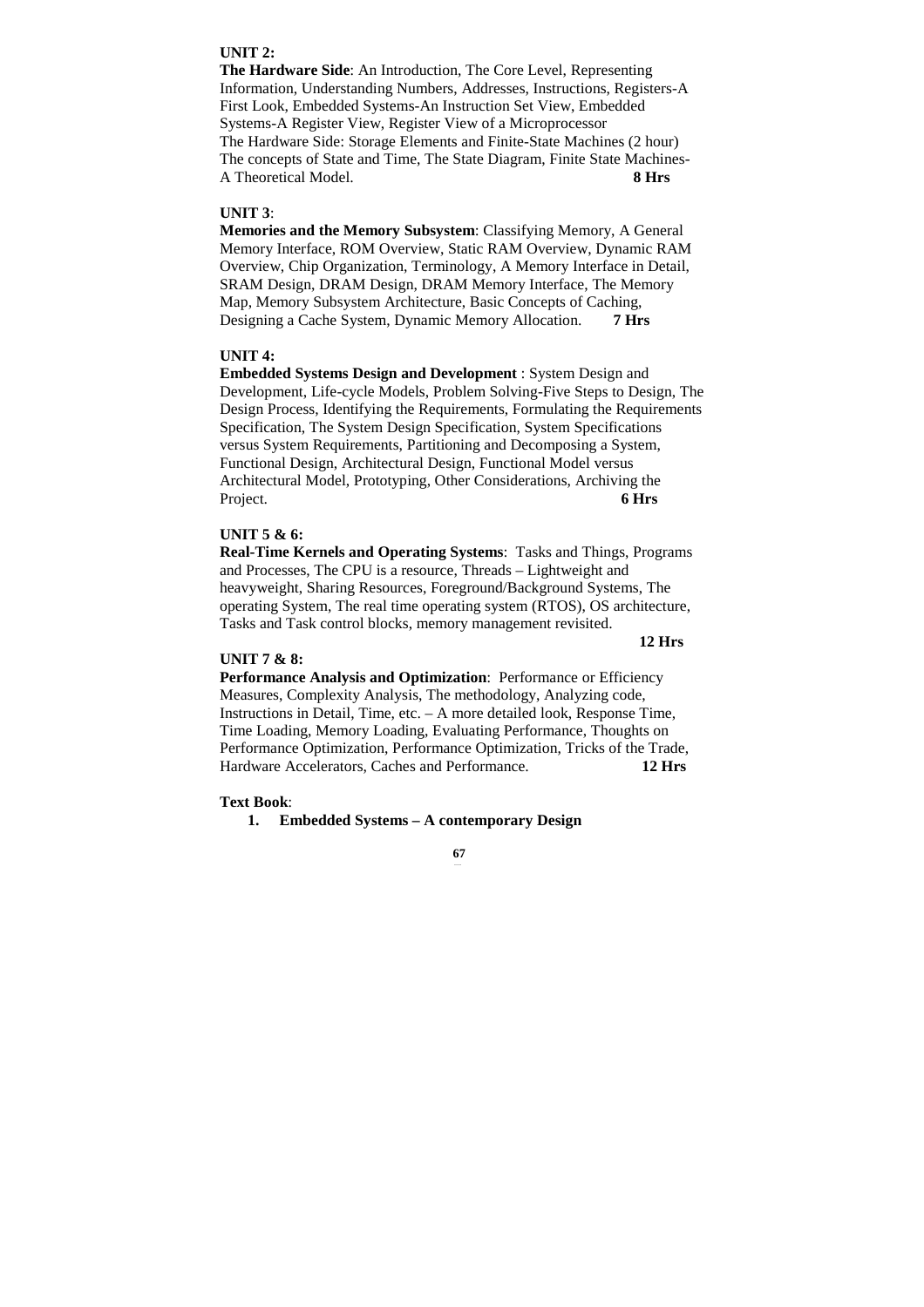**UNIT 2:**

**The Hardware Side**: An Introduction, The Core Level, Representing Information, Understanding Numbers, Addresses, Instructions, Registers-A First Look, Embedded Systems-An Instruction Set View, Embedded Systems-A Register View, Register View of a Microprocessor
The Hardware Side: Storage Elements and Finite-State Machines (2 hour)
The concepts of State and Time, The State Diagram, Finite State Machines-A Theoretical Model. **8 Hrs**

**UNIT 3**:

**Memories and the Memory Subsystem**: Classifying Memory, A General Memory Interface, ROM Overview, Static RAM Overview, Dynamic RAM Overview, Chip Organization, Terminology, A Memory Interface in Detail, SRAM Design, DRAM Design, DRAM Memory Interface, The Memory Map, Memory Subsystem Architecture, Basic Concepts of Caching, Designing a Cache System, Dynamic Memory Allocation. **7 Hrs**

**UNIT 4:**

**Embedded Systems Design and Development** : System Design and Development, Life-cycle Models, Problem Solving-Five Steps to Design, The Design Process, Identifying the Requirements, Formulating the Requirements Specification, The System Design Specification, System Specifications versus System Requirements, Partitioning and Decomposing a System, Functional Design, Architectural Design, Functional Model versus Architectural Model, Prototyping, Other Considerations, Archiving the Project. **6 Hrs**

**UNIT 5 & 6:**

**Real-Time Kernels and Operating Systems**: Tasks and Things, Programs and Processes, The CPU is a resource, Threads – Lightweight and heavyweight, Sharing Resources, Foreground/Background Systems, The operating System, The real time operating system (RTOS), OS architecture, Tasks and Task control blocks, memory management revisited. **12 Hrs**

**UNIT 7 & 8:**

**Performance Analysis and Optimization**: Performance or Efficiency Measures, Complexity Analysis, The methodology, Analyzing code, Instructions in Detail, Time, etc. – A more detailed look, Response Time, Time Loading, Memory Loading, Evaluating Performance, Thoughts on Performance Optimization, Performance Optimization, Tricks of the Trade, Hardware Accelerators, Caches and Performance. **12 Hrs**

**Text Book**:

1. **Embedded Systems – A contemporary Design**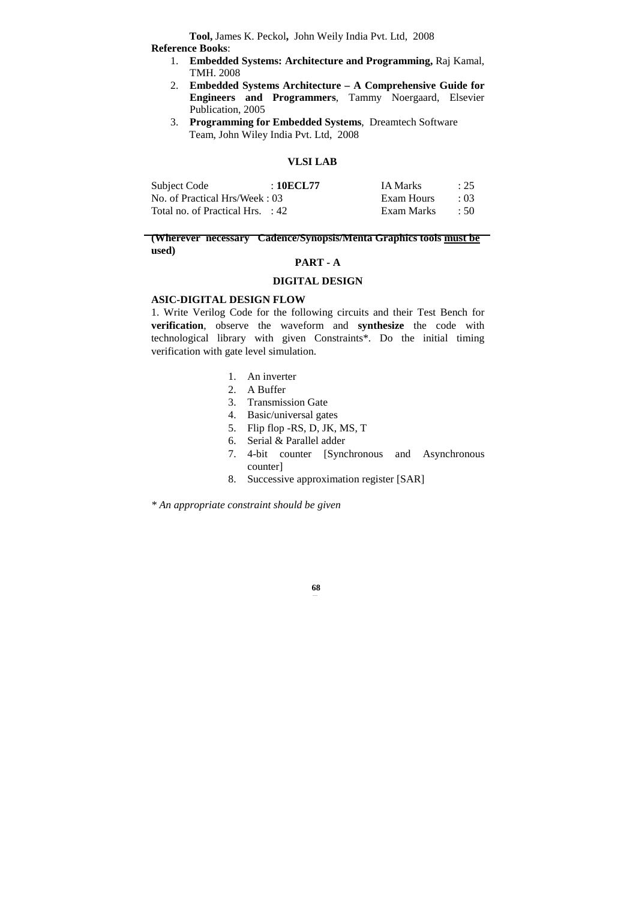**Tool,** James K. Peckol**,** John Weily India Pvt. Ltd, 2008

**Reference Books**:

1. **Embedded Systems: Architecture and Programming,** Raj Kamal, TMH. 2008
2. **Embedded Systems Architecture – A Comprehensive Guide for Engineers and Programmers**, Tammy Noergaard, Elsevier Publication, 2005
3. **Programming for Embedded Systems**, Dreamtech Software Team, John Wiley India Pvt. Ltd, 2008

## VLSI LAB

| | | | |
|---|---|---|---|
| Subject Code | : **10ECL77** | IA Marks | : 25 |
| No. of Practical Hrs/Week : 03 | | Exam Hours | : 03 |
| Total no. of Practical Hrs. : 42 | | Exam Marks | : 50 |

**(Wherever necessary Cadence/Synopsis/Menta Graphics tools must be used)**

### PART - A

### DIGITAL DESIGN

**ASIC-DIGITAL DESIGN FLOW**

1. Write Verilog Code for the following circuits and their Test Bench for **verification**, observe the waveform and **synthesize** the code with technological library with given Constraints*. Do the initial timing verification with gate level simulation.

   1. An inverter
   2. A Buffer
   3. Transmission Gate
   4. Basic/universal gates
   5. Flip flop -RS, D, JK, MS, T
   6. Serial & Parallel adder
   7. 4-bit counter [Synchronous and Asynchronous counter]
   8. Successive approximation register [SAR]

*\* An appropriate constraint should be given*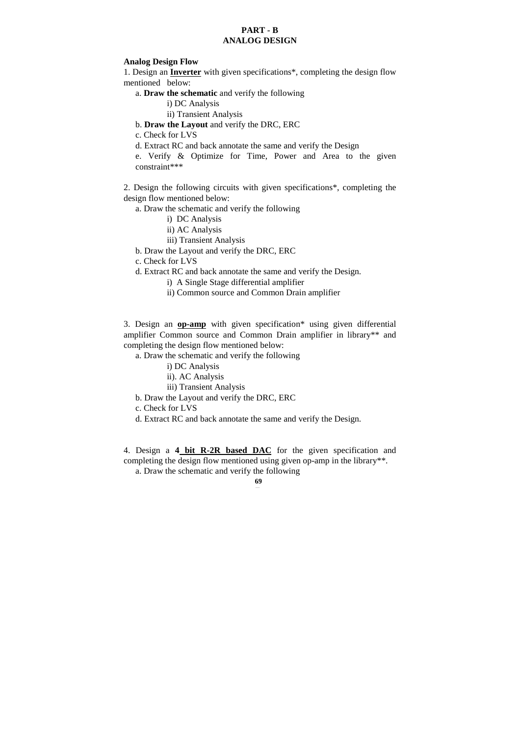# PART - B
# ANALOG DESIGN

**Analog Design Flow**

1. Design an **Inverter** with given specifications*, completing the design flow mentioned below:

   a. **Draw the schematic** and verify the following

      i) DC Analysis

      ii) Transient Analysis

   b. **Draw the Layout** and verify the DRC, ERC

   c. Check for LVS

   d. Extract RC and back annotate the same and verify the Design

   e. Verify & Optimize for Time, Power and Area to the given constraint***

2. Design the following circuits with given specifications*, completing the design flow mentioned below:

   a. Draw the schematic and verify the following

      i) DC Analysis

      ii) AC Analysis

      iii) Transient Analysis

   b. Draw the Layout and verify the DRC, ERC

   c. Check for LVS

   d. Extract RC and back annotate the same and verify the Design.

      i) A Single Stage differential amplifier

      ii) Common source and Common Drain amplifier

3. Design an **op-amp** with given specification* using given differential amplifier Common source and Common Drain amplifier in library** and completing the design flow mentioned below:

   a. Draw the schematic and verify the following

      i) DC Analysis

      ii). AC Analysis

      iii) Transient Analysis

   b. Draw the Layout and verify the DRC, ERC

   c. Check for LVS

   d. Extract RC and back annotate the same and verify the Design.

4. Design a **4 bit R-2R based DAC** for the given specification and completing the design flow mentioned using given op-amp in the library**.

   a. Draw the schematic and verify the following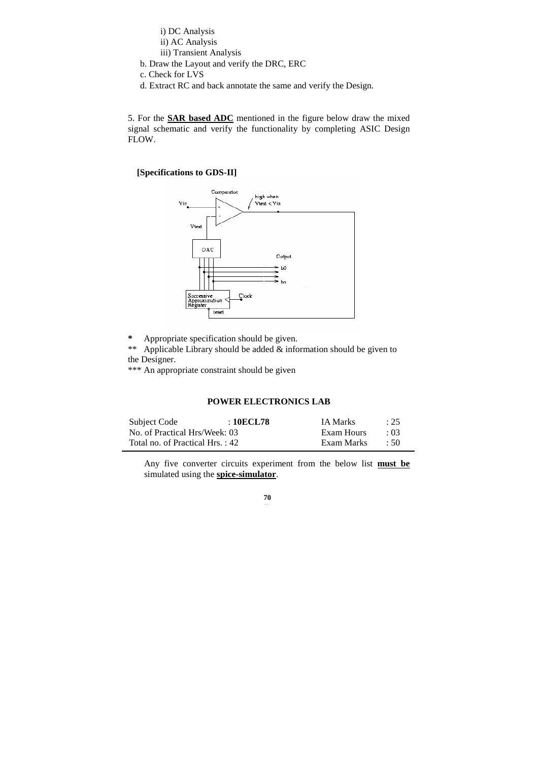i) DC Analysis
ii) AC Analysis
iii) Transient Analysis

b. Draw the Layout and verify the DRC, ERC

c. Check for LVS

d. Extract RC and back annotate the same and verify the Design.

5. For the **SAR based ADC** mentioned in the figure below draw the mixed signal schematic and verify the functionality by completing ASIC Design FLOW.

**[Specifications to GDS-II]**

\* Appropriate specification should be given.

** Applicable Library should be added & information should be given to the Designer.

*** An appropriate constraint should be given

## POWER ELECTRONICS LAB

| Subject Code | : **10ECL78** | IA Marks | : 25 |
|---|---|---|---|
| No. of Practical Hrs/Week: 03 | | Exam Hours | : 03 |
| Total no. of Practical Hrs. : 42 | | Exam Marks | : 50 |

Any five converter circuits experiment from the below list **must be** simulated using the **spice-simulator**.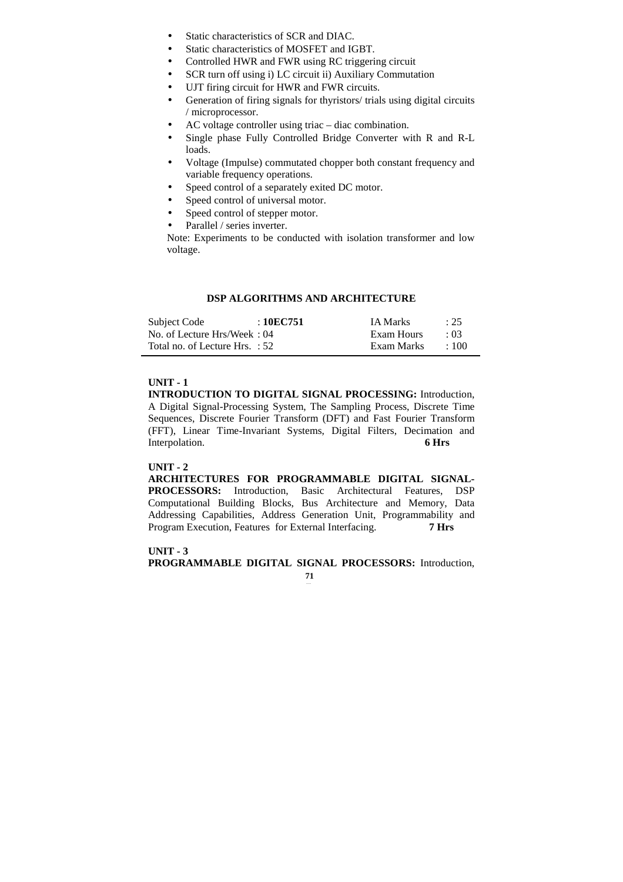- Static characteristics of SCR and DIAC.
- Static characteristics of MOSFET and IGBT.
- Controlled HWR and FWR using RC triggering circuit
- SCR turn off using i) LC circuit ii) Auxiliary Commutation
- UJT firing circuit for HWR and FWR circuits.
- Generation of firing signals for thyristors/ trials using digital circuits / microprocessor.
- AC voltage controller using triac – diac combination.
- Single phase Fully Controlled Bridge Converter with R and R-L loads.
- Voltage (Impulse) commutated chopper both constant frequency and variable frequency operations.
- Speed control of a separately exited DC motor.
- Speed control of universal motor.
- Speed control of stepper motor.
- Parallel / series inverter.

Note: Experiments to be conducted with isolation transformer and low voltage.

## DSP ALGORITHMS AND ARCHITECTURE

| | | | |
|---|---|---|---|
| Subject Code | : **10EC751** | IA Marks | : 25 |
| No. of Lecture Hrs/Week | : 04 | Exam Hours | : 03 |
| Total no. of Lecture Hrs. | : 52 | Exam Marks | : 100 |

**UNIT - 1**

**INTRODUCTION TO DIGITAL SIGNAL PROCESSING:** Introduction, A Digital Signal-Processing System, The Sampling Process, Discrete Time Sequences, Discrete Fourier Transform (DFT) and Fast Fourier Transform (FFT), Linear Time-Invariant Systems, Digital Filters, Decimation and Interpolation. **6 Hrs**

**UNIT - 2**

**ARCHITECTURES FOR PROGRAMMABLE DIGITAL SIGNAL-PROCESSORS:** Introduction, Basic Architectural Features, DSP Computational Building Blocks, Bus Architecture and Memory, Data Addressing Capabilities, Address Generation Unit, Programmability and Program Execution, Features for External Interfacing. **7 Hrs**

**UNIT - 3**

**PROGRAMMABLE DIGITAL SIGNAL PROCESSORS:** Introduction,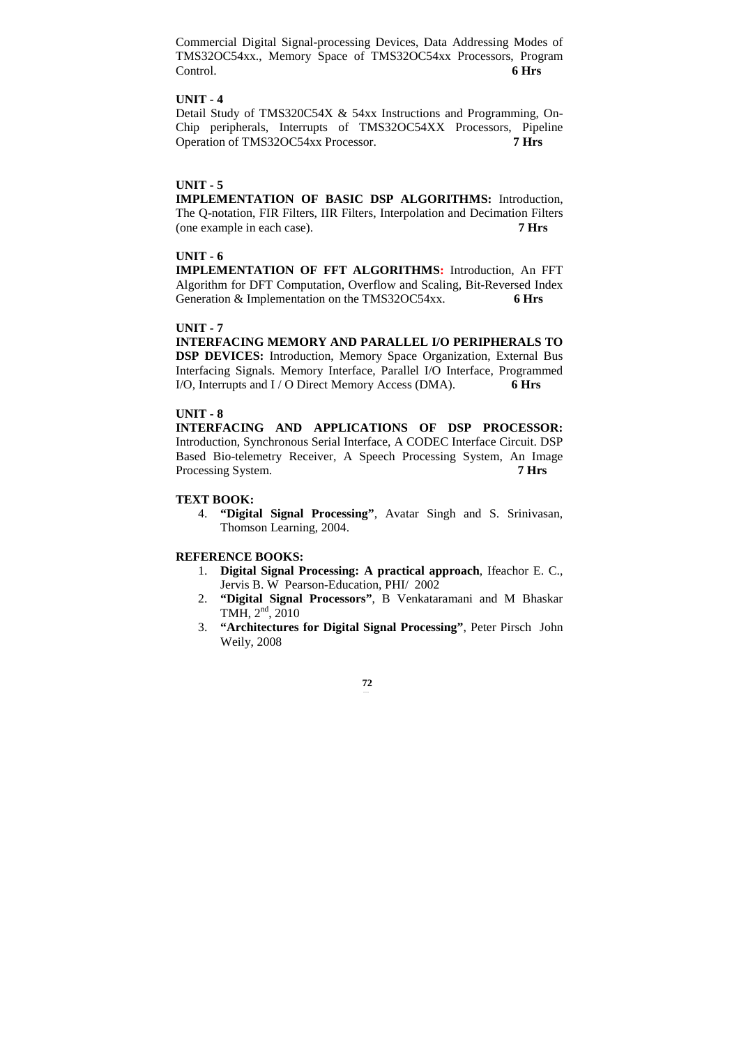Commercial Digital Signal-processing Devices, Data Addressing Modes of TMS32OC54xx., Memory Space of TMS32OC54xx Processors, Program Control. **6 Hrs**

**UNIT - 4**

Detail Study of TMS320C54X & 54xx Instructions and Programming, On-Chip peripherals, Interrupts of TMS32OC54XX Processors, Pipeline Operation of TMS32OC54xx Processor. **7 Hrs**

**UNIT - 5**

**IMPLEMENTATION OF BASIC DSP ALGORITHMS:** Introduction, The Q-notation, FIR Filters, IIR Filters, Interpolation and Decimation Filters (one example in each case). **7 Hrs**

**UNIT - 6**

**IMPLEMENTATION OF FFT ALGORITHMS:** Introduction, An FFT Algorithm for DFT Computation, Overflow and Scaling, Bit-Reversed Index Generation & Implementation on the TMS32OC54xx. **6 Hrs**

**UNIT - 7**

**INTERFACING MEMORY AND PARALLEL I/O PERIPHERALS TO DSP DEVICES:** Introduction, Memory Space Organization, External Bus Interfacing Signals. Memory Interface, Parallel I/O Interface, Programmed I/O, Interrupts and I / O Direct Memory Access (DMA). **6 Hrs**

**UNIT - 8**

**INTERFACING AND APPLICATIONS OF DSP PROCESSOR:** Introduction, Synchronous Serial Interface, A CODEC Interface Circuit. DSP Based Bio-telemetry Receiver, A Speech Processing System, An Image Processing System. **7 Hrs**

**TEXT BOOK:**

4. **"Digital Signal Processing"**, Avatar Singh and S. Srinivasan, Thomson Learning, 2004.

**REFERENCE BOOKS:**

1. **Digital Signal Processing: A practical approach**, Ifeachor E. C., Jervis B. W Pearson-Education, PHI/ 2002
2. **"Digital Signal Processors"**, B Venkataramani and M Bhaskar TMH, 2nd, 2010
3. **"Architectures for Digital Signal Processing"**, Peter Pirsch John Weily, 2008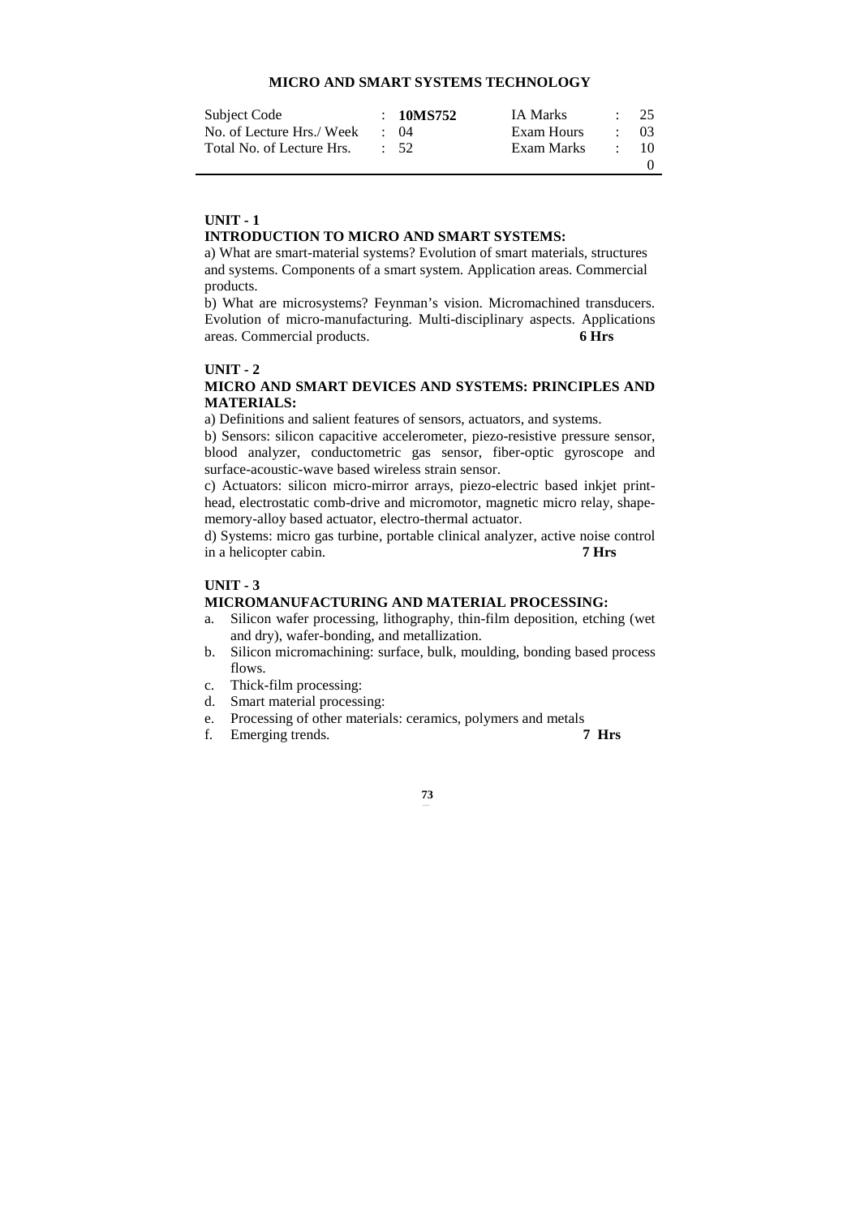## MICRO AND SMART SYSTEMS TECHNOLOGY

| Subject Code | : 10MS752 | IA Marks | : 25 |
|---|---|---|---|
| No. of Lecture Hrs./ Week | : 04 | Exam Hours | : 03 |
| Total No. of Lecture Hrs. | : 52 | Exam Marks | : 100 |

### UNIT - 1

**INTRODUCTION TO MICRO AND SMART SYSTEMS:**

a) What are smart-material systems? Evolution of smart materials, structures and systems. Components of a smart system. Application areas. Commercial products.

b) What are microsystems? Feynman's vision. Micromachined transducers. Evolution of micro-manufacturing. Multi-disciplinary aspects. Applications areas. Commercial products. **6 Hrs**

### UNIT - 2

**MICRO AND SMART DEVICES AND SYSTEMS: PRINCIPLES AND MATERIALS:**

a) Definitions and salient features of sensors, actuators, and systems.

b) Sensors: silicon capacitive accelerometer, piezo-resistive pressure sensor, blood analyzer, conductometric gas sensor, fiber-optic gyroscope and surface-acoustic-wave based wireless strain sensor.

c) Actuators: silicon micro-mirror arrays, piezo-electric based inkjet print-head, electrostatic comb-drive and micromotor, magnetic micro relay, shape-memory-alloy based actuator, electro-thermal actuator.

d) Systems: micro gas turbine, portable clinical analyzer, active noise control in a helicopter cabin. **7 Hrs**

### UNIT - 3

**MICROMANUFACTURING AND MATERIAL PROCESSING:**

a. Silicon wafer processing, lithography, thin-film deposition, etching (wet and dry), wafer-bonding, and metallization.
b. Silicon micromachining: surface, bulk, moulding, bonding based process flows.
c. Thick-film processing:
d. Smart material processing:
e. Processing of other materials: ceramics, polymers and metals
f. Emerging trends. **7 Hrs**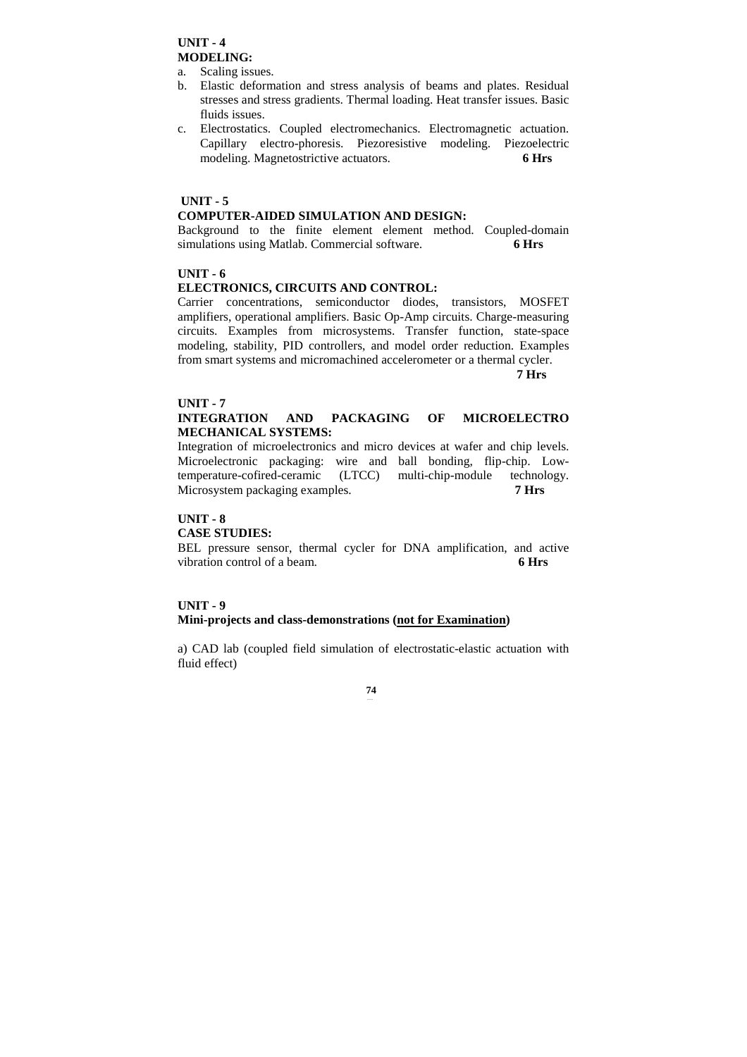**UNIT - 4**
**MODELING:**

a. Scaling issues.
b. Elastic deformation and stress analysis of beams and plates. Residual stresses and stress gradients. Thermal loading. Heat transfer issues. Basic fluids issues.
c. Electrostatics. Coupled electromechanics. Electromagnetic actuation. Capillary electro-phoresis. Piezoresistive modeling. Piezoelectric modeling. Magnetostrictive actuators. **6 Hrs**

**UNIT - 5**
**COMPUTER-AIDED SIMULATION AND DESIGN:**

Background to the finite element element method. Coupled-domain simulations using Matlab. Commercial software. **6 Hrs**

**UNIT - 6**
**ELECTRONICS, CIRCUITS AND CONTROL:**

Carrier concentrations, semiconductor diodes, transistors, MOSFET amplifiers, operational amplifiers. Basic Op-Amp circuits. Charge-measuring circuits. Examples from microsystems. Transfer function, state-space modeling, stability, PID controllers, and model order reduction. Examples from smart systems and micromachined accelerometer or a thermal cycler. **7 Hrs**

**UNIT - 7**
**INTEGRATION AND PACKAGING OF MICROELECTRO MECHANICAL SYSTEMS:**

Integration of microelectronics and micro devices at wafer and chip levels. Microelectronic packaging: wire and ball bonding, flip-chip. Low-temperature-cofired-ceramic (LTCC) multi-chip-module technology. Microsystem packaging examples. **7 Hrs**

**UNIT - 8**
**CASE STUDIES:**

BEL pressure sensor, thermal cycler for DNA amplification, and active vibration control of a beam. **6 Hrs**

**UNIT - 9**
**Mini-projects and class-demonstrations (<u>not for Examination</u>)**

a) CAD lab (coupled field simulation of electrostatic-elastic actuation with fluid effect)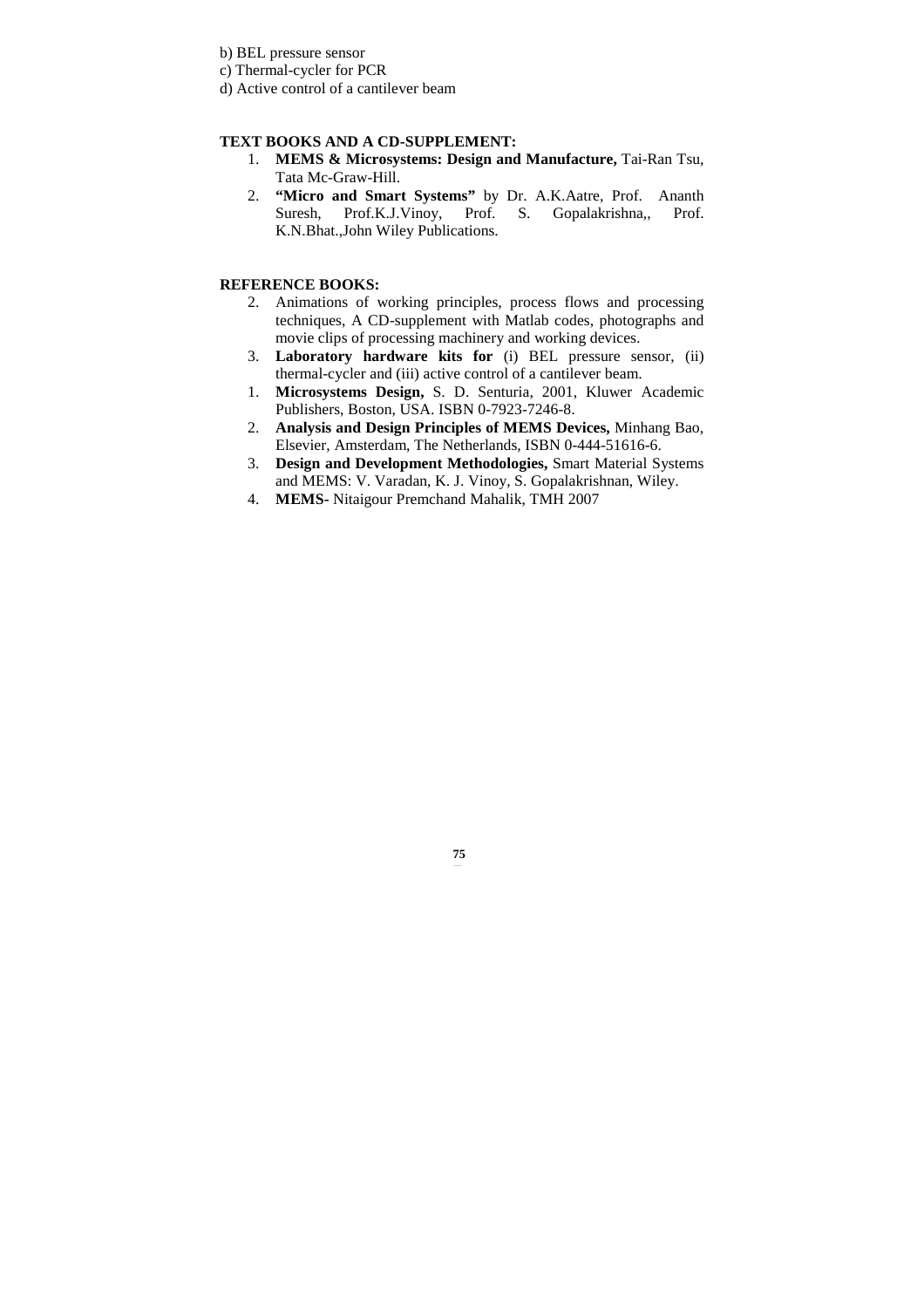b) BEL pressure sensor

c) Thermal-cycler for PCR

d) Active control of a cantilever beam

**TEXT BOOKS AND A CD-SUPPLEMENT:**

1. **MEMS & Microsystems: Design and Manufacture,** Tai-Ran Tsu, Tata Mc-Graw-Hill.
2. **"Micro and Smart Systems"** by Dr. A.K.Aatre, Prof. Ananth Suresh, Prof.K.J.Vinoy, Prof. S. Gopalakrishna,, Prof. K.N.Bhat.,John Wiley Publications.

**REFERENCE BOOKS:**

2. Animations of working principles, process flows and processing techniques, A CD-supplement with Matlab codes, photographs and movie clips of processing machinery and working devices.
3. **Laboratory hardware kits for** (i) BEL pressure sensor, (ii) thermal-cycler and (iii) active control of a cantilever beam.
1. **Microsystems Design,** S. D. Senturia, 2001, Kluwer Academic Publishers, Boston, USA. ISBN 0-7923-7246-8.
2. **Analysis and Design Principles of MEMS Devices,** Minhang Bao, Elsevier, Amsterdam, The Netherlands, ISBN 0-444-51616-6.
3. **Design and Development Methodologies,** Smart Material Systems and MEMS: V. Varadan, K. J. Vinoy, S. Gopalakrishnan, Wiley.
4. **MEMS**- Nitaigour Premchand Mahalik, TMH 2007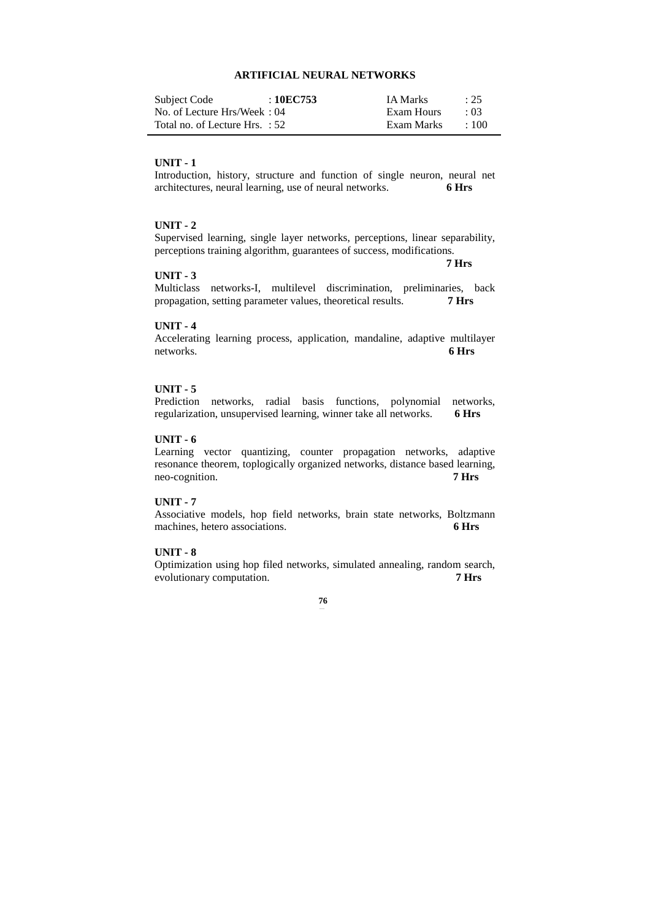# ARTIFICIAL NEURAL NETWORKS

| Subject Code : **10EC753** | IA Marks : 25 |
|---|---|
| No. of Lecture Hrs/Week : 04 | Exam Hours : 03 |
| Total no. of Lecture Hrs. : 52 | Exam Marks : 100 |

**UNIT - 1**

Introduction, history, structure and function of single neuron, neural net architectures, neural learning, use of neural networks. **6 Hrs**

**UNIT - 2**

Supervised learning, single layer networks, perceptions, linear separability, perceptions training algorithm, guarantees of success, modifications. **7 Hrs**

**UNIT - 3**

Multiclass networks-I, multilevel discrimination, preliminaries, back propagation, setting parameter values, theoretical results. **7 Hrs**

**UNIT - 4**

Accelerating learning process, application, mandaline, adaptive multilayer networks. **6 Hrs**

**UNIT - 5**

Prediction networks, radial basis functions, polynomial networks, regularization, unsupervised learning, winner take all networks. **6 Hrs**

**UNIT - 6**

Learning vector quantizing, counter propagation networks, adaptive resonance theorem, toplogically organized networks, distance based learning, neo-cognition. **7 Hrs**

**UNIT - 7**

Associative models, hop field networks, brain state networks, Boltzmann machines, hetero associations. **6 Hrs**

**UNIT - 8**

Optimization using hop filed networks, simulated annealing, random search, evolutionary computation. **7 Hrs**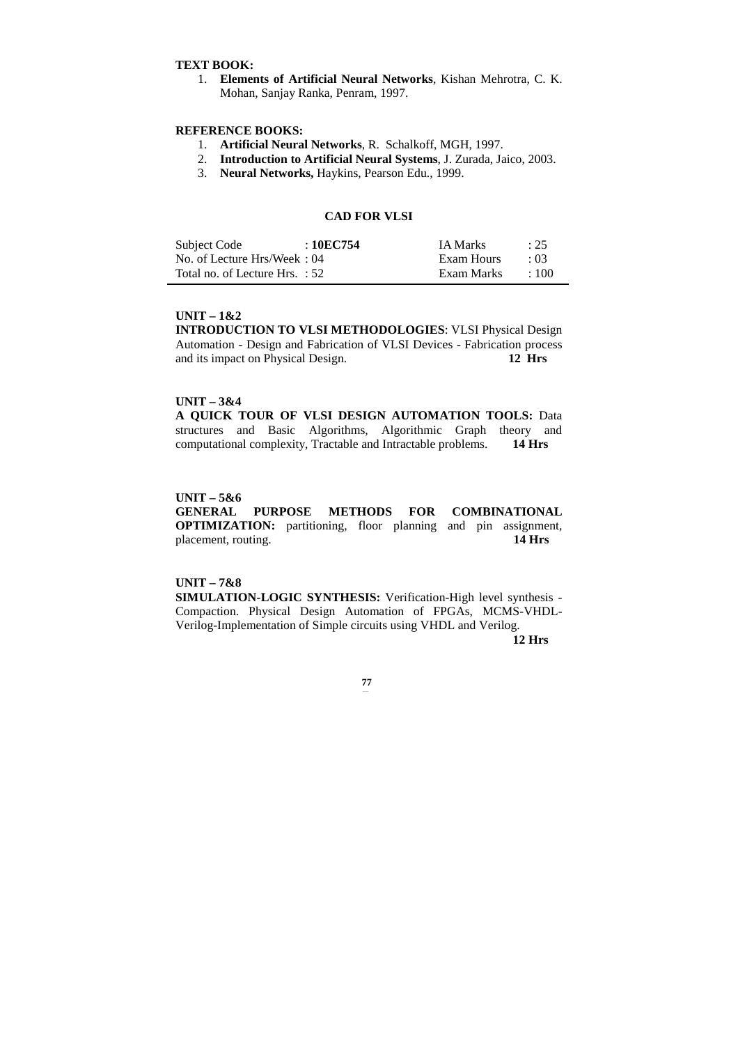**TEXT BOOK:**

1. **Elements of Artificial Neural Networks**, Kishan Mehrotra, C. K. Mohan, Sanjay Ranka, Penram, 1997.

**REFERENCE BOOKS:**

1. **Artificial Neural Networks**, R. Schalkoff, MGH, 1997.
2. **Introduction to Artificial Neural Systems**, J. Zurada, Jaico, 2003.
3. **Neural Networks,** Haykins, Pearson Edu., 1999.

## CAD FOR VLSI

| Subject Code | : **10EC754** | IA Marks | : 25 |
|---|---|---|---|
| No. of Lecture Hrs/Week | : 04 | Exam Hours | : 03 |
| Total no. of Lecture Hrs. | : 52 | Exam Marks | : 100 |

**UNIT – 1&2**

**INTRODUCTION TO VLSI METHODOLOGIES**: VLSI Physical Design Automation - Design and Fabrication of VLSI Devices - Fabrication process and its impact on Physical Design. **12 Hrs**

**UNIT – 3&4**

**A QUICK TOUR OF VLSI DESIGN AUTOMATION TOOLS:** Data structures and Basic Algorithms, Algorithmic Graph theory and computational complexity, Tractable and Intractable problems. **14 Hrs**

**UNIT – 5&6**

**GENERAL PURPOSE METHODS FOR COMBINATIONAL OPTIMIZATION:** partitioning, floor planning and pin assignment, placement, routing. **14 Hrs**

**UNIT – 7&8**

**SIMULATION-LOGIC SYNTHESIS:** Verification-High level synthesis - Compaction. Physical Design Automation of FPGAs, MCMS-VHDL-Verilog-Implementation of Simple circuits using VHDL and Verilog. **12 Hrs**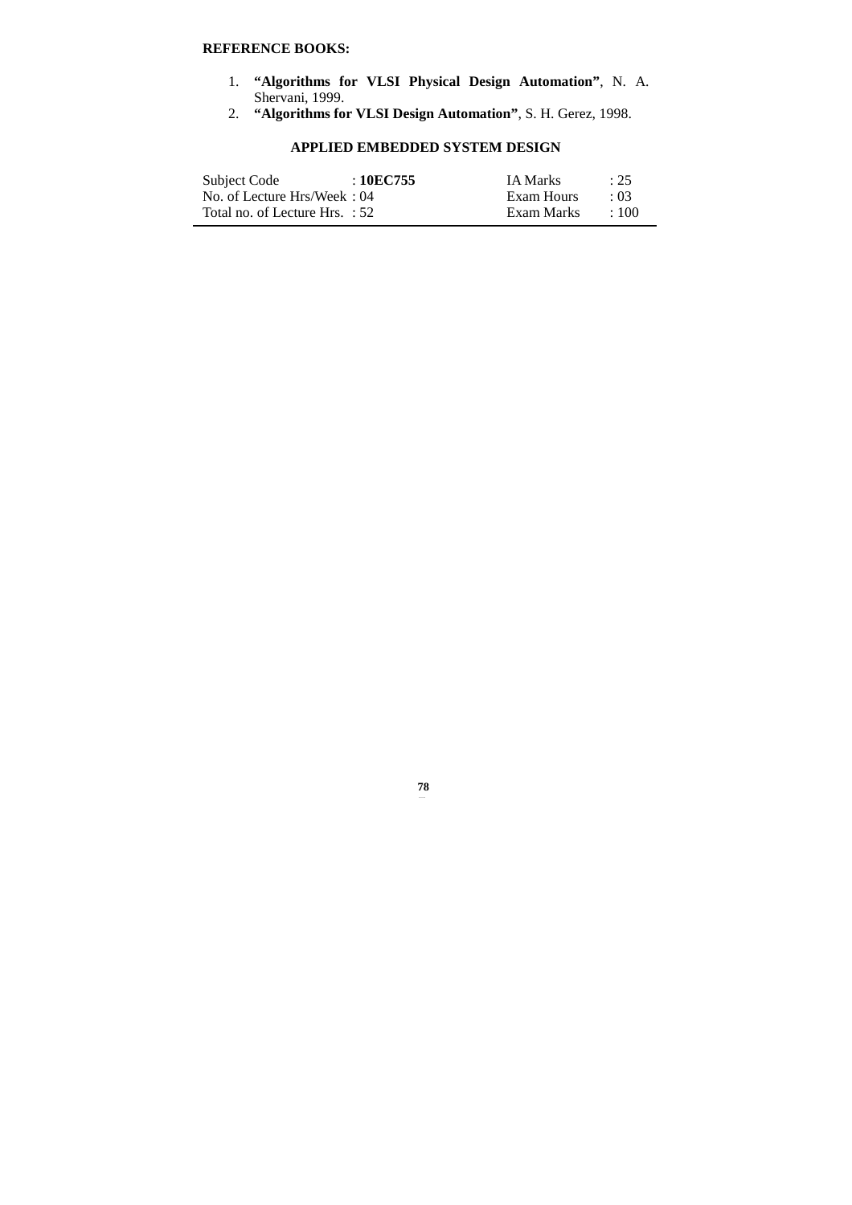**REFERENCE BOOKS:**

1. **"Algorithms for VLSI Physical Design Automation"**, N. A. Shervani, 1999.
2. **"Algorithms for VLSI Design Automation"**, S. H. Gerez, 1998.

## APPLIED EMBEDDED SYSTEM DESIGN

| | | | |
|---|---|---|---|
| Subject Code | : **10EC755** | IA Marks | : 25 |
| No. of Lecture Hrs/Week | : 04 | Exam Hours | : 03 |
| Total no. of Lecture Hrs. | : 52 | Exam Marks | : 100 |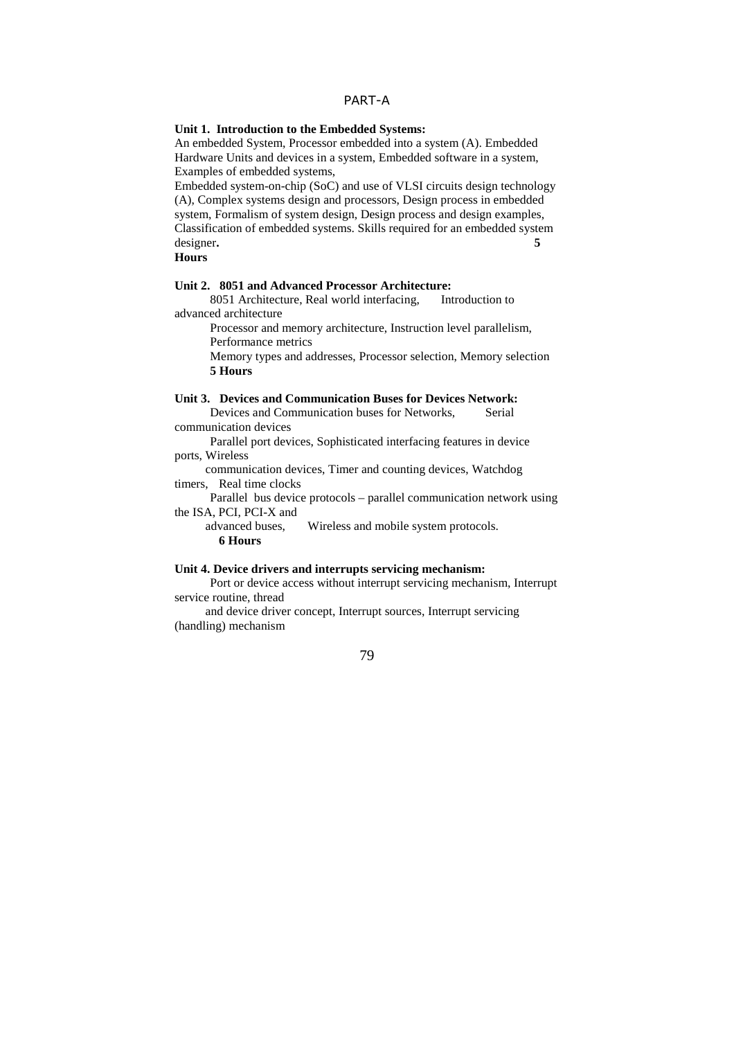## PART-A

**Unit 1. Introduction to the Embedded Systems:**

An embedded System, Processor embedded into a system (A). Embedded Hardware Units and devices in a system, Embedded software in a system, Examples of embedded systems,

Embedded system-on-chip (SoC) and use of VLSI circuits design technology (A), Complex systems design and processors, Design process in embedded system, Formalism of system design, Design process and design examples, Classification of embedded systems. Skills required for an embedded system designer. **5 Hours**

**Unit 2. 8051 and Advanced Processor Architecture:**

8051 Architecture, Real world interfacing, Introduction to advanced architecture

Processor and memory architecture, Instruction level parallelism, Performance metrics

Memory types and addresses, Processor selection, Memory selection **5 Hours**

**Unit 3. Devices and Communication Buses for Devices Network:**

Devices and Communication buses for Networks, Serial communication devices

Parallel port devices, Sophisticated interfacing features in device ports, Wireless

communication devices, Timer and counting devices, Watchdog timers, Real time clocks

Parallel bus device protocols – parallel communication network using the ISA, PCI, PCI-X and

advanced buses, Wireless and mobile system protocols. **6 Hours**

**Unit 4. Device drivers and interrupts servicing mechanism:**

Port or device access without interrupt servicing mechanism, Interrupt service routine, thread

and device driver concept, Interrupt sources, Interrupt servicing (handling) mechanism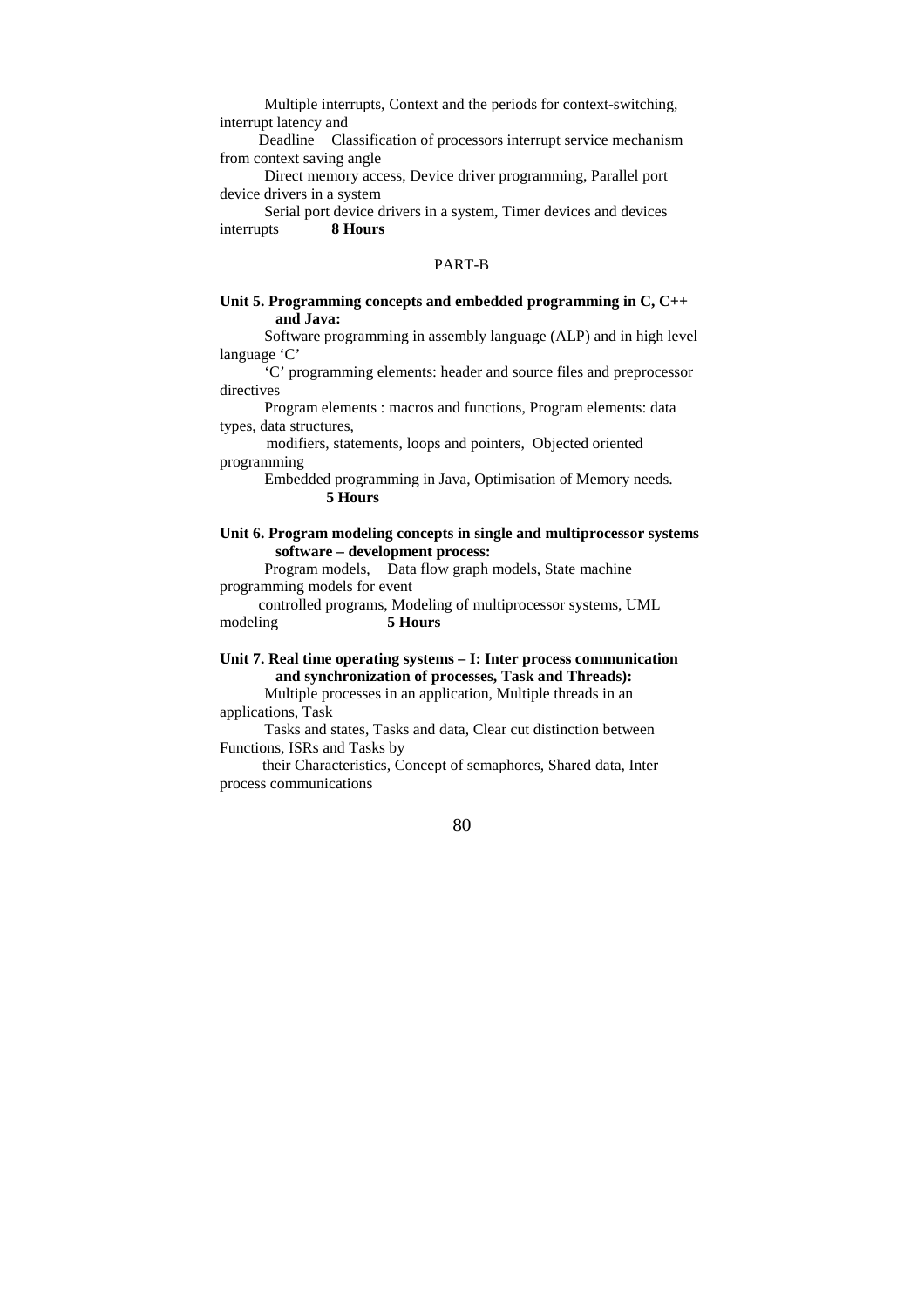Multiple interrupts, Context and the periods for context-switching, interrupt latency and

Deadline Classification of processors interrupt service mechanism from context saving angle

Direct memory access, Device driver programming, Parallel port device drivers in a system

Serial port device drivers in a system, Timer devices and devices interrupts **8 Hours**

PART-B

**Unit 5. Programming concepts and embedded programming in C, C++ and Java:**

Software programming in assembly language (ALP) and in high level language 'C'

'C' programming elements: header and source files and preprocessor directives

Program elements : macros and functions, Program elements: data types, data structures,

modifiers, statements, loops and pointers, Objected oriented programming

Embedded programming in Java, Optimisation of Memory needs. **5 Hours**

**Unit 6. Program modeling concepts in single and multiprocessor systems software – development process:**

Program models, Data flow graph models, State machine programming models for event

controlled programs, Modeling of multiprocessor systems, UML modeling **5 Hours**

**Unit 7. Real time operating systems – I: Inter process communication and synchronization of processes, Task and Threads):**

Multiple processes in an application, Multiple threads in an applications, Task

Tasks and states, Tasks and data, Clear cut distinction between Functions, ISRs and Tasks by

their Characteristics, Concept of semaphores, Shared data, Inter process communications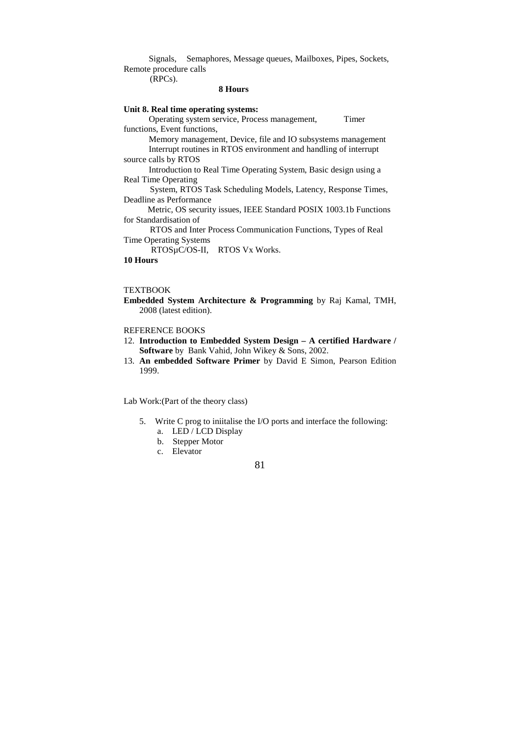Signals, Semaphores, Message queues, Mailboxes, Pipes, Sockets, Remote procedure calls (RPCs).

**8 Hours**

**Unit 8. Real time operating systems:**

Operating system service, Process management, Timer functions, Event functions,

Memory management, Device, file and IO subsystems management

Interrupt routines in RTOS environment and handling of interrupt source calls by RTOS

Introduction to Real Time Operating System, Basic design using a Real Time Operating System, RTOS Task Scheduling Models, Latency, Response Times, Deadline as Performance Metric, OS security issues, IEEE Standard POSIX 1003.1b Functions for Standardisation of RTOS and Inter Process Communication Functions, Types of Real Time Operating Systems

RTOSµC/OS-II, RTOS Vx Works.

**10 Hours**

TEXTBOOK

**Embedded System Architecture & Programming** by Raj Kamal, TMH, 2008 (latest edition).

REFERENCE BOOKS

12. **Introduction to Embedded System Design – A certified Hardware / Software** by Bank Vahid, John Wikey & Sons, 2002.
13. **An embedded Software Primer** by David E Simon, Pearson Edition 1999.

Lab Work:(Part of the theory class)

5. Write C prog to iniitalise the I/O ports and interface the following:
   a. LED / LCD Display
   b. Stepper Motor
   c. Elevator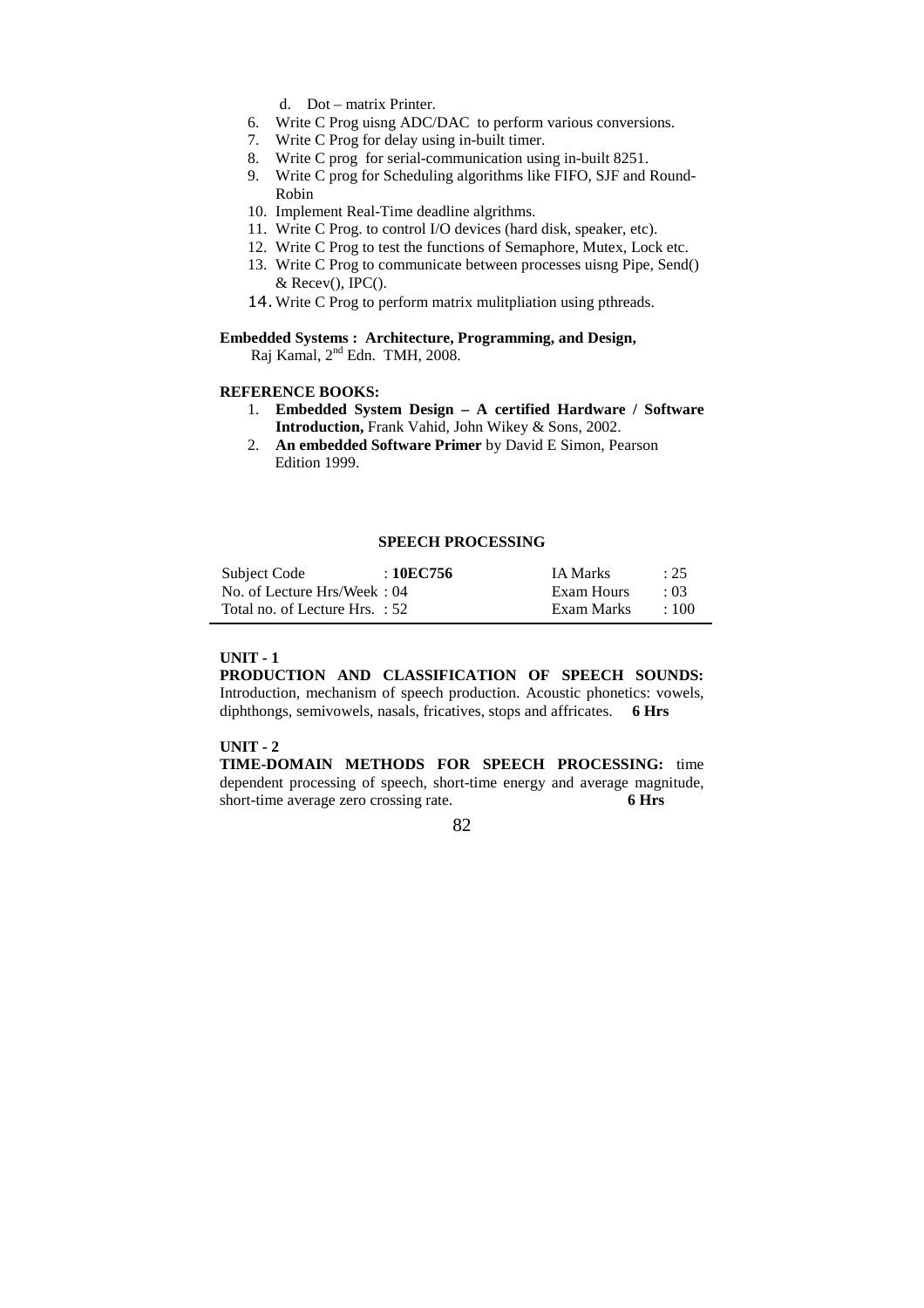d. Dot – matrix Printer.

6. Write C Prog uisng ADC/DAC to perform various conversions.
7. Write C Prog for delay using in-built timer.
8. Write C prog for serial-communication using in-built 8251.
9. Write C prog for Scheduling algorithms like FIFO, SJF and Round-Robin
10. Implement Real-Time deadline algrithms.
11. Write C Prog. to control I/O devices (hard disk, speaker, etc).
12. Write C Prog to test the functions of Semaphore, Mutex, Lock etc.
13. Write C Prog to communicate between processes uisng Pipe, Send() & Recev(), IPC().
14. Write C Prog to perform matrix mulitpliation using pthreads.

**Embedded Systems : Architecture, Programming, and Design,**
Raj Kamal, 2nd Edn. TMH, 2008.

**REFERENCE BOOKS:**

1. **Embedded System Design – A certified Hardware / Software Introduction,** Frank Vahid, John Wikey & Sons, 2002.
2. **An embedded Software Primer** by David E Simon, Pearson Edition 1999.

## SPEECH PROCESSING

| Subject Code : **10EC756** | IA Marks : 25 |
|---|---|
| No. of Lecture Hrs/Week : 04 | Exam Hours : 03 |
| Total no. of Lecture Hrs. : 52 | Exam Marks : 100 |

**UNIT - 1**

**PRODUCTION AND CLASSIFICATION OF SPEECH SOUNDS:** Introduction, mechanism of speech production. Acoustic phonetics: vowels, diphthongs, semivowels, nasals, fricatives, stops and affricates. **6 Hrs**

**UNIT - 2**

**TIME-DOMAIN METHODS FOR SPEECH PROCESSING:** time dependent processing of speech, short-time energy and average magnitude, short-time average zero crossing rate. **6 Hrs**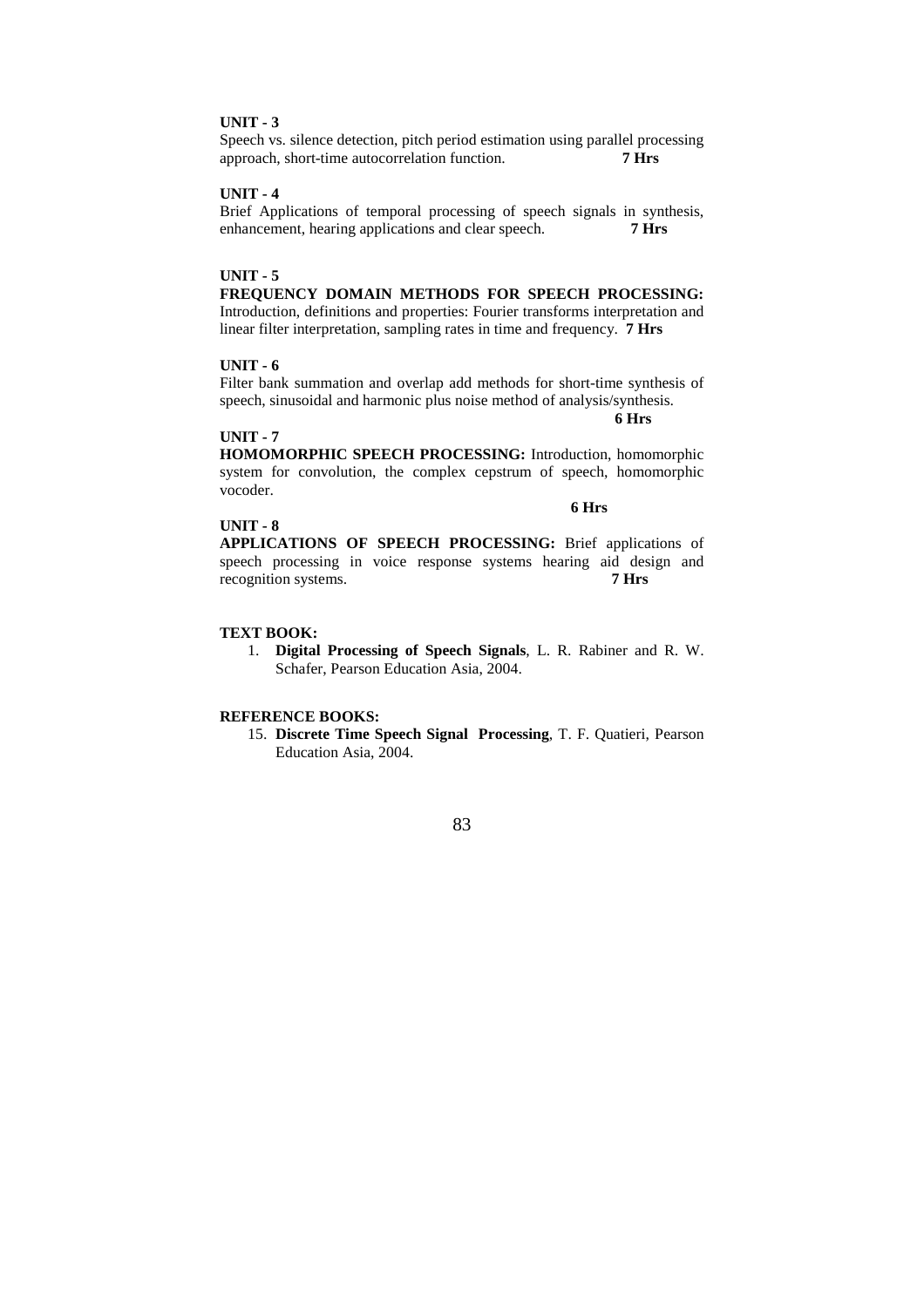**UNIT - 3**

Speech vs. silence detection, pitch period estimation using parallel processing approach, short-time autocorrelation function. **7 Hrs**

**UNIT - 4**

Brief Applications of temporal processing of speech signals in synthesis, enhancement, hearing applications and clear speech. **7 Hrs**

**UNIT - 5**

**FREQUENCY DOMAIN METHODS FOR SPEECH PROCESSING:** Introduction, definitions and properties: Fourier transforms interpretation and linear filter interpretation, sampling rates in time and frequency. **7 Hrs**

**UNIT - 6**

Filter bank summation and overlap add methods for short-time synthesis of speech, sinusoidal and harmonic plus noise method of analysis/synthesis. **6 Hrs**

**UNIT - 7**

**HOMOMORPHIC SPEECH PROCESSING:** Introduction, homomorphic system for convolution, the complex cepstrum of speech, homomorphic vocoder. **6 Hrs**

**UNIT - 8**

**APPLICATIONS OF SPEECH PROCESSING:** Brief applications of speech processing in voice response systems hearing aid design and recognition systems. **7 Hrs**

**TEXT BOOK:**

1. **Digital Processing of Speech Signals**, L. R. Rabiner and R. W. Schafer, Pearson Education Asia, 2004.

**REFERENCE BOOKS:**

15. **Discrete Time Speech Signal Processing**, T. F. Quatieri, Pearson Education Asia, 2004.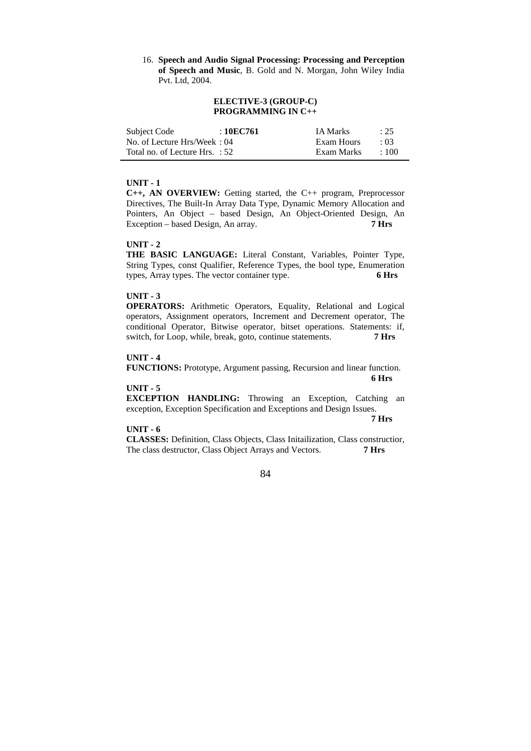16. **Speech and Audio Signal Processing: Processing and Perception of Speech and Music**, B. Gold and N. Morgan, John Wiley India Pvt. Ltd, 2004.

## ELECTIVE-3 (GROUP-C)
## PROGRAMMING IN C++

| Subject Code | : **10EC761** | IA Marks | : 25 |
|---|---|---|---|
| No. of Lecture Hrs/Week | : 04 | Exam Hours | : 03 |
| Total no. of Lecture Hrs. | : 52 | Exam Marks | : 100 |

**UNIT - 1**

**C++, AN OVERVIEW:** Getting started, the C++ program, Preprocessor Directives, The Built-In Array Data Type, Dynamic Memory Allocation and Pointers, An Object – based Design, An Object-Oriented Design, An Exception – based Design, An array. **7 Hrs**

**UNIT - 2**

**THE BASIC LANGUAGE:** Literal Constant, Variables, Pointer Type, String Types, const Qualifier, Reference Types, the bool type, Enumeration types, Array types. The vector container type. **6 Hrs**

**UNIT - 3**

**OPERATORS:** Arithmetic Operators, Equality, Relational and Logical operators, Assignment operators, Increment and Decrement operator, The conditional Operator, Bitwise operator, bitset operations. Statements: if, switch, for Loop, while, break, goto, continue statements. **7 Hrs**

**UNIT - 4**

**FUNCTIONS:** Prototype, Argument passing, Recursion and linear function. **6 Hrs**

**UNIT - 5**

**EXCEPTION HANDLING:** Throwing an Exception, Catching an exception, Exception Specification and Exceptions and Design Issues. **7 Hrs**

**UNIT - 6**

**CLASSES:** Definition, Class Objects, Class Initailization, Class constructior, The class destructor, Class Object Arrays and Vectors. **7 Hrs**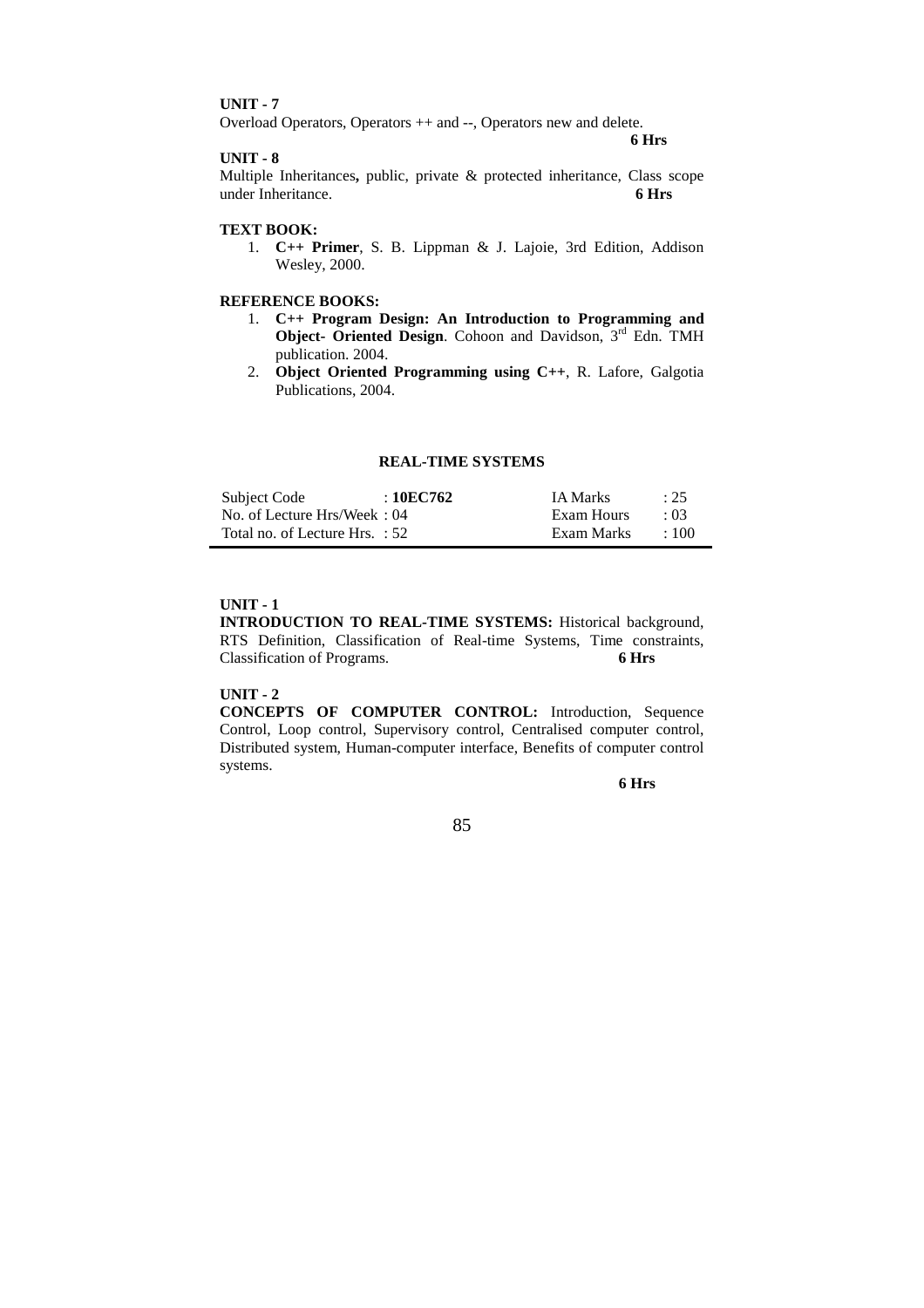**UNIT - 7**

Overload Operators, Operators ++ and --, Operators new and delete. **6 Hrs**

**UNIT - 8**

Multiple Inheritances**,** public, private & protected inheritance, Class scope under Inheritance. **6 Hrs**

**TEXT BOOK:**

1. **C++ Primer**, S. B. Lippman & J. Lajoie, 3rd Edition, Addison Wesley, 2000.

**REFERENCE BOOKS:**

1. **C++ Program Design: An Introduction to Programming and Object- Oriented Design**. Cohoon and Davidson, 3rd Edn. TMH publication. 2004.
2. **Object Oriented Programming using C++**, R. Lafore, Galgotia Publications, 2004.

## REAL-TIME SYSTEMS

| | | | |
|---|---|---|---|
| Subject Code | : **10EC762** | IA Marks | : 25 |
| No. of Lecture Hrs/Week | : 04 | Exam Hours | : 03 |
| Total no. of Lecture Hrs. | : 52 | Exam Marks | : 100 |

**UNIT - 1**

**INTRODUCTION TO REAL-TIME SYSTEMS:** Historical background, RTS Definition, Classification of Real-time Systems, Time constraints, Classification of Programs. **6 Hrs**

**UNIT - 2**

**CONCEPTS OF COMPUTER CONTROL:** Introduction, Sequence Control, Loop control, Supervisory control, Centralised computer control, Distributed system, Human-computer interface, Benefits of computer control systems.

**6 Hrs**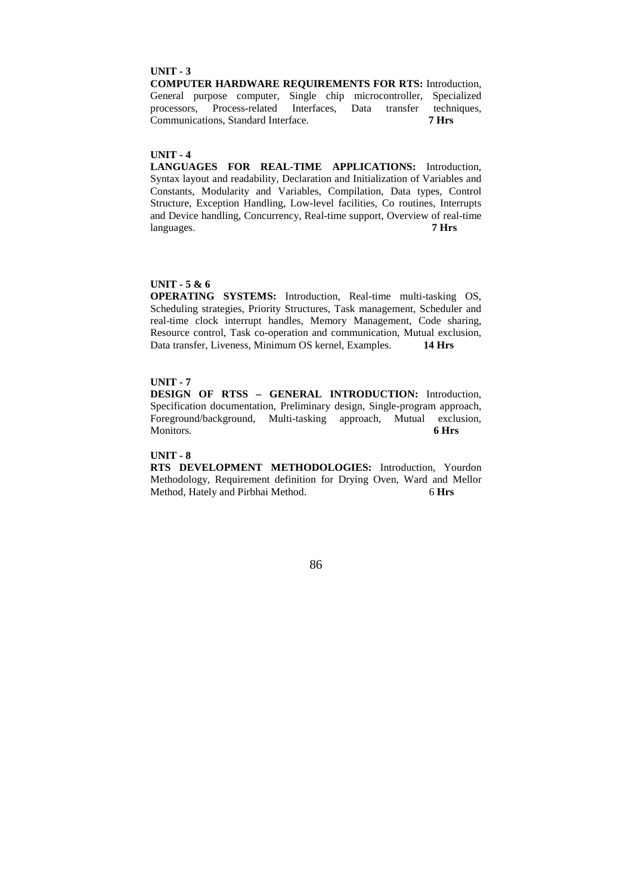**UNIT - 3**

**COMPUTER HARDWARE REQUIREMENTS FOR RTS:** Introduction, General purpose computer, Single chip microcontroller, Specialized processors, Process-related Interfaces, Data transfer techniques, Communications, Standard Interface. **7 Hrs**

**UNIT - 4**

**LANGUAGES FOR REAL-TIME APPLICATIONS:** Introduction, Syntax layout and readability, Declaration and Initialization of Variables and Constants, Modularity and Variables, Compilation, Data types, Control Structure, Exception Handling, Low-level facilities, Co routines, Interrupts and Device handling, Concurrency, Real-time support, Overview of real-time languages. **7 Hrs**

**UNIT - 5 & 6**

**OPERATING SYSTEMS:** Introduction, Real-time multi-tasking OS, Scheduling strategies, Priority Structures, Task management, Scheduler and real-time clock interrupt handles, Memory Management, Code sharing, Resource control, Task co-operation and communication, Mutual exclusion, Data transfer, Liveness, Minimum OS kernel, Examples. **14 Hrs**

**UNIT - 7**

**DESIGN OF RTSS – GENERAL INTRODUCTION:** Introduction, Specification documentation, Preliminary design, Single-program approach, Foreground/background, Multi-tasking approach, Mutual exclusion, Monitors. **6 Hrs**

**UNIT - 8**

**RTS DEVELOPMENT METHODOLOGIES:** Introduction, Yourdon Methodology, Requirement definition for Drying Oven, Ward and Mellor Method, Hately and Pirbhai Method. 6 **Hrs**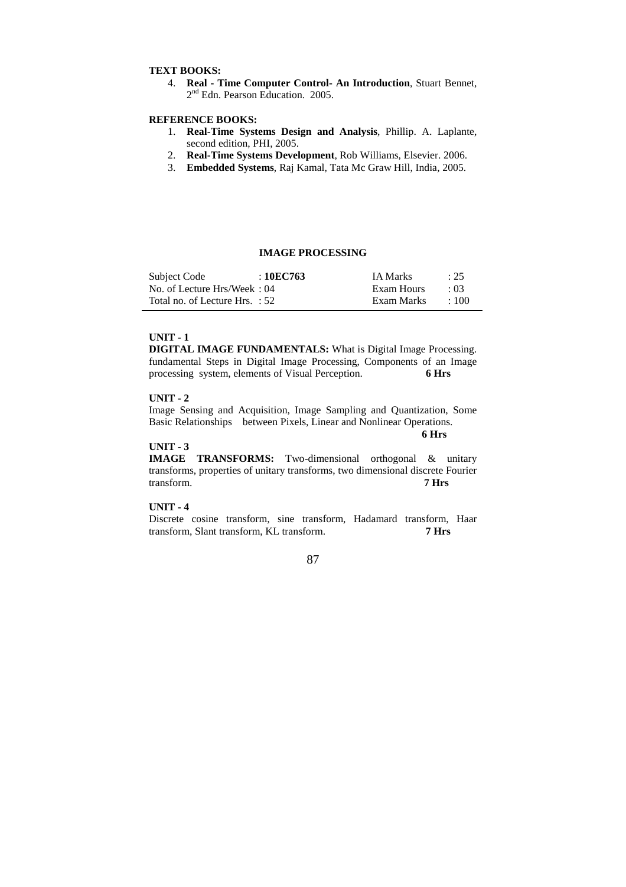**TEXT BOOKS:**

4. **Real - Time Computer Control- An Introduction**, Stuart Bennet, 2nd Edn. Pearson Education. 2005.

**REFERENCE BOOKS:**

1. **Real-Time Systems Design and Analysis**, Phillip. A. Laplante, second edition, PHI, 2005.
2. **Real-Time Systems Development**, Rob Williams, Elsevier. 2006.
3. **Embedded Systems**, Raj Kamal, Tata Mc Graw Hill, India, 2005.

## IMAGE PROCESSING

| | | | |
|---|---|---|---|
| Subject Code | : **10EC763** | IA Marks | : 25 |
| No. of Lecture Hrs/Week | : 04 | Exam Hours | : 03 |
| Total no. of Lecture Hrs. | : 52 | Exam Marks | : 100 |

**UNIT - 1**

**DIGITAL IMAGE FUNDAMENTALS:** What is Digital Image Processing. fundamental Steps in Digital Image Processing, Components of an Image processing system, elements of Visual Perception. **6 Hrs**

**UNIT - 2**

Image Sensing and Acquisition, Image Sampling and Quantization, Some Basic Relationships between Pixels, Linear and Nonlinear Operations. **6 Hrs**

**UNIT - 3**

**IMAGE TRANSFORMS:** Two-dimensional orthogonal & unitary transforms, properties of unitary transforms, two dimensional discrete Fourier transform. **7 Hrs**

**UNIT - 4**

Discrete cosine transform, sine transform, Hadamard transform, Haar transform, Slant transform, KL transform. **7 Hrs**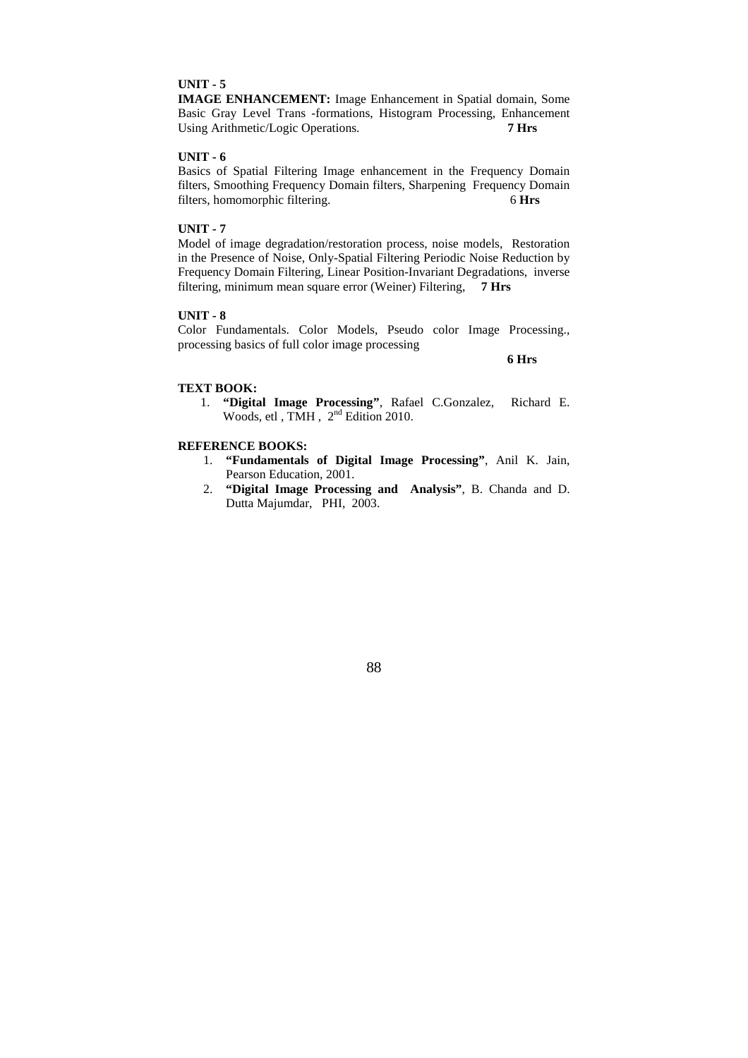**UNIT - 5**

**IMAGE ENHANCEMENT:** Image Enhancement in Spatial domain, Some Basic Gray Level Trans -formations, Histogram Processing, Enhancement Using Arithmetic/Logic Operations. **7 Hrs**

**UNIT - 6**

Basics of Spatial Filtering Image enhancement in the Frequency Domain filters, Smoothing Frequency Domain filters, Sharpening Frequency Domain filters, homomorphic filtering. 6 **Hrs**

**UNIT - 7**

Model of image degradation/restoration process, noise models, Restoration in the Presence of Noise, Only-Spatial Filtering Periodic Noise Reduction by Frequency Domain Filtering, Linear Position-Invariant Degradations, inverse filtering, minimum mean square error (Weiner) Filtering, **7 Hrs**

**UNIT - 8**

Color Fundamentals. Color Models, Pseudo color Image Processing., processing basics of full color image processing

**6 Hrs**

**TEXT BOOK:**

1. **"Digital Image Processing"**, Rafael C.Gonzalez, Richard E. Woods, etl , TMH , 2nd Edition 2010.

**REFERENCE BOOKS:**

1. **"Fundamentals of Digital Image Processing"**, Anil K. Jain, Pearson Education, 2001.
2. **"Digital Image Processing and Analysis"**, B. Chanda and D. Dutta Majumdar, PHI, 2003.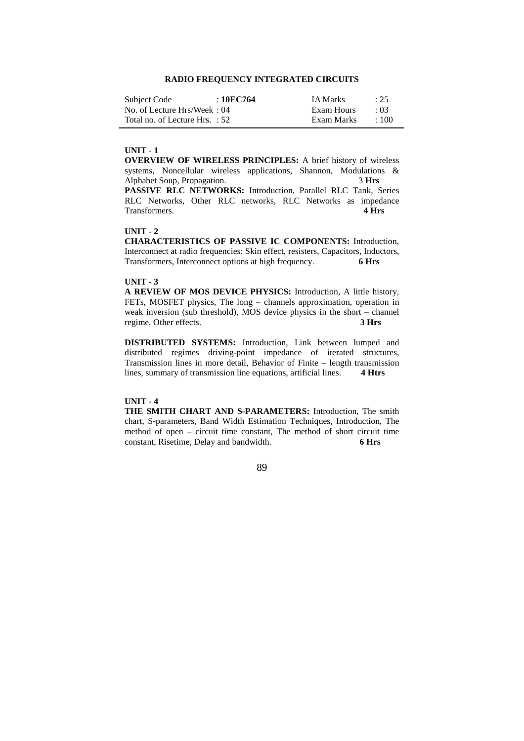## RADIO FREQUENCY INTEGRATED CIRCUITS

| Subject Code | : **10EC764** | IA Marks | : 25 |
|---|---|---|---|
| No. of Lecture Hrs/Week | : 04 | Exam Hours | : 03 |
| Total no. of Lecture Hrs. | : 52 | Exam Marks | : 100 |

### UNIT - 1

**OVERVIEW OF WIRELESS PRINCIPLES:** A brief history of wireless systems, Noncellular wireless applications, Shannon, Modulations & Alphabet Soup, Propagation. 3 **Hrs**

**PASSIVE RLC NETWORKS:** Introduction, Parallel RLC Tank, Series RLC Networks, Other RLC networks, RLC Networks as impedance Transformers. **4 Hrs**

### UNIT - 2

**CHARACTERISTICS OF PASSIVE IC COMPONENTS:** Introduction, Interconnect at radio frequencies: Skin effect, resisters, Capacitors, Inductors, Transformers, Interconnect options at high frequency. **6 Hrs**

### UNIT - 3

**A REVIEW OF MOS DEVICE PHYSICS:** Introduction, A little history, FETs, MOSFET physics, The long – channels approximation, operation in weak inversion (sub threshold), MOS device physics in the short – channel regime, Other effects. **3 Hrs**

**DISTRIBUTED SYSTEMS:** Introduction, Link between lumped and distributed regimes driving-point impedance of iterated structures, Transmission lines in more detail, Behavior of Finite – length transmission lines, summary of transmission line equations, artificial lines. **4 Htrs**

### UNIT - 4

**THE SMITH CHART AND S-PARAMETERS:** Introduction, The smith chart, S-parameters, Band Width Estimation Techniques, Introduction, The method of open – circuit time constant, The method of short circuit time constant, Risetime, Delay and bandwidth. **6 Hrs**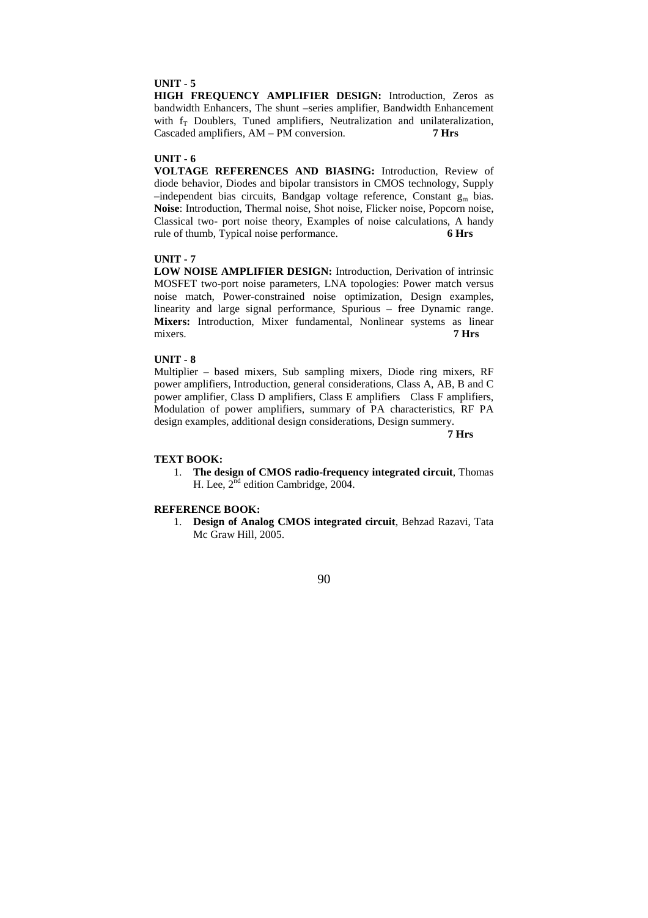**UNIT - 5**

**HIGH FREQUENCY AMPLIFIER DESIGN:** Introduction, Zeros as bandwidth Enhancers, The shunt –series amplifier, Bandwidth Enhancement with $f_T$ Doublers, Tuned amplifiers, Neutralization and unilateralization, Cascaded amplifiers, AM – PM conversion. **7 Hrs**

**UNIT - 6**

**VOLTAGE REFERENCES AND BIASING:** Introduction, Review of diode behavior, Diodes and bipolar transistors in CMOS technology, Supply –independent bias circuits, Bandgap voltage reference, Constant $g_m$ bias. **Noise**: Introduction, Thermal noise, Shot noise, Flicker noise, Popcorn noise, Classical two- port noise theory, Examples of noise calculations, A handy rule of thumb, Typical noise performance. **6 Hrs**

**UNIT - 7**

**LOW NOISE AMPLIFIER DESIGN:** Introduction, Derivation of intrinsic MOSFET two-port noise parameters, LNA topologies: Power match versus noise match, Power-constrained noise optimization, Design examples, linearity and large signal performance, Spurious – free Dynamic range. **Mixers:** Introduction, Mixer fundamental, Nonlinear systems as linear mixers. **7 Hrs**

**UNIT - 8**

Multiplier – based mixers, Sub sampling mixers, Diode ring mixers, RF power amplifiers, Introduction, general considerations, Class A, AB, B and C power amplifier, Class D amplifiers, Class E amplifiers Class F amplifiers, Modulation of power amplifiers, summary of PA characteristics, RF PA design examples, additional design considerations, Design summery.

**7 Hrs**

**TEXT BOOK:**

1. **The design of CMOS radio-frequency integrated circuit**, Thomas H. Lee, 2nd edition Cambridge, 2004.

**REFERENCE BOOK:**

1. **Design of Analog CMOS integrated circuit**, Behzad Razavi, Tata Mc Graw Hill, 2005.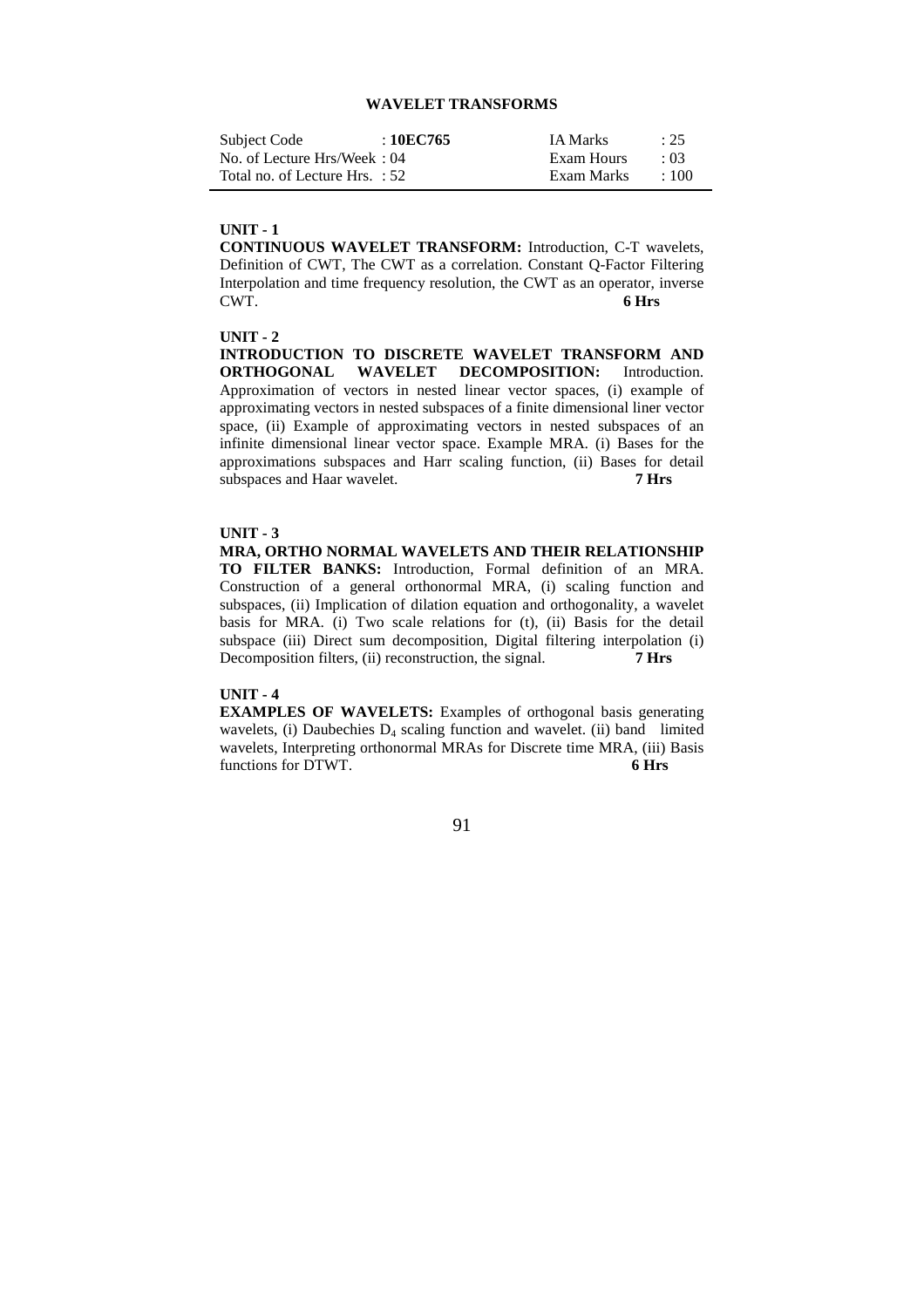# WAVELET TRANSFORMS

| Subject Code | : **10EC765** | IA Marks | : 25 |
|---|---|---|---|
| No. of Lecture Hrs/Week | : 04 | Exam Hours | : 03 |
| Total no. of Lecture Hrs. | : 52 | Exam Marks | : 100 |

**UNIT - 1**

**CONTINUOUS WAVELET TRANSFORM:** Introduction, C-T wavelets, Definition of CWT, The CWT as a correlation. Constant Q-Factor Filtering Interpolation and time frequency resolution, the CWT as an operator, inverse CWT. **6 Hrs**

**UNIT - 2**

**INTRODUCTION TO DISCRETE WAVELET TRANSFORM AND ORTHOGONAL WAVELET DECOMPOSITION:** Introduction. Approximation of vectors in nested linear vector spaces, (i) example of approximating vectors in nested subspaces of a finite dimensional liner vector space, (ii) Example of approximating vectors in nested subspaces of an infinite dimensional linear vector space. Example MRA. (i) Bases for the approximations subspaces and Harr scaling function, (ii) Bases for detail subspaces and Haar wavelet. **7 Hrs**

**UNIT - 3**

**MRA, ORTHO NORMAL WAVELETS AND THEIR RELATIONSHIP TO FILTER BANKS:** Introduction, Formal definition of an MRA. Construction of a general orthonormal MRA, (i) scaling function and subspaces, (ii) Implication of dilation equation and orthogonality, a wavelet basis for MRA. (i) Two scale relations for (t), (ii) Basis for the detail subspace (iii) Direct sum decomposition, Digital filtering interpolation (i) Decomposition filters, (ii) reconstruction, the signal. **7 Hrs**

**UNIT - 4**

**EXAMPLES OF WAVELETS:** Examples of orthogonal basis generating wavelets, (i) Daubechies $D_4$ scaling function and wavelet. (ii) band limited wavelets, Interpreting orthonormal MRAs for Discrete time MRA, (iii) Basis functions for DTWT. **6 Hrs**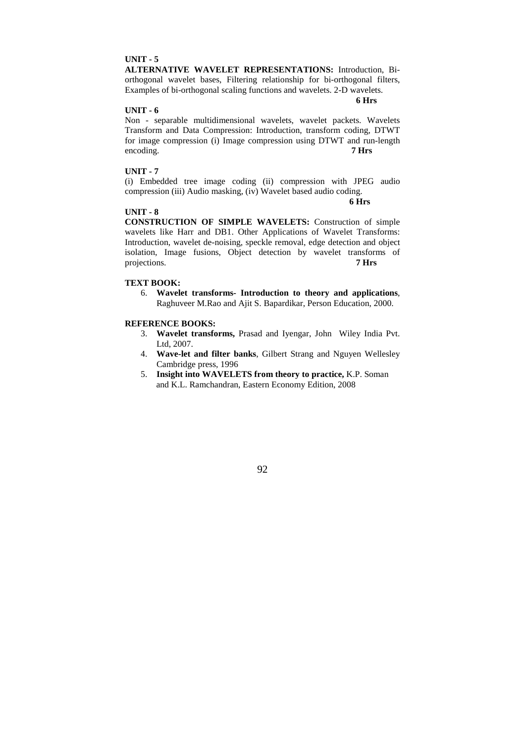**UNIT - 5**

**ALTERNATIVE WAVELET REPRESENTATIONS:** Introduction, Bi-orthogonal wavelet bases, Filtering relationship for bi-orthogonal filters, Examples of bi-orthogonal scaling functions and wavelets. 2-D wavelets.

**6 Hrs**

**UNIT - 6**

Non - separable multidimensional wavelets, wavelet packets. Wavelets Transform and Data Compression: Introduction, transform coding, DTWT for image compression (i) Image compression using DTWT and run-length encoding. **7 Hrs**

**UNIT - 7**

(i) Embedded tree image coding (ii) compression with JPEG audio compression (iii) Audio masking, (iv) Wavelet based audio coding.

**6 Hrs**

**UNIT - 8**

**CONSTRUCTION OF SIMPLE WAVELETS:** Construction of simple wavelets like Harr and DB1. Other Applications of Wavelet Transforms: Introduction, wavelet de-noising, speckle removal, edge detection and object isolation, Image fusions, Object detection by wavelet transforms of projections. **7 Hrs**

**TEXT BOOK:**

6. **Wavelet transforms- Introduction to theory and applications**, Raghuveer M.Rao and Ajit S. Bapardikar, Person Education, 2000.

**REFERENCE BOOKS:**

3. **Wavelet transforms,** Prasad and Iyengar, John Wiley India Pvt. Ltd, 2007.
4. **Wave-let and filter banks**, Gilbert Strang and Nguyen Wellesley Cambridge press, 1996
5. **Insight into WAVELETS from theory to practice,** K.P. Soman and K.L. Ramchandran, Eastern Economy Edition, 2008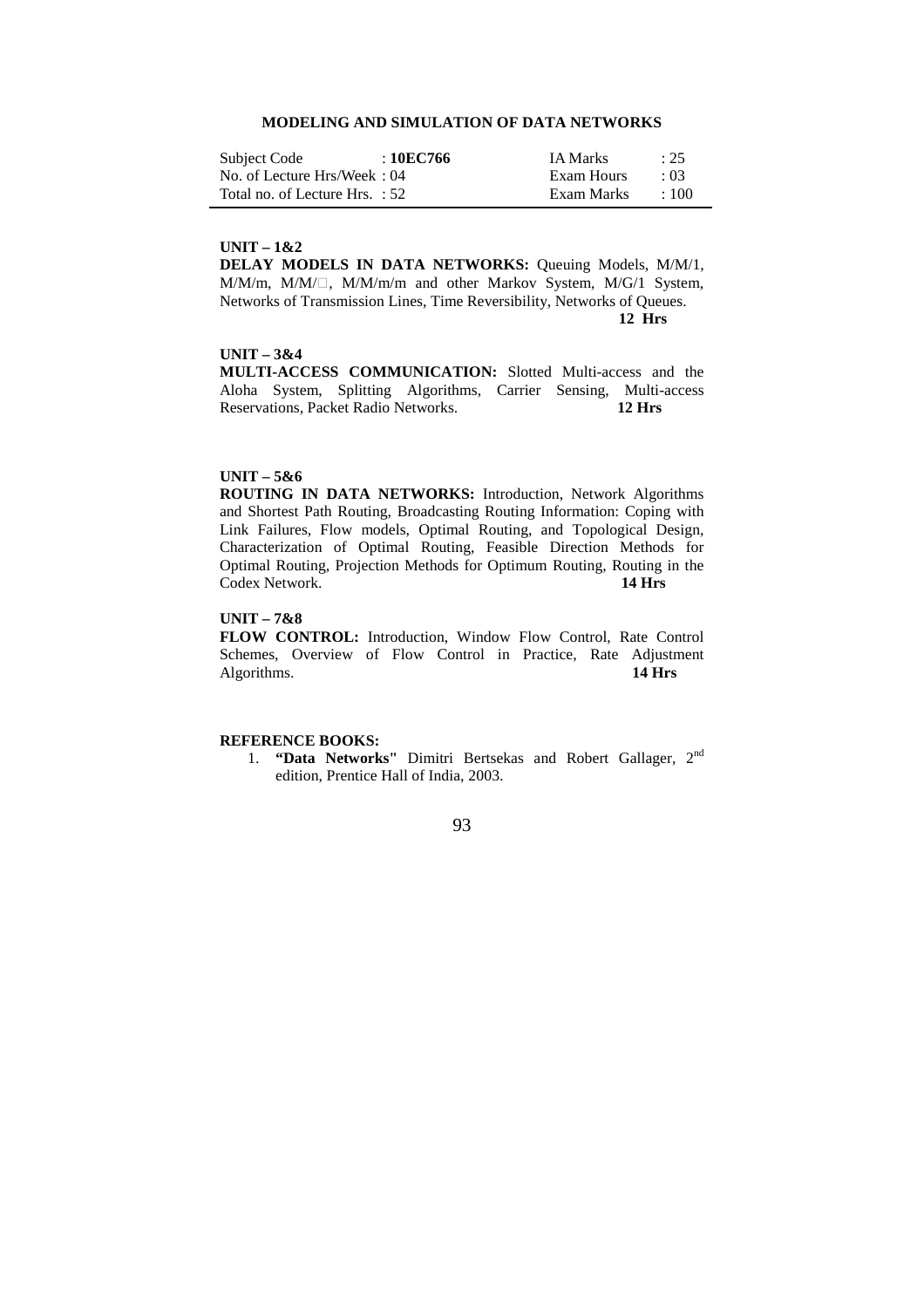## MODELING AND SIMULATION OF DATA NETWORKS

| Subject Code | : **10EC766** | IA Marks | : 25 |
|---|---|---|---|
| No. of Lecture Hrs/Week | : 04 | Exam Hours | : 03 |
| Total no. of Lecture Hrs. | : 52 | Exam Marks | : 100 |

**UNIT – 1&2**

**DELAY MODELS IN DATA NETWORKS:** Queuing Models, M/M/1, M/M/m, M/M/□, M/M/m/m and other Markov System, M/G/1 System, Networks of Transmission Lines, Time Reversibility, Networks of Queues. **12 Hrs**

**UNIT – 3&4**

**MULTI-ACCESS COMMUNICATION:** Slotted Multi-access and the Aloha System, Splitting Algorithms, Carrier Sensing, Multi-access Reservations, Packet Radio Networks. **12 Hrs**

**UNIT – 5&6**

**ROUTING IN DATA NETWORKS:** Introduction, Network Algorithms and Shortest Path Routing, Broadcasting Routing Information: Coping with Link Failures, Flow models, Optimal Routing, and Topological Design, Characterization of Optimal Routing, Feasible Direction Methods for Optimal Routing, Projection Methods for Optimum Routing, Routing in the Codex Network. **14 Hrs**

**UNIT – 7&8**

**FLOW CONTROL:** Introduction, Window Flow Control, Rate Control Schemes, Overview of Flow Control in Practice, Rate Adjustment Algorithms. **14 Hrs**

**REFERENCE BOOKS:**

1. **"Data Networks"** Dimitri Bertsekas and Robert Gallager, 2nd edition, Prentice Hall of India, 2003.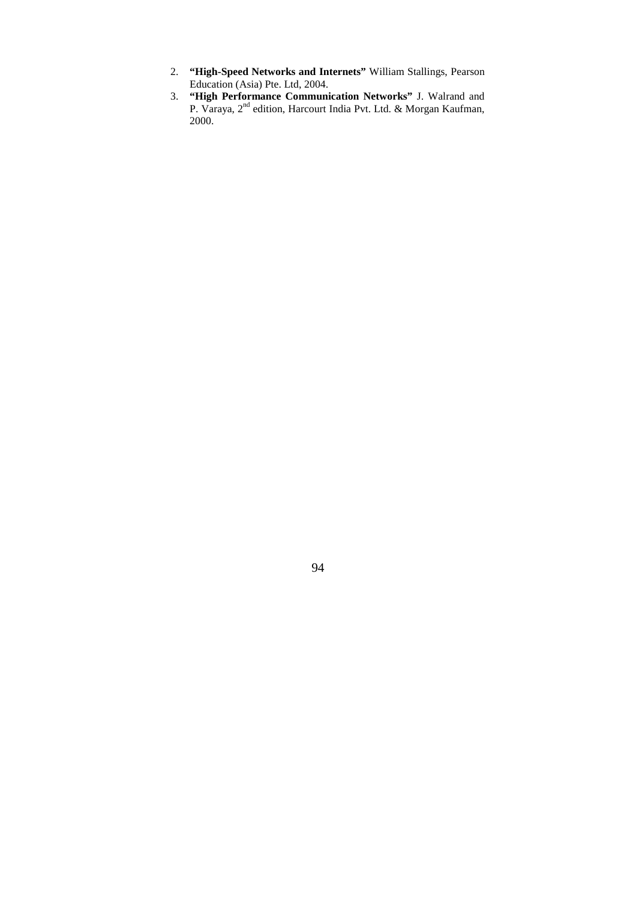2. **"High-Speed Networks and Internets"** William Stallings, Pearson Education (Asia) Pte. Ltd, 2004.
3. **"High Performance Communication Networks"** J. Walrand and P. Varaya, 2nd edition, Harcourt India Pvt. Ltd. & Morgan Kaufman, 2000.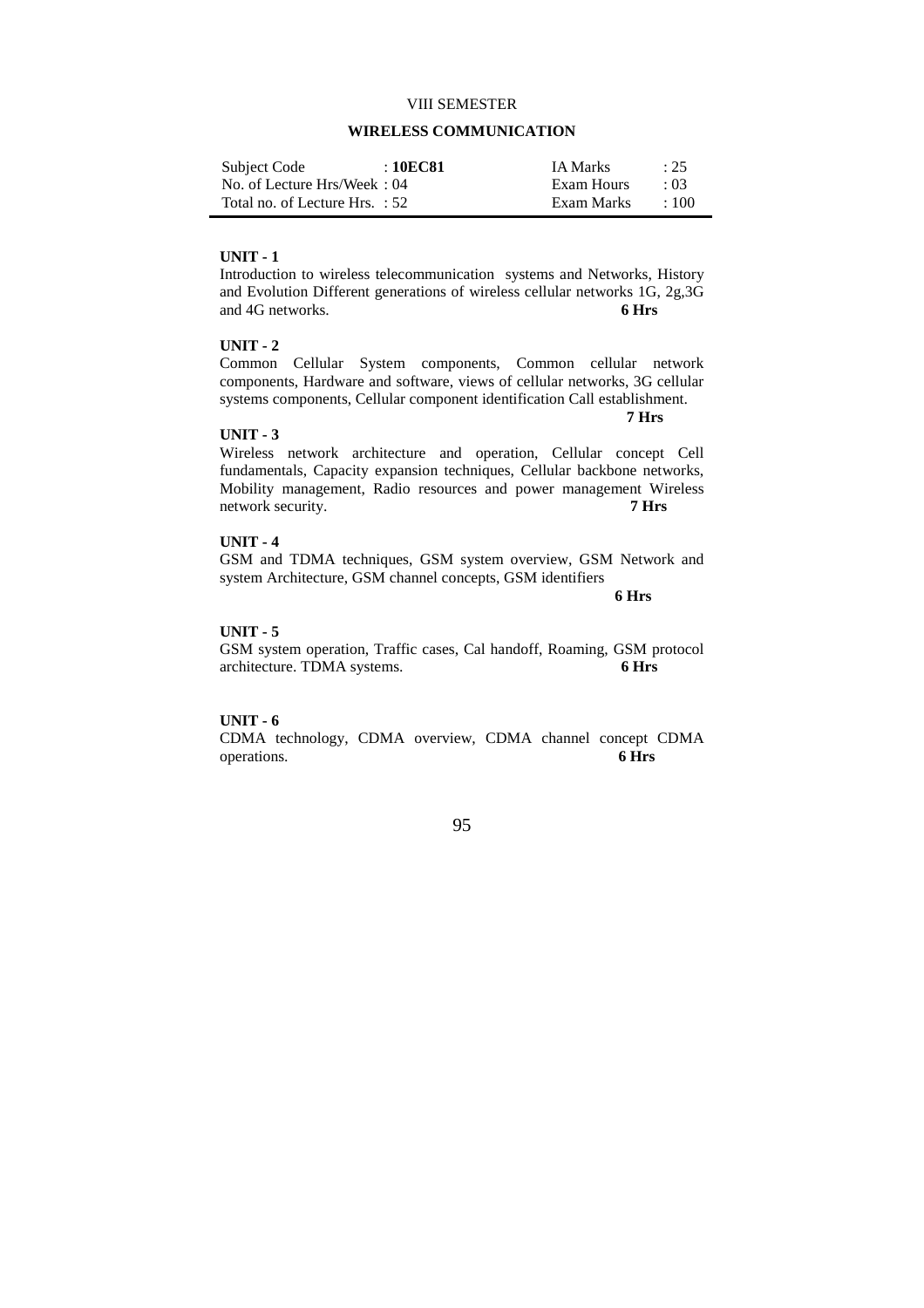VIII SEMESTER

## WIRELESS COMMUNICATION

| | | | |
|---|---|---|---|
| Subject Code | : **10EC81** | IA Marks | : 25 |
| No. of Lecture Hrs/Week | : 04 | Exam Hours | : 03 |
| Total no. of Lecture Hrs. | : 52 | Exam Marks | : 100 |

**UNIT - 1**

Introduction to wireless telecommunication systems and Networks, History and Evolution Different generations of wireless cellular networks 1G, 2g,3G and 4G networks. **6 Hrs**

**UNIT - 2**

Common Cellular System components, Common cellular network components, Hardware and software, views of cellular networks, 3G cellular systems components, Cellular component identification Call establishment. **7 Hrs**

**UNIT - 3**

Wireless network architecture and operation, Cellular concept Cell fundamentals, Capacity expansion techniques, Cellular backbone networks, Mobility management, Radio resources and power management Wireless network security. **7 Hrs**

**UNIT - 4**

GSM and TDMA techniques, GSM system overview, GSM Network and system Architecture, GSM channel concepts, GSM identifiers **6 Hrs**

**UNIT - 5**

GSM system operation, Traffic cases, Cal handoff, Roaming, GSM protocol architecture. TDMA systems. **6 Hrs**

**UNIT - 6**

CDMA technology, CDMA overview, CDMA channel concept CDMA operations. **6 Hrs**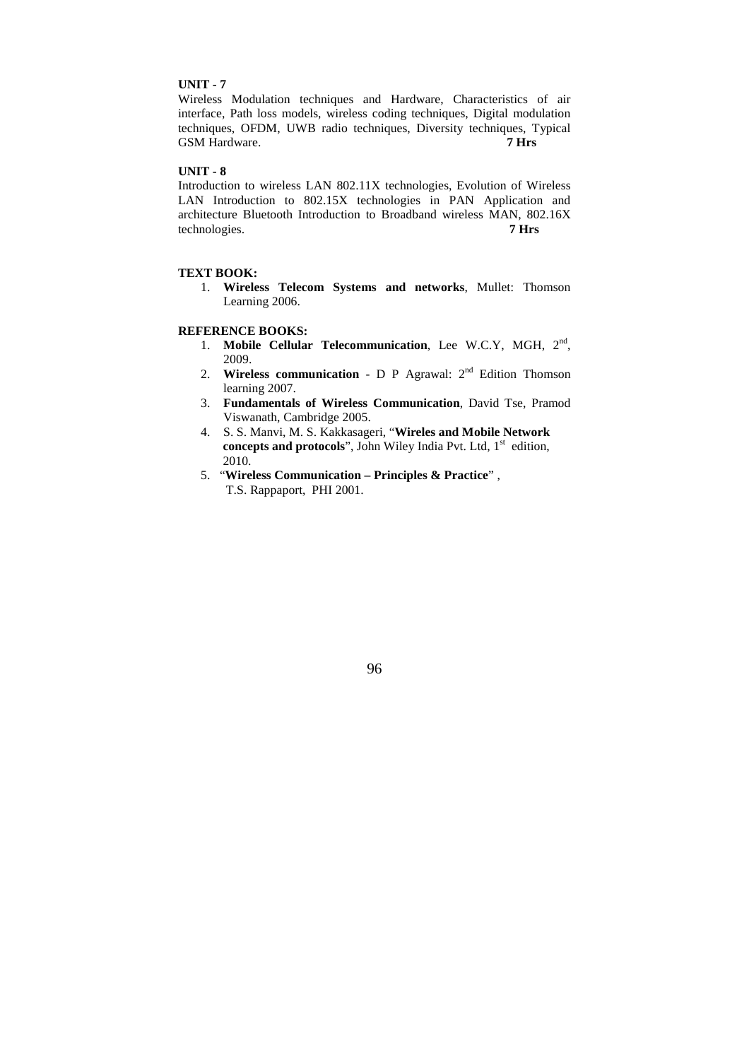**UNIT - 7**

Wireless Modulation techniques and Hardware, Characteristics of air interface, Path loss models, wireless coding techniques, Digital modulation techniques, OFDM, UWB radio techniques, Diversity techniques, Typical GSM Hardware. **7 Hrs**

**UNIT - 8**

Introduction to wireless LAN 802.11X technologies, Evolution of Wireless LAN Introduction to 802.15X technologies in PAN Application and architecture Bluetooth Introduction to Broadband wireless MAN, 802.16X technologies. **7 Hrs**

**TEXT BOOK:**

1. **Wireless Telecom Systems and networks**, Mullet: Thomson Learning 2006.

**REFERENCE BOOKS:**

1. **Mobile Cellular Telecommunication**, Lee W.C.Y, MGH, 2nd, 2009.
2. **Wireless communication** - D P Agrawal: 2nd Edition Thomson learning 2007.
3. **Fundamentals of Wireless Communication**, David Tse, Pramod Viswanath, Cambridge 2005.
4. S. S. Manvi, M. S. Kakkasageri, "**Wireles and Mobile Network concepts and protocols**", John Wiley India Pvt. Ltd, 1st edition, 2010.
5. "**Wireless Communication – Principles & Practice**" , T.S. Rappaport, PHI 2001.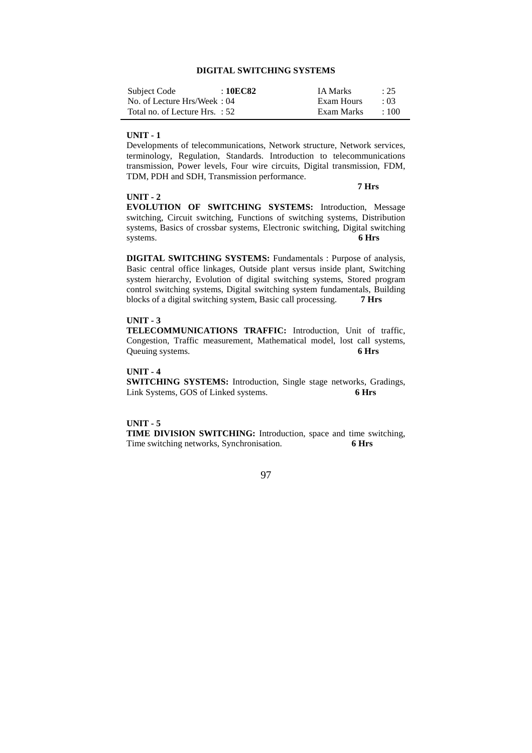## DIGITAL SWITCHING SYSTEMS

| Subject Code | : **10EC82** | IA Marks | : 25 |
|---|---|---|---|
| No. of Lecture Hrs/Week | : 04 | Exam Hours | : 03 |
| Total no. of Lecture Hrs. | : 52 | Exam Marks | : 100 |

**UNIT - 1**

Developments of telecommunications, Network structure, Network services, terminology, Regulation, Standards. Introduction to telecommunications transmission, Power levels, Four wire circuits, Digital transmission, FDM, TDM, PDH and SDH, Transmission performance.

**7 Hrs**

**UNIT - 2**

**EVOLUTION OF SWITCHING SYSTEMS:** Introduction, Message switching, Circuit switching, Functions of switching systems, Distribution systems, Basics of crossbar systems, Electronic switching, Digital switching systems. **6 Hrs**

**DIGITAL SWITCHING SYSTEMS:** Fundamentals : Purpose of analysis, Basic central office linkages, Outside plant versus inside plant, Switching system hierarchy, Evolution of digital switching systems, Stored program control switching systems, Digital switching system fundamentals, Building blocks of a digital switching system, Basic call processing. **7 Hrs**

**UNIT - 3**

**TELECOMMUNICATIONS TRAFFIC:** Introduction, Unit of traffic, Congestion, Traffic measurement, Mathematical model, lost call systems, Queuing systems. **6 Hrs**

**UNIT - 4**

**SWITCHING SYSTEMS:** Introduction, Single stage networks, Gradings, Link Systems, GOS of Linked systems. **6 Hrs**

**UNIT - 5**

**TIME DIVISION SWITCHING:** Introduction, space and time switching, Time switching networks, Synchronisation. **6 Hrs**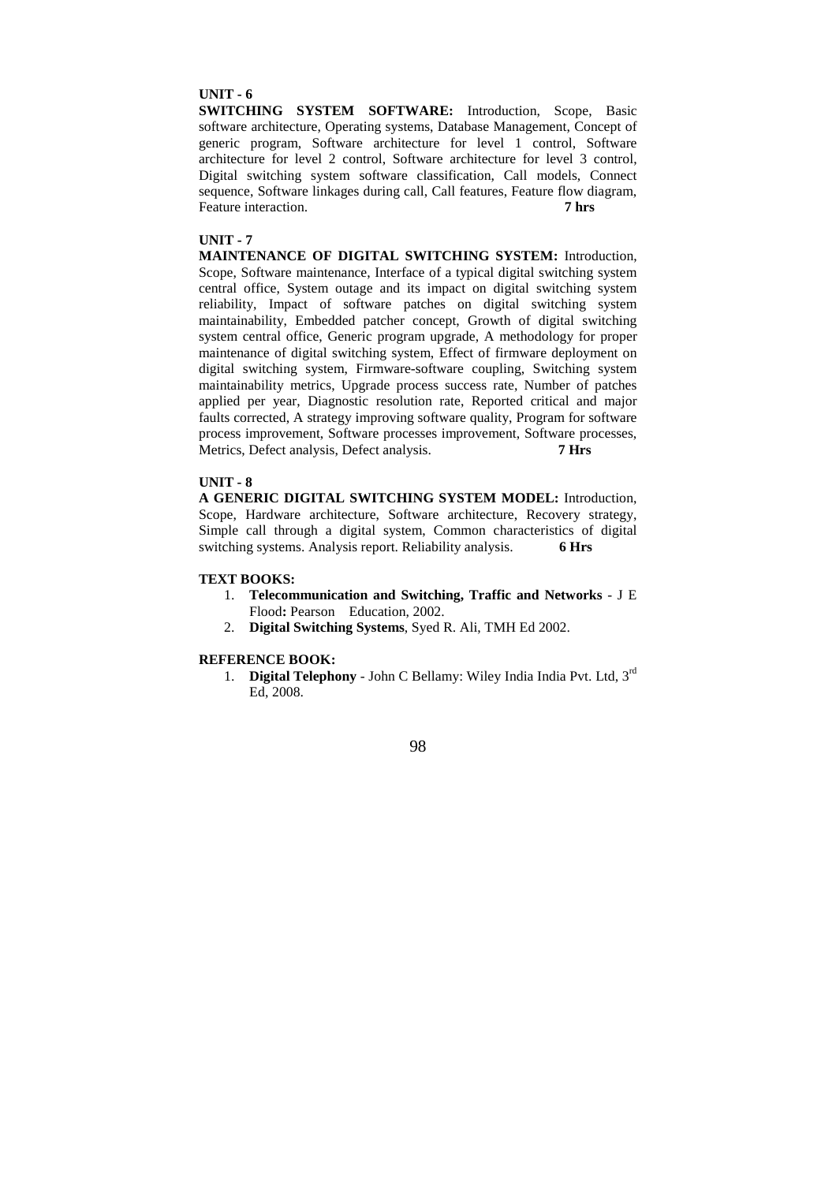**UNIT - 6**

**SWITCHING SYSTEM SOFTWARE:** Introduction, Scope, Basic software architecture, Operating systems, Database Management, Concept of generic program, Software architecture for level 1 control, Software architecture for level 2 control, Software architecture for level 3 control, Digital switching system software classification, Call models, Connect sequence, Software linkages during call, Call features, Feature flow diagram, Feature interaction. **7 hrs**

**UNIT - 7**

**MAINTENANCE OF DIGITAL SWITCHING SYSTEM:** Introduction, Scope, Software maintenance, Interface of a typical digital switching system central office, System outage and its impact on digital switching system reliability, Impact of software patches on digital switching system maintainability, Embedded patcher concept, Growth of digital switching system central office, Generic program upgrade, A methodology for proper maintenance of digital switching system, Effect of firmware deployment on digital switching system, Firmware-software coupling, Switching system maintainability metrics, Upgrade process success rate, Number of patches applied per year, Diagnostic resolution rate, Reported critical and major faults corrected, A strategy improving software quality, Program for software process improvement, Software processes improvement, Software processes, Metrics, Defect analysis, Defect analysis. **7 Hrs**

**UNIT - 8**

**A GENERIC DIGITAL SWITCHING SYSTEM MODEL:** Introduction, Scope, Hardware architecture, Software architecture, Recovery strategy, Simple call through a digital system, Common characteristics of digital switching systems. Analysis report. Reliability analysis. **6 Hrs**

**TEXT BOOKS:**

1. **Telecommunication and Switching, Traffic and Networks** - J E Flood**:** Pearson Education, 2002.
2. **Digital Switching Systems**, Syed R. Ali, TMH Ed 2002.

**REFERENCE BOOK:**

1. **Digital Telephony** - John C Bellamy: Wiley India India Pvt. Ltd, 3rd Ed, 2008.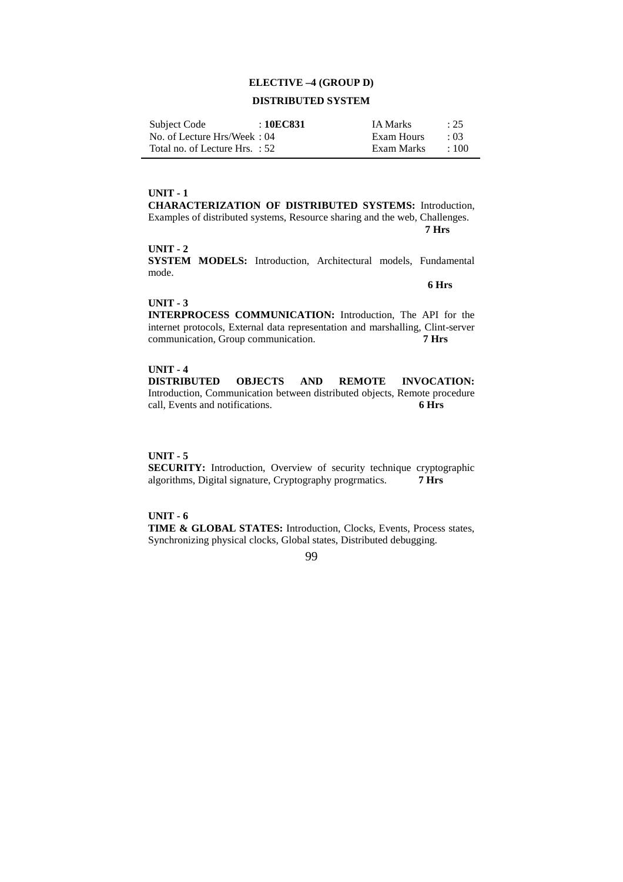## ELECTIVE –4 (GROUP D)

## DISTRIBUTED SYSTEM

| Subject Code | : **10EC831** | IA Marks | : 25 |
|---|---|---|---|
| No. of Lecture Hrs/Week | : 04 | Exam Hours | : 03 |
| Total no. of Lecture Hrs. | : 52 | Exam Marks | : 100 |

**UNIT - 1**

**CHARACTERIZATION OF DISTRIBUTED SYSTEMS:** Introduction, Examples of distributed systems, Resource sharing and the web, Challenges. **7 Hrs**

**UNIT - 2**

**SYSTEM MODELS:** Introduction, Architectural models, Fundamental mode. **6 Hrs**

**UNIT - 3**

**INTERPROCESS COMMUNICATION:** Introduction, The API for the internet protocols, External data representation and marshalling, Clint-server communication, Group communication. **7 Hrs**

**UNIT - 4**

**DISTRIBUTED OBJECTS AND REMOTE INVOCATION:** Introduction, Communication between distributed objects, Remote procedure call, Events and notifications. **6 Hrs**

**UNIT - 5**

**SECURITY:** Introduction, Overview of security technique cryptographic algorithms, Digital signature, Cryptography progrmatics. **7 Hrs**

**UNIT - 6**

**TIME & GLOBAL STATES:** Introduction, Clocks, Events, Process states, Synchronizing physical clocks, Global states, Distributed debugging.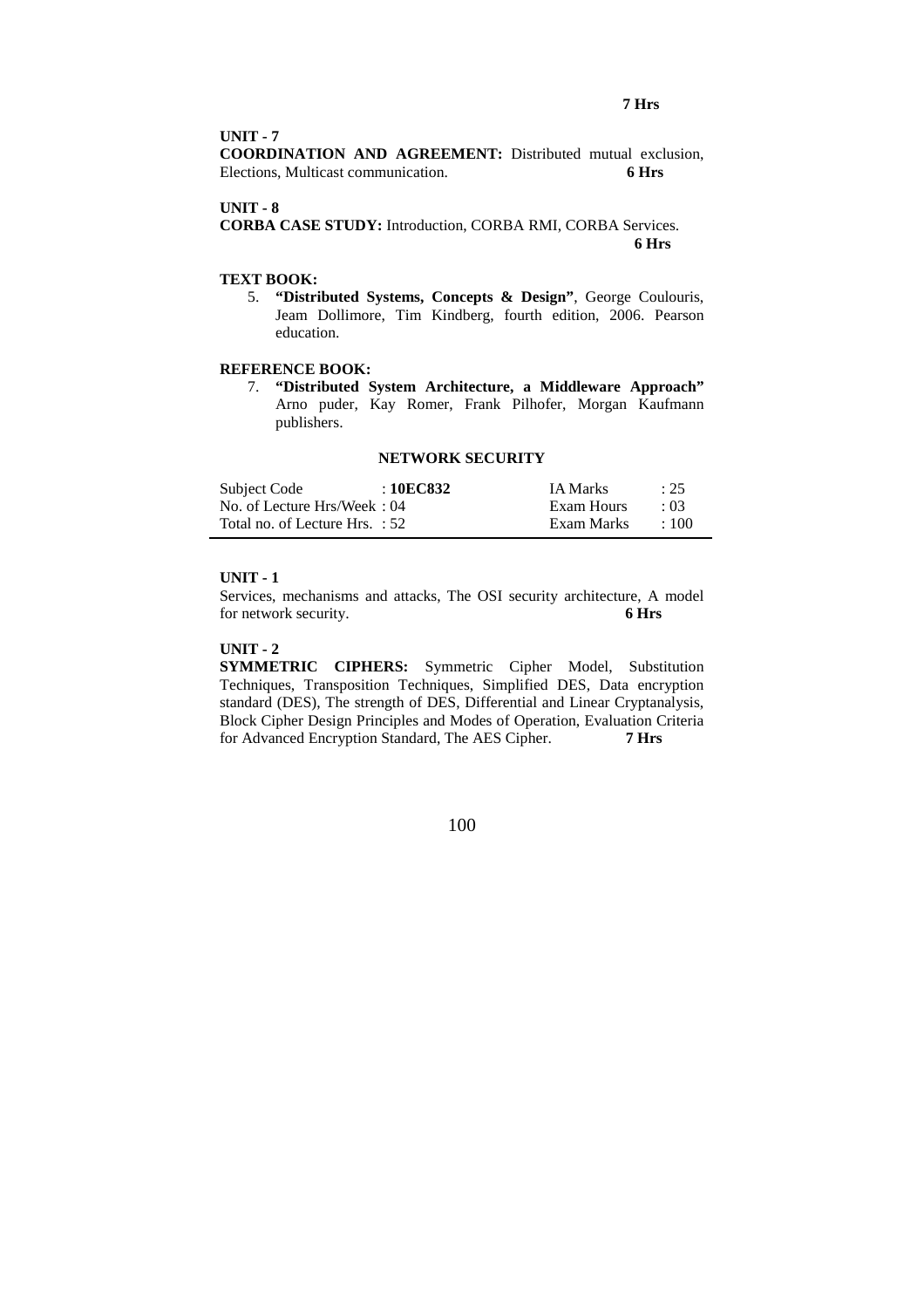**7 Hrs**

**UNIT - 7**

**COORDINATION AND AGREEMENT:** Distributed mutual exclusion, Elections, Multicast communication. **6 Hrs**

**UNIT - 8**

**CORBA CASE STUDY:** Introduction, CORBA RMI, CORBA Services. **6 Hrs**

**TEXT BOOK:**

5. **"Distributed Systems, Concepts & Design"**, George Coulouris, Jeam Dollimore, Tim Kindberg, fourth edition, 2006. Pearson education.

**REFERENCE BOOK:**

7. **"Distributed System Architecture, a Middleware Approach"** Arno puder, Kay Romer, Frank Pilhofer, Morgan Kaufmann publishers.

## NETWORK SECURITY

| | | | |
|---|---|---|---|
| Subject Code | : **10EC832** | IA Marks | : 25 |
| No. of Lecture Hrs/Week | : 04 | Exam Hours | : 03 |
| Total no. of Lecture Hrs. | : 52 | Exam Marks | : 100 |

**UNIT - 1**

Services, mechanisms and attacks, The OSI security architecture, A model for network security. **6 Hrs**

**UNIT - 2**

**SYMMETRIC CIPHERS:** Symmetric Cipher Model, Substitution Techniques, Transposition Techniques, Simplified DES, Data encryption standard (DES), The strength of DES, Differential and Linear Cryptanalysis, Block Cipher Design Principles and Modes of Operation, Evaluation Criteria for Advanced Encryption Standard, The AES Cipher. **7 Hrs**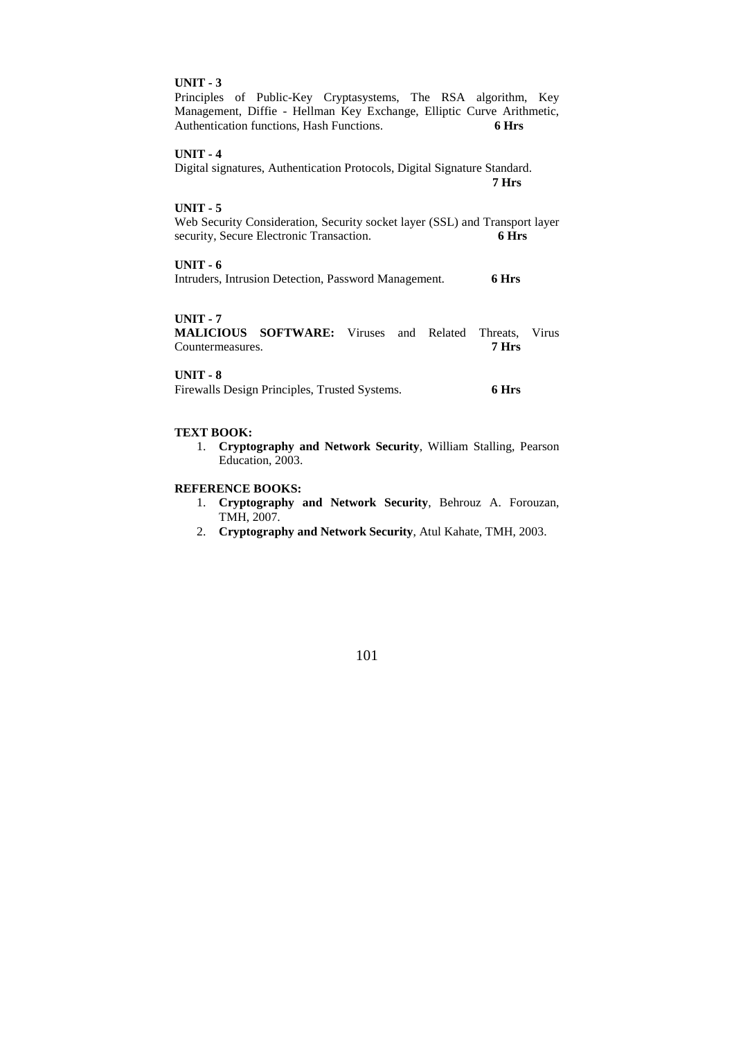**UNIT - 3**

Principles of Public-Key Cryptasystems, The RSA algorithm, Key Management, Diffie - Hellman Key Exchange, Elliptic Curve Arithmetic, Authentication functions, Hash Functions. **6 Hrs**

**UNIT - 4**

Digital signatures, Authentication Protocols, Digital Signature Standard. **7 Hrs**

**UNIT - 5**

Web Security Consideration, Security socket layer (SSL) and Transport layer security, Secure Electronic Transaction. **6 Hrs**

**UNIT - 6**

Intruders, Intrusion Detection, Password Management. **6 Hrs**

**UNIT - 7**

**MALICIOUS SOFTWARE:** Viruses and Related Threats, Virus Countermeasures. **7 Hrs**

**UNIT - 8**

Firewalls Design Principles, Trusted Systems. **6 Hrs**

**TEXT BOOK:**

1. **Cryptography and Network Security**, William Stalling, Pearson Education, 2003.

**REFERENCE BOOKS:**

1. **Cryptography and Network Security**, Behrouz A. Forouzan, TMH, 2007.
2. **Cryptography and Network Security**, Atul Kahate, TMH, 2003.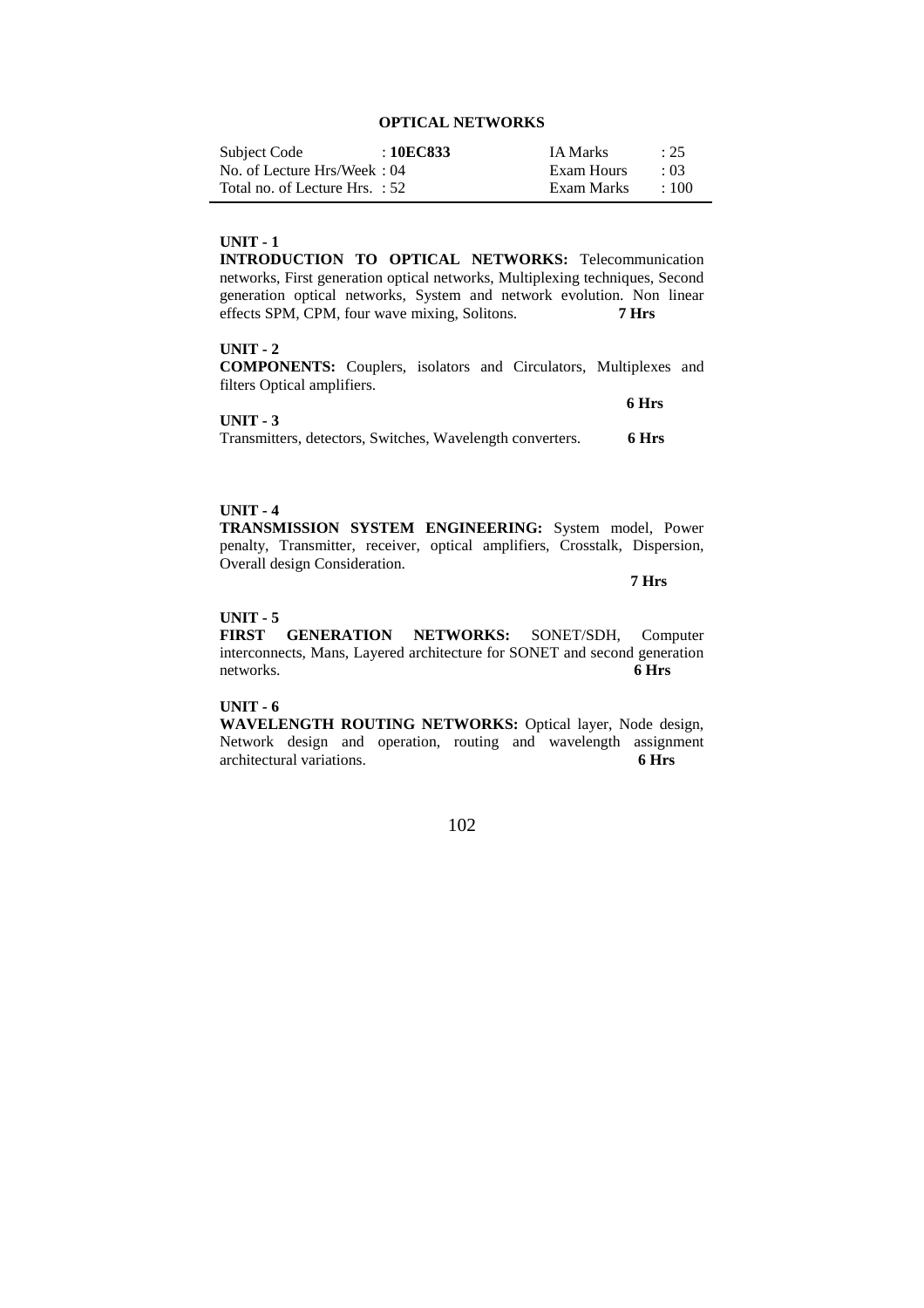# OPTICAL NETWORKS

| Subject Code | : **10EC833** | IA Marks | : 25 |
|---|---|---|---|
| No. of Lecture Hrs/Week | : 04 | Exam Hours | : 03 |
| Total no. of Lecture Hrs. | : 52 | Exam Marks | : 100 |

**UNIT - 1**

**INTRODUCTION TO OPTICAL NETWORKS:** Telecommunication networks, First generation optical networks, Multiplexing techniques, Second generation optical networks, System and network evolution. Non linear effects SPM, CPM, four wave mixing, Solitons. **7 Hrs**

**UNIT - 2**

**COMPONENTS:** Couplers, isolators and Circulators, Multiplexes and filters Optical amplifiers.

**6 Hrs**

**UNIT - 3**

Transmitters, detectors, Switches, Wavelength converters. **6 Hrs**

**UNIT - 4**

**TRANSMISSION SYSTEM ENGINEERING:** System model, Power penalty, Transmitter, receiver, optical amplifiers, Crosstalk, Dispersion, Overall design Consideration.

**7 Hrs**

**UNIT - 5**

**FIRST GENERATION NETWORKS:** SONET/SDH, Computer interconnects, Mans, Layered architecture for SONET and second generation networks. **6 Hrs**

**UNIT - 6**

**WAVELENGTH ROUTING NETWORKS:** Optical layer, Node design, Network design and operation, routing and wavelength assignment architectural variations. **6 Hrs**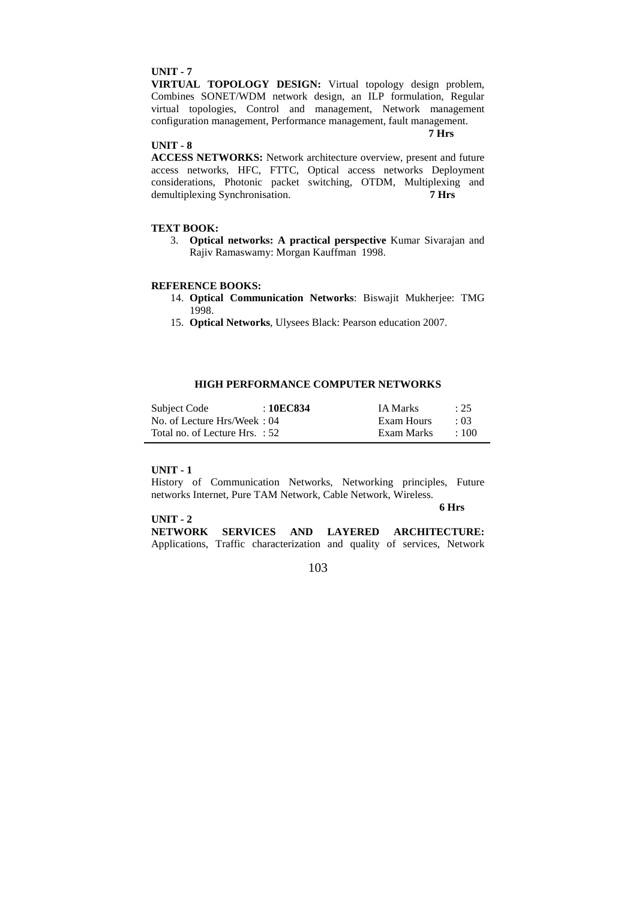**UNIT - 7**

**VIRTUAL TOPOLOGY DESIGN:** Virtual topology design problem, Combines SONET/WDM network design, an ILP formulation, Regular virtual topologies, Control and management, Network management configuration management, Performance management, fault management.

**7 Hrs**

**UNIT - 8**

**ACCESS NETWORKS:** Network architecture overview, present and future access networks, HFC, FTTC, Optical access networks Deployment considerations, Photonic packet switching, OTDM, Multiplexing and demultiplexing Synchronisation. **7 Hrs**

**TEXT BOOK:**

3. **Optical networks: A practical perspective** Kumar Sivarajan and Rajiv Ramaswamy: Morgan Kauffman 1998.

**REFERENCE BOOKS:**

14. **Optical Communication Networks**: Biswajit Mukherjee: TMG 1998.
15. **Optical Networks**, Ulysees Black: Pearson education 2007.

## HIGH PERFORMANCE COMPUTER NETWORKS

| | | | |
|---|---|---|---|
| Subject Code | : **10EC834** | IA Marks | : 25 |
| No. of Lecture Hrs/Week | : 04 | Exam Hours | : 03 |
| Total no. of Lecture Hrs. | : 52 | Exam Marks | : 100 |

**UNIT - 1**

History of Communication Networks, Networking principles, Future networks Internet, Pure TAM Network, Cable Network, Wireless.

**6 Hrs**

**UNIT - 2**

**NETWORK SERVICES AND LAYERED ARCHITECTURE:** Applications, Traffic characterization and quality of services, Network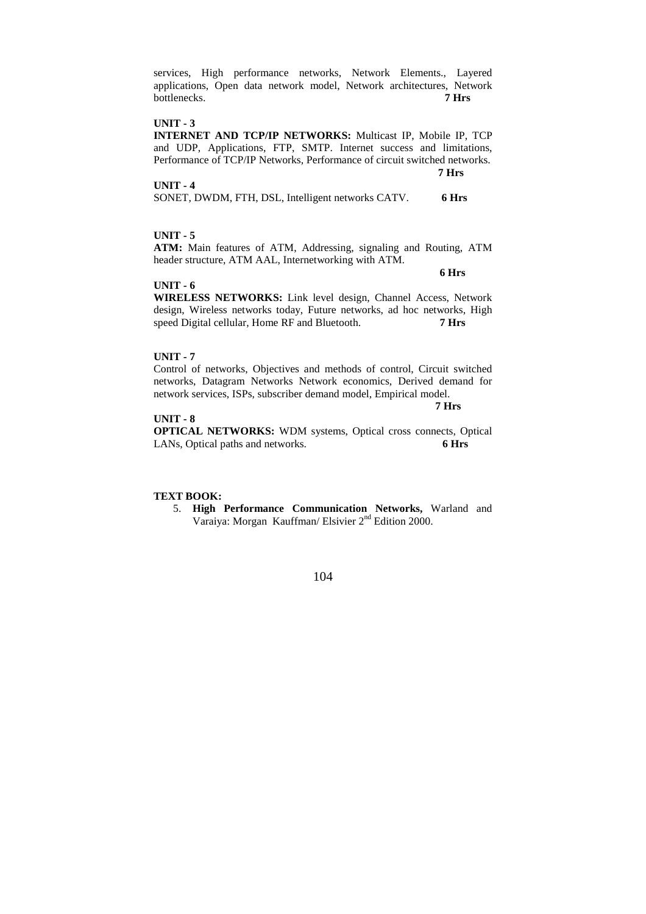services, High performance networks, Network Elements., Layered applications, Open data network model, Network architectures, Network bottlenecks. **7 Hrs**

**UNIT - 3**

**INTERNET AND TCP/IP NETWORKS:** Multicast IP, Mobile IP, TCP and UDP, Applications, FTP, SMTP. Internet success and limitations, Performance of TCP/IP Networks, Performance of circuit switched networks. **7 Hrs**

**UNIT - 4**

SONET, DWDM, FTH, DSL, Intelligent networks CATV. **6 Hrs**

**UNIT - 5**

**ATM:** Main features of ATM, Addressing, signaling and Routing, ATM header structure, ATM AAL, Internetworking with ATM. **6 Hrs**

**UNIT - 6**

**WIRELESS NETWORKS:** Link level design, Channel Access, Network design, Wireless networks today, Future networks, ad hoc networks, High speed Digital cellular, Home RF and Bluetooth. **7 Hrs**

**UNIT - 7**

Control of networks, Objectives and methods of control, Circuit switched networks, Datagram Networks Network economics, Derived demand for network services, ISPs, subscriber demand model, Empirical model. **7 Hrs**

**UNIT - 8**

**OPTICAL NETWORKS:** WDM systems, Optical cross connects, Optical LANs, Optical paths and networks. **6 Hrs**

**TEXT BOOK:**

5. **High Performance Communication Networks,** Warland and Varaiya: Morgan Kauffman/ Elsivier 2nd Edition 2000.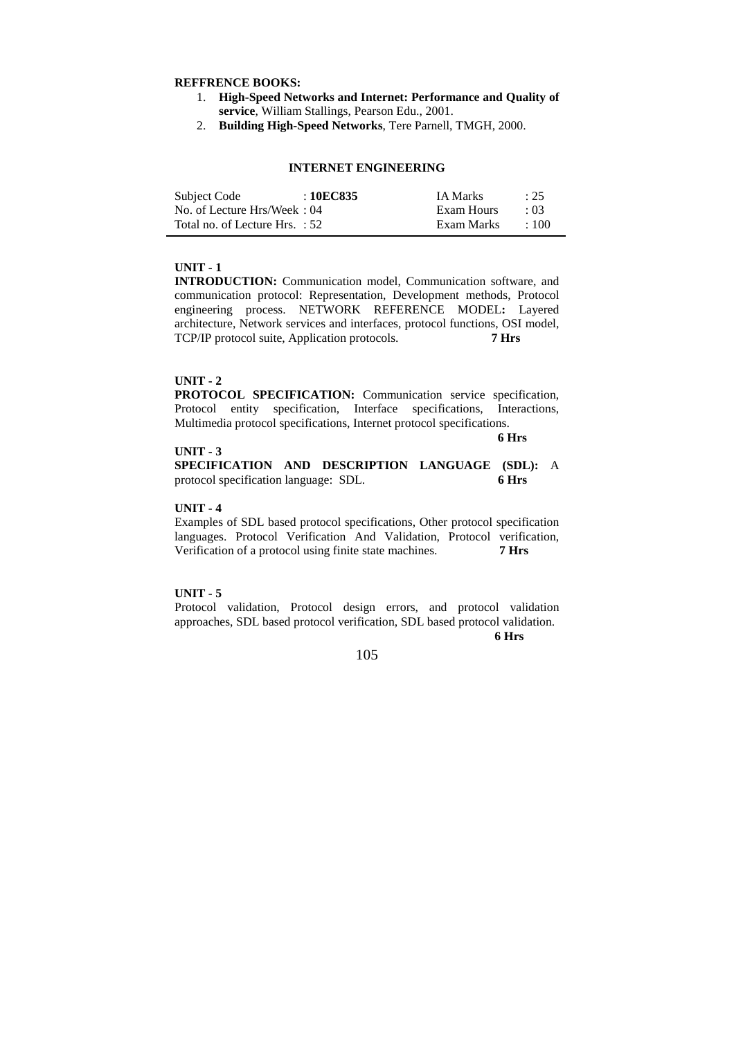**REFFRENCE BOOKS:**

1. **High-Speed Networks and Internet: Performance and Quality of service**, William Stallings, Pearson Edu., 2001.
2. **Building High-Speed Networks**, Tere Parnell, TMGH, 2000.

## INTERNET ENGINEERING

| | | | |
|---|---|---|---|
| Subject Code | : **10EC835** | IA Marks | : 25 |
| No. of Lecture Hrs/Week | : 04 | Exam Hours | : 03 |
| Total no. of Lecture Hrs. | : 52 | Exam Marks | : 100 |

**UNIT - 1**

**INTRODUCTION:** Communication model, Communication software, and communication protocol: Representation, Development methods, Protocol engineering process. NETWORK REFERENCE MODEL**:** Layered architecture, Network services and interfaces, protocol functions, OSI model, TCP/IP protocol suite, Application protocols. **7 Hrs**

**UNIT - 2**

**PROTOCOL SPECIFICATION:** Communication service specification, Protocol entity specification, Interface specifications, Interactions, Multimedia protocol specifications, Internet protocol specifications.

**6 Hrs**

**UNIT - 3**

**SPECIFICATION AND DESCRIPTION LANGUAGE (SDL):** A protocol specification language: SDL. **6 Hrs**

**UNIT - 4**

Examples of SDL based protocol specifications, Other protocol specification languages. Protocol Verification And Validation, Protocol verification, Verification of a protocol using finite state machines. **7 Hrs**

**UNIT - 5**

Protocol validation, Protocol design errors, and protocol validation approaches, SDL based protocol verification, SDL based protocol validation.

**6 Hrs**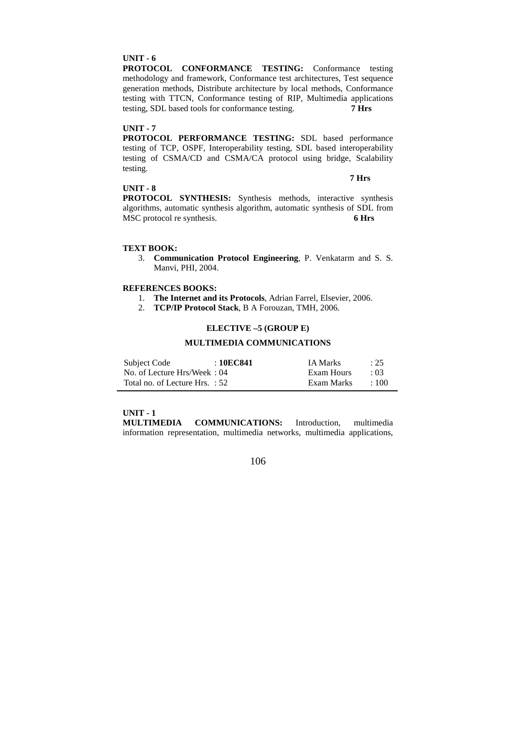**UNIT - 6**

**PROTOCOL CONFORMANCE TESTING:** Conformance testing methodology and framework, Conformance test architectures, Test sequence generation methods, Distribute architecture by local methods, Conformance testing with TTCN, Conformance testing of RIP, Multimedia applications testing, SDL based tools for conformance testing. **7 Hrs**

**UNIT - 7**

**PROTOCOL PERFORMANCE TESTING:** SDL based performance testing of TCP, OSPF, Interoperability testing, SDL based interoperability testing of CSMA/CD and CSMA/CA protocol using bridge, Scalability testing.

**7 Hrs**

**UNIT - 8**

**PROTOCOL SYNTHESIS:** Synthesis methods, interactive synthesis algorithms, automatic synthesis algorithm, automatic synthesis of SDL from MSC protocol re synthesis. **6 Hrs**

**TEXT BOOK:**

3. **Communication Protocol Engineering**, P. Venkatarm and S. S. Manvi, PHI, 2004.

**REFERENCES BOOKS:**

1. **The Internet and its Protocols**, Adrian Farrel, Elsevier, 2006.
2. **TCP/IP Protocol Stack**, B A Forouzan, TMH, 2006.

## ELECTIVE –5 (GROUP E)

## MULTIMEDIA COMMUNICATIONS

| | | | |
|---|---|---|---|
| Subject Code | : **10EC841** | IA Marks | : 25 |
| No. of Lecture Hrs/Week | : 04 | Exam Hours | : 03 |
| Total no. of Lecture Hrs. | : 52 | Exam Marks | : 100 |

**UNIT - 1**

**MULTIMEDIA COMMUNICATIONS:** Introduction, multimedia information representation, multimedia networks, multimedia applications,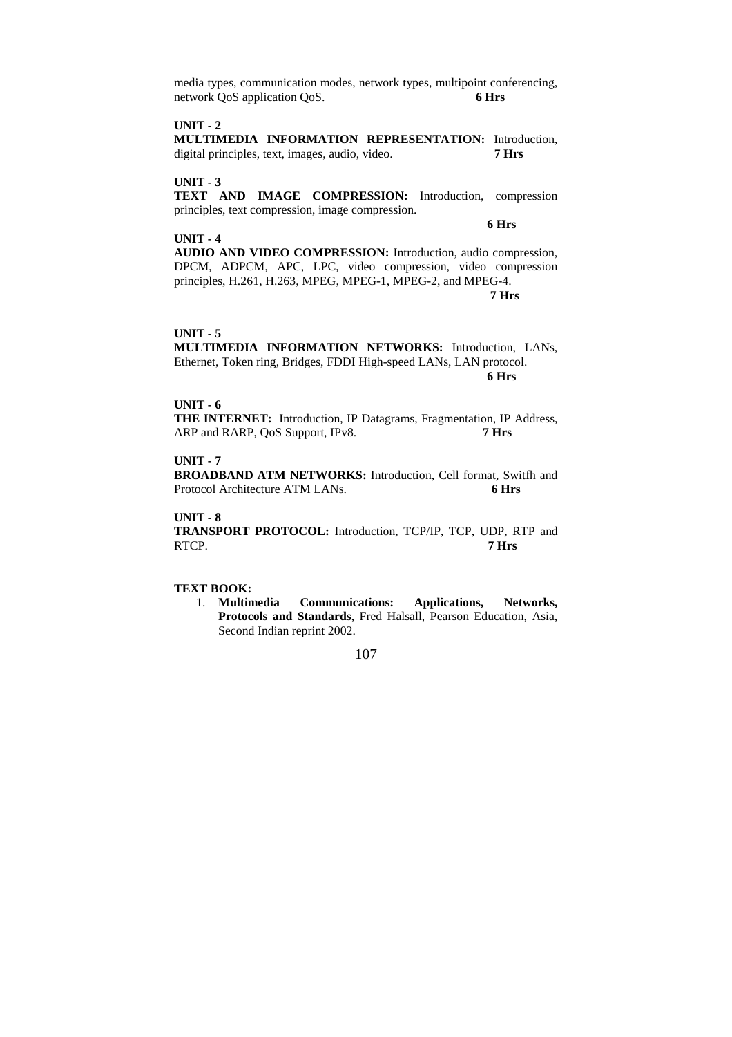media types, communication modes, network types, multipoint conferencing, network QoS application QoS. **6 Hrs**

**UNIT - 2**

**MULTIMEDIA INFORMATION REPRESENTATION:** Introduction, digital principles, text, images, audio, video. **7 Hrs**

**UNIT - 3**

**TEXT AND IMAGE COMPRESSION:** Introduction, compression principles, text compression, image compression.

**6 Hrs**

**UNIT - 4**

**AUDIO AND VIDEO COMPRESSION:** Introduction, audio compression, DPCM, ADPCM, APC, LPC, video compression, video compression principles, H.261, H.263, MPEG, MPEG-1, MPEG-2, and MPEG-4.

**7 Hrs**

**UNIT - 5**

**MULTIMEDIA INFORMATION NETWORKS:** Introduction, LANs, Ethernet, Token ring, Bridges, FDDI High-speed LANs, LAN protocol.

**6 Hrs**

**UNIT - 6**

**THE INTERNET:** Introduction, IP Datagrams, Fragmentation, IP Address, ARP and RARP, QoS Support, IPv8. **7 Hrs**

**UNIT - 7**

**BROADBAND ATM NETWORKS:** Introduction, Cell format, Switfh and Protocol Architecture ATM LANs. **6 Hrs**

**UNIT - 8**

**TRANSPORT PROTOCOL:** Introduction, TCP/IP, TCP, UDP, RTP and RTCP. **7 Hrs**

**TEXT BOOK:**

1. **Multimedia Communications: Applications, Networks, Protocols and Standards**, Fred Halsall, Pearson Education, Asia, Second Indian reprint 2002.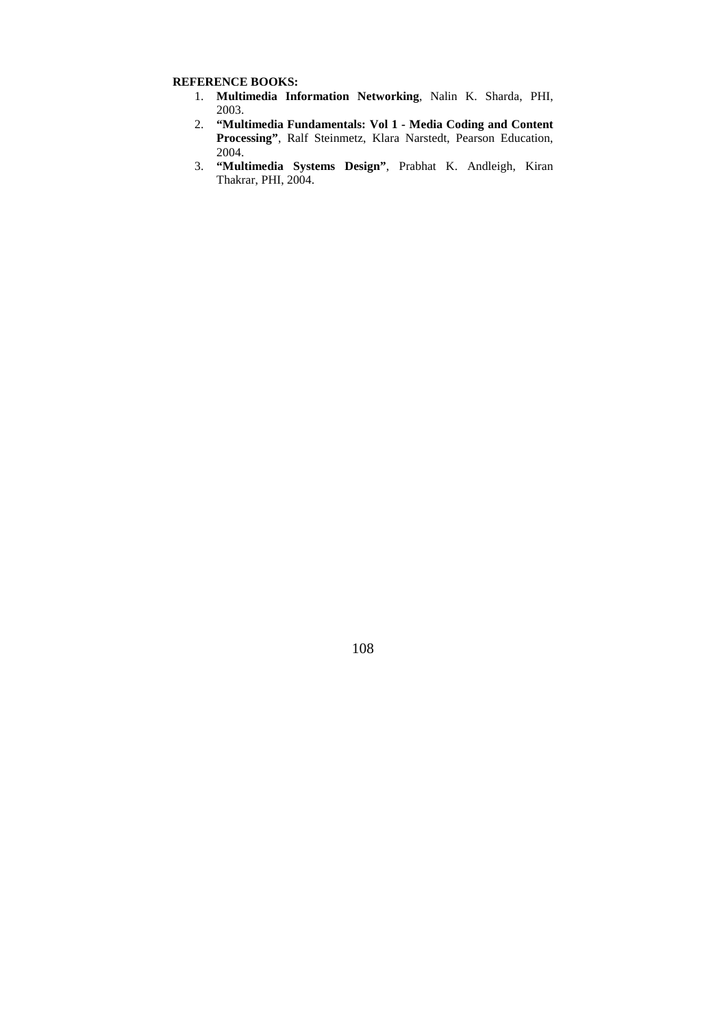**REFERENCE BOOKS:**

1. **Multimedia Information Networking**, Nalin K. Sharda, PHI, 2003.
2. **"Multimedia Fundamentals: Vol 1 - Media Coding and Content Processing"**, Ralf Steinmetz, Klara Narstedt, Pearson Education, 2004.
3. **"Multimedia Systems Design"**, Prabhat K. Andleigh, Kiran Thakrar, PHI, 2004.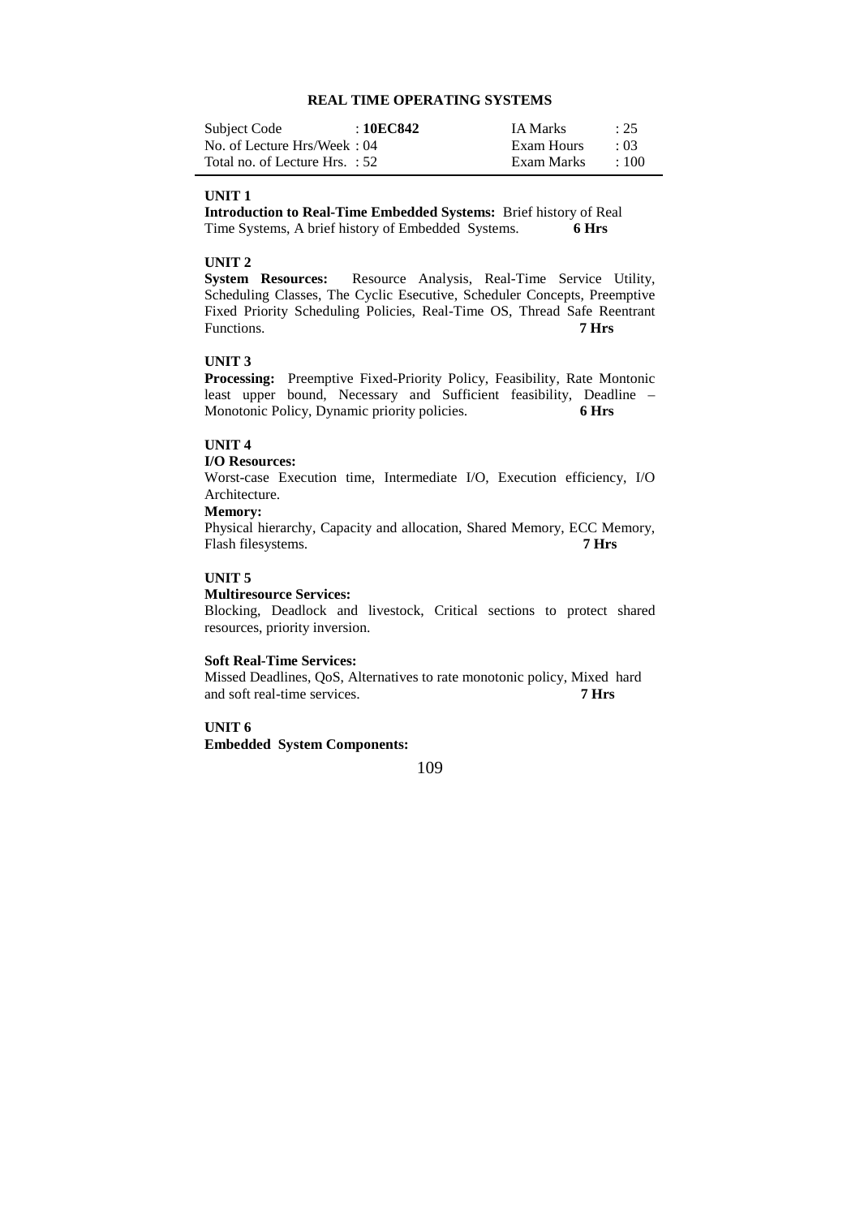## REAL TIME OPERATING SYSTEMS

| Subject Code | : **10EC842** | IA Marks | : 25 |
|---|---|---|---|
| No. of Lecture Hrs/Week | : 04 | Exam Hours | : 03 |
| Total no. of Lecture Hrs. | : 52 | Exam Marks | : 100 |

**UNIT 1**

**Introduction to Real-Time Embedded Systems:** Brief history of Real Time Systems, A brief history of Embedded Systems. **6 Hrs**

**UNIT 2**

**System Resources:** Resource Analysis, Real-Time Service Utility, Scheduling Classes, The Cyclic Esecutive, Scheduler Concepts, Preemptive Fixed Priority Scheduling Policies, Real-Time OS, Thread Safe Reentrant Functions. **7 Hrs**

**UNIT 3**

**Processing:** Preemptive Fixed-Priority Policy, Feasibility, Rate Montonic least upper bound, Necessary and Sufficient feasibility, Deadline – Monotonic Policy, Dynamic priority policies. **6 Hrs**

**UNIT 4**

**I/O Resources:**

Worst-case Execution time, Intermediate I/O, Execution efficiency, I/O Architecture.

**Memory:**

Physical hierarchy, Capacity and allocation, Shared Memory, ECC Memory, Flash filesystems. **7 Hrs**

**UNIT 5**

**Multiresource Services:**

Blocking, Deadlock and livestock, Critical sections to protect shared resources, priority inversion.

**Soft Real-Time Services:**

Missed Deadlines, QoS, Alternatives to rate monotonic policy, Mixed hard and soft real-time services. **7 Hrs**

**UNIT 6**

**Embedded System Components:**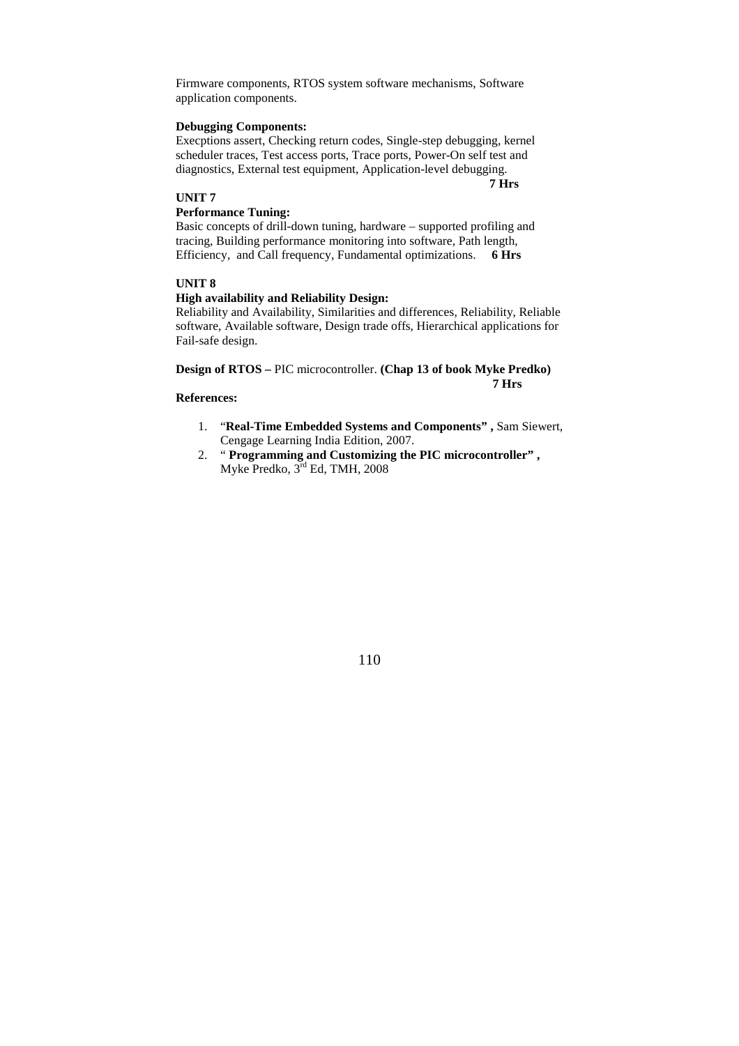Firmware components, RTOS system software mechanisms, Software application components.

**Debugging Components:**
Execptions assert, Checking return codes, Single-step debugging, kernel scheduler traces, Test access ports, Trace ports, Power-On self test and diagnostics, External test equipment, Application-level debugging.
**7 Hrs**

**UNIT 7**

**Performance Tuning:**
Basic concepts of drill-down tuning, hardware – supported profiling and tracing, Building performance monitoring into software, Path length, Efficiency, and Call frequency, Fundamental optimizations. **6 Hrs**

**UNIT 8**

**High availability and Reliability Design:**
Reliability and Availability, Similarities and differences, Reliability, Reliable software, Available software, Design trade offs, Hierarchical applications for Fail-safe design.

**Design of RTOS –** PIC microcontroller. **(Chap 13 of book Myke Predko)**
**7 Hrs**

**References:**

1. "**Real-Time Embedded Systems and Components" ,** Sam Siewert, Cengage Learning India Edition, 2007.
2. " **Programming and Customizing the PIC microcontroller" ,** Myke Predko, 3rd Ed, TMH, 2008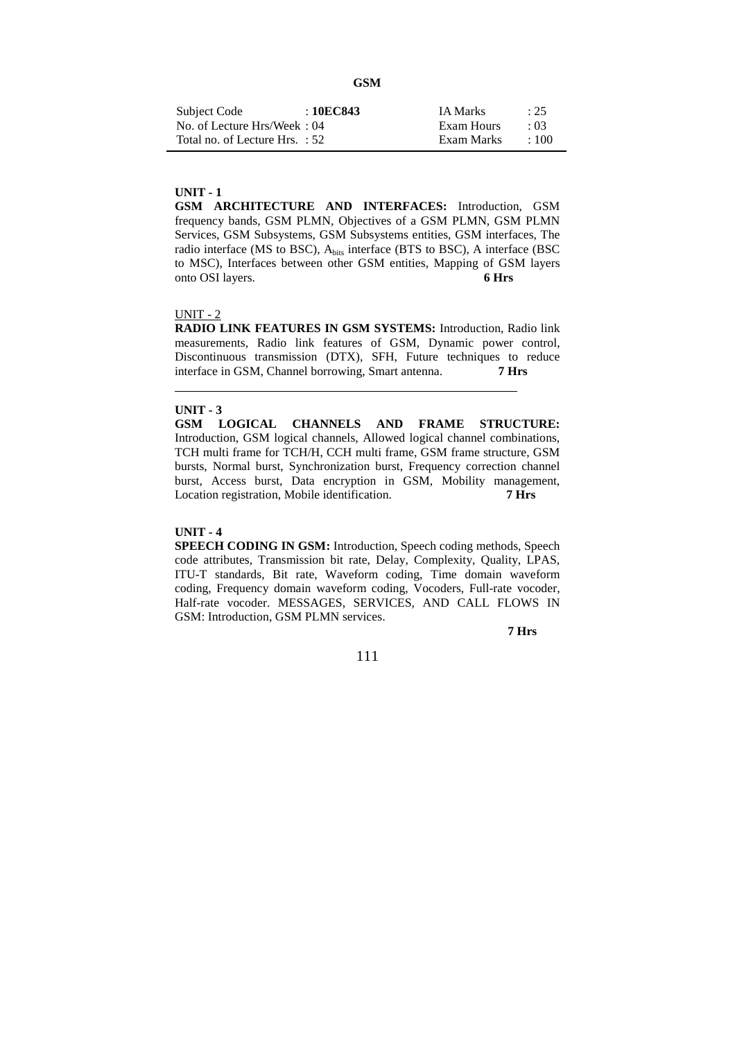## GSM

| Subject Code | : **10EC843** | IA Marks | : 25 |
|---|---|---|---|
| No. of Lecture Hrs/Week | : 04 | Exam Hours | : 03 |
| Total no. of Lecture Hrs. | : 52 | Exam Marks | : 100 |

**UNIT - 1**

**GSM ARCHITECTURE AND INTERFACES:** Introduction, GSM frequency bands, GSM PLMN, Objectives of a GSM PLMN, GSM PLMN Services, GSM Subsystems, GSM Subsystems entities, GSM interfaces, The radio interface (MS to BSC), $A_{bits}$ interface (BTS to BSC), A interface (BSC to MSC), Interfaces between other GSM entities, Mapping of GSM layers onto OSI layers. **6 Hrs**

UNIT - 2

**RADIO LINK FEATURES IN GSM SYSTEMS:** Introduction, Radio link measurements, Radio link features of GSM, Dynamic power control, Discontinuous transmission (DTX), SFH, Future techniques to reduce interface in GSM, Channel borrowing, Smart antenna. **7 Hrs**

**UNIT - 3**

**GSM LOGICAL CHANNELS AND FRAME STRUCTURE:** Introduction, GSM logical channels, Allowed logical channel combinations, TCH multi frame for TCH/H, CCH multi frame, GSM frame structure, GSM bursts, Normal burst, Synchronization burst, Frequency correction channel burst, Access burst, Data encryption in GSM, Mobility management, Location registration, Mobile identification. **7 Hrs**

**UNIT - 4**

**SPEECH CODING IN GSM:** Introduction, Speech coding methods, Speech code attributes, Transmission bit rate, Delay, Complexity, Quality, LPAS, ITU-T standards, Bit rate, Waveform coding, Time domain waveform coding, Frequency domain waveform coding, Vocoders, Full-rate vocoder, Half-rate vocoder. MESSAGES, SERVICES, AND CALL FLOWS IN GSM: Introduction, GSM PLMN services.

**7 Hrs**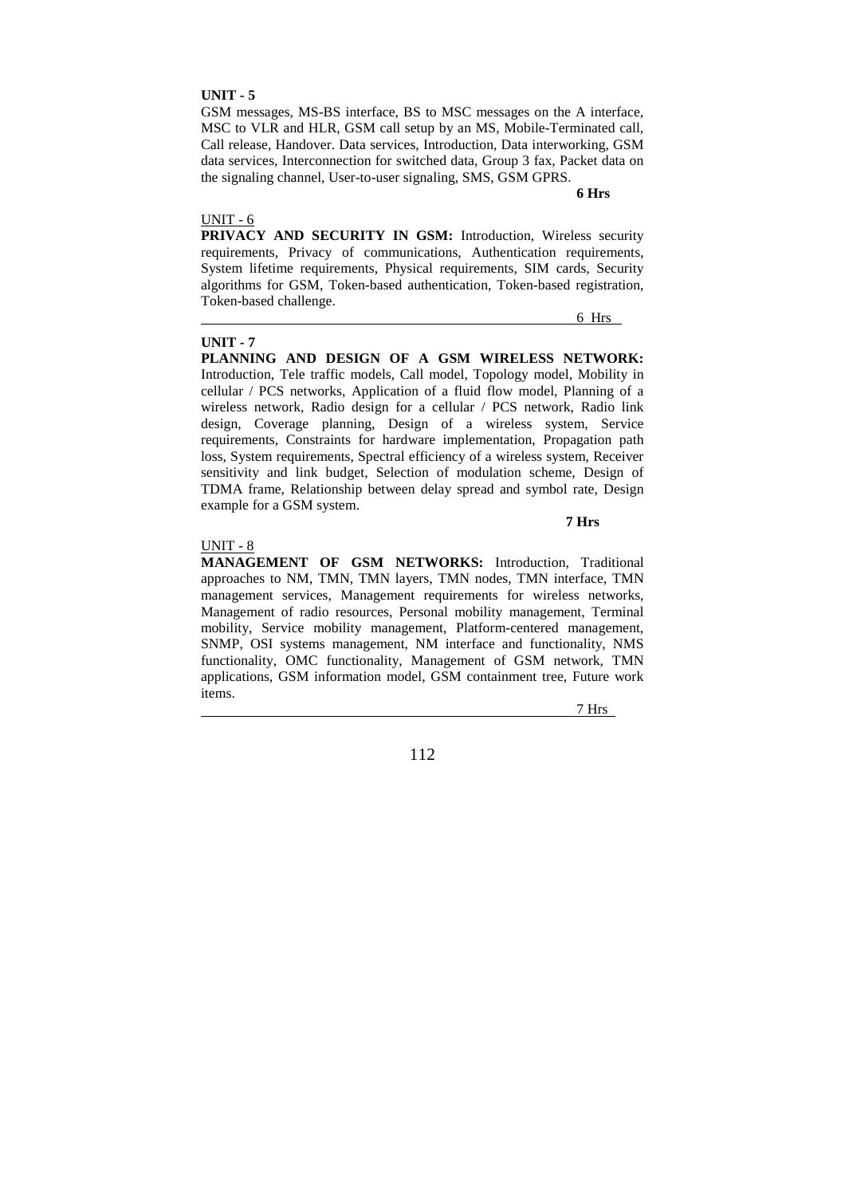**UNIT - 5**

GSM messages, MS-BS interface, BS to MSC messages on the A interface, MSC to VLR and HLR, GSM call setup by an MS, Mobile-Terminated call, Call release, Handover. Data services, Introduction, Data interworking, GSM data services, Interconnection for switched data, Group 3 fax, Packet data on the signaling channel, User-to-user signaling, SMS, GSM GPRS.

**6 Hrs**

UNIT - 6

**PRIVACY AND SECURITY IN GSM:** Introduction, Wireless security requirements, Privacy of communications, Authentication requirements, System lifetime requirements, Physical requirements, SIM cards, Security algorithms for GSM, Token-based authentication, Token-based registration, Token-based challenge.

6 Hrs

**UNIT - 7**

**PLANNING AND DESIGN OF A GSM WIRELESS NETWORK:** Introduction, Tele traffic models, Call model, Topology model, Mobility in cellular / PCS networks, Application of a fluid flow model, Planning of a wireless network, Radio design for a cellular / PCS network, Radio link design, Coverage planning, Design of a wireless system, Service requirements, Constraints for hardware implementation, Propagation path loss, System requirements, Spectral efficiency of a wireless system, Receiver sensitivity and link budget, Selection of modulation scheme, Design of TDMA frame, Relationship between delay spread and symbol rate, Design example for a GSM system.

**7 Hrs**

UNIT - 8

**MANAGEMENT OF GSM NETWORKS:** Introduction, Traditional approaches to NM, TMN, TMN layers, TMN nodes, TMN interface, TMN management services, Management requirements for wireless networks, Management of radio resources, Personal mobility management, Terminal mobility, Service mobility management, Platform-centered management, SNMP, OSI systems management, NM interface and functionality, NMS functionality, OMC functionality, Management of GSM network, TMN applications, GSM information model, GSM containment tree, Future work items.

7 Hrs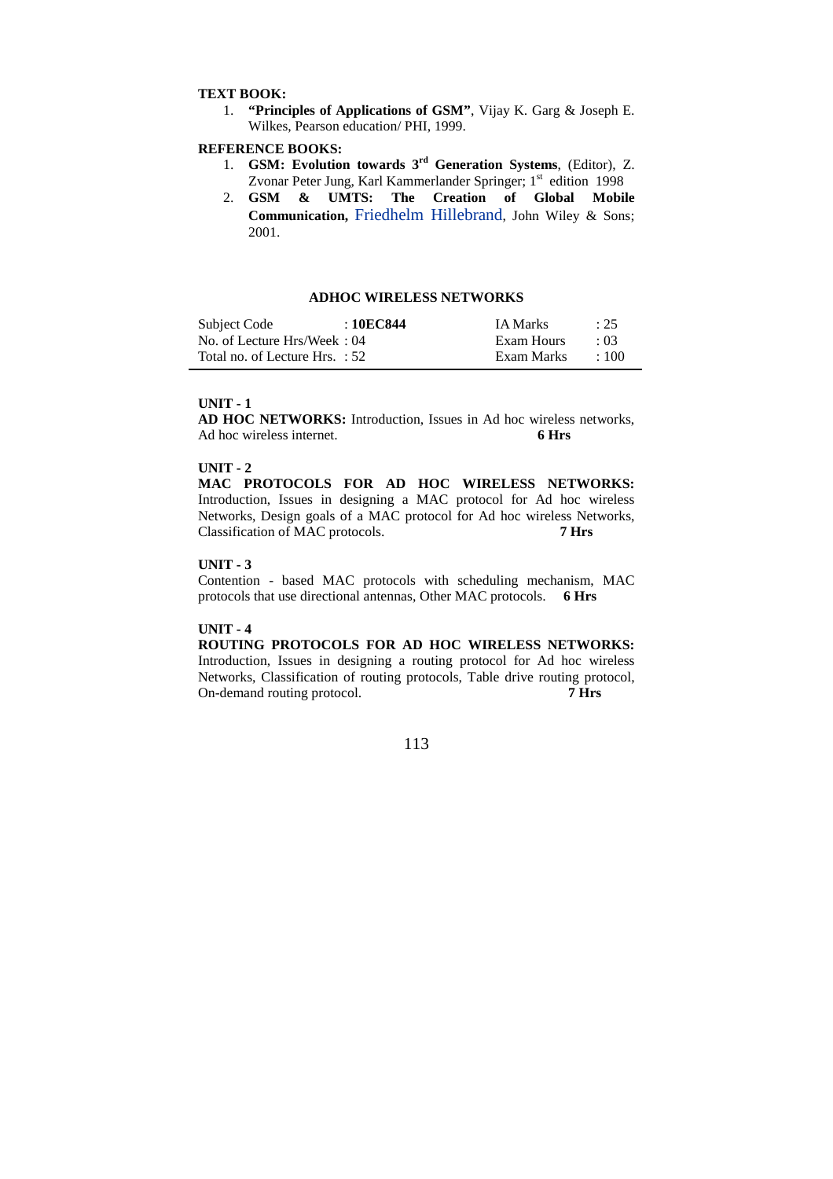**TEXT BOOK:**

1. **"Principles of Applications of GSM"**, Vijay K. Garg & Joseph E. Wilkes, Pearson education/ PHI, 1999.

**REFERENCE BOOKS:**

1. **GSM: Evolution towards 3rd Generation Systems**, (Editor), Z. Zvonar Peter Jung, Karl Kammerlander Springer; 1st edition 1998
2. **GSM & UMTS: The Creation of Global Mobile Communication,** Friedhelm Hillebrand, John Wiley & Sons; 2001.

## ADHOC WIRELESS NETWORKS

| | | | |
|---|---|---|---|
| Subject Code | : **10EC844** | IA Marks | : 25 |
| No. of Lecture Hrs/Week | : 04 | Exam Hours | : 03 |
| Total no. of Lecture Hrs. | : 52 | Exam Marks | : 100 |

**UNIT - 1**

**AD HOC NETWORKS:** Introduction, Issues in Ad hoc wireless networks, Ad hoc wireless internet. **6 Hrs**

**UNIT - 2**

**MAC PROTOCOLS FOR AD HOC WIRELESS NETWORKS:** Introduction, Issues in designing a MAC protocol for Ad hoc wireless Networks, Design goals of a MAC protocol for Ad hoc wireless Networks, Classification of MAC protocols. **7 Hrs**

**UNIT - 3**

Contention - based MAC protocols with scheduling mechanism, MAC protocols that use directional antennas, Other MAC protocols. **6 Hrs**

**UNIT - 4**

**ROUTING PROTOCOLS FOR AD HOC WIRELESS NETWORKS:** Introduction, Issues in designing a routing protocol for Ad hoc wireless Networks, Classification of routing protocols, Table drive routing protocol, On-demand routing protocol. **7 Hrs**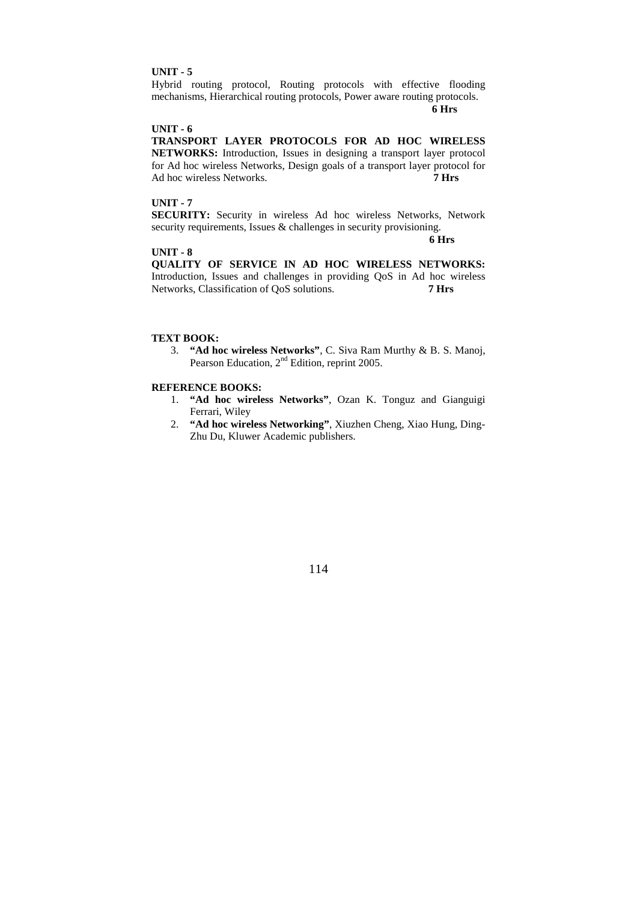**UNIT - 5**

Hybrid routing protocol, Routing protocols with effective flooding mechanisms, Hierarchical routing protocols, Power aware routing protocols.

**6 Hrs**

**UNIT - 6**

**TRANSPORT LAYER PROTOCOLS FOR AD HOC WIRELESS NETWORKS:** Introduction, Issues in designing a transport layer protocol for Ad hoc wireless Networks, Design goals of a transport layer protocol for Ad hoc wireless Networks. **7 Hrs**

**UNIT - 7**

**SECURITY:** Security in wireless Ad hoc wireless Networks, Network security requirements, Issues & challenges in security provisioning.

**6 Hrs**

**UNIT - 8**

**QUALITY OF SERVICE IN AD HOC WIRELESS NETWORKS:** Introduction, Issues and challenges in providing QoS in Ad hoc wireless Networks, Classification of QoS solutions. **7 Hrs**

**TEXT BOOK:**

3. **"Ad hoc wireless Networks"**, C. Siva Ram Murthy & B. S. Manoj, Pearson Education, 2nd Edition, reprint 2005.

**REFERENCE BOOKS:**

1. **"Ad hoc wireless Networks"**, Ozan K. Tonguz and Gianguigi Ferrari, Wiley
2. **"Ad hoc wireless Networking"**, Xiuzhen Cheng, Xiao Hung, Ding-Zhu Du, Kluwer Academic publishers.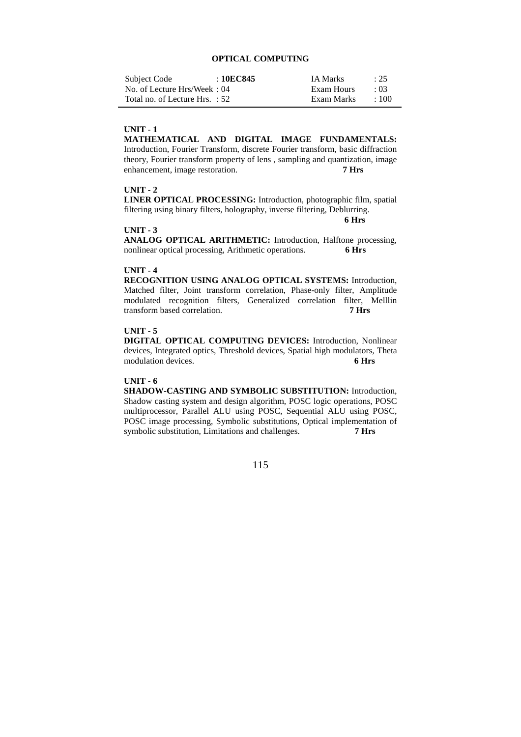# OPTICAL COMPUTING

| Subject Code | : **10EC845** | IA Marks | : 25 |
|---|---|---|---|
| No. of Lecture Hrs/Week | : 04 | Exam Hours | : 03 |
| Total no. of Lecture Hrs. | : 52 | Exam Marks | : 100 |

**UNIT - 1**

**MATHEMATICAL AND DIGITAL IMAGE FUNDAMENTALS:** Introduction, Fourier Transform, discrete Fourier transform, basic diffraction theory, Fourier transform property of lens , sampling and quantization, image enhancement, image restoration. **7 Hrs**

**UNIT - 2**

**LINER OPTICAL PROCESSING:** Introduction, photographic film, spatial filtering using binary filters, holography, inverse filtering, Deblurring. **6 Hrs**

**UNIT - 3**

**ANALOG OPTICAL ARITHMETIC:** Introduction, Halftone processing, nonlinear optical processing, Arithmetic operations. **6 Hrs**

**UNIT - 4**

**RECOGNITION USING ANALOG OPTICAL SYSTEMS:** Introduction, Matched filter, Joint transform correlation, Phase-only filter, Amplitude modulated recognition filters, Generalized correlation filter, Melllin transform based correlation. **7 Hrs**

**UNIT - 5**

**DIGITAL OPTICAL COMPUTING DEVICES:** Introduction, Nonlinear devices, Integrated optics, Threshold devices, Spatial high modulators, Theta modulation devices. **6 Hrs**

**UNIT - 6**

**SHADOW-CASTING AND SYMBOLIC SUBSTITUTION:** Introduction, Shadow casting system and design algorithm, POSC logic operations, POSC multiprocessor, Parallel ALU using POSC, Sequential ALU using POSC, POSC image processing, Symbolic substitutions, Optical implementation of symbolic substitution, Limitations and challenges. **7 Hrs**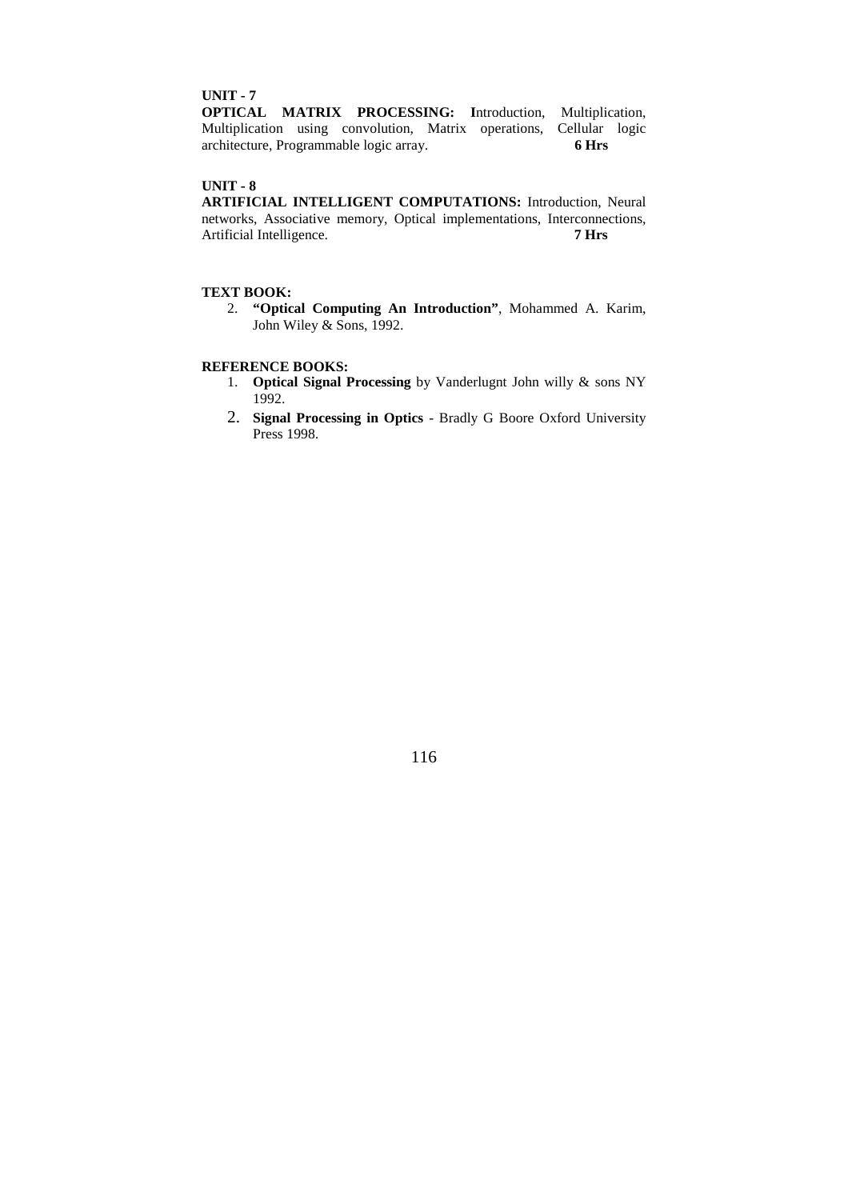**UNIT - 7**

**OPTICAL MATRIX PROCESSING:** **I**ntroduction, Multiplication, Multiplication using convolution, Matrix operations, Cellular logic architecture, Programmable logic array. **6 Hrs**

**UNIT - 8**

**ARTIFICIAL INTELLIGENT COMPUTATIONS:** Introduction, Neural networks, Associative memory, Optical implementations, Interconnections, Artificial Intelligence. **7 Hrs**

**TEXT BOOK:**

2. **"Optical Computing An Introduction"**, Mohammed A. Karim, John Wiley & Sons, 1992.

**REFERENCE BOOKS:**

1. **Optical Signal Processing** by Vanderlugnt John willy & sons NY 1992.
2. **Signal Processing in Optics** - Bradly G Boore Oxford University Press 1998.